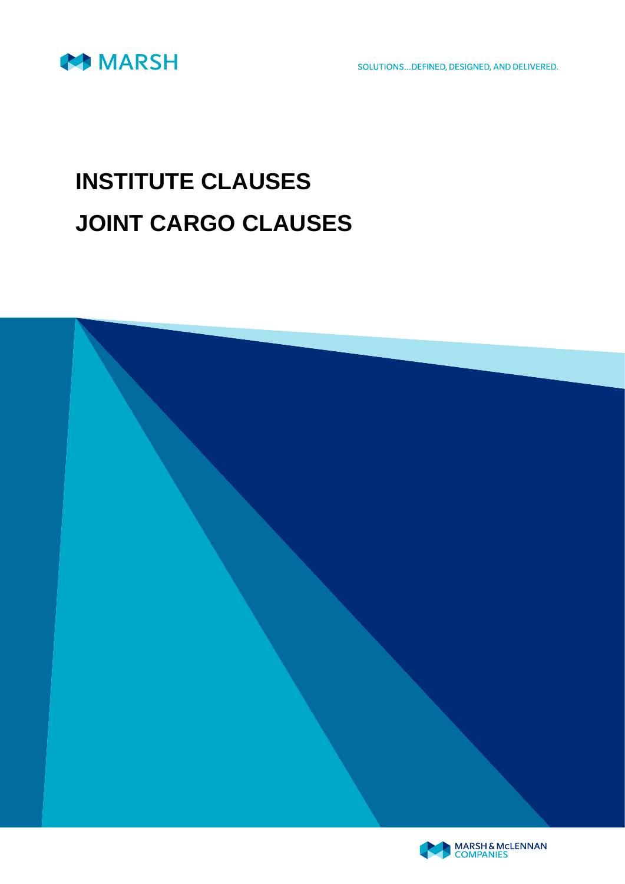MARSH

SOLUTIONS...DEFINED, DESIGNED, AND DELIVERED.

# INSTITUTE CLAUSES

# JOINT CARGO CLAUSES

MARSH & McLENNAN COMPANIES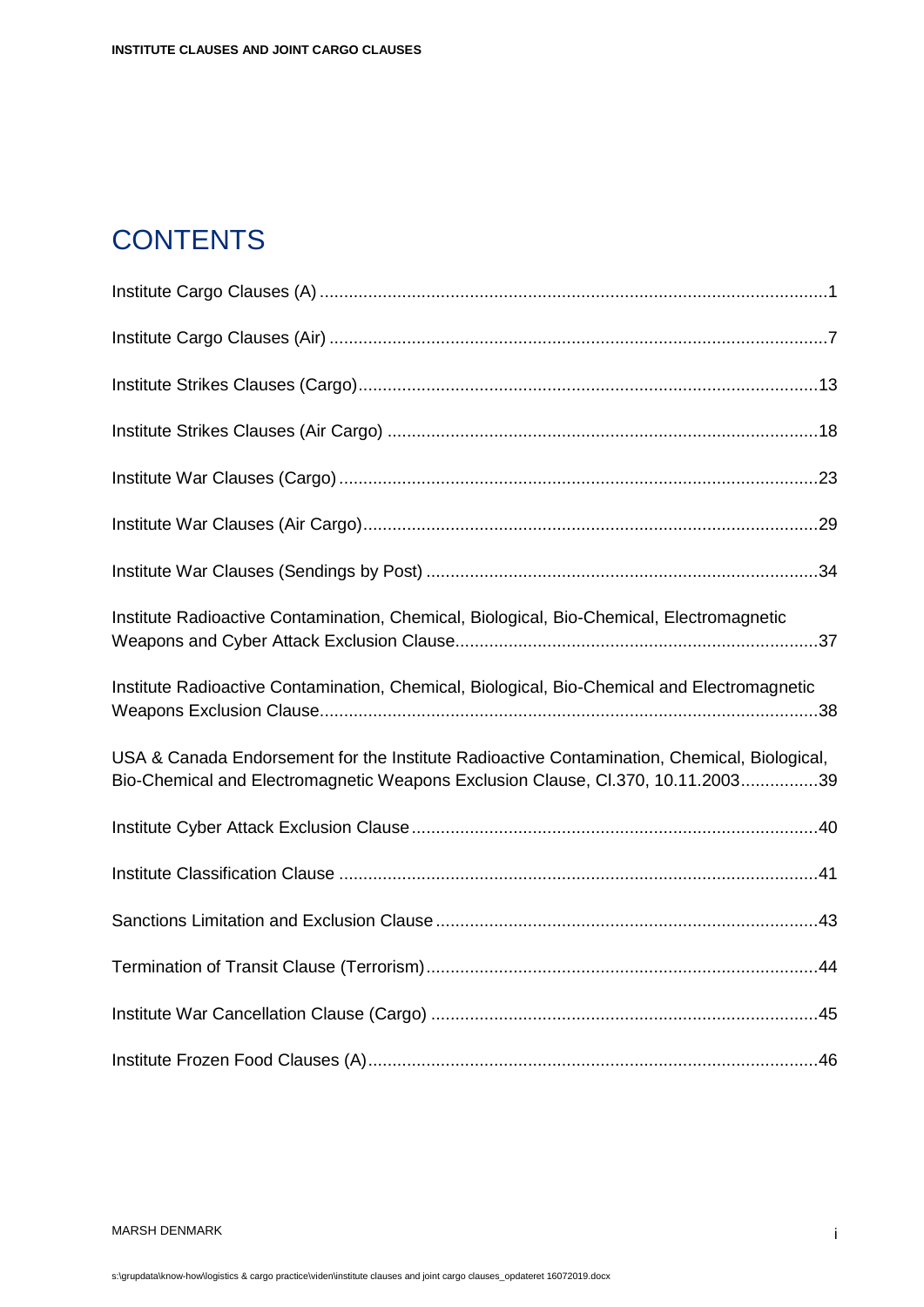# CONTENTS

Institute Cargo Clauses (A) .......................................................................................................1

Institute Cargo Clauses (Air) .......................................................................................................7

Institute Strikes Clauses (Cargo)...............................................................................................13

Institute Strikes Clauses (Air Cargo) .........................................................................................18

Institute War Clauses (Cargo) ....................................................................................................23

Institute War Clauses (Air Cargo)...............................................................................................29

Institute War Clauses (Sendings by Post) .................................................................................34

Institute Radioactive Contamination, Chemical, Biological, Bio-Chemical, Electromagnetic Weapons and Cyber Attack Exclusion Clause...........................................................................37

Institute Radioactive Contamination, Chemical, Biological, Bio-Chemical and Electromagnetic Weapons Exclusion Clause.......................................................................................................38

USA & Canada Endorsement for the Institute Radioactive Contamination, Chemical, Biological, Bio-Chemical and Electromagnetic Weapons Exclusion Clause, Cl.370, 10.11.2003................39

Institute Cyber Attack Exclusion Clause....................................................................................40

Institute Classification Clause ...................................................................................................41

Sanctions Limitation and Exclusion Clause...............................................................................43

Termination of Transit Clause (Terrorism).................................................................................44

Institute War Cancellation Clause (Cargo) ................................................................................45

Institute Frozen Food Clauses (A).............................................................................................46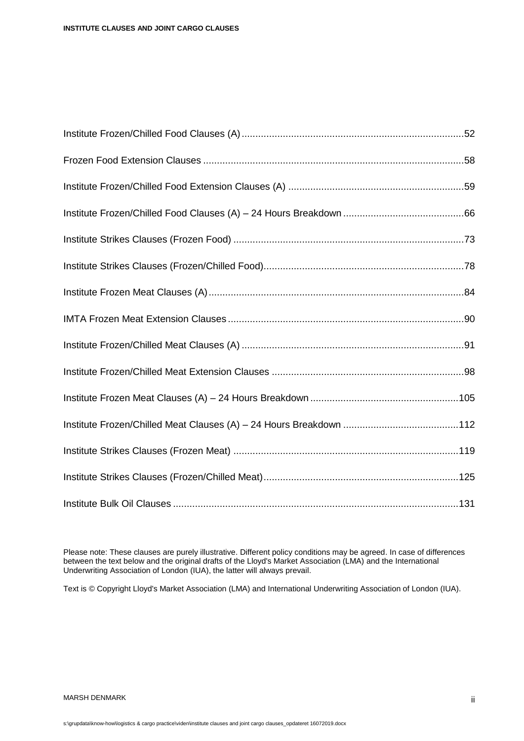Institute Frozen/Chilled Food Clauses (A) ....................................................................................52

Frozen Food Extension Clauses ....................................................................................................58

Institute Frozen/Chilled Food Extension Clauses (A) ....................................................................59

Institute Frozen/Chilled Food Clauses (A) – 24 Hours Breakdown ................................................66

Institute Strikes Clauses (Frozen Food) ........................................................................................73

Institute Strikes Clauses (Frozen/Chilled Food).............................................................................78

Institute Frozen Meat Clauses (A)..................................................................................................84

IMTA Frozen Meat Extension Clauses...........................................................................................90

Institute Frozen/Chilled Meat Clauses (A) ......................................................................................91

Institute Frozen/Chilled Meat Extension Clauses ...........................................................................98

Institute Frozen Meat Clauses (A) – 24 Hours Breakdown ...........................................................105

Institute Frozen/Chilled Meat Clauses (A) – 24 Hours Breakdown ...............................................112

Institute Strikes Clauses (Frozen Meat) .......................................................................................119

Institute Strikes Clauses (Frozen/Chilled Meat)............................................................................125

Institute Bulk Oil Clauses .............................................................................................................131

Please note: These clauses are purely illustrative. Different policy conditions may be agreed. In case of differences between the text below and the original drafts of the Lloyd's Market Association (LMA) and the International Underwriting Association of London (IUA), the latter will always prevail.

Text is © Copyright Lloyd's Market Association (LMA) and International Underwriting Association of London (IUA).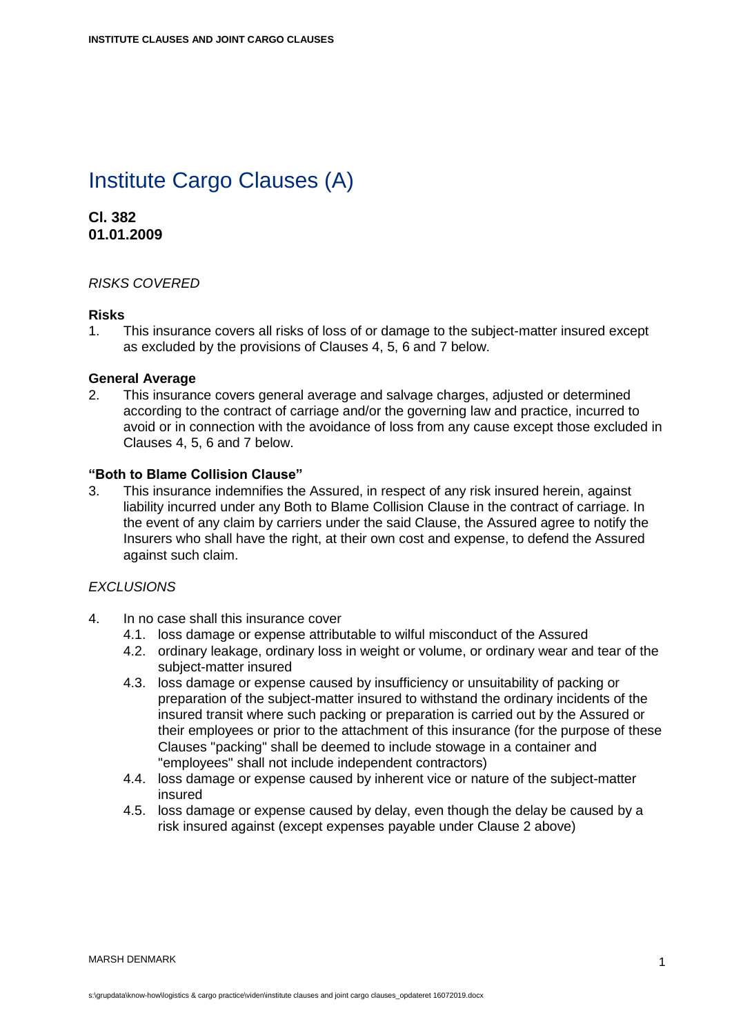# Institute Cargo Clauses (A)

**Cl. 382**
**01.01.2009**

*RISKS COVERED*

**Risks**

1. This insurance covers all risks of loss of or damage to the subject-matter insured except as excluded by the provisions of Clauses 4, 5, 6 and 7 below.

**General Average**

2. This insurance covers general average and salvage charges, adjusted or determined according to the contract of carriage and/or the governing law and practice, incurred to avoid or in connection with the avoidance of loss from any cause except those excluded in Clauses 4, 5, 6 and 7 below.

**"Both to Blame Collision Clause"**

3. This insurance indemnifies the Assured, in respect of any risk insured herein, against liability incurred under any Both to Blame Collision Clause in the contract of carriage. In the event of any claim by carriers under the said Clause, the Assured agree to notify the Insurers who shall have the right, at their own cost and expense, to defend the Assured against such claim.

*EXCLUSIONS*

4. In no case shall this insurance cover
   - 4.1. loss damage or expense attributable to wilful misconduct of the Assured
   - 4.2. ordinary leakage, ordinary loss in weight or volume, or ordinary wear and tear of the subject-matter insured
   - 4.3. loss damage or expense caused by insufficiency or unsuitability of packing or preparation of the subject-matter insured to withstand the ordinary incidents of the insured transit where such packing or preparation is carried out by the Assured or their employees or prior to the attachment of this insurance (for the purpose of these Clauses "packing" shall be deemed to include stowage in a container and "employees" shall not include independent contractors)
   - 4.4. loss damage or expense caused by inherent vice or nature of the subject-matter insured
   - 4.5. loss damage or expense caused by delay, even though the delay be caused by a risk insured against (except expenses payable under Clause 2 above)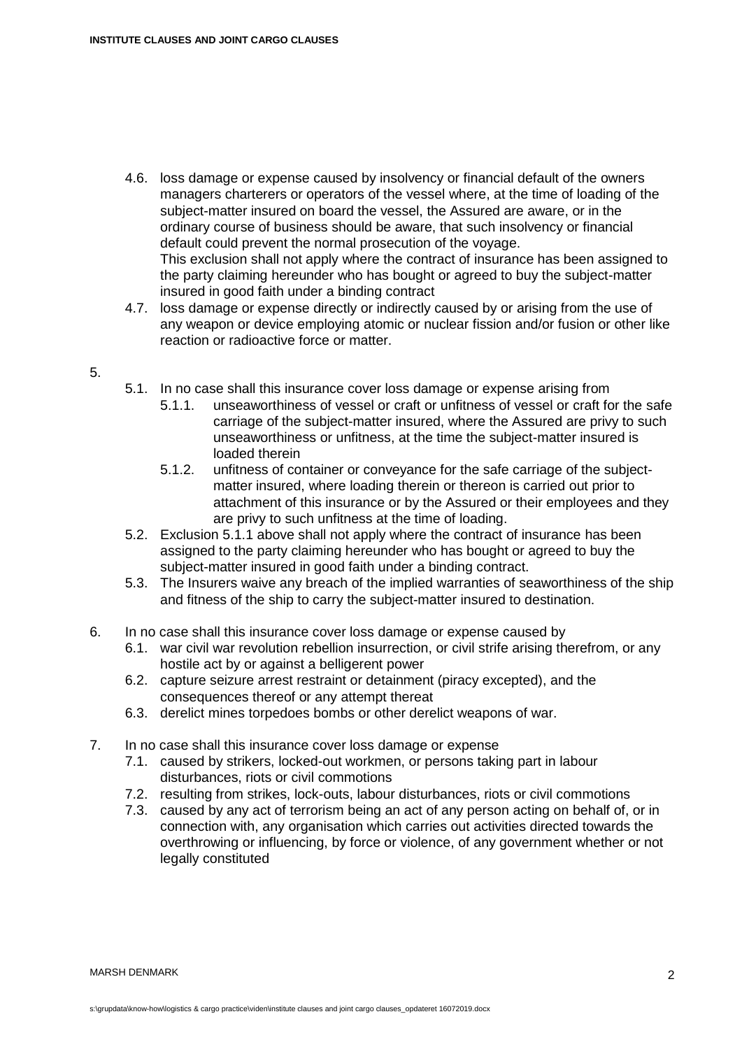- 4.6. loss damage or expense caused by insolvency or financial default of the owners managers charterers or operators of the vessel where, at the time of loading of the subject-matter insured on board the vessel, the Assured are aware, or in the ordinary course of business should be aware, that such insolvency or financial default could prevent the normal prosecution of the voyage.
  This exclusion shall not apply where the contract of insurance has been assigned to the party claiming hereunder who has bought or agreed to buy the subject-matter insured in good faith under a binding contract
- 4.7. loss damage or expense directly or indirectly caused by or arising from the use of any weapon or device employing atomic or nuclear fission and/or fusion or other like reaction or radioactive force or matter.

5.
- 5.1. In no case shall this insurance cover loss damage or expense arising from
  - 5.1.1. unseaworthiness of vessel or craft or unfitness of vessel or craft for the safe carriage of the subject-matter insured, where the Assured are privy to such unseaworthiness or unfitness, at the time the subject-matter insured is loaded therein
  - 5.1.2. unfitness of container or conveyance for the safe carriage of the subject-matter insured, where loading therein or thereon is carried out prior to attachment of this insurance or by the Assured or their employees and they are privy to such unfitness at the time of loading.
- 5.2. Exclusion 5.1.1 above shall not apply where the contract of insurance has been assigned to the party claiming hereunder who has bought or agreed to buy the subject-matter insured in good faith under a binding contract.
- 5.3. The Insurers waive any breach of the implied warranties of seaworthiness of the ship and fitness of the ship to carry the subject-matter insured to destination.

6. In no case shall this insurance cover loss damage or expense caused by
- 6.1. war civil war revolution rebellion insurrection, or civil strife arising therefrom, or any hostile act by or against a belligerent power
- 6.2. capture seizure arrest restraint or detainment (piracy excepted), and the consequences thereof or any attempt thereat
- 6.3. derelict mines torpedoes bombs or other derelict weapons of war.

7. In no case shall this insurance cover loss damage or expense
- 7.1. caused by strikers, locked-out workmen, or persons taking part in labour disturbances, riots or civil commotions
- 7.2. resulting from strikes, lock-outs, labour disturbances, riots or civil commotions
- 7.3. caused by any act of terrorism being an act of any person acting on behalf of, or in connection with, any organisation which carries out activities directed towards the overthrowing or influencing, by force or violence, of any government whether or not legally constituted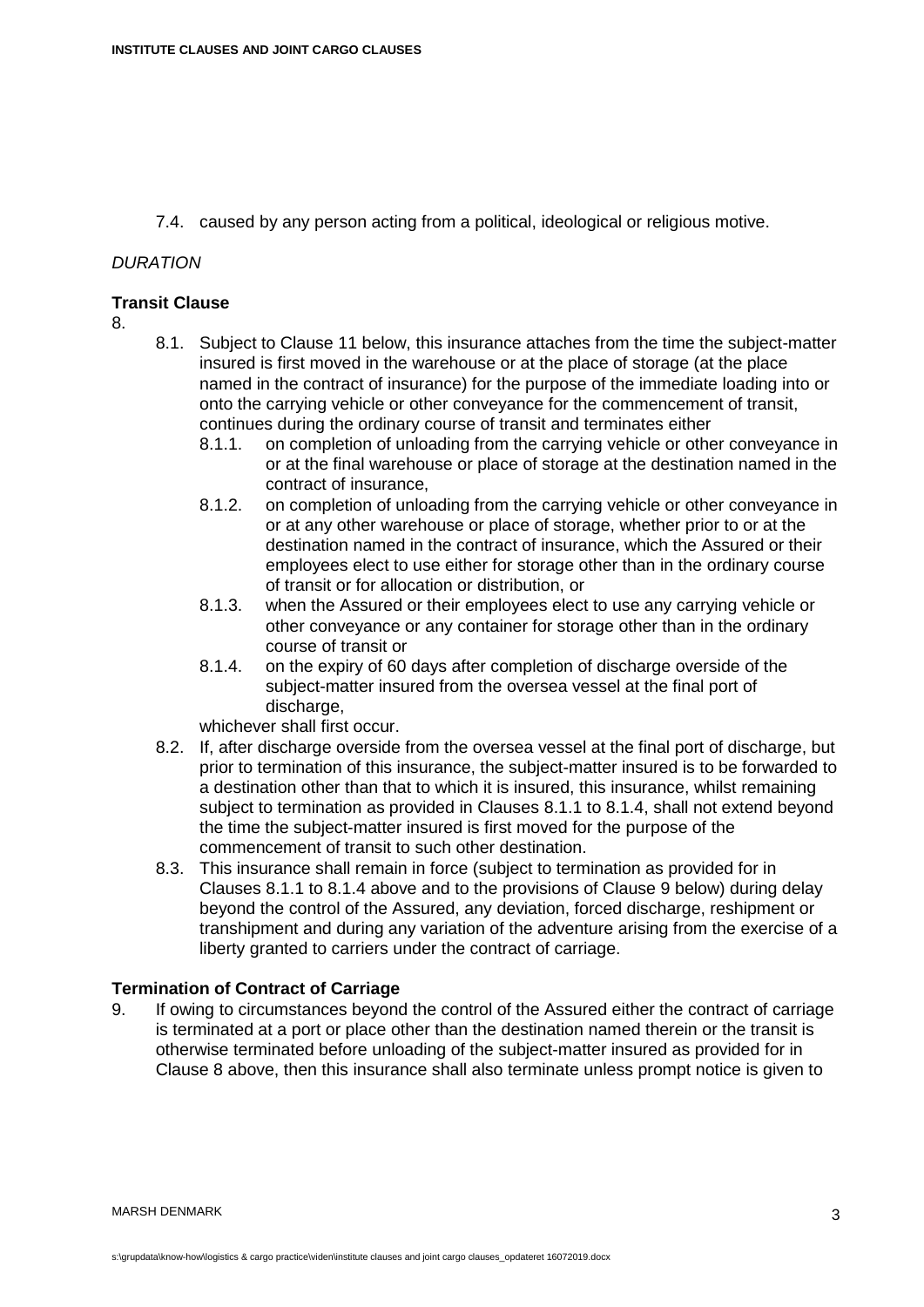7.4. caused by any person acting from a political, ideological or religious motive.

*DURATION*

**Transit Clause**

8.

8.1. Subject to Clause 11 below, this insurance attaches from the time the subject-matter insured is first moved in the warehouse or at the place of storage (at the place named in the contract of insurance) for the purpose of the immediate loading into or onto the carrying vehicle or other conveyance for the commencement of transit, continues during the ordinary course of transit and terminates either

8.1.1. on completion of unloading from the carrying vehicle or other conveyance in or at the final warehouse or place of storage at the destination named in the contract of insurance,

8.1.2. on completion of unloading from the carrying vehicle or other conveyance in or at any other warehouse or place of storage, whether prior to or at the destination named in the contract of insurance, which the Assured or their employees elect to use either for storage other than in the ordinary course of transit or for allocation or distribution, or

8.1.3. when the Assured or their employees elect to use any carrying vehicle or other conveyance or any container for storage other than in the ordinary course of transit or

8.1.4. on the expiry of 60 days after completion of discharge overside of the subject-matter insured from the oversea vessel at the final port of discharge,

whichever shall first occur.

8.2. If, after discharge overside from the oversea vessel at the final port of discharge, but prior to termination of this insurance, the subject-matter insured is to be forwarded to a destination other than that to which it is insured, this insurance, whilst remaining subject to termination as provided in Clauses 8.1.1 to 8.1.4, shall not extend beyond the time the subject-matter insured is first moved for the purpose of the commencement of transit to such other destination.

8.3. This insurance shall remain in force (subject to termination as provided for in Clauses 8.1.1 to 8.1.4 above and to the provisions of Clause 9 below) during delay beyond the control of the Assured, any deviation, forced discharge, reshipment or transhipment and during any variation of the adventure arising from the exercise of a liberty granted to carriers under the contract of carriage.

**Termination of Contract of Carriage**

9. If owing to circumstances beyond the control of the Assured either the contract of carriage is terminated at a port or place other than the destination named therein or the transit is otherwise terminated before unloading of the subject-matter insured as provided for in Clause 8 above, then this insurance shall also terminate unless prompt notice is given to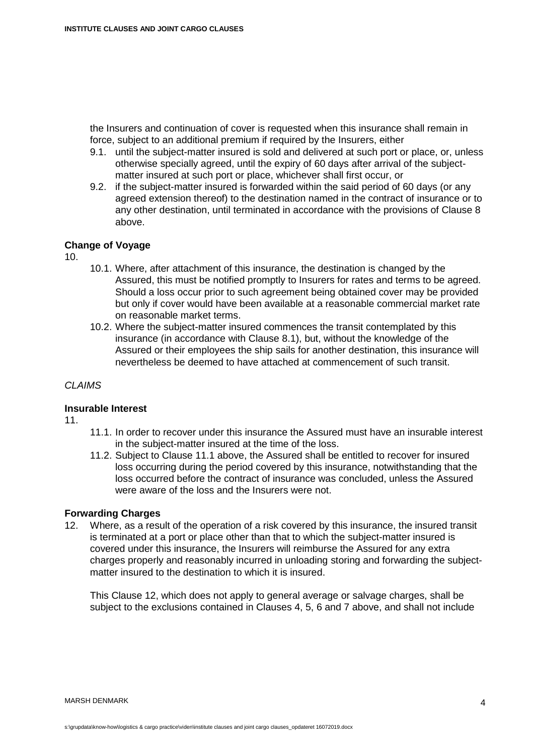the Insurers and continuation of cover is requested when this insurance shall remain in force, subject to an additional premium if required by the Insurers, either

9.1. until the subject-matter insured is sold and delivered at such port or place, or, unless otherwise specially agreed, until the expiry of 60 days after arrival of the subject-matter insured at such port or place, whichever shall first occur, or

9.2. if the subject-matter insured is forwarded within the said period of 60 days (or any agreed extension thereof) to the destination named in the contract of insurance or to any other destination, until terminated in accordance with the provisions of Clause 8 above.

**Change of Voyage**

10.

10.1. Where, after attachment of this insurance, the destination is changed by the Assured, this must be notified promptly to Insurers for rates and terms to be agreed. Should a loss occur prior to such agreement being obtained cover may be provided but only if cover would have been available at a reasonable commercial market rate on reasonable market terms.

10.2. Where the subject-matter insured commences the transit contemplated by this insurance (in accordance with Clause 8.1), but, without the knowledge of the Assured or their employees the ship sails for another destination, this insurance will nevertheless be deemed to have attached at commencement of such transit.

*CLAIMS*

**Insurable Interest**

11.

11.1. In order to recover under this insurance the Assured must have an insurable interest in the subject-matter insured at the time of the loss.

11.2. Subject to Clause 11.1 above, the Assured shall be entitled to recover for insured loss occurring during the period covered by this insurance, notwithstanding that the loss occurred before the contract of insurance was concluded, unless the Assured were aware of the loss and the Insurers were not.

**Forwarding Charges**

12. Where, as a result of the operation of a risk covered by this insurance, the insured transit is terminated at a port or place other than that to which the subject-matter insured is covered under this insurance, the Insurers will reimburse the Assured for any extra charges properly and reasonably incurred in unloading storing and forwarding the subject-matter insured to the destination to which it is insured.

This Clause 12, which does not apply to general average or salvage charges, shall be subject to the exclusions contained in Clauses 4, 5, 6 and 7 above, and shall not include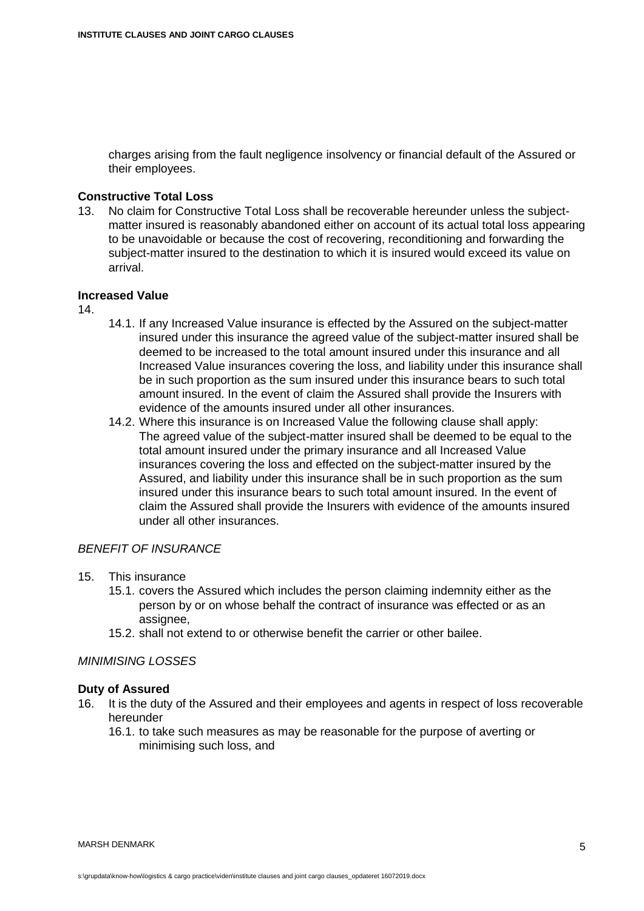charges arising from the fault negligence insolvency or financial default of the Assured or their employees.

**Constructive Total Loss**

13. No claim for Constructive Total Loss shall be recoverable hereunder unless the subject-matter insured is reasonably abandoned either on account of its actual total loss appearing to be unavoidable or because the cost of recovering, reconditioning and forwarding the subject-matter insured to the destination to which it is insured would exceed its value on arrival.

**Increased Value**

14.
   - 14.1. If any Increased Value insurance is effected by the Assured on the subject-matter insured under this insurance the agreed value of the subject-matter insured shall be deemed to be increased to the total amount insured under this insurance and all Increased Value insurances covering the loss, and liability under this insurance shall be in such proportion as the sum insured under this insurance bears to such total amount insured. In the event of claim the Assured shall provide the Insurers with evidence of the amounts insured under all other insurances.
   - 14.2. Where this insurance is on Increased Value the following clause shall apply: The agreed value of the subject-matter insured shall be deemed to be equal to the total amount insured under the primary insurance and all Increased Value insurances covering the loss and effected on the subject-matter insured by the Assured, and liability under this insurance shall be in such proportion as the sum insured under this insurance bears to such total amount insured. In the event of claim the Assured shall provide the Insurers with evidence of the amounts insured under all other insurances.

*BENEFIT OF INSURANCE*

15. This insurance
   - 15.1. covers the Assured which includes the person claiming indemnity either as the person by or on whose behalf the contract of insurance was effected or as an assignee,
   - 15.2. shall not extend to or otherwise benefit the carrier or other bailee.

*MINIMISING LOSSES*

**Duty of Assured**

16. It is the duty of the Assured and their employees and agents in respect of loss recoverable hereunder
   - 16.1. to take such measures as may be reasonable for the purpose of averting or minimising such loss, and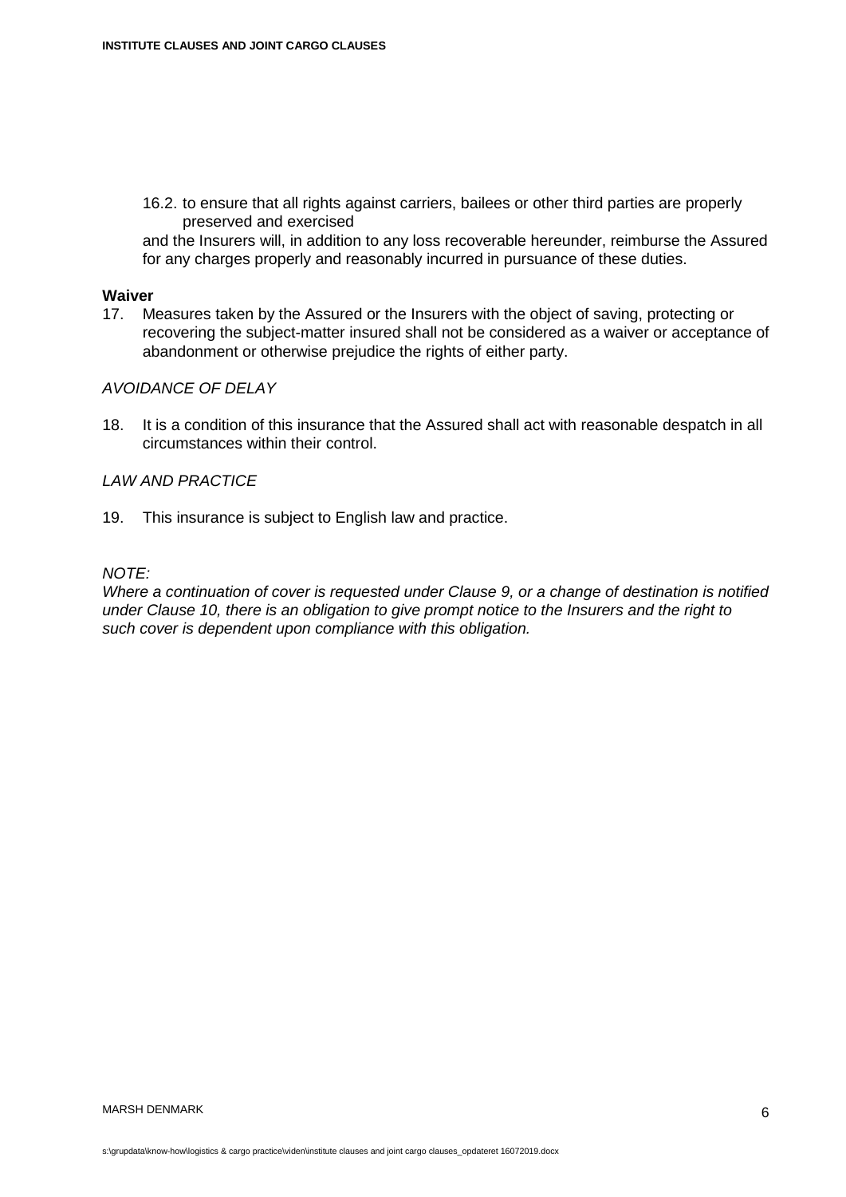16.2. to ensure that all rights against carriers, bailees or other third parties are properly preserved and exercised

and the Insurers will, in addition to any loss recoverable hereunder, reimburse the Assured for any charges properly and reasonably incurred in pursuance of these duties.

**Waiver**

17. Measures taken by the Assured or the Insurers with the object of saving, protecting or recovering the subject-matter insured shall not be considered as a waiver or acceptance of abandonment or otherwise prejudice the rights of either party.

*AVOIDANCE OF DELAY*

18. It is a condition of this insurance that the Assured shall act with reasonable despatch in all circumstances within their control.

*LAW AND PRACTICE*

19. This insurance is subject to English law and practice.

*NOTE:*
*Where a continuation of cover is requested under Clause 9, or a change of destination is notified under Clause 10, there is an obligation to give prompt notice to the Insurers and the right to such cover is dependent upon compliance with this obligation.*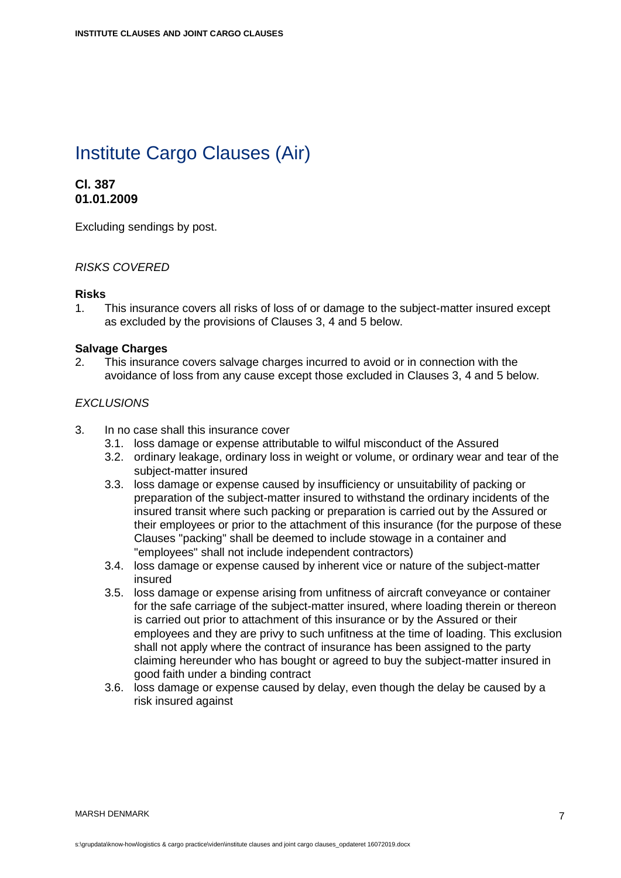# Institute Cargo Clauses (Air)

**Cl. 387**
**01.01.2009**

Excluding sendings by post.

*RISKS COVERED*

**Risks**

1. This insurance covers all risks of loss of or damage to the subject-matter insured except as excluded by the provisions of Clauses 3, 4 and 5 below.

**Salvage Charges**

2. This insurance covers salvage charges incurred to avoid or in connection with the avoidance of loss from any cause except those excluded in Clauses 3, 4 and 5 below.

*EXCLUSIONS*

3. In no case shall this insurance cover
   3.1. loss damage or expense attributable to wilful misconduct of the Assured
   3.2. ordinary leakage, ordinary loss in weight or volume, or ordinary wear and tear of the subject-matter insured
   3.3. loss damage or expense caused by insufficiency or unsuitability of packing or preparation of the subject-matter insured to withstand the ordinary incidents of the insured transit where such packing or preparation is carried out by the Assured or their employees or prior to the attachment of this insurance (for the purpose of these Clauses "packing" shall be deemed to include stowage in a container and "employees" shall not include independent contractors)
   3.4. loss damage or expense caused by inherent vice or nature of the subject-matter insured
   3.5. loss damage or expense arising from unfitness of aircraft conveyance or container for the safe carriage of the subject-matter insured, where loading therein or thereon is carried out prior to attachment of this insurance or by the Assured or their employees and they are privy to such unfitness at the time of loading. This exclusion shall not apply where the contract of insurance has been assigned to the party claiming hereunder who has bought or agreed to buy the subject-matter insured in good faith under a binding contract
   3.6. loss damage or expense caused by delay, even though the delay be caused by a risk insured against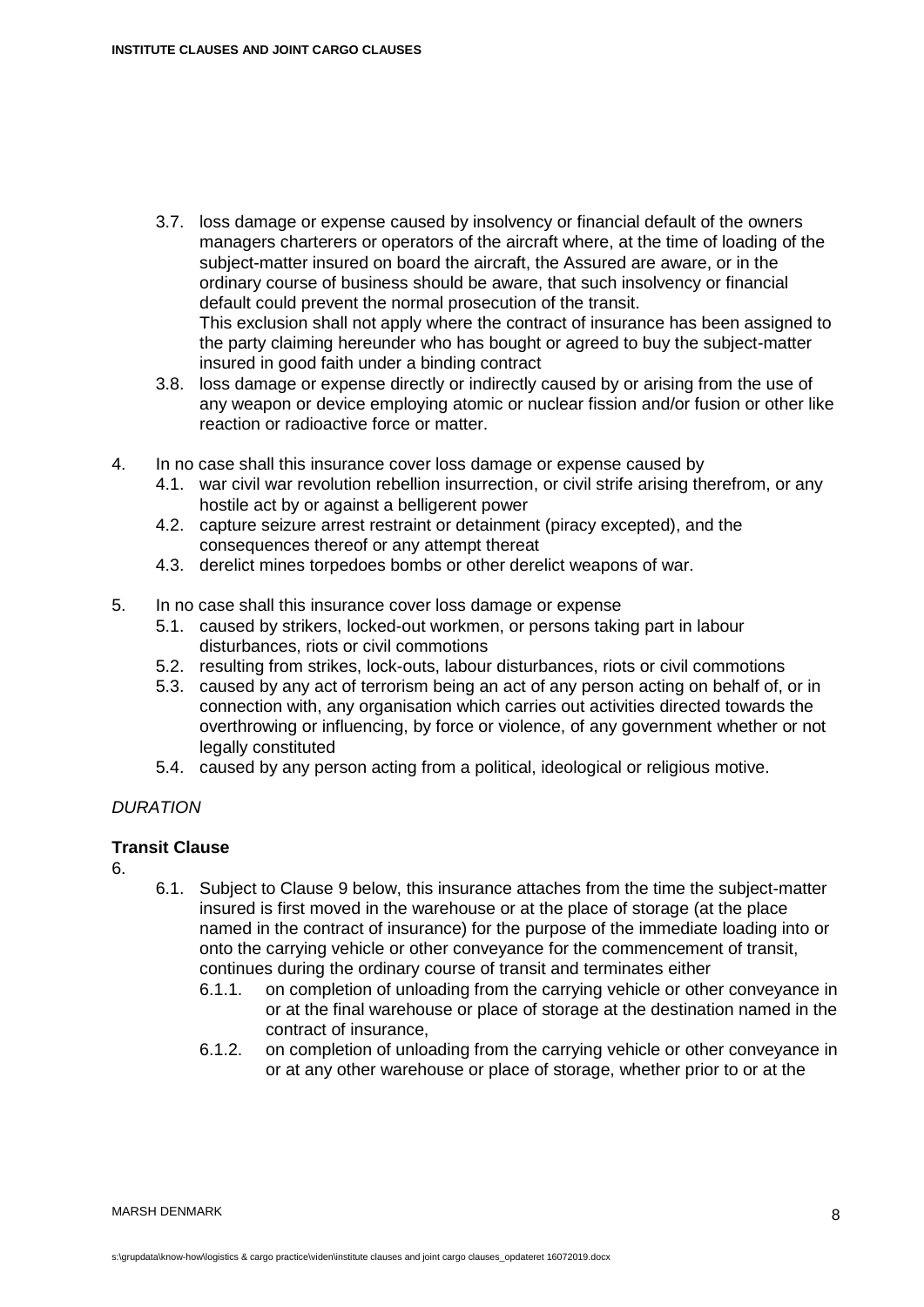- 3.7. loss damage or expense caused by insolvency or financial default of the owners managers charterers or operators of the aircraft where, at the time of loading of the subject-matter insured on board the aircraft, the Assured are aware, or in the ordinary course of business should be aware, that such insolvency or financial default could prevent the normal prosecution of the transit.
  This exclusion shall not apply where the contract of insurance has been assigned to the party claiming hereunder who has bought or agreed to buy the subject-matter insured in good faith under a binding contract
- 3.8. loss damage or expense directly or indirectly caused by or arising from the use of any weapon or device employing atomic or nuclear fission and/or fusion or other like reaction or radioactive force or matter.

4. In no case shall this insurance cover loss damage or expense caused by
   - 4.1. war civil war revolution rebellion insurrection, or civil strife arising therefrom, or any hostile act by or against a belligerent power
   - 4.2. capture seizure arrest restraint or detainment (piracy excepted), and the consequences thereof or any attempt thereat
   - 4.3. derelict mines torpedoes bombs or other derelict weapons of war.

5. In no case shall this insurance cover loss damage or expense
   - 5.1. caused by strikers, locked-out workmen, or persons taking part in labour disturbances, riots or civil commotions
   - 5.2. resulting from strikes, lock-outs, labour disturbances, riots or civil commotions
   - 5.3. caused by any act of terrorism being an act of any person acting on behalf of, or in connection with, any organisation which carries out activities directed towards the overthrowing or influencing, by force or violence, of any government whether or not legally constituted
   - 5.4. caused by any person acting from a political, ideological or religious motive.

*DURATION*

**Transit Clause**

6.
   - 6.1. Subject to Clause 9 below, this insurance attaches from the time the subject-matter insured is first moved in the warehouse or at the place of storage (at the place named in the contract of insurance) for the purpose of the immediate loading into or onto the carrying vehicle or other conveyance for the commencement of transit, continues during the ordinary course of transit and terminates either
     - 6.1.1. on completion of unloading from the carrying vehicle or other conveyance in or at the final warehouse or place of storage at the destination named in the contract of insurance,
     - 6.1.2. on completion of unloading from the carrying vehicle or other conveyance in or at any other warehouse or place of storage, whether prior to or at the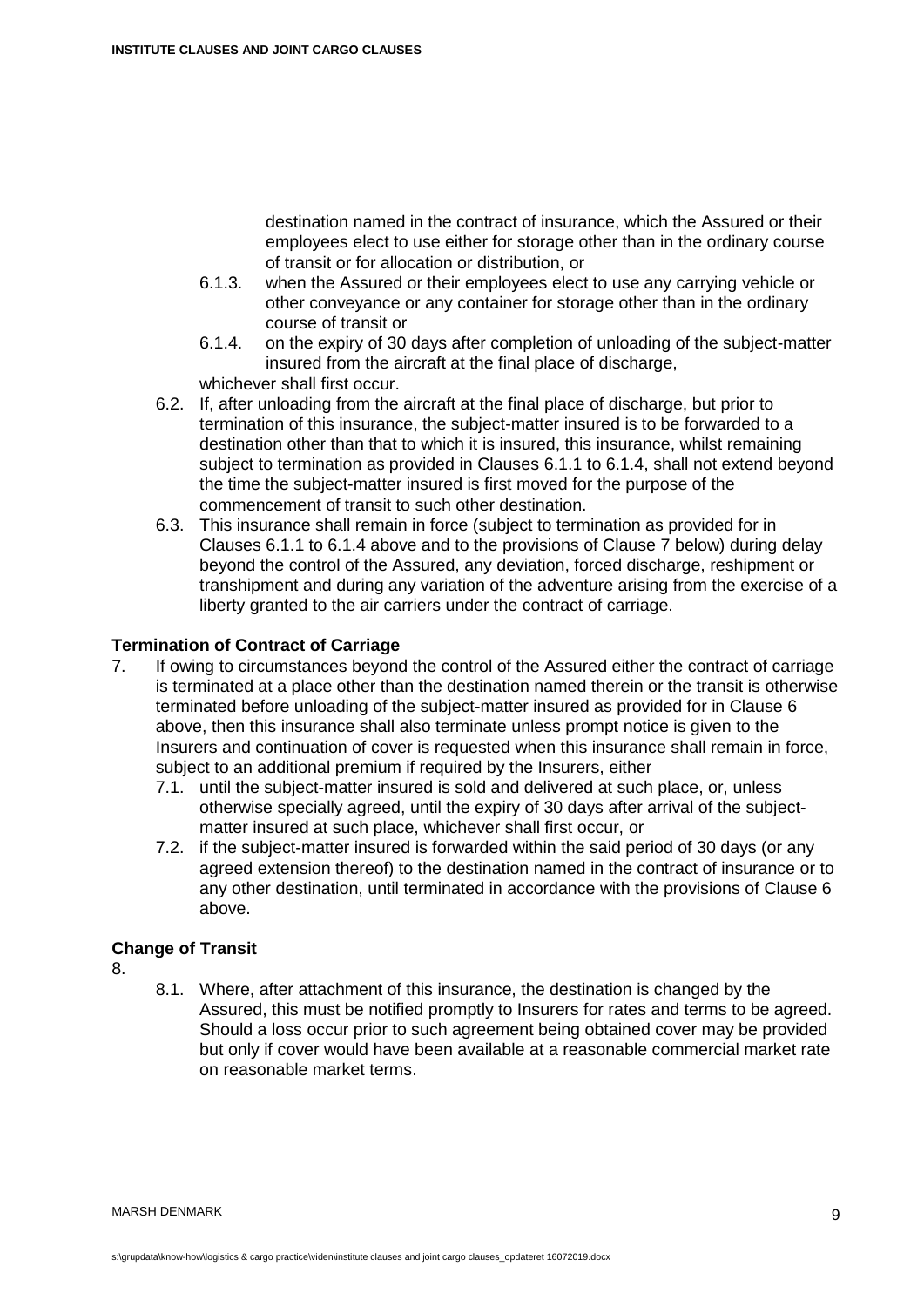destination named in the contract of insurance, which the Assured or their employees elect to use either for storage other than in the ordinary course of transit or for allocation or distribution, or

- 6.1.3. when the Assured or their employees elect to use any carrying vehicle or other conveyance or any container for storage other than in the ordinary course of transit or
- 6.1.4. on the expiry of 30 days after completion of unloading of the subject-matter insured from the aircraft at the final place of discharge,

whichever shall first occur.

- 6.2. If, after unloading from the aircraft at the final place of discharge, but prior to termination of this insurance, the subject-matter insured is to be forwarded to a destination other than that to which it is insured, this insurance, whilst remaining subject to termination as provided in Clauses 6.1.1 to 6.1.4, shall not extend beyond the time the subject-matter insured is first moved for the purpose of the commencement of transit to such other destination.
- 6.3. This insurance shall remain in force (subject to termination as provided for in Clauses 6.1.1 to 6.1.4 above and to the provisions of Clause 7 below) during delay beyond the control of the Assured, any deviation, forced discharge, reshipment or transhipment and during any variation of the adventure arising from the exercise of a liberty granted to the air carriers under the contract of carriage.

**Termination of Contract of Carriage**

7. If owing to circumstances beyond the control of the Assured either the contract of carriage is terminated at a place other than the destination named therein or the transit is otherwise terminated before unloading of the subject-matter insured as provided for in Clause 6 above, then this insurance shall also terminate unless prompt notice is given to the Insurers and continuation of cover is requested when this insurance shall remain in force, subject to an additional premium if required by the Insurers, either
   - 7.1. until the subject-matter insured is sold and delivered at such place, or, unless otherwise specially agreed, until the expiry of 30 days after arrival of the subject-matter insured at such place, whichever shall first occur, or
   - 7.2. if the subject-matter insured is forwarded within the said period of 30 days (or any agreed extension thereof) to the destination named in the contract of insurance or to any other destination, until terminated in accordance with the provisions of Clause 6 above.

**Change of Transit**

8.
   - 8.1. Where, after attachment of this insurance, the destination is changed by the Assured, this must be notified promptly to Insurers for rates and terms to be agreed. Should a loss occur prior to such agreement being obtained cover may be provided but only if cover would have been available at a reasonable commercial market rate on reasonable market terms.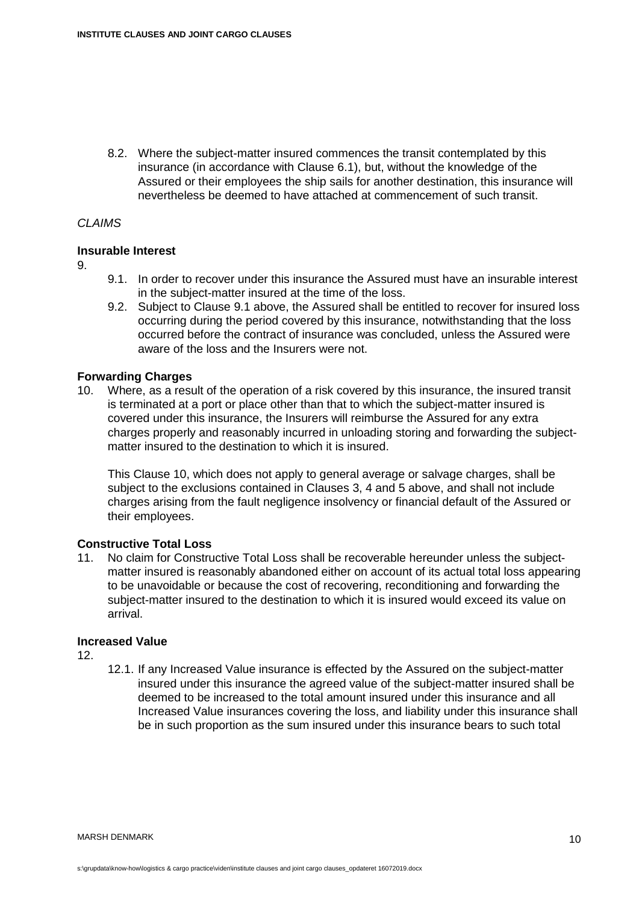8.2. Where the subject-matter insured commences the transit contemplated by this insurance (in accordance with Clause 6.1), but, without the knowledge of the Assured or their employees the ship sails for another destination, this insurance will nevertheless be deemed to have attached at commencement of such transit.

*CLAIMS*

**Insurable Interest**

9.

9.1. In order to recover under this insurance the Assured must have an insurable interest in the subject-matter insured at the time of the loss.

9.2. Subject to Clause 9.1 above, the Assured shall be entitled to recover for insured loss occurring during the period covered by this insurance, notwithstanding that the loss occurred before the contract of insurance was concluded, unless the Assured were aware of the loss and the Insurers were not.

**Forwarding Charges**

10. Where, as a result of the operation of a risk covered by this insurance, the insured transit is terminated at a port or place other than that to which the subject-matter insured is covered under this insurance, the Insurers will reimburse the Assured for any extra charges properly and reasonably incurred in unloading storing and forwarding the subject-matter insured to the destination to which it is insured.

This Clause 10, which does not apply to general average or salvage charges, shall be subject to the exclusions contained in Clauses 3, 4 and 5 above, and shall not include charges arising from the fault negligence insolvency or financial default of the Assured or their employees.

**Constructive Total Loss**

11. No claim for Constructive Total Loss shall be recoverable hereunder unless the subject-matter insured is reasonably abandoned either on account of its actual total loss appearing to be unavoidable or because the cost of recovering, reconditioning and forwarding the subject-matter insured to the destination to which it is insured would exceed its value on arrival.

**Increased Value**

12.

12.1. If any Increased Value insurance is effected by the Assured on the subject-matter insured under this insurance the agreed value of the subject-matter insured shall be deemed to be increased to the total amount insured under this insurance and all Increased Value insurances covering the loss, and liability under this insurance shall be in such proportion as the sum insured under this insurance bears to such total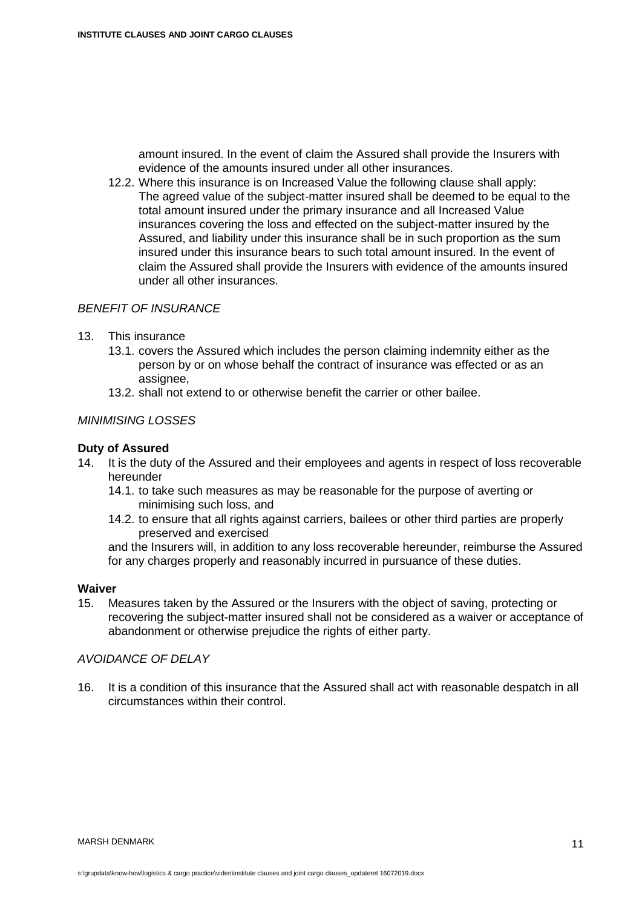amount insured. In the event of claim the Assured shall provide the Insurers with evidence of the amounts insured under all other insurances.

12.2. Where this insurance is on Increased Value the following clause shall apply:
The agreed value of the subject-matter insured shall be deemed to be equal to the total amount insured under the primary insurance and all Increased Value insurances covering the loss and effected on the subject-matter insured by the Assured, and liability under this insurance shall be in such proportion as the sum insured under this insurance bears to such total amount insured. In the event of claim the Assured shall provide the Insurers with evidence of the amounts insured under all other insurances.

*BENEFIT OF INSURANCE*

13. This insurance
    13.1. covers the Assured which includes the person claiming indemnity either as the person by or on whose behalf the contract of insurance was effected or as an assignee,
    13.2. shall not extend to or otherwise benefit the carrier or other bailee.

*MINIMISING LOSSES*

**Duty of Assured**

14. It is the duty of the Assured and their employees and agents in respect of loss recoverable hereunder
    14.1. to take such measures as may be reasonable for the purpose of averting or minimising such loss, and
    14.2. to ensure that all rights against carriers, bailees or other third parties are properly preserved and exercised

    and the Insurers will, in addition to any loss recoverable hereunder, reimburse the Assured for any charges properly and reasonably incurred in pursuance of these duties.

**Waiver**

15. Measures taken by the Assured or the Insurers with the object of saving, protecting or recovering the subject-matter insured shall not be considered as a waiver or acceptance of abandonment or otherwise prejudice the rights of either party.

*AVOIDANCE OF DELAY*

16. It is a condition of this insurance that the Assured shall act with reasonable despatch in all circumstances within their control.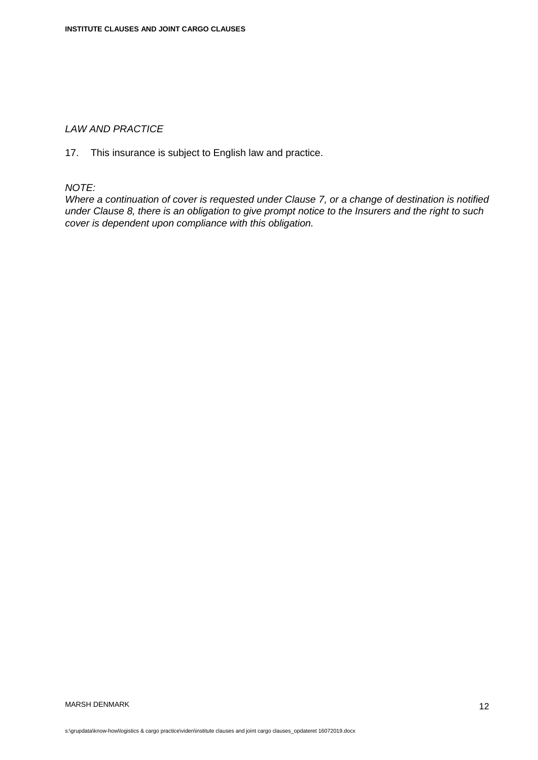*LAW AND PRACTICE*

17. This insurance is subject to English law and practice.

*NOTE:*
*Where a continuation of cover is requested under Clause 7, or a change of destination is notified under Clause 8, there is an obligation to give prompt notice to the Insurers and the right to such cover is dependent upon compliance with this obligation.*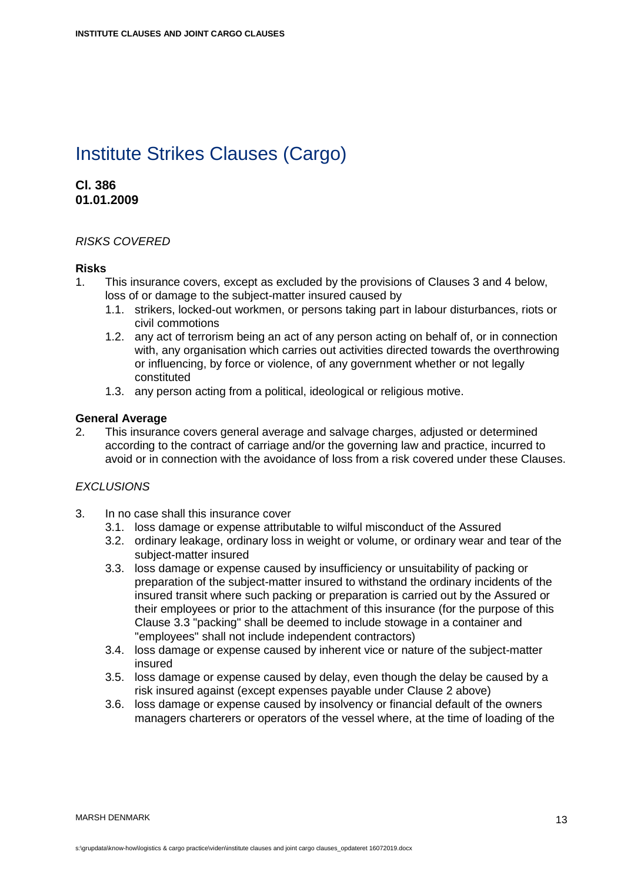# Institute Strikes Clauses (Cargo)

**Cl. 386**
**01.01.2009**

*RISKS COVERED*

**Risks**

1. This insurance covers, except as excluded by the provisions of Clauses 3 and 4 below, loss of or damage to the subject-matter insured caused by
   - 1.1. strikers, locked-out workmen, or persons taking part in labour disturbances, riots or civil commotions
   - 1.2. any act of terrorism being an act of any person acting on behalf of, or in connection with, any organisation which carries out activities directed towards the overthrowing or influencing, by force or violence, of any government whether or not legally constituted
   - 1.3. any person acting from a political, ideological or religious motive.

**General Average**

2. This insurance covers general average and salvage charges, adjusted or determined according to the contract of carriage and/or the governing law and practice, incurred to avoid or in connection with the avoidance of loss from a risk covered under these Clauses.

*EXCLUSIONS*

3. In no case shall this insurance cover
   - 3.1. loss damage or expense attributable to wilful misconduct of the Assured
   - 3.2. ordinary leakage, ordinary loss in weight or volume, or ordinary wear and tear of the subject-matter insured
   - 3.3. loss damage or expense caused by insufficiency or unsuitability of packing or preparation of the subject-matter insured to withstand the ordinary incidents of the insured transit where such packing or preparation is carried out by the Assured or their employees or prior to the attachment of this insurance (for the purpose of this Clause 3.3 "packing" shall be deemed to include stowage in a container and "employees" shall not include independent contractors)
   - 3.4. loss damage or expense caused by inherent vice or nature of the subject-matter insured
   - 3.5. loss damage or expense caused by delay, even though the delay be caused by a risk insured against (except expenses payable under Clause 2 above)
   - 3.6. loss damage or expense caused by insolvency or financial default of the owners managers charterers or operators of the vessel where, at the time of loading of the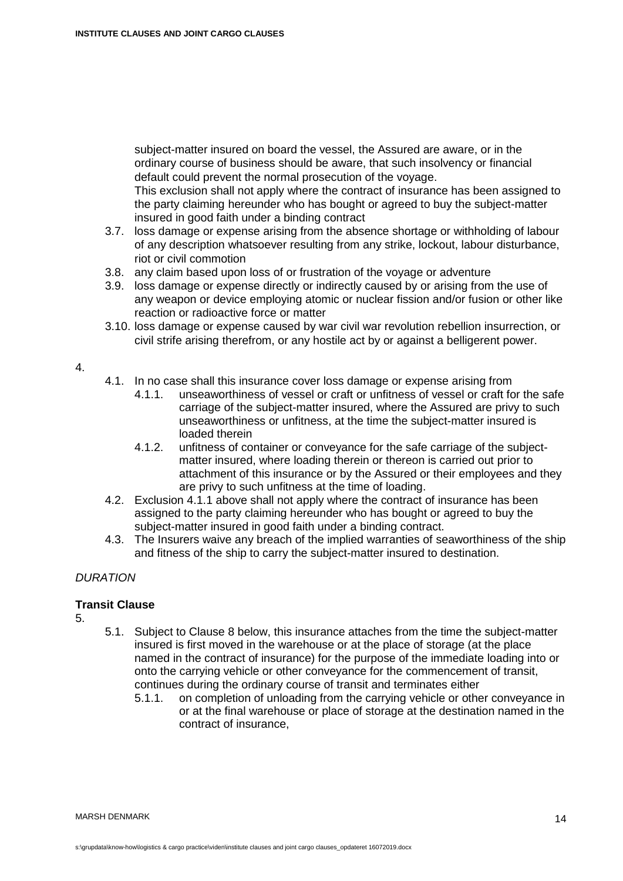subject-matter insured on board the vessel, the Assured are aware, or in the ordinary course of business should be aware, that such insolvency or financial default could prevent the normal prosecution of the voyage.
This exclusion shall not apply where the contract of insurance has been assigned to the party claiming hereunder who has bought or agreed to buy the subject-matter insured in good faith under a binding contract

3.7. loss damage or expense arising from the absence shortage or withholding of labour of any description whatsoever resulting from any strike, lockout, labour disturbance, riot or civil commotion
3.8. any claim based upon loss of or frustration of the voyage or adventure
3.9. loss damage or expense directly or indirectly caused by or arising from the use of any weapon or device employing atomic or nuclear fission and/or fusion or other like reaction or radioactive force or matter
3.10. loss damage or expense caused by war civil war revolution rebellion insurrection, or civil strife arising therefrom, or any hostile act by or against a belligerent power.

4.

4.1. In no case shall this insurance cover loss damage or expense arising from
   4.1.1. unseaworthiness of vessel or craft or unfitness of vessel or craft for the safe carriage of the subject-matter insured, where the Assured are privy to such unseaworthiness or unfitness, at the time the subject-matter insured is loaded therein
   4.1.2. unfitness of container or conveyance for the safe carriage of the subject-matter insured, where loading therein or thereon is carried out prior to attachment of this insurance or by the Assured or their employees and they are privy to such unfitness at the time of loading.
4.2. Exclusion 4.1.1 above shall not apply where the contract of insurance has been assigned to the party claiming hereunder who has bought or agreed to buy the subject-matter insured in good faith under a binding contract.
4.3. The Insurers waive any breach of the implied warranties of seaworthiness of the ship and fitness of the ship to carry the subject-matter insured to destination.

*DURATION*

**Transit Clause**

5.

5.1. Subject to Clause 8 below, this insurance attaches from the time the subject-matter insured is first moved in the warehouse or at the place of storage (at the place named in the contract of insurance) for the purpose of the immediate loading into or onto the carrying vehicle or other conveyance for the commencement of transit, continues during the ordinary course of transit and terminates either
   5.1.1. on completion of unloading from the carrying vehicle or other conveyance in or at the final warehouse or place of storage at the destination named in the contract of insurance,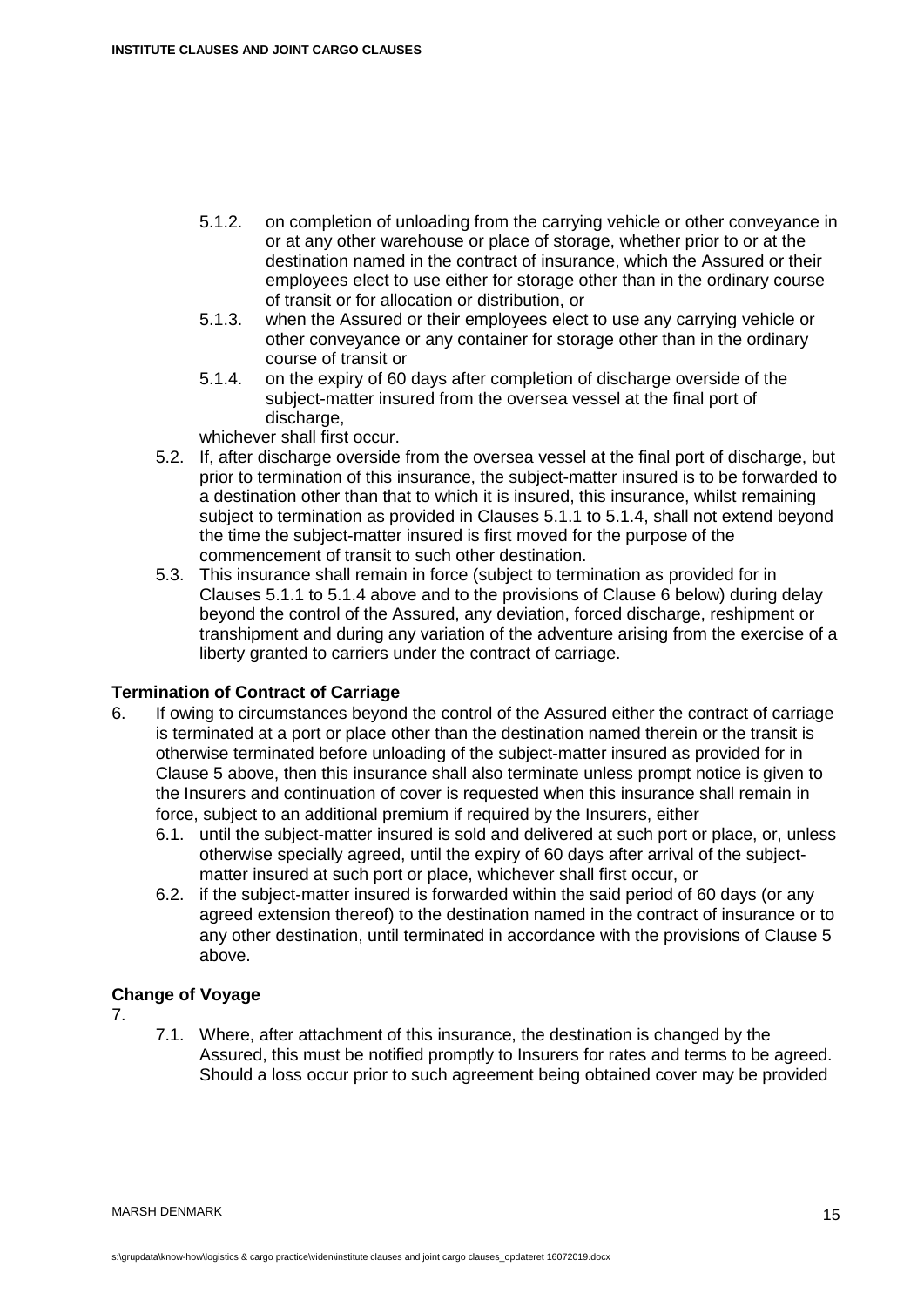- 5.1.2. on completion of unloading from the carrying vehicle or other conveyance in or at any other warehouse or place of storage, whether prior to or at the destination named in the contract of insurance, which the Assured or their employees elect to use either for storage other than in the ordinary course of transit or for allocation or distribution, or
   - 5.1.3. when the Assured or their employees elect to use any carrying vehicle or other conveyance or any container for storage other than in the ordinary course of transit or
   - 5.1.4. on the expiry of 60 days after completion of discharge overside of the subject-matter insured from the oversea vessel at the final port of discharge,

   whichever shall first occur.
- 5.2. If, after discharge overside from the oversea vessel at the final port of discharge, but prior to termination of this insurance, the subject-matter insured is to be forwarded to a destination other than that to which it is insured, this insurance, whilst remaining subject to termination as provided in Clauses 5.1.1 to 5.1.4, shall not extend beyond the time the subject-matter insured is first moved for the purpose of the commencement of transit to such other destination.
- 5.3. This insurance shall remain in force (subject to termination as provided for in Clauses 5.1.1 to 5.1.4 above and to the provisions of Clause 6 below) during delay beyond the control of the Assured, any deviation, forced discharge, reshipment or transhipment and during any variation of the adventure arising from the exercise of a liberty granted to carriers under the contract of carriage.

**Termination of Contract of Carriage**

6. If owing to circumstances beyond the control of the Assured either the contract of carriage is terminated at a port or place other than the destination named therein or the transit is otherwise terminated before unloading of the subject-matter insured as provided for in Clause 5 above, then this insurance shall also terminate unless prompt notice is given to the Insurers and continuation of cover is requested when this insurance shall remain in force, subject to an additional premium if required by the Insurers, either
   - 6.1. until the subject-matter insured is sold and delivered at such port or place, or, unless otherwise specially agreed, until the expiry of 60 days after arrival of the subject-matter insured at such port or place, whichever shall first occur, or
   - 6.2. if the subject-matter insured is forwarded within the said period of 60 days (or any agreed extension thereof) to the destination named in the contract of insurance or to any other destination, until terminated in accordance with the provisions of Clause 5 above.

**Change of Voyage**

7.
   - 7.1. Where, after attachment of this insurance, the destination is changed by the Assured, this must be notified promptly to Insurers for rates and terms to be agreed. Should a loss occur prior to such agreement being obtained cover may be provided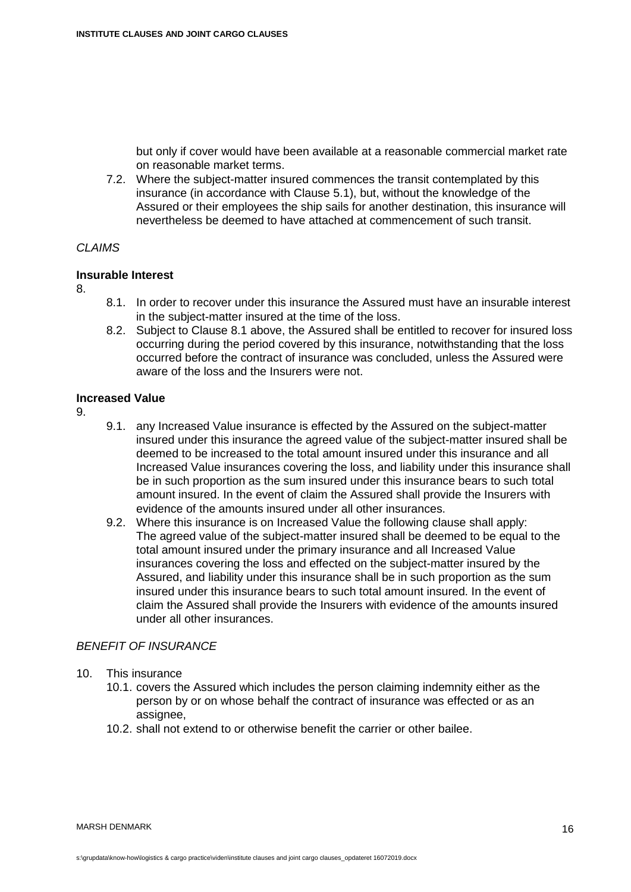but only if cover would have been available at a reasonable commercial market rate on reasonable market terms.

7.2. Where the subject-matter insured commences the transit contemplated by this insurance (in accordance with Clause 5.1), but, without the knowledge of the Assured or their employees the ship sails for another destination, this insurance will nevertheless be deemed to have attached at commencement of such transit.

*CLAIMS*

**Insurable Interest**

8.

8.1. In order to recover under this insurance the Assured must have an insurable interest in the subject-matter insured at the time of the loss.

8.2. Subject to Clause 8.1 above, the Assured shall be entitled to recover for insured loss occurring during the period covered by this insurance, notwithstanding that the loss occurred before the contract of insurance was concluded, unless the Assured were aware of the loss and the Insurers were not.

**Increased Value**

9.

9.1. any Increased Value insurance is effected by the Assured on the subject-matter insured under this insurance the agreed value of the subject-matter insured shall be deemed to be increased to the total amount insured under this insurance and all Increased Value insurances covering the loss, and liability under this insurance shall be in such proportion as the sum insured under this insurance bears to such total amount insured. In the event of claim the Assured shall provide the Insurers with evidence of the amounts insured under all other insurances.

9.2. Where this insurance is on Increased Value the following clause shall apply: The agreed value of the subject-matter insured shall be deemed to be equal to the total amount insured under the primary insurance and all Increased Value insurances covering the loss and effected on the subject-matter insured by the Assured, and liability under this insurance shall be in such proportion as the sum insured under this insurance bears to such total amount insured. In the event of claim the Assured shall provide the Insurers with evidence of the amounts insured under all other insurances.

*BENEFIT OF INSURANCE*

10. This insurance

10.1. covers the Assured which includes the person claiming indemnity either as the person by or on whose behalf the contract of insurance was effected or as an assignee,

10.2. shall not extend to or otherwise benefit the carrier or other bailee.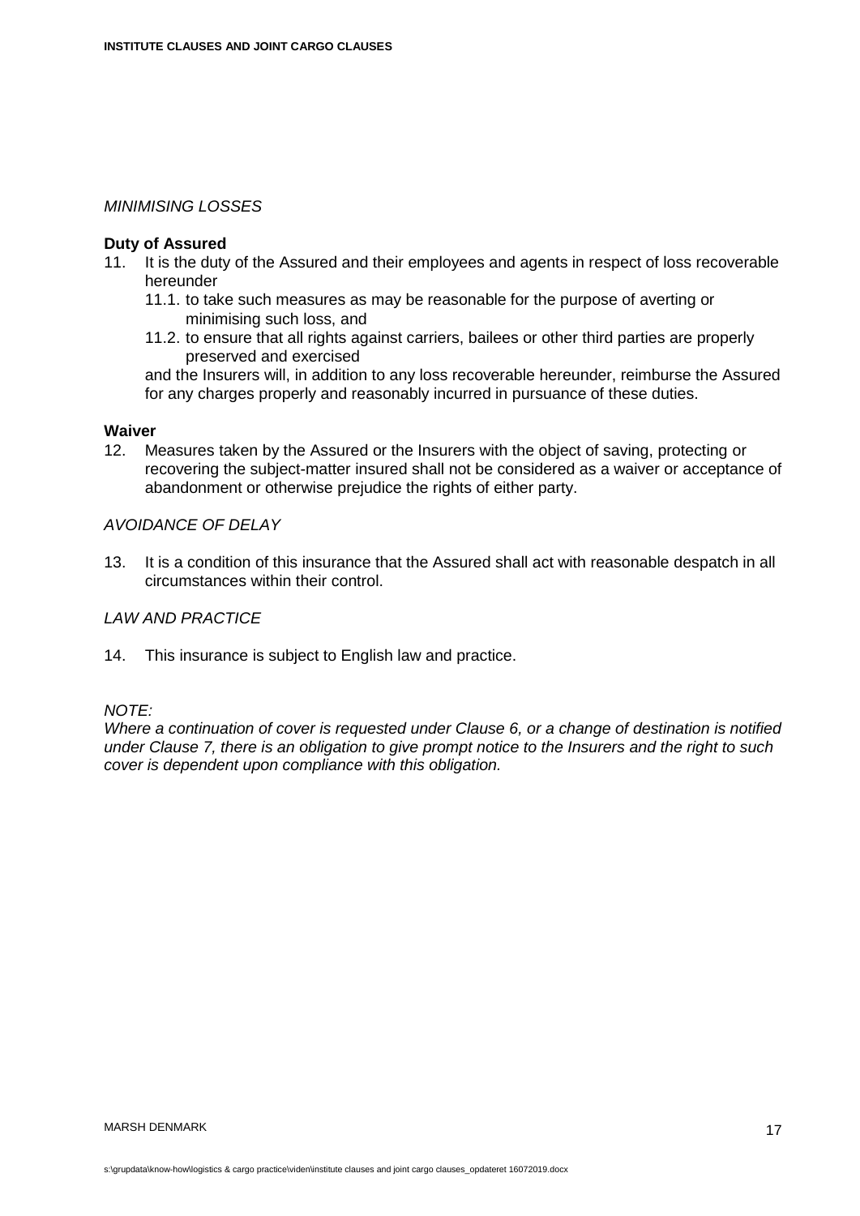*MINIMISING LOSSES*

**Duty of Assured**

11. It is the duty of the Assured and their employees and agents in respect of loss recoverable hereunder
    11.1. to take such measures as may be reasonable for the purpose of averting or minimising such loss, and
    11.2. to ensure that all rights against carriers, bailees or other third parties are properly preserved and exercised

    and the Insurers will, in addition to any loss recoverable hereunder, reimburse the Assured for any charges properly and reasonably incurred in pursuance of these duties.

**Waiver**

12. Measures taken by the Assured or the Insurers with the object of saving, protecting or recovering the subject-matter insured shall not be considered as a waiver or acceptance of abandonment or otherwise prejudice the rights of either party.

*AVOIDANCE OF DELAY*

13. It is a condition of this insurance that the Assured shall act with reasonable despatch in all circumstances within their control.

*LAW AND PRACTICE*

14. This insurance is subject to English law and practice.

*NOTE:*
*Where a continuation of cover is requested under Clause 6, or a change of destination is notified under Clause 7, there is an obligation to give prompt notice to the Insurers and the right to such cover is dependent upon compliance with this obligation.*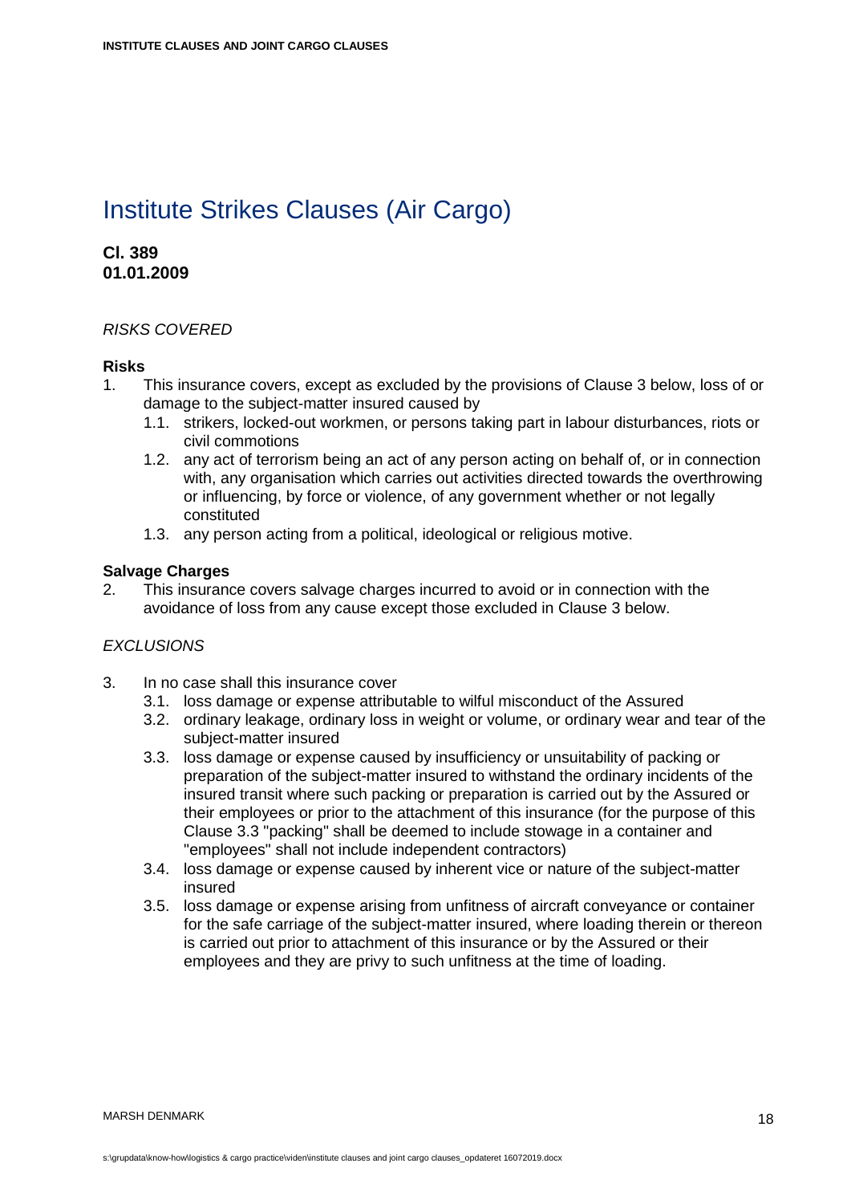# Institute Strikes Clauses (Air Cargo)

**Cl. 389**
**01.01.2009**

*RISKS COVERED*

**Risks**

1. This insurance covers, except as excluded by the provisions of Clause 3 below, loss of or damage to the subject-matter insured caused by
   1.1. strikers, locked-out workmen, or persons taking part in labour disturbances, riots or civil commotions
   1.2. any act of terrorism being an act of any person acting on behalf of, or in connection with, any organisation which carries out activities directed towards the overthrowing or influencing, by force or violence, of any government whether or not legally constituted
   1.3. any person acting from a political, ideological or religious motive.

**Salvage Charges**

2. This insurance covers salvage charges incurred to avoid or in connection with the avoidance of loss from any cause except those excluded in Clause 3 below.

*EXCLUSIONS*

3. In no case shall this insurance cover
   3.1. loss damage or expense attributable to wilful misconduct of the Assured
   3.2. ordinary leakage, ordinary loss in weight or volume, or ordinary wear and tear of the subject-matter insured
   3.3. loss damage or expense caused by insufficiency or unsuitability of packing or preparation of the subject-matter insured to withstand the ordinary incidents of the insured transit where such packing or preparation is carried out by the Assured or their employees or prior to the attachment of this insurance (for the purpose of this Clause 3.3 "packing" shall be deemed to include stowage in a container and "employees" shall not include independent contractors)
   3.4. loss damage or expense caused by inherent vice or nature of the subject-matter insured
   3.5. loss damage or expense arising from unfitness of aircraft conveyance or container for the safe carriage of the subject-matter insured, where loading therein or thereon is carried out prior to attachment of this insurance or by the Assured or their employees and they are privy to such unfitness at the time of loading.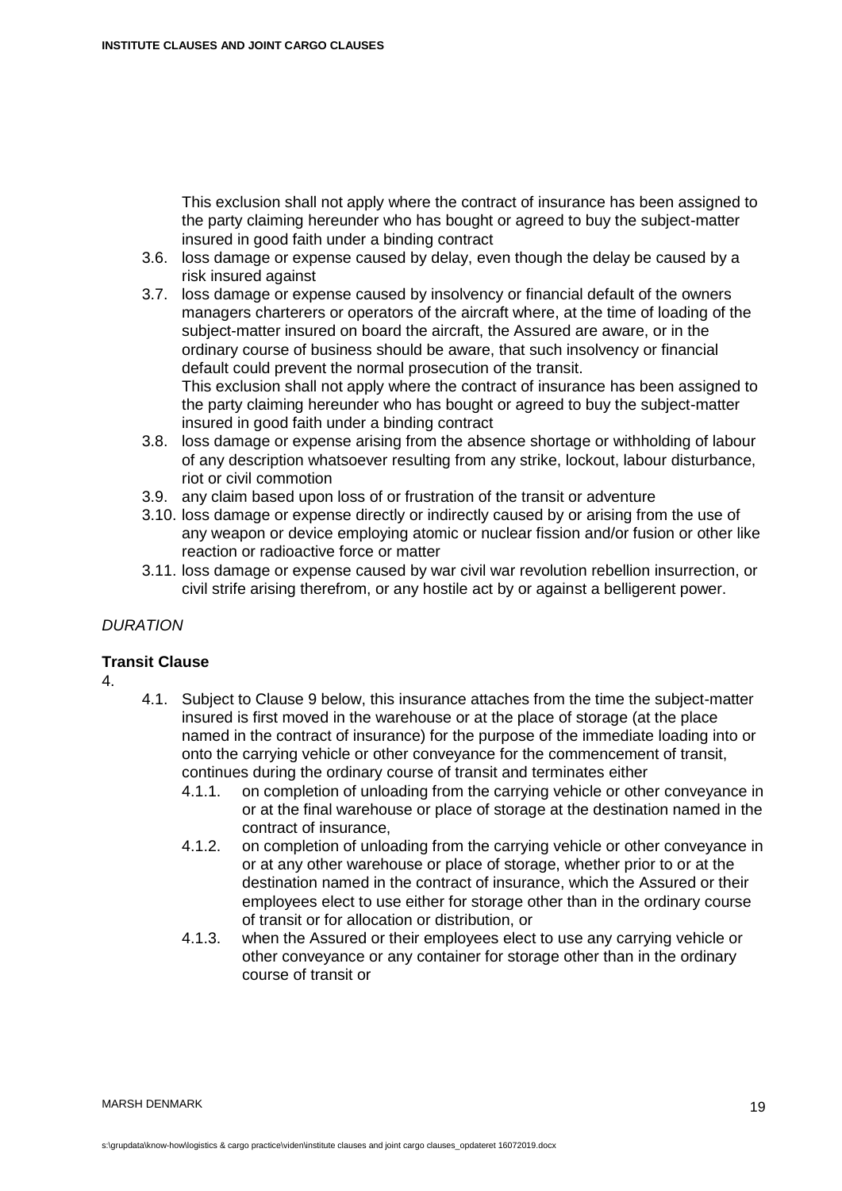This exclusion shall not apply where the contract of insurance has been assigned to the party claiming hereunder who has bought or agreed to buy the subject-matter insured in good faith under a binding contract

3.6. loss damage or expense caused by delay, even though the delay be caused by a risk insured against

3.7. loss damage or expense caused by insolvency or financial default of the owners managers charterers or operators of the aircraft where, at the time of loading of the subject-matter insured on board the aircraft, the Assured are aware, or in the ordinary course of business should be aware, that such insolvency or financial default could prevent the normal prosecution of the transit.
This exclusion shall not apply where the contract of insurance has been assigned to the party claiming hereunder who has bought or agreed to buy the subject-matter insured in good faith under a binding contract

3.8. loss damage or expense arising from the absence shortage or withholding of labour of any description whatsoever resulting from any strike, lockout, labour disturbance, riot or civil commotion

3.9. any claim based upon loss of or frustration of the transit or adventure

3.10. loss damage or expense directly or indirectly caused by or arising from the use of any weapon or device employing atomic or nuclear fission and/or fusion or other like reaction or radioactive force or matter

3.11. loss damage or expense caused by war civil war revolution rebellion insurrection, or civil strife arising therefrom, or any hostile act by or against a belligerent power.

*DURATION*

**Transit Clause**

4.

4.1. Subject to Clause 9 below, this insurance attaches from the time the subject-matter insured is first moved in the warehouse or at the place of storage (at the place named in the contract of insurance) for the purpose of the immediate loading into or onto the carrying vehicle or other conveyance for the commencement of transit, continues during the ordinary course of transit and terminates either

4.1.1. on completion of unloading from the carrying vehicle or other conveyance in or at the final warehouse or place of storage at the destination named in the contract of insurance,

4.1.2. on completion of unloading from the carrying vehicle or other conveyance in or at any other warehouse or place of storage, whether prior to or at the destination named in the contract of insurance, which the Assured or their employees elect to use either for storage other than in the ordinary course of transit or for allocation or distribution, or

4.1.3. when the Assured or their employees elect to use any carrying vehicle or other conveyance or any container for storage other than in the ordinary course of transit or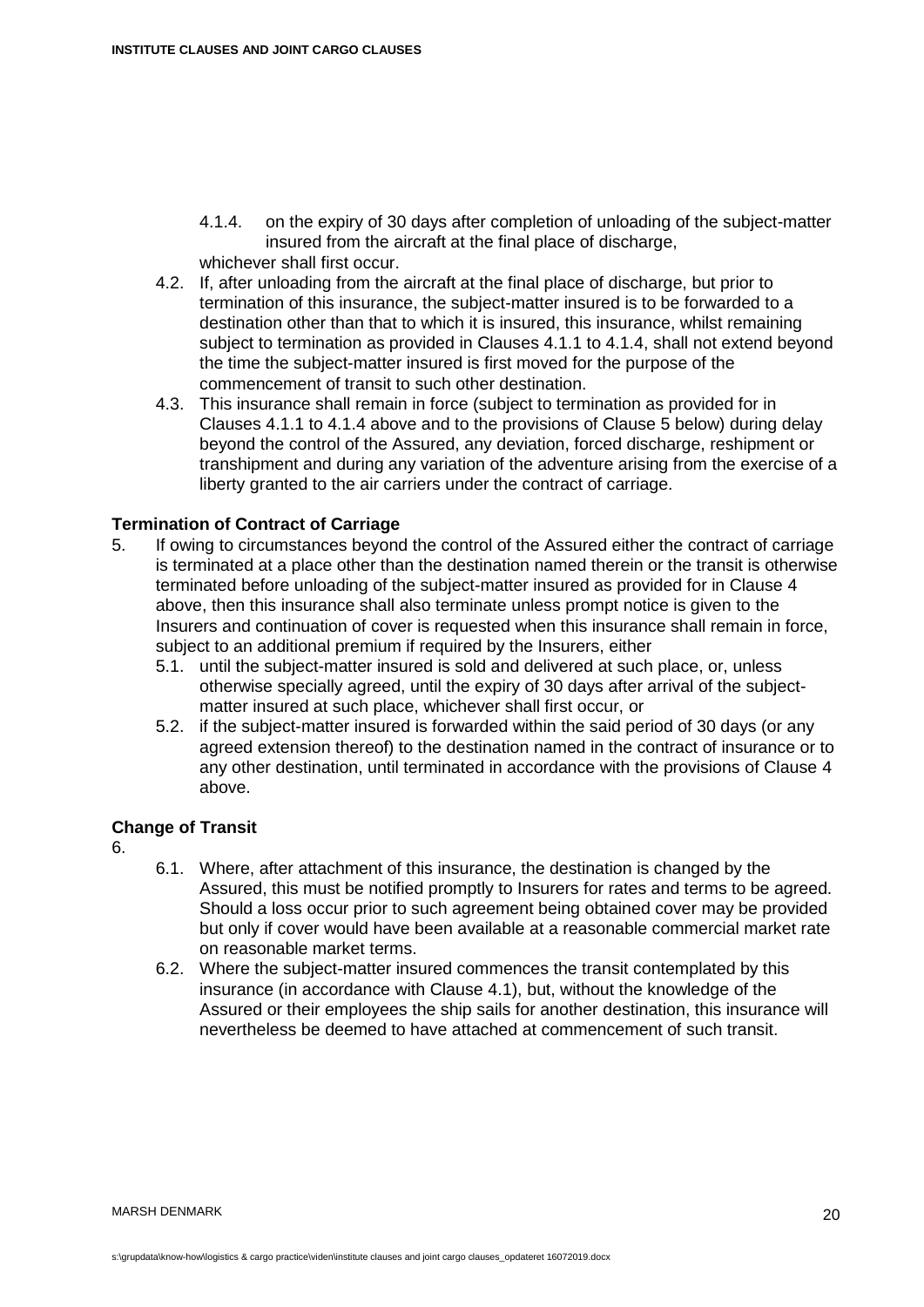4.1.4. on the expiry of 30 days after completion of unloading of the subject-matter insured from the aircraft at the final place of discharge,

whichever shall first occur.

4.2. If, after unloading from the aircraft at the final place of discharge, but prior to termination of this insurance, the subject-matter insured is to be forwarded to a destination other than that to which it is insured, this insurance, whilst remaining subject to termination as provided in Clauses 4.1.1 to 4.1.4, shall not extend beyond the time the subject-matter insured is first moved for the purpose of the commencement of transit to such other destination.

4.3. This insurance shall remain in force (subject to termination as provided for in Clauses 4.1.1 to 4.1.4 above and to the provisions of Clause 5 below) during delay beyond the control of the Assured, any deviation, forced discharge, reshipment or transhipment and during any variation of the adventure arising from the exercise of a liberty granted to the air carriers under the contract of carriage.

**Termination of Contract of Carriage**

5. If owing to circumstances beyond the control of the Assured either the contract of carriage is terminated at a place other than the destination named therein or the transit is otherwise terminated before unloading of the subject-matter insured as provided for in Clause 4 above, then this insurance shall also terminate unless prompt notice is given to the Insurers and continuation of cover is requested when this insurance shall remain in force, subject to an additional premium if required by the Insurers, either

5.1. until the subject-matter insured is sold and delivered at such place, or, unless otherwise specially agreed, until the expiry of 30 days after arrival of the subject-matter insured at such place, whichever shall first occur, or

5.2. if the subject-matter insured is forwarded within the said period of 30 days (or any agreed extension thereof) to the destination named in the contract of insurance or to any other destination, until terminated in accordance with the provisions of Clause 4 above.

**Change of Transit**

6.

6.1. Where, after attachment of this insurance, the destination is changed by the Assured, this must be notified promptly to Insurers for rates and terms to be agreed. Should a loss occur prior to such agreement being obtained cover may be provided but only if cover would have been available at a reasonable commercial market rate on reasonable market terms.

6.2. Where the subject-matter insured commences the transit contemplated by this insurance (in accordance with Clause 4.1), but, without the knowledge of the Assured or their employees the ship sails for another destination, this insurance will nevertheless be deemed to have attached at commencement of such transit.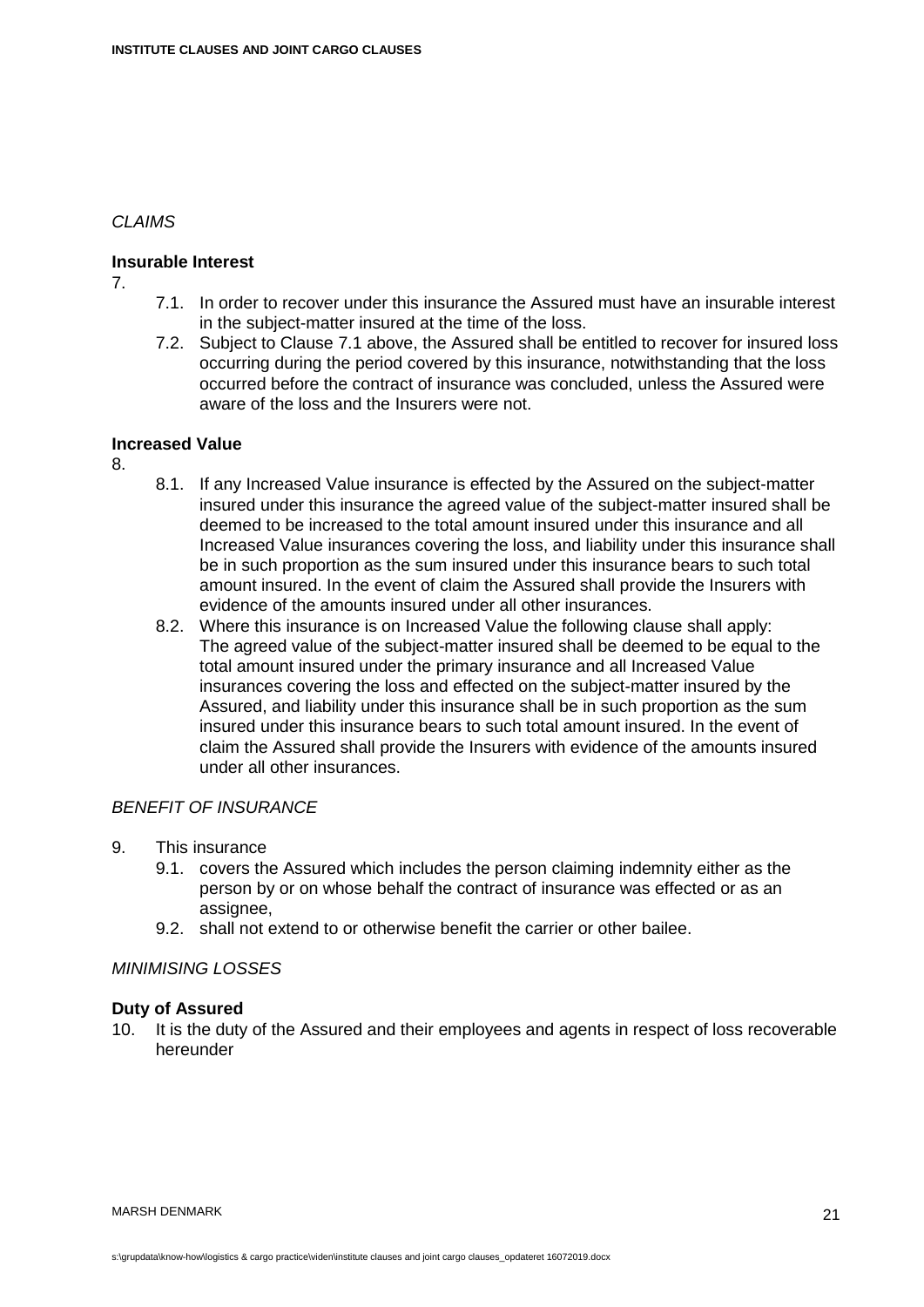*CLAIMS*

**Insurable Interest**

7.

7.1. In order to recover under this insurance the Assured must have an insurable interest in the subject-matter insured at the time of the loss.

7.2. Subject to Clause 7.1 above, the Assured shall be entitled to recover for insured loss occurring during the period covered by this insurance, notwithstanding that the loss occurred before the contract of insurance was concluded, unless the Assured were aware of the loss and the Insurers were not.

**Increased Value**

8.

8.1. If any Increased Value insurance is effected by the Assured on the subject-matter insured under this insurance the agreed value of the subject-matter insured shall be deemed to be increased to the total amount insured under this insurance and all Increased Value insurances covering the loss, and liability under this insurance shall be in such proportion as the sum insured under this insurance bears to such total amount insured. In the event of claim the Assured shall provide the Insurers with evidence of the amounts insured under all other insurances.

8.2. Where this insurance is on Increased Value the following clause shall apply:
The agreed value of the subject-matter insured shall be deemed to be equal to the total amount insured under the primary insurance and all Increased Value insurances covering the loss and effected on the subject-matter insured by the Assured, and liability under this insurance shall be in such proportion as the sum insured under this insurance bears to such total amount insured. In the event of claim the Assured shall provide the Insurers with evidence of the amounts insured under all other insurances.

*BENEFIT OF INSURANCE*

9. This insurance

9.1. covers the Assured which includes the person claiming indemnity either as the person by or on whose behalf the contract of insurance was effected or as an assignee,

9.2. shall not extend to or otherwise benefit the carrier or other bailee.

*MINIMISING LOSSES*

**Duty of Assured**

10. It is the duty of the Assured and their employees and agents in respect of loss recoverable hereunder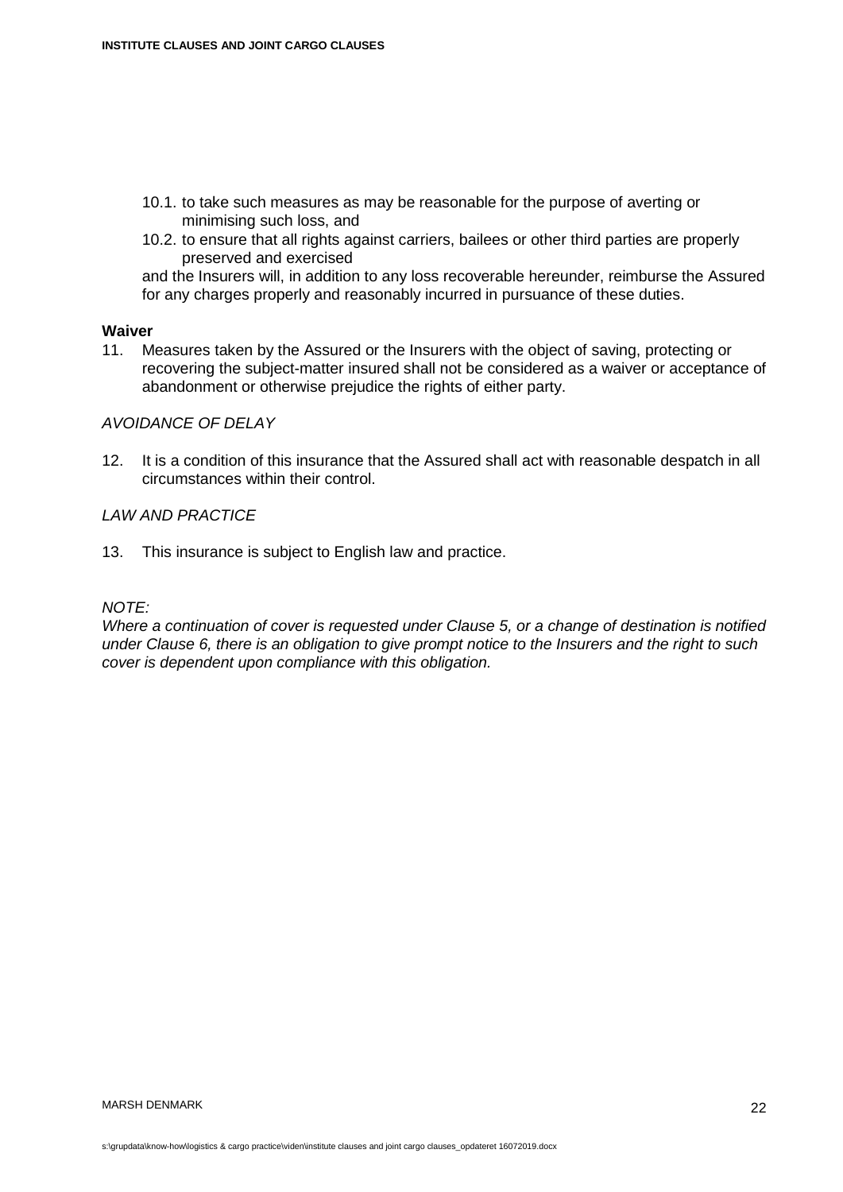10.1. to take such measures as may be reasonable for the purpose of averting or minimising such loss, and
10.2. to ensure that all rights against carriers, bailees or other third parties are properly preserved and exercised

and the Insurers will, in addition to any loss recoverable hereunder, reimburse the Assured for any charges properly and reasonably incurred in pursuance of these duties.

**Waiver**

11. Measures taken by the Assured or the Insurers with the object of saving, protecting or recovering the subject-matter insured shall not be considered as a waiver or acceptance of abandonment or otherwise prejudice the rights of either party.

*AVOIDANCE OF DELAY*

12. It is a condition of this insurance that the Assured shall act with reasonable despatch in all circumstances within their control.

*LAW AND PRACTICE*

13. This insurance is subject to English law and practice.

*NOTE:*
*Where a continuation of cover is requested under Clause 5, or a change of destination is notified under Clause 6, there is an obligation to give prompt notice to the Insurers and the right to such cover is dependent upon compliance with this obligation.*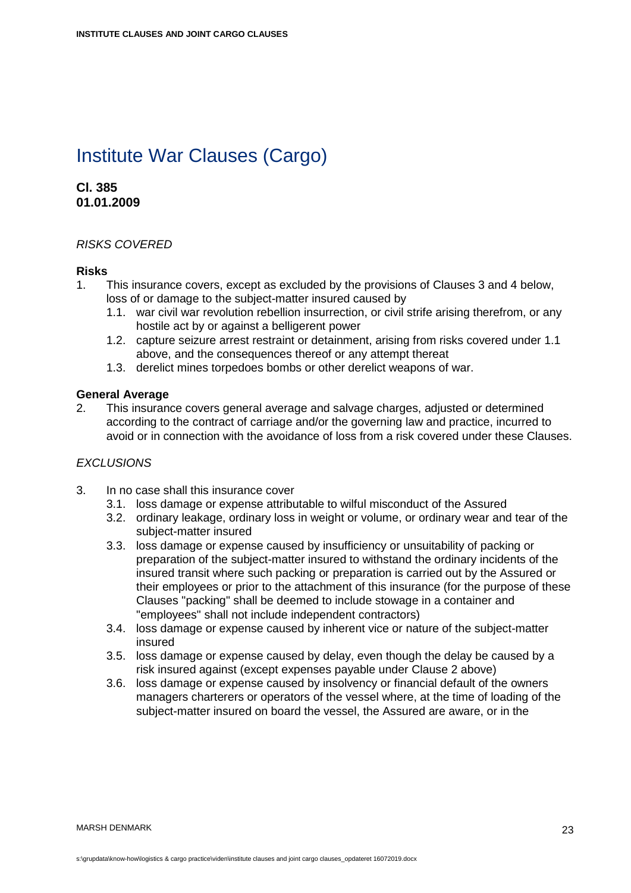# Institute War Clauses (Cargo)

**Cl. 385**
**01.01.2009**

*RISKS COVERED*

**Risks**

1. This insurance covers, except as excluded by the provisions of Clauses 3 and 4 below, loss of or damage to the subject-matter insured caused by
   1.1. war civil war revolution rebellion insurrection, or civil strife arising therefrom, or any hostile act by or against a belligerent power
   1.2. capture seizure arrest restraint or detainment, arising from risks covered under 1.1 above, and the consequences thereof or any attempt thereat
   1.3. derelict mines torpedoes bombs or other derelict weapons of war.

**General Average**

2. This insurance covers general average and salvage charges, adjusted or determined according to the contract of carriage and/or the governing law and practice, incurred to avoid or in connection with the avoidance of loss from a risk covered under these Clauses.

*EXCLUSIONS*

3. In no case shall this insurance cover
   3.1. loss damage or expense attributable to wilful misconduct of the Assured
   3.2. ordinary leakage, ordinary loss in weight or volume, or ordinary wear and tear of the subject-matter insured
   3.3. loss damage or expense caused by insufficiency or unsuitability of packing or preparation of the subject-matter insured to withstand the ordinary incidents of the insured transit where such packing or preparation is carried out by the Assured or their employees or prior to the attachment of this insurance (for the purpose of these Clauses "packing" shall be deemed to include stowage in a container and "employees" shall not include independent contractors)
   3.4. loss damage or expense caused by inherent vice or nature of the subject-matter insured
   3.5. loss damage or expense caused by delay, even though the delay be caused by a risk insured against (except expenses payable under Clause 2 above)
   3.6. loss damage or expense caused by insolvency or financial default of the owners managers charterers or operators of the vessel where, at the time of loading of the subject-matter insured on board the vessel, the Assured are aware, or in the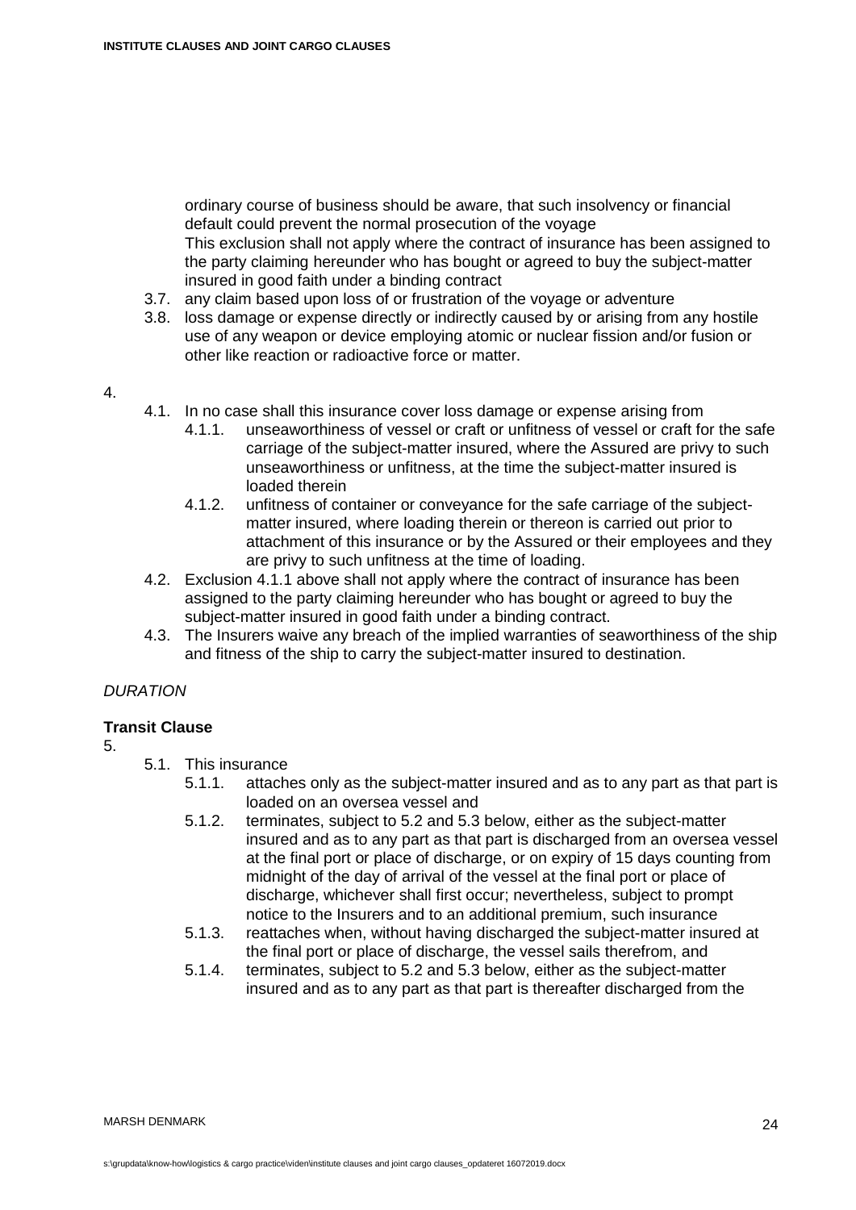ordinary course of business should be aware, that such insolvency or financial default could prevent the normal prosecution of the voyage
This exclusion shall not apply where the contract of insurance has been assigned to the party claiming hereunder who has bought or agreed to buy the subject-matter insured in good faith under a binding contract

3.7. any claim based upon loss of or frustration of the voyage or adventure
3.8. loss damage or expense directly or indirectly caused by or arising from any hostile use of any weapon or device employing atomic or nuclear fission and/or fusion or other like reaction or radioactive force or matter.

4.

4.1. In no case shall this insurance cover loss damage or expense arising from
   4.1.1. unseaworthiness of vessel or craft or unfitness of vessel or craft for the safe carriage of the subject-matter insured, where the Assured are privy to such unseaworthiness or unfitness, at the time the subject-matter insured is loaded therein
   4.1.2. unfitness of container or conveyance for the safe carriage of the subject-matter insured, where loading therein or thereon is carried out prior to attachment of this insurance or by the Assured or their employees and they are privy to such unfitness at the time of loading.
4.2. Exclusion 4.1.1 above shall not apply where the contract of insurance has been assigned to the party claiming hereunder who has bought or agreed to buy the subject-matter insured in good faith under a binding contract.
4.3. The Insurers waive any breach of the implied warranties of seaworthiness of the ship and fitness of the ship to carry the subject-matter insured to destination.

*DURATION*

**Transit Clause**

5.

5.1. This insurance
   5.1.1. attaches only as the subject-matter insured and as to any part as that part is loaded on an oversea vessel and
   5.1.2. terminates, subject to 5.2 and 5.3 below, either as the subject-matter insured and as to any part as that part is discharged from an oversea vessel at the final port or place of discharge, or on expiry of 15 days counting from midnight of the day of arrival of the vessel at the final port or place of discharge, whichever shall first occur; nevertheless, subject to prompt notice to the Insurers and to an additional premium, such insurance
   5.1.3. reattaches when, without having discharged the subject-matter insured at the final port or place of discharge, the vessel sails therefrom, and
   5.1.4. terminates, subject to 5.2 and 5.3 below, either as the subject-matter insured and as to any part as that part is thereafter discharged from the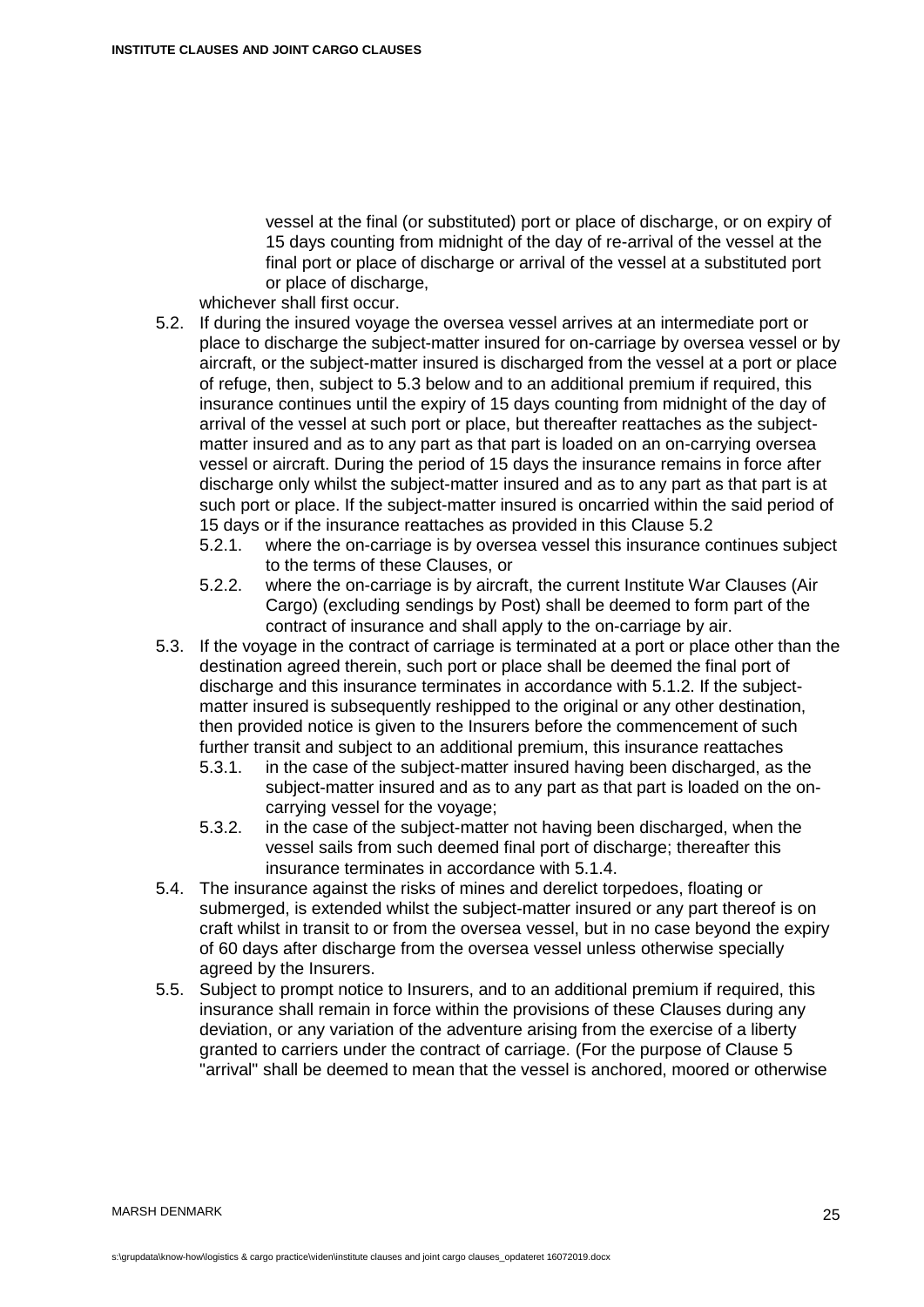vessel at the final (or substituted) port or place of discharge, or on expiry of 15 days counting from midnight of the day of re-arrival of the vessel at the final port or place of discharge or arrival of the vessel at a substituted port or place of discharge,

whichever shall first occur.

5.2. If during the insured voyage the oversea vessel arrives at an intermediate port or place to discharge the subject-matter insured for on-carriage by oversea vessel or by aircraft, or the subject-matter insured is discharged from the vessel at a port or place of refuge, then, subject to 5.3 below and to an additional premium if required, this insurance continues until the expiry of 15 days counting from midnight of the day of arrival of the vessel at such port or place, but thereafter reattaches as the subject-matter insured and as to any part as that part is loaded on an on-carrying oversea vessel or aircraft. During the period of 15 days the insurance remains in force after discharge only whilst the subject-matter insured and as to any part as that part is at such port or place. If the subject-matter insured is oncarried within the said period of 15 days or if the insurance reattaches as provided in this Clause 5.2

   5.2.1. where the on-carriage is by oversea vessel this insurance continues subject to the terms of these Clauses, or

   5.2.2. where the on-carriage is by aircraft, the current Institute War Clauses (Air Cargo) (excluding sendings by Post) shall be deemed to form part of the contract of insurance and shall apply to the on-carriage by air.

5.3. If the voyage in the contract of carriage is terminated at a port or place other than the destination agreed therein, such port or place shall be deemed the final port of discharge and this insurance terminates in accordance with 5.1.2. If the subject-matter insured is subsequently reshipped to the original or any other destination, then provided notice is given to the Insurers before the commencement of such further transit and subject to an additional premium, this insurance reattaches

   5.3.1. in the case of the subject-matter insured having been discharged, as the subject-matter insured and as to any part as that part is loaded on the on-carrying vessel for the voyage;

   5.3.2. in the case of the subject-matter not having been discharged, when the vessel sails from such deemed final port of discharge; thereafter this insurance terminates in accordance with 5.1.4.

5.4. The insurance against the risks of mines and derelict torpedoes, floating or submerged, is extended whilst the subject-matter insured or any part thereof is on craft whilst in transit to or from the oversea vessel, but in no case beyond the expiry of 60 days after discharge from the oversea vessel unless otherwise specially agreed by the Insurers.

5.5. Subject to prompt notice to Insurers, and to an additional premium if required, this insurance shall remain in force within the provisions of these Clauses during any deviation, or any variation of the adventure arising from the exercise of a liberty granted to carriers under the contract of carriage. (For the purpose of Clause 5 "arrival" shall be deemed to mean that the vessel is anchored, moored or otherwise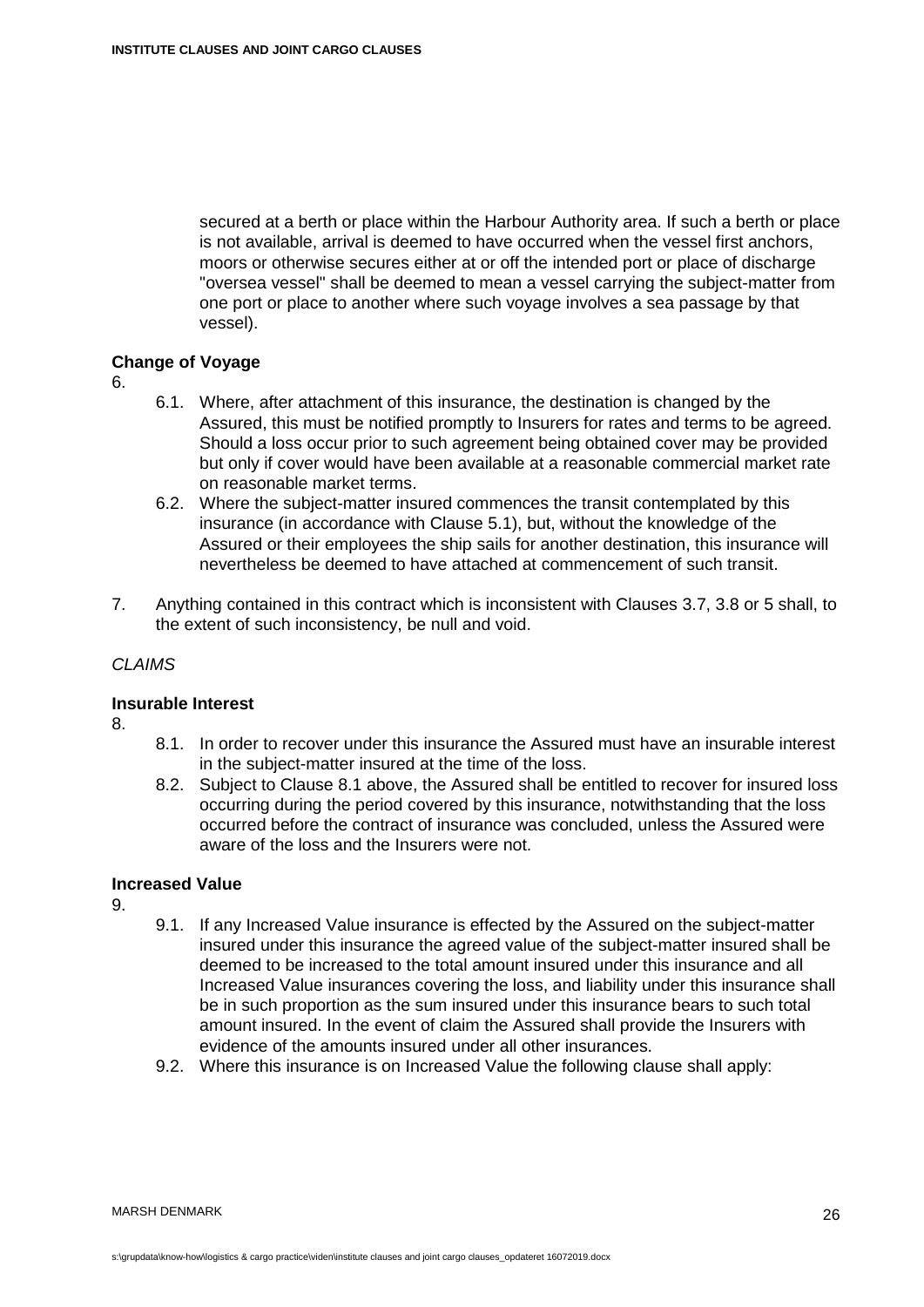secured at a berth or place within the Harbour Authority area. If such a berth or place is not available, arrival is deemed to have occurred when the vessel first anchors, moors or otherwise secures either at or off the intended port or place of discharge "oversea vessel" shall be deemed to mean a vessel carrying the subject-matter from one port or place to another where such voyage involves a sea passage by that vessel).

**Change of Voyage**

6.

6.1. Where, after attachment of this insurance, the destination is changed by the Assured, this must be notified promptly to Insurers for rates and terms to be agreed. Should a loss occur prior to such agreement being obtained cover may be provided but only if cover would have been available at a reasonable commercial market rate on reasonable market terms.

6.2. Where the subject-matter insured commences the transit contemplated by this insurance (in accordance with Clause 5.1), but, without the knowledge of the Assured or their employees the ship sails for another destination, this insurance will nevertheless be deemed to have attached at commencement of such transit.

7. Anything contained in this contract which is inconsistent with Clauses 3.7, 3.8 or 5 shall, to the extent of such inconsistency, be null and void.

*CLAIMS*

**Insurable Interest**

8.

8.1. In order to recover under this insurance the Assured must have an insurable interest in the subject-matter insured at the time of the loss.

8.2. Subject to Clause 8.1 above, the Assured shall be entitled to recover for insured loss occurring during the period covered by this insurance, notwithstanding that the loss occurred before the contract of insurance was concluded, unless the Assured were aware of the loss and the Insurers were not.

**Increased Value**

9.

9.1. If any Increased Value insurance is effected by the Assured on the subject-matter insured under this insurance the agreed value of the subject-matter insured shall be deemed to be increased to the total amount insured under this insurance and all Increased Value insurances covering the loss, and liability under this insurance shall be in such proportion as the sum insured under this insurance bears to such total amount insured. In the event of claim the Assured shall provide the Insurers with evidence of the amounts insured under all other insurances.

9.2. Where this insurance is on Increased Value the following clause shall apply: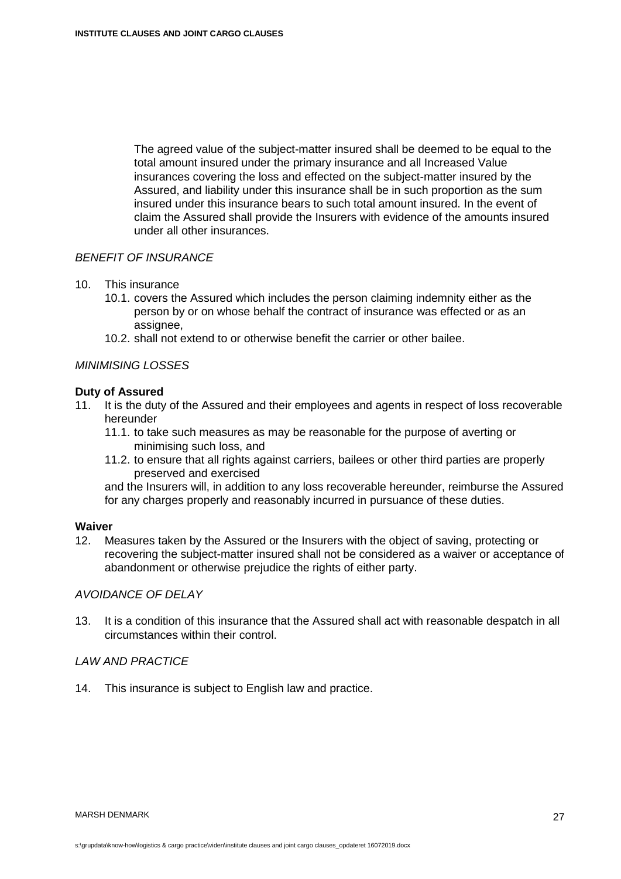The agreed value of the subject-matter insured shall be deemed to be equal to the total amount insured under the primary insurance and all Increased Value insurances covering the loss and effected on the subject-matter insured by the Assured, and liability under this insurance shall be in such proportion as the sum insured under this insurance bears to such total amount insured. In the event of claim the Assured shall provide the Insurers with evidence of the amounts insured under all other insurances.

*BENEFIT OF INSURANCE*

10. This insurance
    10.1. covers the Assured which includes the person claiming indemnity either as the person by or on whose behalf the contract of insurance was effected or as an assignee,
    10.2. shall not extend to or otherwise benefit the carrier or other bailee.

*MINIMISING LOSSES*

**Duty of Assured**

11. It is the duty of the Assured and their employees and agents in respect of loss recoverable hereunder
    11.1. to take such measures as may be reasonable for the purpose of averting or minimising such loss, and
    11.2. to ensure that all rights against carriers, bailees or other third parties are properly preserved and exercised

    and the Insurers will, in addition to any loss recoverable hereunder, reimburse the Assured for any charges properly and reasonably incurred in pursuance of these duties.

**Waiver**

12. Measures taken by the Assured or the Insurers with the object of saving, protecting or recovering the subject-matter insured shall not be considered as a waiver or acceptance of abandonment or otherwise prejudice the rights of either party.

*AVOIDANCE OF DELAY*

13. It is a condition of this insurance that the Assured shall act with reasonable despatch in all circumstances within their control.

*LAW AND PRACTICE*

14. This insurance is subject to English law and practice.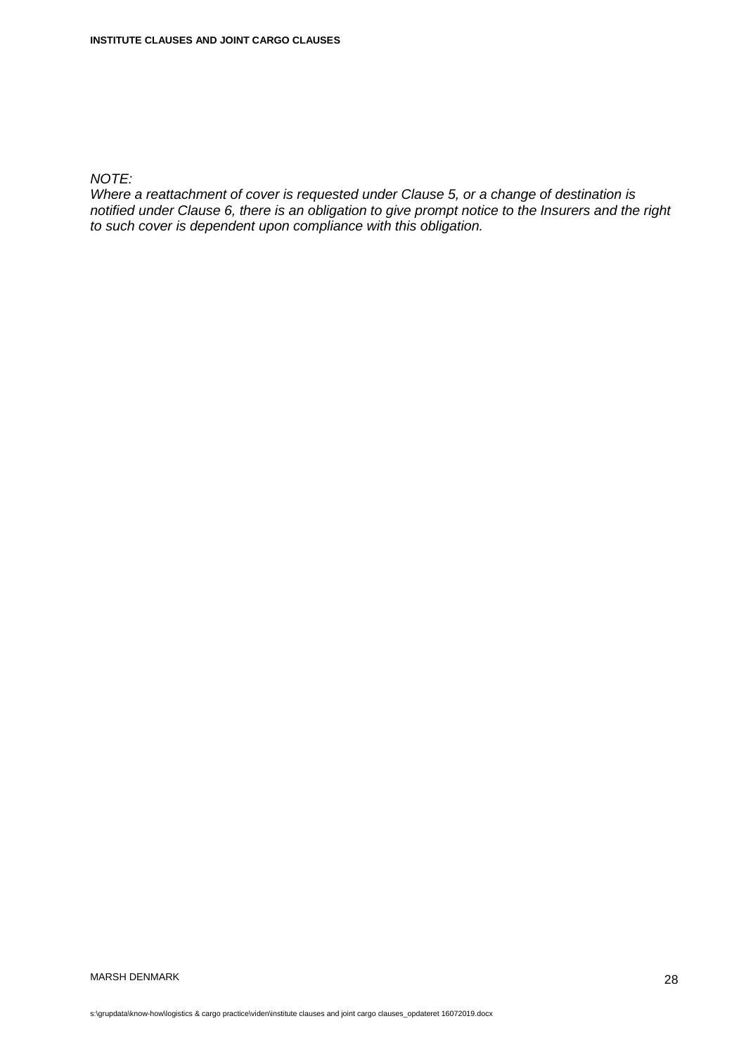*NOTE:*
*Where a reattachment of cover is requested under Clause 5, or a change of destination is notified under Clause 6, there is an obligation to give prompt notice to the Insurers and the right to such cover is dependent upon compliance with this obligation.*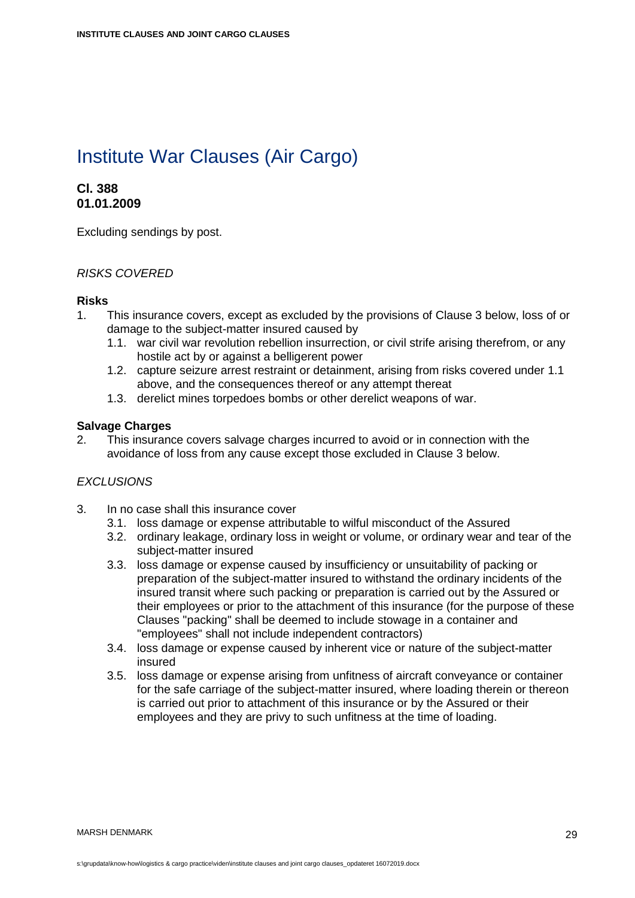# Institute War Clauses (Air Cargo)

**Cl. 388**
**01.01.2009**

Excluding sendings by post.

*RISKS COVERED*

**Risks**

1. This insurance covers, except as excluded by the provisions of Clause 3 below, loss of or damage to the subject-matter insured caused by
   1.1. war civil war revolution rebellion insurrection, or civil strife arising therefrom, or any hostile act by or against a belligerent power
   1.2. capture seizure arrest restraint or detainment, arising from risks covered under 1.1 above, and the consequences thereof or any attempt thereat
   1.3. derelict mines torpedoes bombs or other derelict weapons of war.

**Salvage Charges**

2. This insurance covers salvage charges incurred to avoid or in connection with the avoidance of loss from any cause except those excluded in Clause 3 below.

*EXCLUSIONS*

3. In no case shall this insurance cover
   3.1. loss damage or expense attributable to wilful misconduct of the Assured
   3.2. ordinary leakage, ordinary loss in weight or volume, or ordinary wear and tear of the subject-matter insured
   3.3. loss damage or expense caused by insufficiency or unsuitability of packing or preparation of the subject-matter insured to withstand the ordinary incidents of the insured transit where such packing or preparation is carried out by the Assured or their employees or prior to the attachment of this insurance (for the purpose of these Clauses "packing" shall be deemed to include stowage in a container and "employees" shall not include independent contractors)
   3.4. loss damage or expense caused by inherent vice or nature of the subject-matter insured
   3.5. loss damage or expense arising from unfitness of aircraft conveyance or container for the safe carriage of the subject-matter insured, where loading therein or thereon is carried out prior to attachment of this insurance or by the Assured or their employees and they are privy to such unfitness at the time of loading.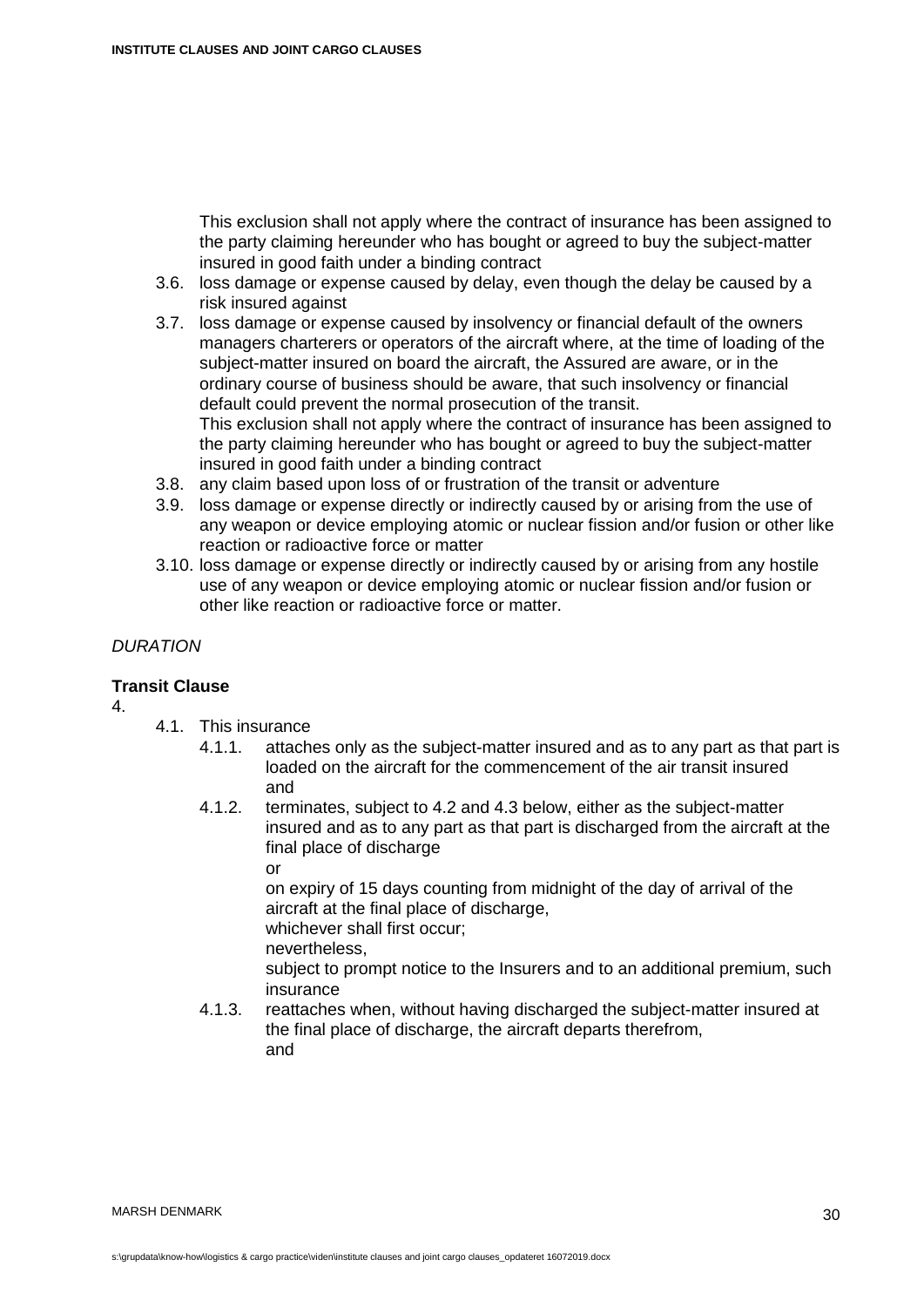This exclusion shall not apply where the contract of insurance has been assigned to the party claiming hereunder who has bought or agreed to buy the subject-matter insured in good faith under a binding contract

3.6. loss damage or expense caused by delay, even though the delay be caused by a risk insured against

3.7. loss damage or expense caused by insolvency or financial default of the owners managers charterers or operators of the aircraft where, at the time of loading of the subject-matter insured on board the aircraft, the Assured are aware, or in the ordinary course of business should be aware, that such insolvency or financial default could prevent the normal prosecution of the transit.
This exclusion shall not apply where the contract of insurance has been assigned to the party claiming hereunder who has bought or agreed to buy the subject-matter insured in good faith under a binding contract

3.8. any claim based upon loss of or frustration of the transit or adventure

3.9. loss damage or expense directly or indirectly caused by or arising from the use of any weapon or device employing atomic or nuclear fission and/or fusion or other like reaction or radioactive force or matter

3.10. loss damage or expense directly or indirectly caused by or arising from any hostile use of any weapon or device employing atomic or nuclear fission and/or fusion or other like reaction or radioactive force or matter.

*DURATION*

**Transit Clause**

4.

4.1. This insurance

4.1.1. attaches only as the subject-matter insured and as to any part as that part is loaded on the aircraft for the commencement of the air transit insured
and

4.1.2. terminates, subject to 4.2 and 4.3 below, either as the subject-matter insured and as to any part as that part is discharged from the aircraft at the final place of discharge
or
on expiry of 15 days counting from midnight of the day of arrival of the aircraft at the final place of discharge,
whichever shall first occur;
nevertheless,
subject to prompt notice to the Insurers and to an additional premium, such insurance

4.1.3. reattaches when, without having discharged the subject-matter insured at the final place of discharge, the aircraft departs therefrom,
and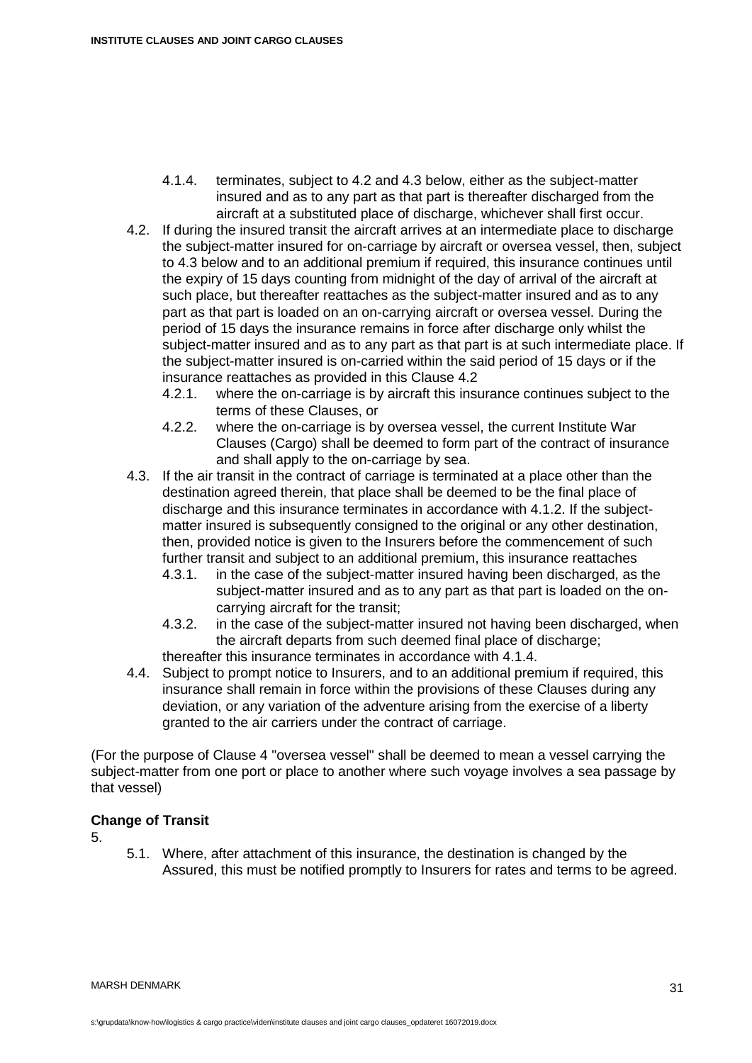- 4.1.4. terminates, subject to 4.2 and 4.3 below, either as the subject-matter insured and as to any part as that part is thereafter discharged from the aircraft at a substituted place of discharge, whichever shall first occur.
- 4.2. If during the insured transit the aircraft arrives at an intermediate place to discharge the subject-matter insured for on-carriage by aircraft or oversea vessel, then, subject to 4.3 below and to an additional premium if required, this insurance continues until the expiry of 15 days counting from midnight of the day of arrival of the aircraft at such place, but thereafter reattaches as the subject-matter insured and as to any part as that part is loaded on an on-carrying aircraft or oversea vessel. During the period of 15 days the insurance remains in force after discharge only whilst the subject-matter insured and as to any part as that part is at such intermediate place. If the subject-matter insured is on-carried within the said period of 15 days or if the insurance reattaches as provided in this Clause 4.2
  - 4.2.1. where the on-carriage is by aircraft this insurance continues subject to the terms of these Clauses, or
  - 4.2.2. where the on-carriage is by oversea vessel, the current Institute War Clauses (Cargo) shall be deemed to form part of the contract of insurance and shall apply to the on-carriage by sea.
- 4.3. If the air transit in the contract of carriage is terminated at a place other than the destination agreed therein, that place shall be deemed to be the final place of discharge and this insurance terminates in accordance with 4.1.2. If the subject-matter insured is subsequently consigned to the original or any other destination, then, provided notice is given to the Insurers before the commencement of such further transit and subject to an additional premium, this insurance reattaches
  - 4.3.1. in the case of the subject-matter insured having been discharged, as the subject-matter insured and as to any part as that part is loaded on the on-carrying aircraft for the transit;
  - 4.3.2. in the case of the subject-matter insured not having been discharged, when the aircraft departs from such deemed final place of discharge;

  thereafter this insurance terminates in accordance with 4.1.4.
- 4.4. Subject to prompt notice to Insurers, and to an additional premium if required, this insurance shall remain in force within the provisions of these Clauses during any deviation, or any variation of the adventure arising from the exercise of a liberty granted to the air carriers under the contract of carriage.

(For the purpose of Clause 4 "oversea vessel" shall be deemed to mean a vessel carrying the subject-matter from one port or place to another where such voyage involves a sea passage by that vessel)

**Change of Transit**

5.

- 5.1. Where, after attachment of this insurance, the destination is changed by the Assured, this must be notified promptly to Insurers for rates and terms to be agreed.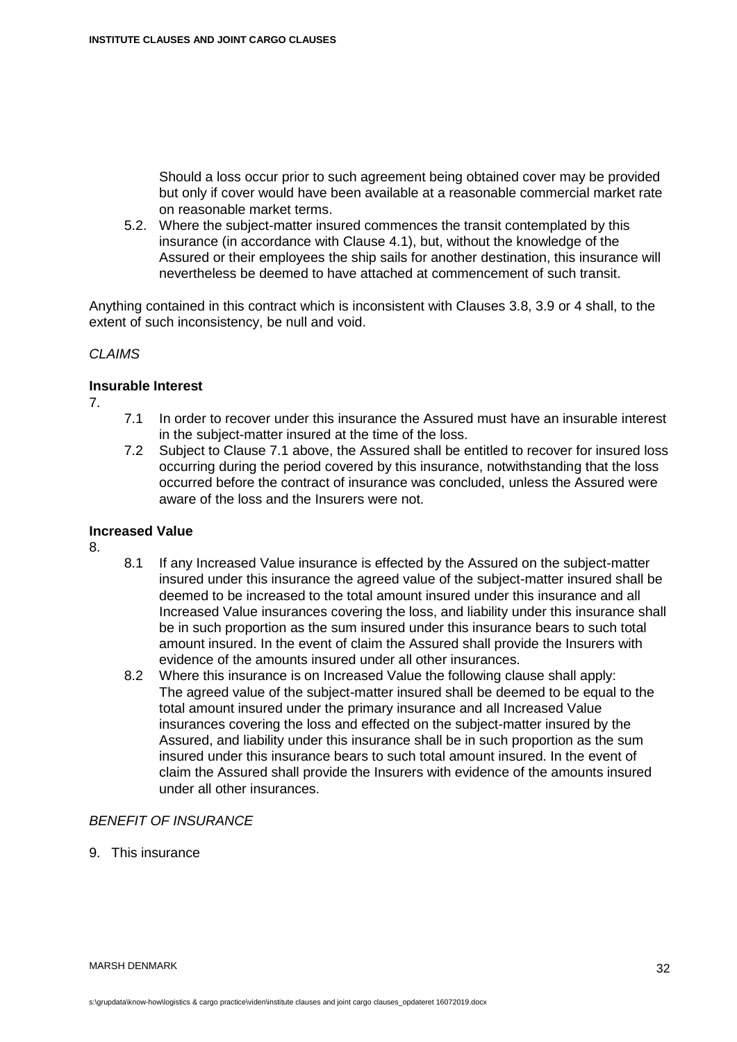Should a loss occur prior to such agreement being obtained cover may be provided but only if cover would have been available at a reasonable commercial market rate on reasonable market terms.

5.2. Where the subject-matter insured commences the transit contemplated by this insurance (in accordance with Clause 4.1), but, without the knowledge of the Assured or their employees the ship sails for another destination, this insurance will nevertheless be deemed to have attached at commencement of such transit.

Anything contained in this contract which is inconsistent with Clauses 3.8, 3.9 or 4 shall, to the extent of such inconsistency, be null and void.

*CLAIMS*

**Insurable Interest**

7.

7.1 In order to recover under this insurance the Assured must have an insurable interest in the subject-matter insured at the time of the loss.

7.2 Subject to Clause 7.1 above, the Assured shall be entitled to recover for insured loss occurring during the period covered by this insurance, notwithstanding that the loss occurred before the contract of insurance was concluded, unless the Assured were aware of the loss and the Insurers were not.

**Increased Value**

8.

8.1 If any Increased Value insurance is effected by the Assured on the subject-matter insured under this insurance the agreed value of the subject-matter insured shall be deemed to be increased to the total amount insured under this insurance and all Increased Value insurances covering the loss, and liability under this insurance shall be in such proportion as the sum insured under this insurance bears to such total amount insured. In the event of claim the Assured shall provide the Insurers with evidence of the amounts insured under all other insurances.

8.2 Where this insurance is on Increased Value the following clause shall apply:
The agreed value of the subject-matter insured shall be deemed to be equal to the total amount insured under the primary insurance and all Increased Value insurances covering the loss and effected on the subject-matter insured by the Assured, and liability under this insurance shall be in such proportion as the sum insured under this insurance bears to such total amount insured. In the event of claim the Assured shall provide the Insurers with evidence of the amounts insured under all other insurances.

*BENEFIT OF INSURANCE*

9. This insurance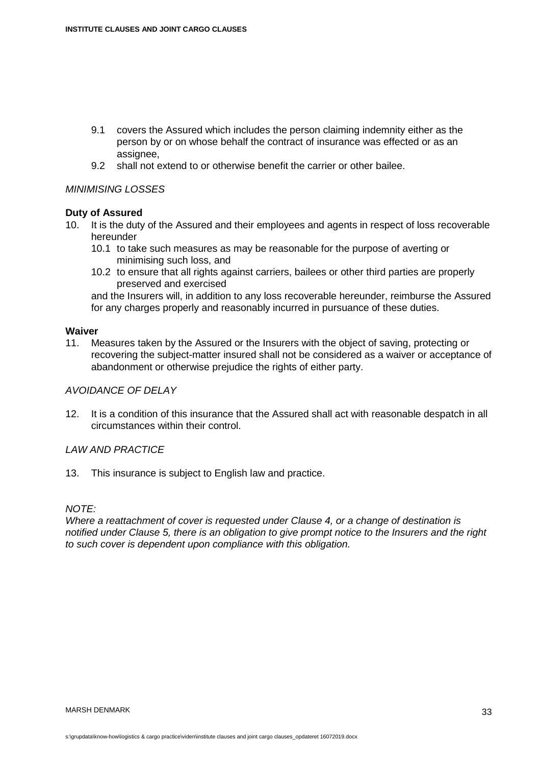9.1 covers the Assured which includes the person claiming indemnity either as the person by or on whose behalf the contract of insurance was effected or as an assignee,

9.2 shall not extend to or otherwise benefit the carrier or other bailee.

*MINIMISING LOSSES*

**Duty of Assured**

10. It is the duty of the Assured and their employees and agents in respect of loss recoverable hereunder

    10.1 to take such measures as may be reasonable for the purpose of averting or minimising such loss, and

    10.2 to ensure that all rights against carriers, bailees or other third parties are properly preserved and exercised

    and the Insurers will, in addition to any loss recoverable hereunder, reimburse the Assured for any charges properly and reasonably incurred in pursuance of these duties.

**Waiver**

11. Measures taken by the Assured or the Insurers with the object of saving, protecting or recovering the subject-matter insured shall not be considered as a waiver or acceptance of abandonment or otherwise prejudice the rights of either party.

*AVOIDANCE OF DELAY*

12. It is a condition of this insurance that the Assured shall act with reasonable despatch in all circumstances within their control.

*LAW AND PRACTICE*

13. This insurance is subject to English law and practice.

*NOTE:*
*Where a reattachment of cover is requested under Clause 4, or a change of destination is notified under Clause 5, there is an obligation to give prompt notice to the Insurers and the right to such cover is dependent upon compliance with this obligation.*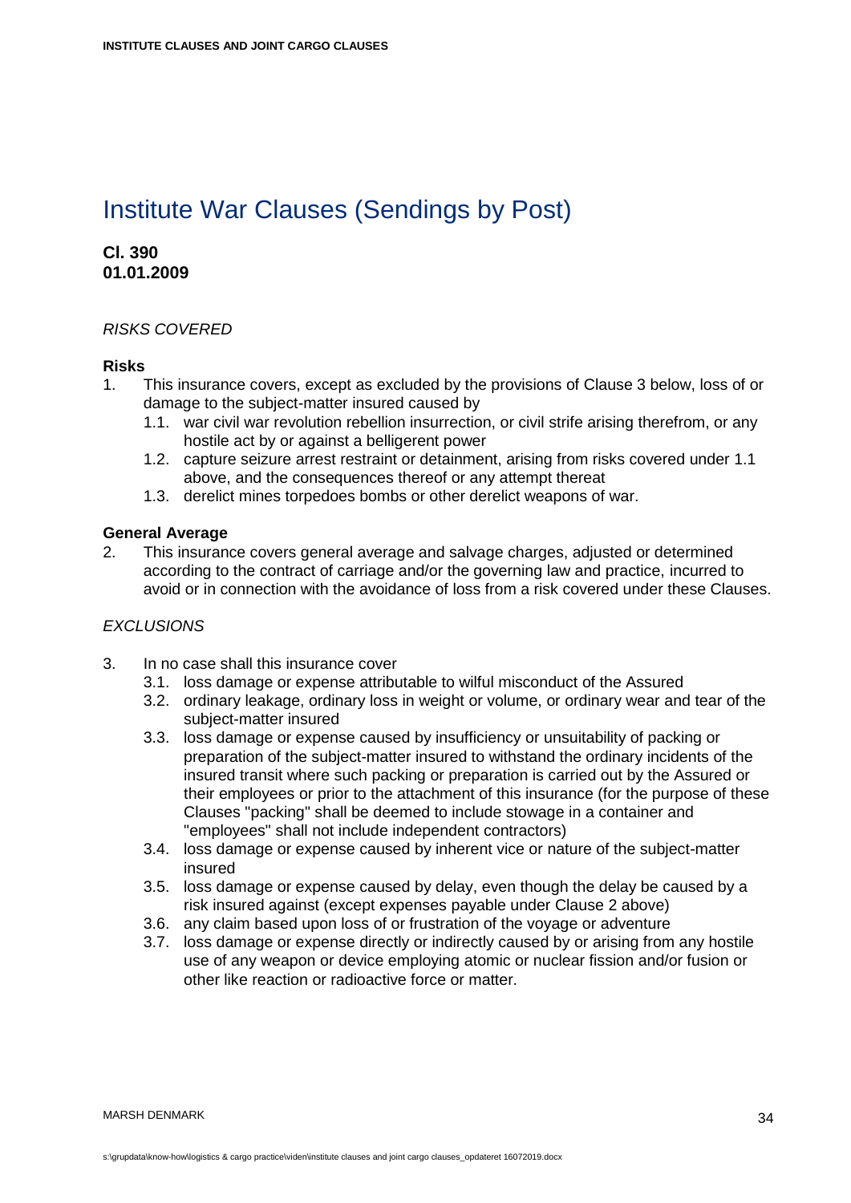# Institute War Clauses (Sendings by Post)

**Cl. 390**
**01.01.2009**

*RISKS COVERED*

**Risks**

1. This insurance covers, except as excluded by the provisions of Clause 3 below, loss of or damage to the subject-matter insured caused by
   1.1. war civil war revolution rebellion insurrection, or civil strife arising therefrom, or any hostile act by or against a belligerent power
   1.2. capture seizure arrest restraint or detainment, arising from risks covered under 1.1 above, and the consequences thereof or any attempt thereat
   1.3. derelict mines torpedoes bombs or other derelict weapons of war.

**General Average**

2. This insurance covers general average and salvage charges, adjusted or determined according to the contract of carriage and/or the governing law and practice, incurred to avoid or in connection with the avoidance of loss from a risk covered under these Clauses.

*EXCLUSIONS*

3. In no case shall this insurance cover
   3.1. loss damage or expense attributable to wilful misconduct of the Assured
   3.2. ordinary leakage, ordinary loss in weight or volume, or ordinary wear and tear of the subject-matter insured
   3.3. loss damage or expense caused by insufficiency or unsuitability of packing or preparation of the subject-matter insured to withstand the ordinary incidents of the insured transit where such packing or preparation is carried out by the Assured or their employees or prior to the attachment of this insurance (for the purpose of these Clauses "packing" shall be deemed to include stowage in a container and "employees" shall not include independent contractors)
   3.4. loss damage or expense caused by inherent vice or nature of the subject-matter insured
   3.5. loss damage or expense caused by delay, even though the delay be caused by a risk insured against (except expenses payable under Clause 2 above)
   3.6. any claim based upon loss of or frustration of the voyage or adventure
   3.7. loss damage or expense directly or indirectly caused by or arising from any hostile use of any weapon or device employing atomic or nuclear fission and/or fusion or other like reaction or radioactive force or matter.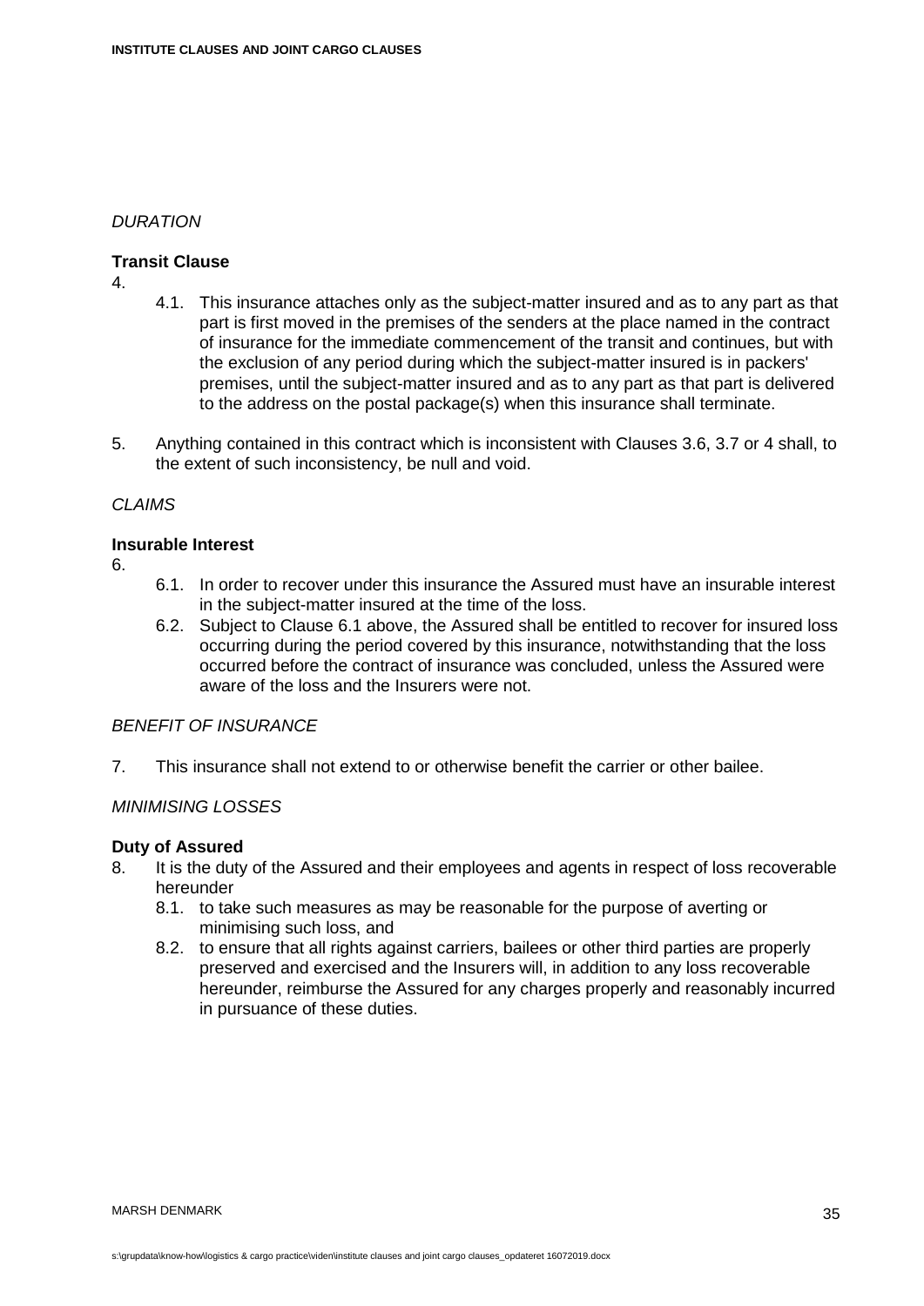*DURATION*

**Transit Clause**

4.

4.1. This insurance attaches only as the subject-matter insured and as to any part as that part is first moved in the premises of the senders at the place named in the contract of insurance for the immediate commencement of the transit and continues, but with the exclusion of any period during which the subject-matter insured is in packers' premises, until the subject-matter insured and as to any part as that part is delivered to the address on the postal package(s) when this insurance shall terminate.

5. Anything contained in this contract which is inconsistent with Clauses 3.6, 3.7 or 4 shall, to the extent of such inconsistency, be null and void.

*CLAIMS*

**Insurable Interest**

6.

6.1. In order to recover under this insurance the Assured must have an insurable interest in the subject-matter insured at the time of the loss.

6.2. Subject to Clause 6.1 above, the Assured shall be entitled to recover for insured loss occurring during the period covered by this insurance, notwithstanding that the loss occurred before the contract of insurance was concluded, unless the Assured were aware of the loss and the Insurers were not.

*BENEFIT OF INSURANCE*

7. This insurance shall not extend to or otherwise benefit the carrier or other bailee.

*MINIMISING LOSSES*

**Duty of Assured**

8. It is the duty of the Assured and their employees and agents in respect of loss recoverable hereunder

8.1. to take such measures as may be reasonable for the purpose of averting or minimising such loss, and

8.2. to ensure that all rights against carriers, bailees or other third parties are properly preserved and exercised and the Insurers will, in addition to any loss recoverable hereunder, reimburse the Assured for any charges properly and reasonably incurred in pursuance of these duties.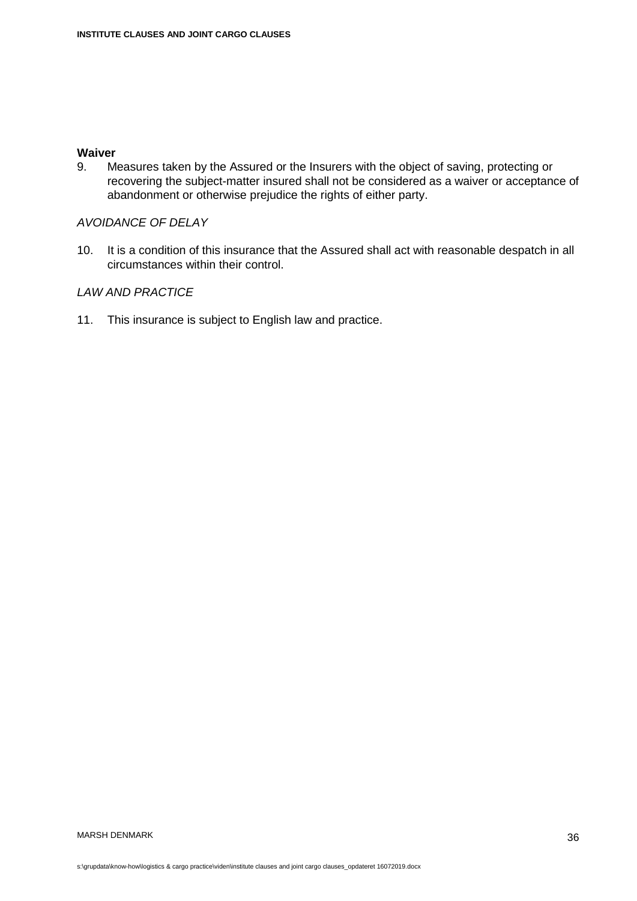**Waiver**

9. Measures taken by the Assured or the Insurers with the object of saving, protecting or recovering the subject-matter insured shall not be considered as a waiver or acceptance of abandonment or otherwise prejudice the rights of either party.

*AVOIDANCE OF DELAY*

10. It is a condition of this insurance that the Assured shall act with reasonable despatch in all circumstances within their control.

*LAW AND PRACTICE*

11. This insurance is subject to English law and practice.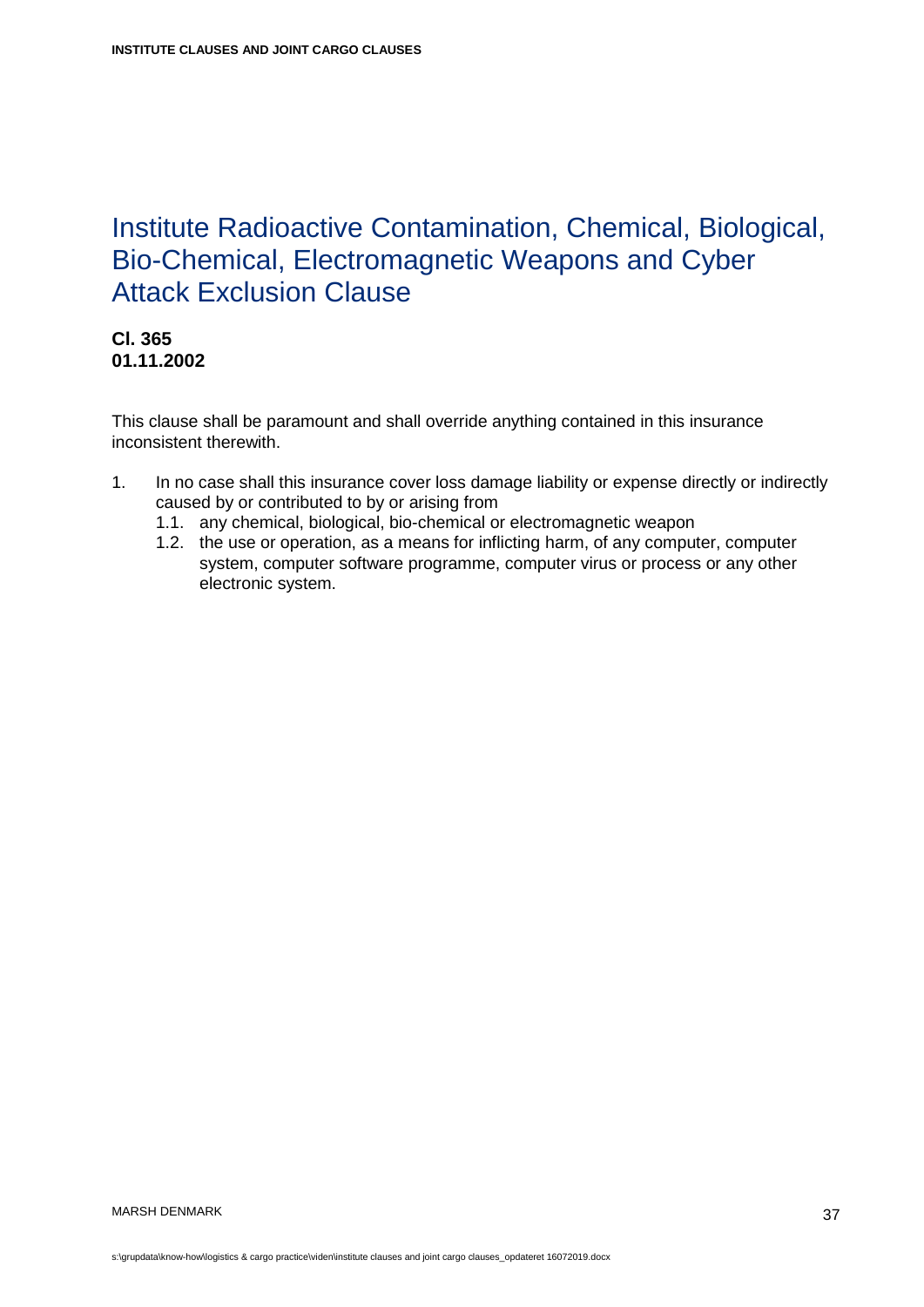# Institute Radioactive Contamination, Chemical, Biological, Bio-Chemical, Electromagnetic Weapons and Cyber Attack Exclusion Clause

**Cl. 365**
**01.11.2002**

This clause shall be paramount and shall override anything contained in this insurance inconsistent therewith.

1. In no case shall this insurance cover loss damage liability or expense directly or indirectly caused by or contributed to by or arising from
   1.1. any chemical, biological, bio-chemical or electromagnetic weapon
   1.2. the use or operation, as a means for inflicting harm, of any computer, computer system, computer software programme, computer virus or process or any other electronic system.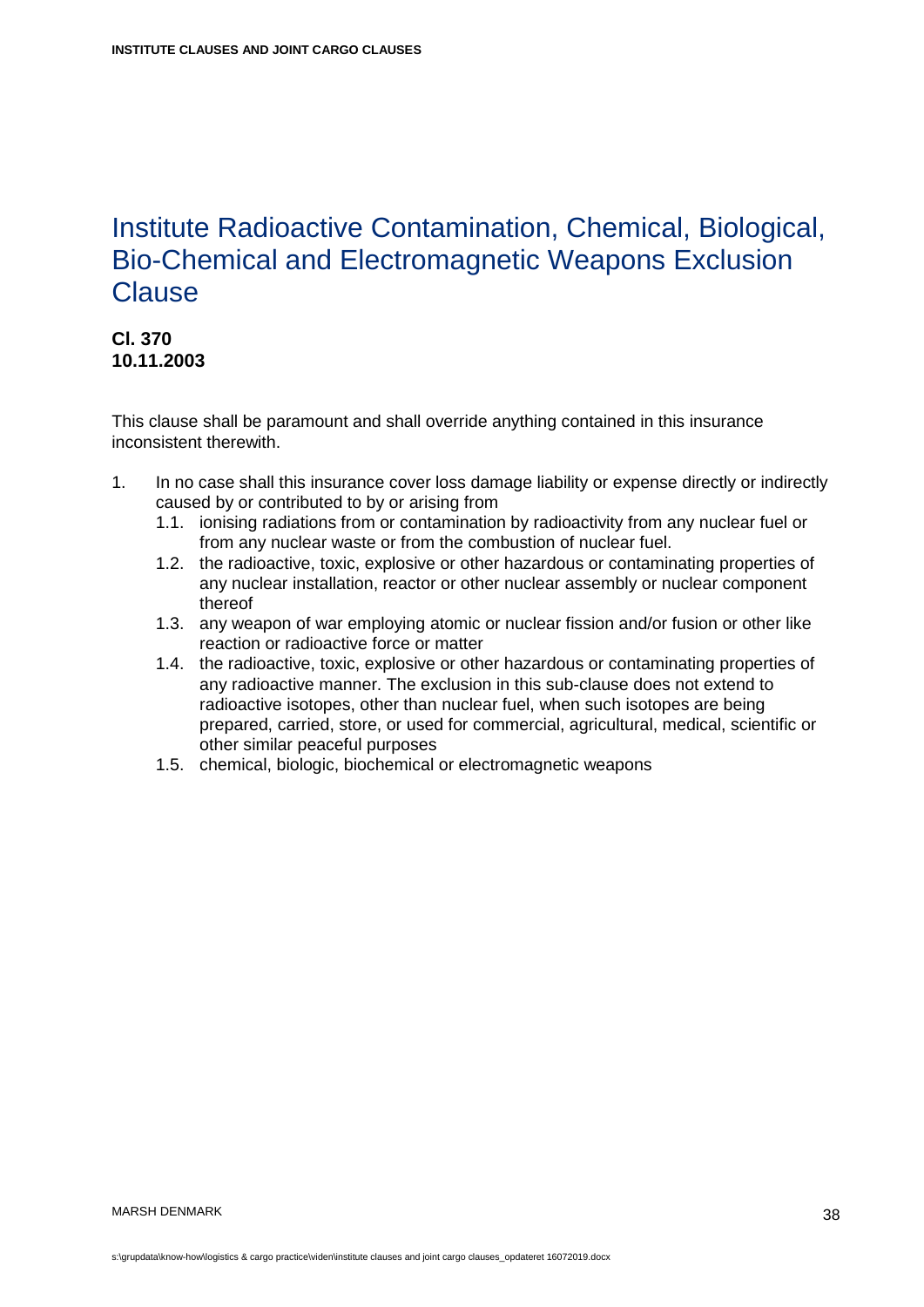# Institute Radioactive Contamination, Chemical, Biological, Bio-Chemical and Electromagnetic Weapons Exclusion Clause

**Cl. 370**
**10.11.2003**

This clause shall be paramount and shall override anything contained in this insurance inconsistent therewith.

1. In no case shall this insurance cover loss damage liability or expense directly or indirectly caused by or contributed to by or arising from
   - 1.1. ionising radiations from or contamination by radioactivity from any nuclear fuel or from any nuclear waste or from the combustion of nuclear fuel.
   - 1.2. the radioactive, toxic, explosive or other hazardous or contaminating properties of any nuclear installation, reactor or other nuclear assembly or nuclear component thereof
   - 1.3. any weapon of war employing atomic or nuclear fission and/or fusion or other like reaction or radioactive force or matter
   - 1.4. the radioactive, toxic, explosive or other hazardous or contaminating properties of any radioactive manner. The exclusion in this sub-clause does not extend to radioactive isotopes, other than nuclear fuel, when such isotopes are being prepared, carried, store, or used for commercial, agricultural, medical, scientific or other similar peaceful purposes
   - 1.5. chemical, biologic, biochemical or electromagnetic weapons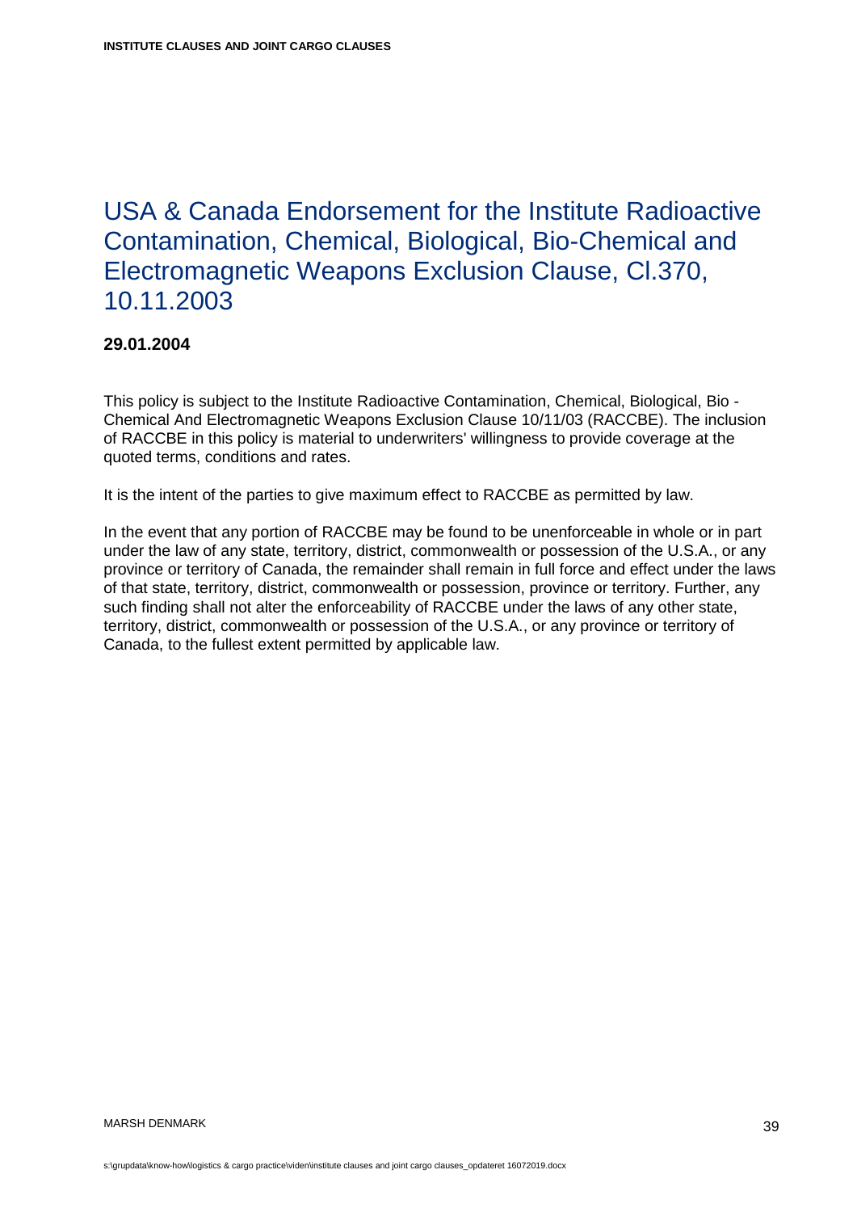# USA & Canada Endorsement for the Institute Radioactive Contamination, Chemical, Biological, Bio-Chemical and Electromagnetic Weapons Exclusion Clause, Cl.370, 10.11.2003

**29.01.2004**

This policy is subject to the Institute Radioactive Contamination, Chemical, Biological, Bio - Chemical And Electromagnetic Weapons Exclusion Clause 10/11/03 (RACCBE). The inclusion of RACCBE in this policy is material to underwriters' willingness to provide coverage at the quoted terms, conditions and rates.

It is the intent of the parties to give maximum effect to RACCBE as permitted by law.

In the event that any portion of RACCBE may be found to be unenforceable in whole or in part under the law of any state, territory, district, commonwealth or possession of the U.S.A., or any province or territory of Canada, the remainder shall remain in full force and effect under the laws of that state, territory, district, commonwealth or possession, province or territory. Further, any such finding shall not alter the enforceability of RACCBE under the laws of any other state, territory, district, commonwealth or possession of the U.S.A., or any province or territory of Canada, to the fullest extent permitted by applicable law.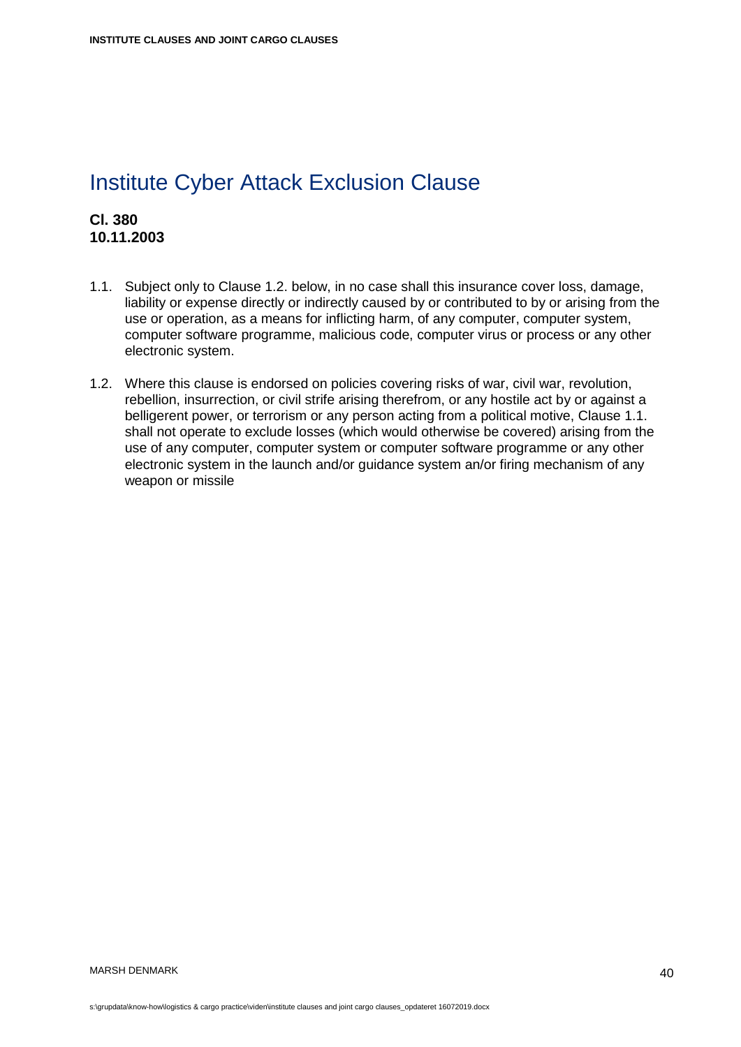# Institute Cyber Attack Exclusion Clause

**Cl. 380**
**10.11.2003**

1.1. Subject only to Clause 1.2. below, in no case shall this insurance cover loss, damage, liability or expense directly or indirectly caused by or contributed to by or arising from the use or operation, as a means for inflicting harm, of any computer, computer system, computer software programme, malicious code, computer virus or process or any other electronic system.

1.2. Where this clause is endorsed on policies covering risks of war, civil war, revolution, rebellion, insurrection, or civil strife arising therefrom, or any hostile act by or against a belligerent power, or terrorism or any person acting from a political motive, Clause 1.1. shall not operate to exclude losses (which would otherwise be covered) arising from the use of any computer, computer system or computer software programme or any other electronic system in the launch and/or guidance system an/or firing mechanism of any weapon or missile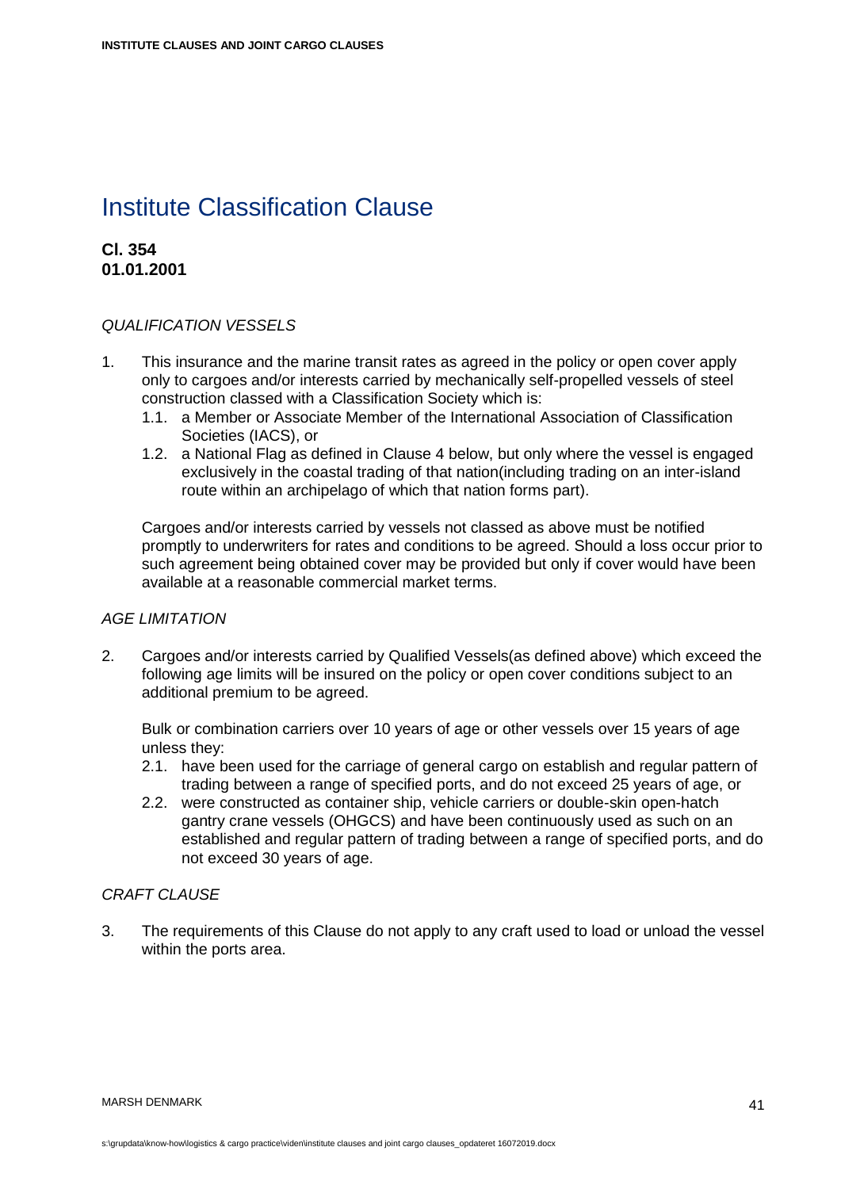# Institute Classification Clause

**Cl. 354**
**01.01.2001**

*QUALIFICATION VESSELS*

1. This insurance and the marine transit rates as agreed in the policy or open cover apply only to cargoes and/or interests carried by mechanically self-propelled vessels of steel construction classed with a Classification Society which is:
   1.1. a Member or Associate Member of the International Association of Classification Societies (IACS), or
   1.2. a National Flag as defined in Clause 4 below, but only where the vessel is engaged exclusively in the coastal trading of that nation(including trading on an inter-island route within an archipelago of which that nation forms part).

   Cargoes and/or interests carried by vessels not classed as above must be notified promptly to underwriters for rates and conditions to be agreed. Should a loss occur prior to such agreement being obtained cover may be provided but only if cover would have been available at a reasonable commercial market terms.

*AGE LIMITATION*

2. Cargoes and/or interests carried by Qualified Vessels(as defined above) which exceed the following age limits will be insured on the policy or open cover conditions subject to an additional premium to be agreed.

   Bulk or combination carriers over 10 years of age or other vessels over 15 years of age unless they:
   2.1. have been used for the carriage of general cargo on establish and regular pattern of trading between a range of specified ports, and do not exceed 25 years of age, or
   2.2. were constructed as container ship, vehicle carriers or double-skin open-hatch gantry crane vessels (OHGCS) and have been continuously used as such on an established and regular pattern of trading between a range of specified ports, and do not exceed 30 years of age.

*CRAFT CLAUSE*

3. The requirements of this Clause do not apply to any craft used to load or unload the vessel within the ports area.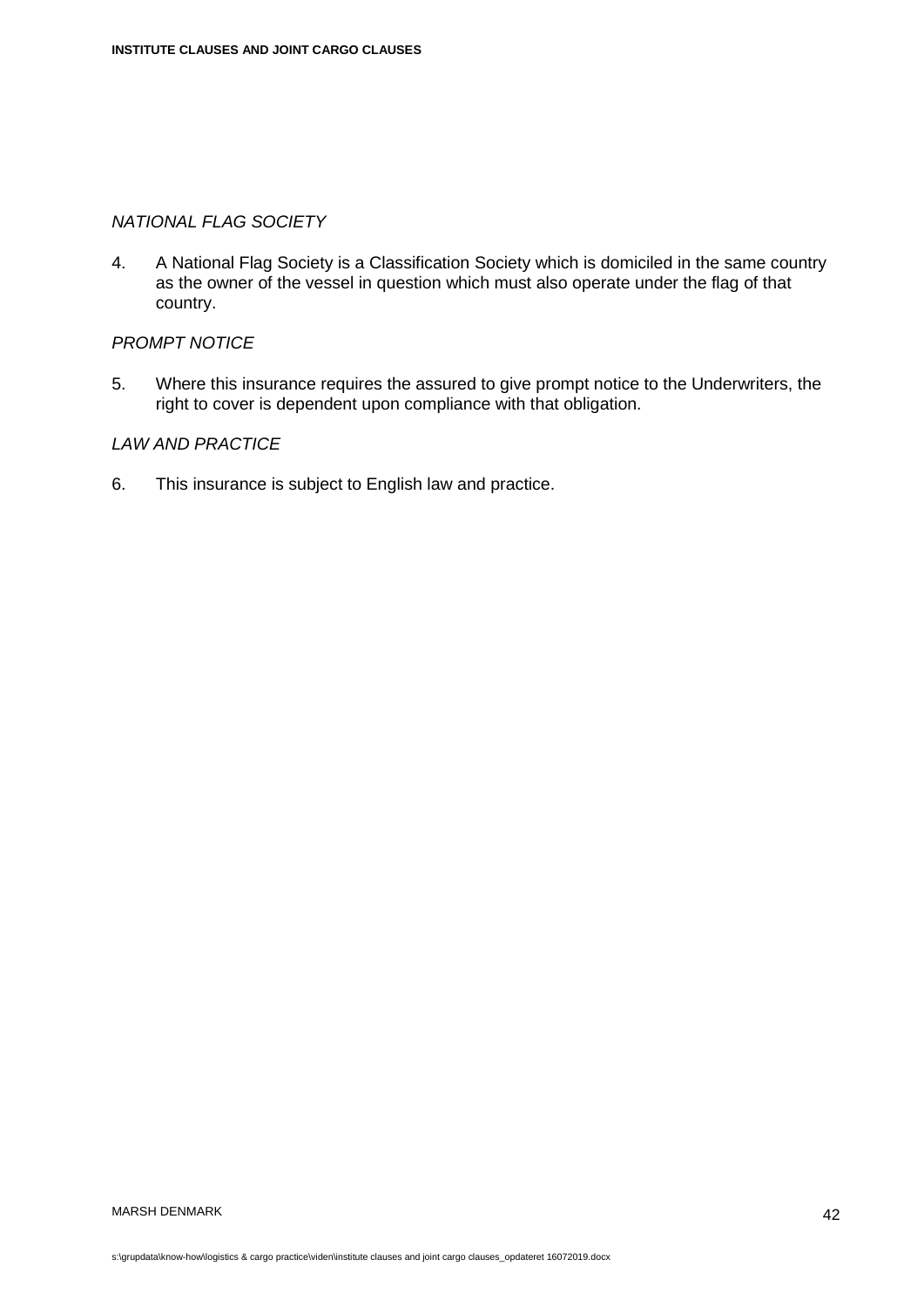*NATIONAL FLAG SOCIETY*

4. A National Flag Society is a Classification Society which is domiciled in the same country as the owner of the vessel in question which must also operate under the flag of that country.

*PROMPT NOTICE*

5. Where this insurance requires the assured to give prompt notice to the Underwriters, the right to cover is dependent upon compliance with that obligation.

*LAW AND PRACTICE*

6. This insurance is subject to English law and practice.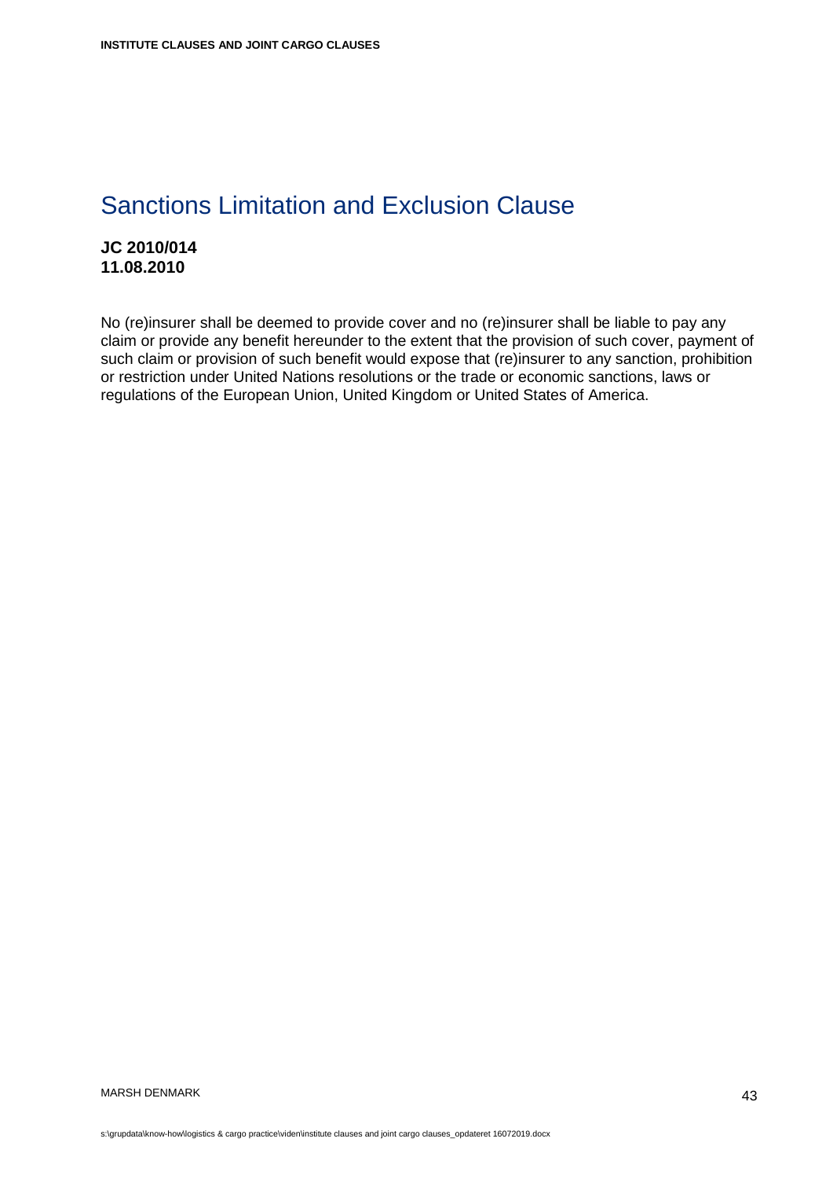# Sanctions Limitation and Exclusion Clause

**JC 2010/014**
**11.08.2010**

No (re)insurer shall be deemed to provide cover and no (re)insurer shall be liable to pay any claim or provide any benefit hereunder to the extent that the provision of such cover, payment of such claim or provision of such benefit would expose that (re)insurer to any sanction, prohibition or restriction under United Nations resolutions or the trade or economic sanctions, laws or regulations of the European Union, United Kingdom or United States of America.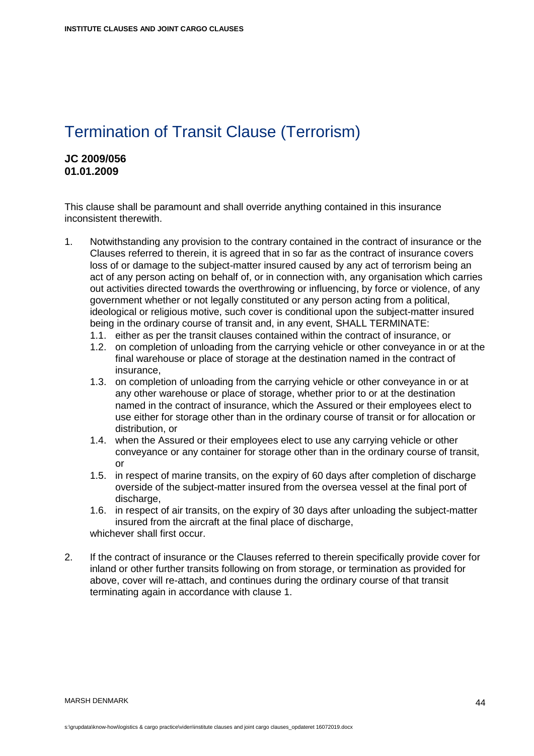# Termination of Transit Clause (Terrorism)

**JC 2009/056**
**01.01.2009**

This clause shall be paramount and shall override anything contained in this insurance inconsistent therewith.

1. Notwithstanding any provision to the contrary contained in the contract of insurance or the Clauses referred to therein, it is agreed that in so far as the contract of insurance covers loss of or damage to the subject-matter insured caused by any act of terrorism being an act of any person acting on behalf of, or in connection with, any organisation which carries out activities directed towards the overthrowing or influencing, by force or violence, of any government whether or not legally constituted or any person acting from a political, ideological or religious motive, such cover is conditional upon the subject-matter insured being in the ordinary course of transit and, in any event, SHALL TERMINATE:
   1.1. either as per the transit clauses contained within the contract of insurance, or
   1.2. on completion of unloading from the carrying vehicle or other conveyance in or at the final warehouse or place of storage at the destination named in the contract of insurance,
   1.3. on completion of unloading from the carrying vehicle or other conveyance in or at any other warehouse or place of storage, whether prior to or at the destination named in the contract of insurance, which the Assured or their employees elect to use either for storage other than in the ordinary course of transit or for allocation or distribution, or
   1.4. when the Assured or their employees elect to use any carrying vehicle or other conveyance or any container for storage other than in the ordinary course of transit, or
   1.5. in respect of marine transits, on the expiry of 60 days after completion of discharge overside of the subject-matter insured from the oversea vessel at the final port of discharge,
   1.6. in respect of air transits, on the expiry of 30 days after unloading the subject-matter insured from the aircraft at the final place of discharge,

   whichever shall first occur.

2. If the contract of insurance or the Clauses referred to therein specifically provide cover for inland or other further transits following on from storage, or termination as provided for above, cover will re-attach, and continues during the ordinary course of that transit terminating again in accordance with clause 1.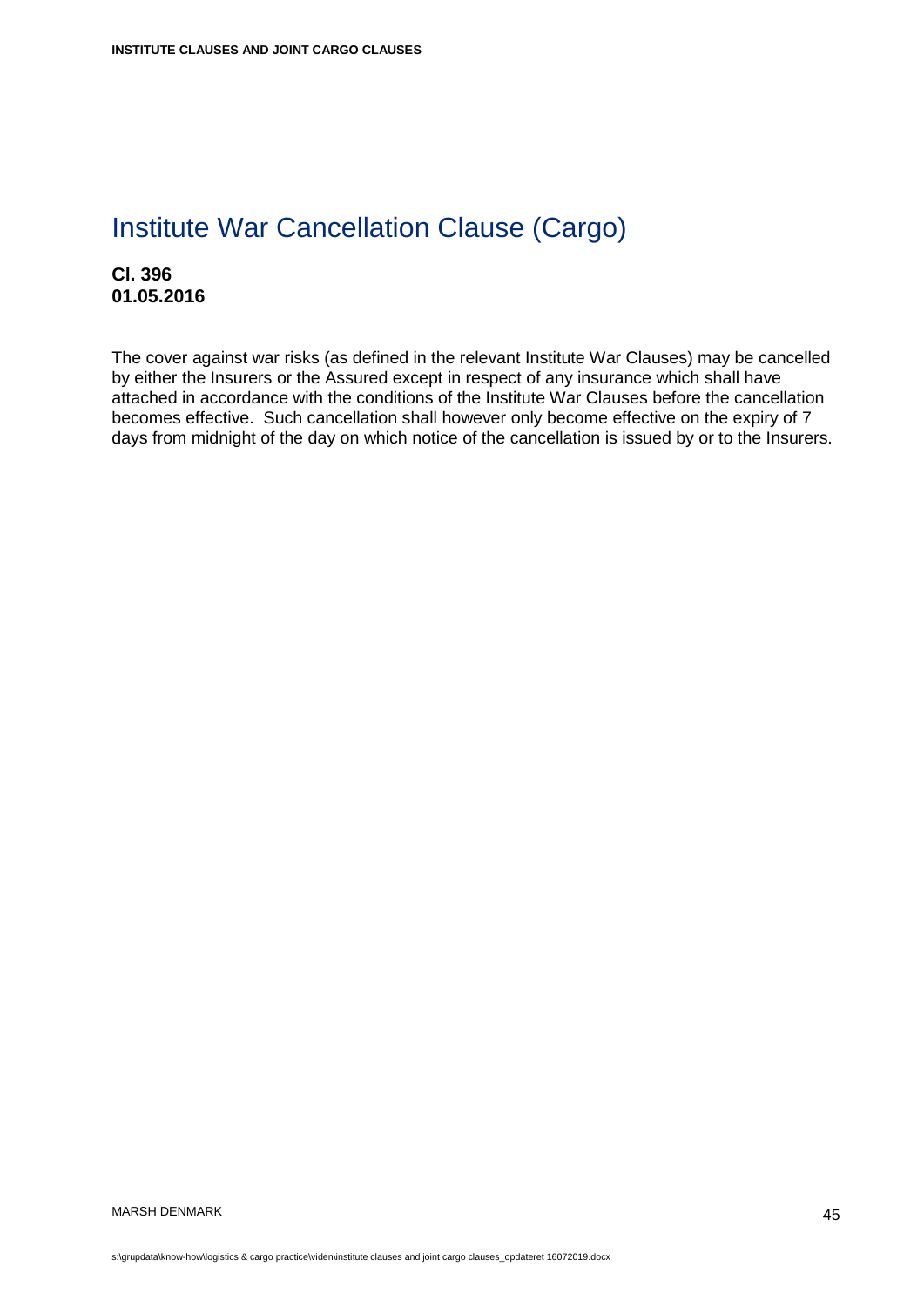# Institute War Cancellation Clause (Cargo)

**Cl. 396**
**01.05.2016**

The cover against war risks (as defined in the relevant Institute War Clauses) may be cancelled by either the Insurers or the Assured except in respect of any insurance which shall have attached in accordance with the conditions of the Institute War Clauses before the cancellation becomes effective. Such cancellation shall however only become effective on the expiry of 7 days from midnight of the day on which notice of the cancellation is issued by or to the Insurers.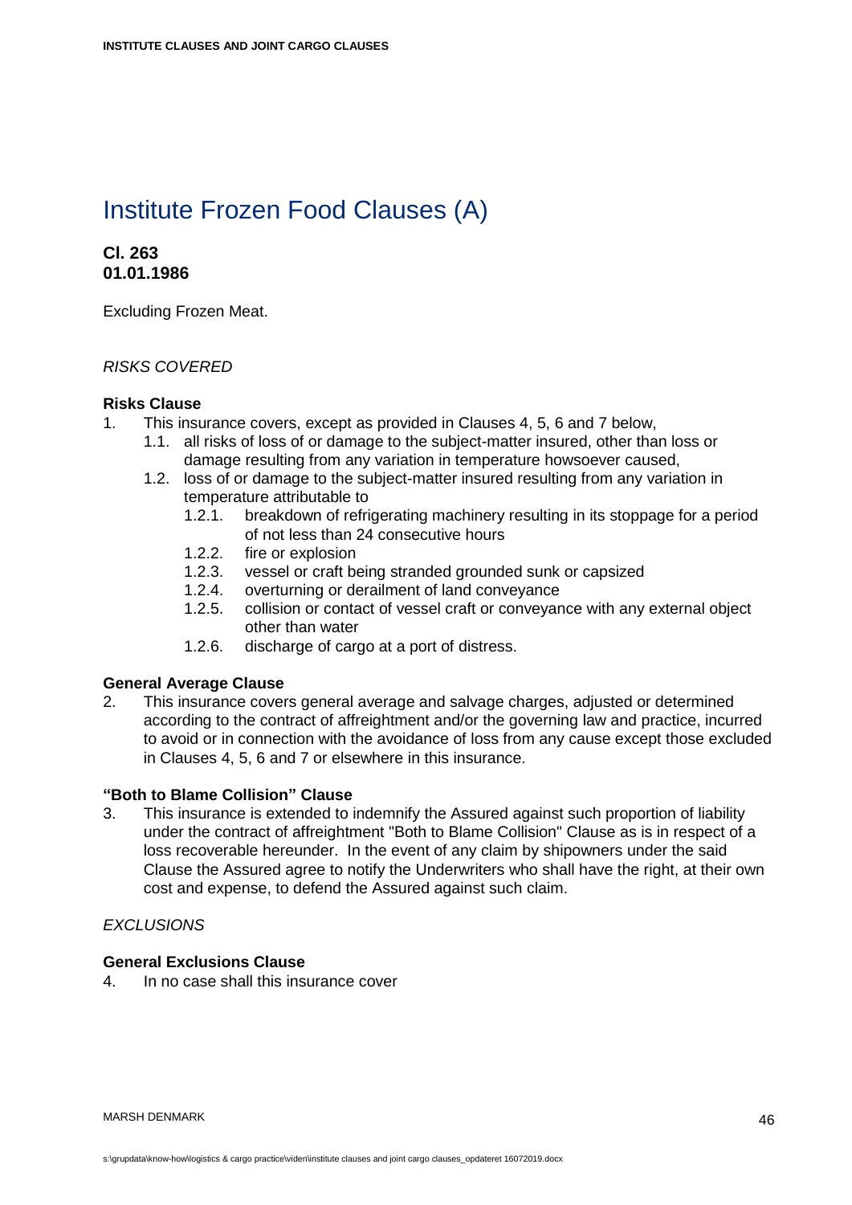# Institute Frozen Food Clauses (A)

**Cl. 263**
**01.01.1986**

Excluding Frozen Meat.

*RISKS COVERED*

**Risks Clause**

1. This insurance covers, except as provided in Clauses 4, 5, 6 and 7 below,
   1.1. all risks of loss of or damage to the subject-matter insured, other than loss or damage resulting from any variation in temperature howsoever caused,
   1.2. loss of or damage to the subject-matter insured resulting from any variation in temperature attributable to
      1.2.1. breakdown of refrigerating machinery resulting in its stoppage for a period of not less than 24 consecutive hours
      1.2.2. fire or explosion
      1.2.3. vessel or craft being stranded grounded sunk or capsized
      1.2.4. overturning or derailment of land conveyance
      1.2.5. collision or contact of vessel craft or conveyance with any external object other than water
      1.2.6. discharge of cargo at a port of distress.

**General Average Clause**

2. This insurance covers general average and salvage charges, adjusted or determined according to the contract of affreightment and/or the governing law and practice, incurred to avoid or in connection with the avoidance of loss from any cause except those excluded in Clauses 4, 5, 6 and 7 or elsewhere in this insurance.

**"Both to Blame Collision" Clause**

3. This insurance is extended to indemnify the Assured against such proportion of liability under the contract of affreightment "Both to Blame Collision" Clause as is in respect of a loss recoverable hereunder. In the event of any claim by shipowners under the said Clause the Assured agree to notify the Underwriters who shall have the right, at their own cost and expense, to defend the Assured against such claim.

*EXCLUSIONS*

**General Exclusions Clause**

4. In no case shall this insurance cover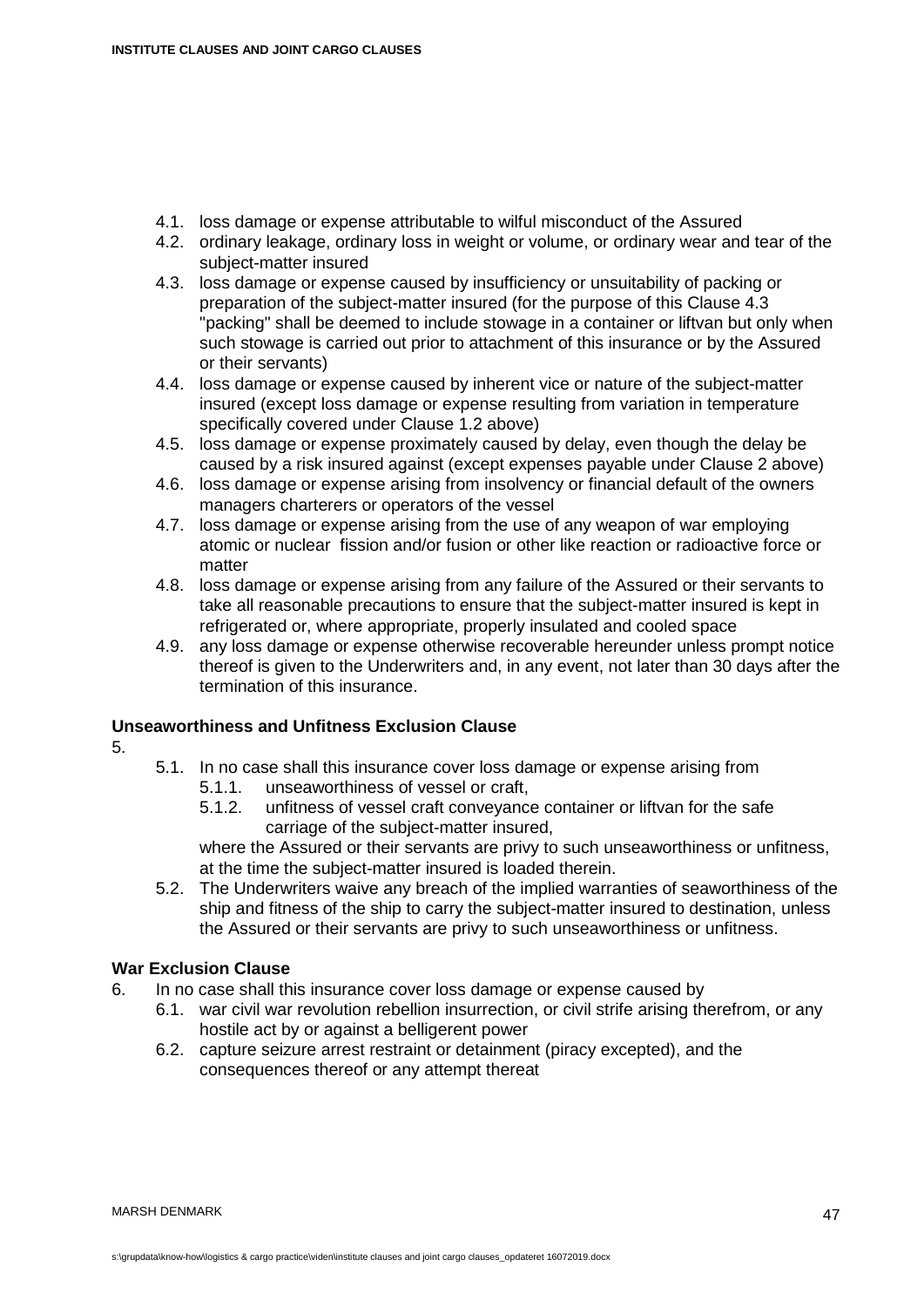4.1. loss damage or expense attributable to wilful misconduct of the Assured
4.2. ordinary leakage, ordinary loss in weight or volume, or ordinary wear and tear of the subject-matter insured
4.3. loss damage or expense caused by insufficiency or unsuitability of packing or preparation of the subject-matter insured (for the purpose of this Clause 4.3 "packing" shall be deemed to include stowage in a container or liftvan but only when such stowage is carried out prior to attachment of this insurance or by the Assured or their servants)
4.4. loss damage or expense caused by inherent vice or nature of the subject-matter insured (except loss damage or expense resulting from variation in temperature specifically covered under Clause 1.2 above)
4.5. loss damage or expense proximately caused by delay, even though the delay be caused by a risk insured against (except expenses payable under Clause 2 above)
4.6. loss damage or expense arising from insolvency or financial default of the owners managers charterers or operators of the vessel
4.7. loss damage or expense arising from the use of any weapon of war employing atomic or nuclear fission and/or fusion or other like reaction or radioactive force or matter
4.8. loss damage or expense arising from any failure of the Assured or their servants to take all reasonable precautions to ensure that the subject-matter insured is kept in refrigerated or, where appropriate, properly insulated and cooled space
4.9. any loss damage or expense otherwise recoverable hereunder unless prompt notice thereof is given to the Underwriters and, in any event, not later than 30 days after the termination of this insurance.

**Unseaworthiness and Unfitness Exclusion Clause**

5.

5.1. In no case shall this insurance cover loss damage or expense arising from
  5.1.1. unseaworthiness of vessel or craft,
  5.1.2. unfitness of vessel craft conveyance container or liftvan for the safe carriage of the subject-matter insured,

  where the Assured or their servants are privy to such unseaworthiness or unfitness, at the time the subject-matter insured is loaded therein.

5.2. The Underwriters waive any breach of the implied warranties of seaworthiness of the ship and fitness of the ship to carry the subject-matter insured to destination, unless the Assured or their servants are privy to such unseaworthiness or unfitness.

**War Exclusion Clause**

6. In no case shall this insurance cover loss damage or expense caused by
  6.1. war civil war revolution rebellion insurrection, or civil strife arising therefrom, or any hostile act by or against a belligerent power
  6.2. capture seizure arrest restraint or detainment (piracy excepted), and the consequences thereof or any attempt thereat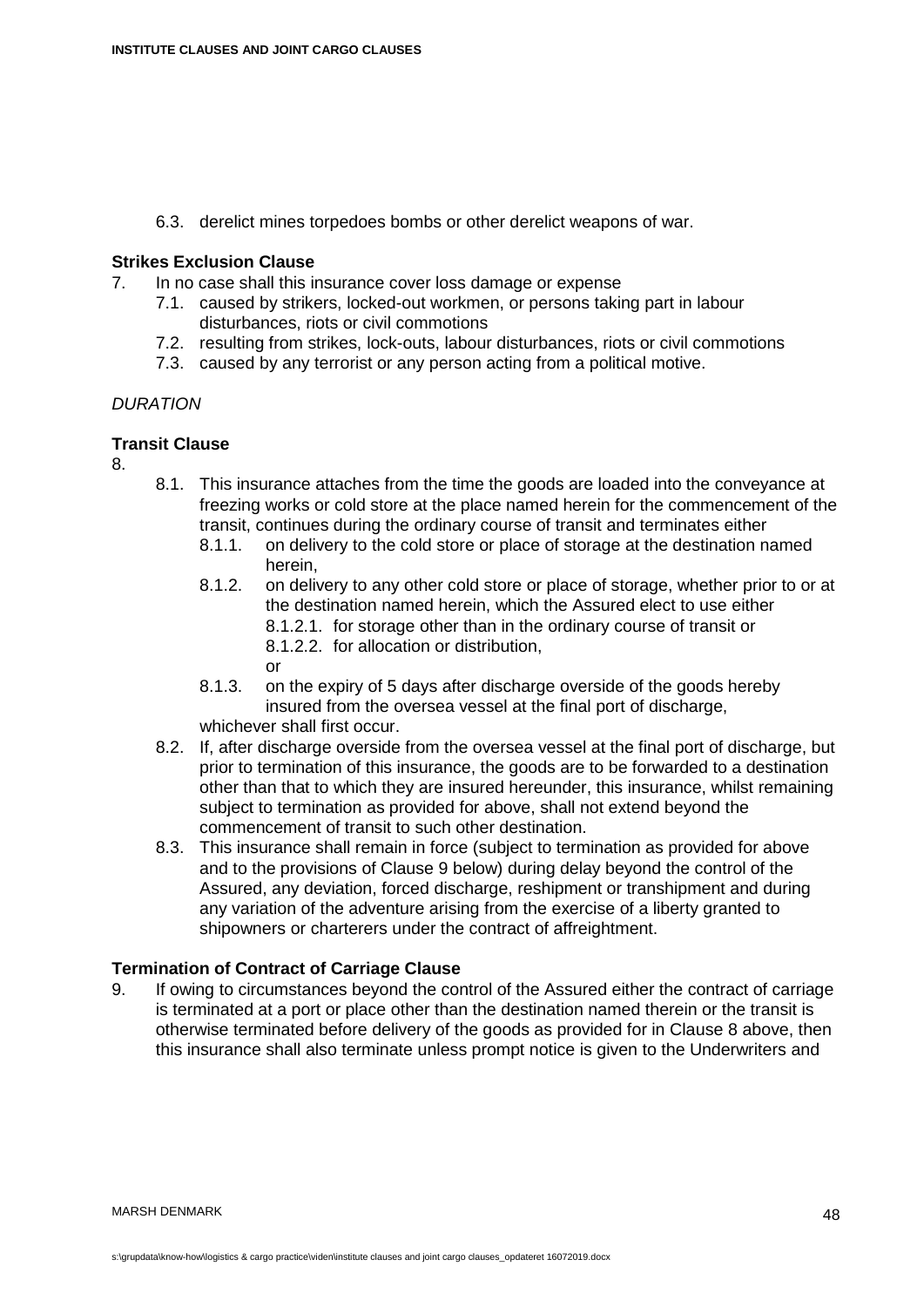6.3. derelict mines torpedoes bombs or other derelict weapons of war.

**Strikes Exclusion Clause**

7. In no case shall this insurance cover loss damage or expense
   - 7.1. caused by strikers, locked-out workmen, or persons taking part in labour disturbances, riots or civil commotions
   - 7.2. resulting from strikes, lock-outs, labour disturbances, riots or civil commotions
   - 7.3. caused by any terrorist or any person acting from a political motive.

*DURATION*

**Transit Clause**

8.
   - 8.1. This insurance attaches from the time the goods are loaded into the conveyance at freezing works or cold store at the place named herein for the commencement of the transit, continues during the ordinary course of transit and terminates either
     - 8.1.1. on delivery to the cold store or place of storage at the destination named herein,
     - 8.1.2. on delivery to any other cold store or place of storage, whether prior to or at the destination named herein, which the Assured elect to use either
       - 8.1.2.1. for storage other than in the ordinary course of transit or
       - 8.1.2.2. for allocation or distribution,

       or
     - 8.1.3. on the expiry of 5 days after discharge overside of the goods hereby insured from the oversea vessel at the final port of discharge,

     whichever shall first occur.
   - 8.2. If, after discharge overside from the oversea vessel at the final port of discharge, but prior to termination of this insurance, the goods are to be forwarded to a destination other than that to which they are insured hereunder, this insurance, whilst remaining subject to termination as provided for above, shall not extend beyond the commencement of transit to such other destination.
   - 8.3. This insurance shall remain in force (subject to termination as provided for above and to the provisions of Clause 9 below) during delay beyond the control of the Assured, any deviation, forced discharge, reshipment or transhipment and during any variation of the adventure arising from the exercise of a liberty granted to shipowners or charterers under the contract of affreightment.

**Termination of Contract of Carriage Clause**

9. If owing to circumstances beyond the control of the Assured either the contract of carriage is terminated at a port or place other than the destination named therein or the transit is otherwise terminated before delivery of the goods as provided for in Clause 8 above, then this insurance shall also terminate unless prompt notice is given to the Underwriters and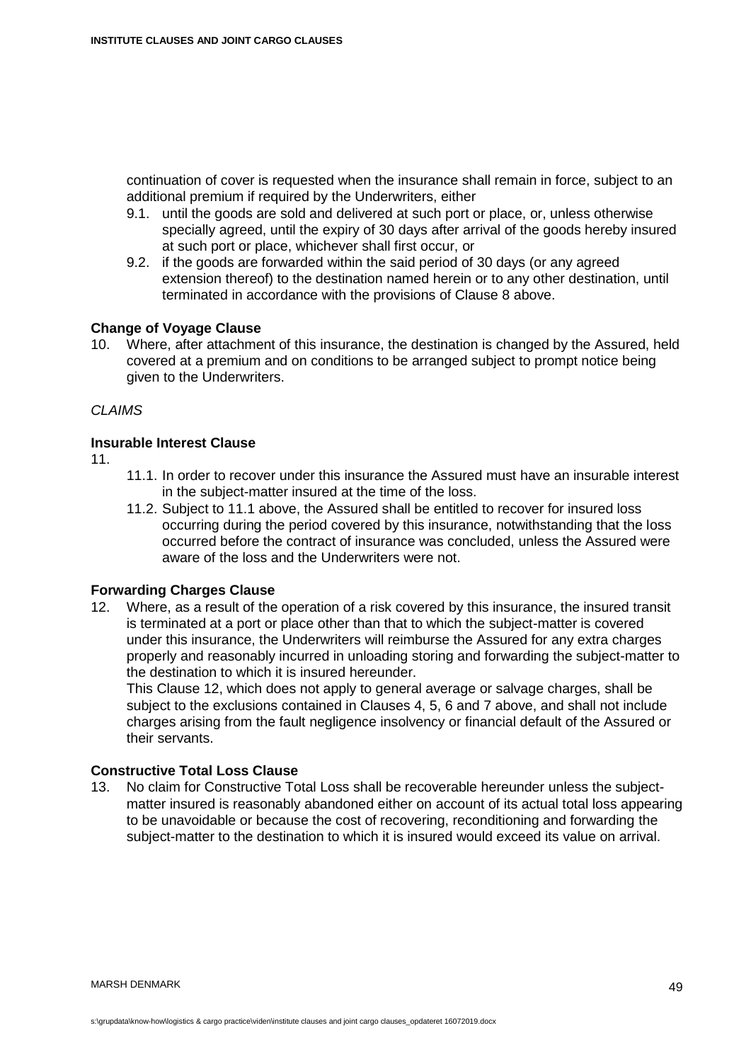continuation of cover is requested when the insurance shall remain in force, subject to an additional premium if required by the Underwriters, either

9.1. until the goods are sold and delivered at such port or place, or, unless otherwise specially agreed, until the expiry of 30 days after arrival of the goods hereby insured at such port or place, whichever shall first occur, or

9.2. if the goods are forwarded within the said period of 30 days (or any agreed extension thereof) to the destination named herein or to any other destination, until terminated in accordance with the provisions of Clause 8 above.

**Change of Voyage Clause**

10. Where, after attachment of this insurance, the destination is changed by the Assured, held covered at a premium and on conditions to be arranged subject to prompt notice being given to the Underwriters.

*CLAIMS*

**Insurable Interest Clause**

11.

11.1. In order to recover under this insurance the Assured must have an insurable interest in the subject-matter insured at the time of the loss.

11.2. Subject to 11.1 above, the Assured shall be entitled to recover for insured loss occurring during the period covered by this insurance, notwithstanding that the loss occurred before the contract of insurance was concluded, unless the Assured were aware of the loss and the Underwriters were not.

**Forwarding Charges Clause**

12. Where, as a result of the operation of a risk covered by this insurance, the insured transit is terminated at a port or place other than that to which the subject-matter is covered under this insurance, the Underwriters will reimburse the Assured for any extra charges properly and reasonably incurred in unloading storing and forwarding the subject-matter to the destination to which it is insured hereunder.

This Clause 12, which does not apply to general average or salvage charges, shall be subject to the exclusions contained in Clauses 4, 5, 6 and 7 above, and shall not include charges arising from the fault negligence insolvency or financial default of the Assured or their servants.

**Constructive Total Loss Clause**

13. No claim for Constructive Total Loss shall be recoverable hereunder unless the subject-matter insured is reasonably abandoned either on account of its actual total loss appearing to be unavoidable or because the cost of recovering, reconditioning and forwarding the subject-matter to the destination to which it is insured would exceed its value on arrival.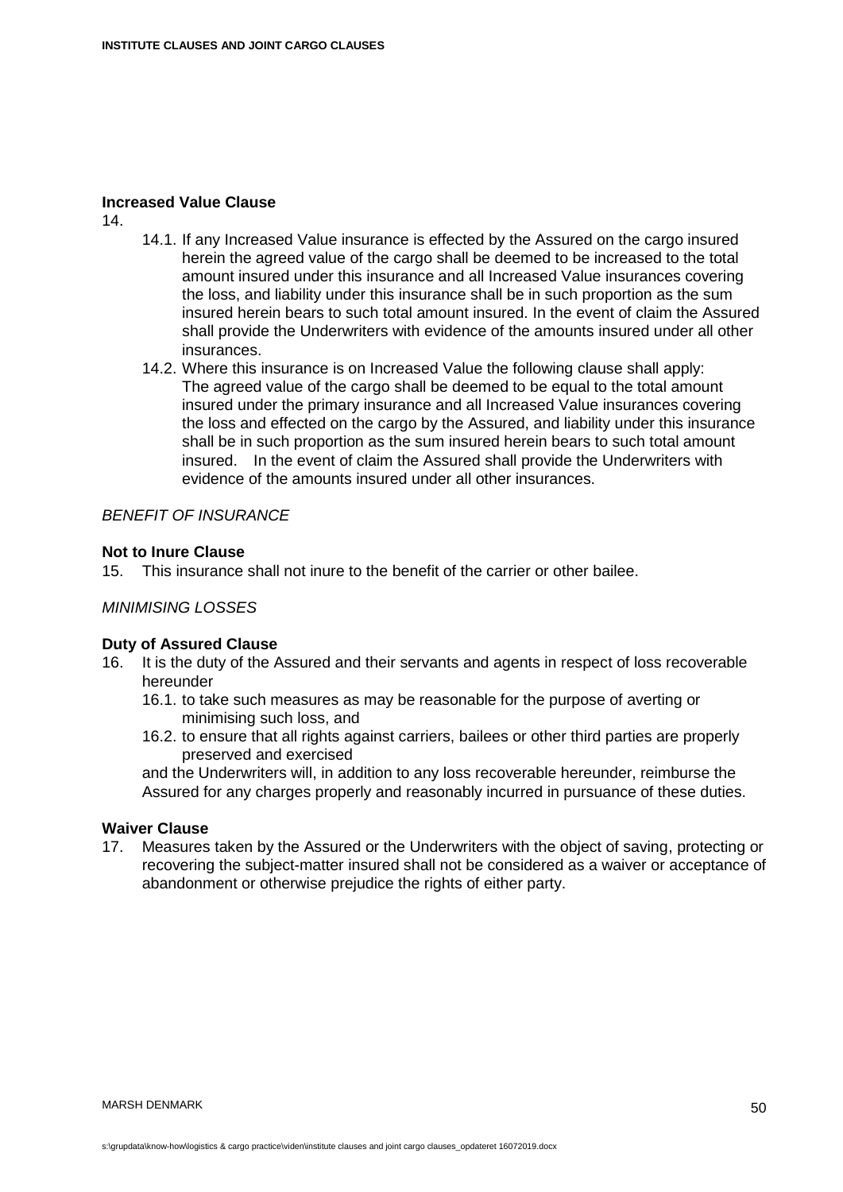**Increased Value Clause**

14.

14.1. If any Increased Value insurance is effected by the Assured on the cargo insured herein the agreed value of the cargo shall be deemed to be increased to the total amount insured under this insurance and all Increased Value insurances covering the loss, and liability under this insurance shall be in such proportion as the sum insured herein bears to such total amount insured. In the event of claim the Assured shall provide the Underwriters with evidence of the amounts insured under all other insurances.

14.2. Where this insurance is on Increased Value the following clause shall apply:
The agreed value of the cargo shall be deemed to be equal to the total amount insured under the primary insurance and all Increased Value insurances covering the loss and effected on the cargo by the Assured, and liability under this insurance shall be in such proportion as the sum insured herein bears to such total amount insured. In the event of claim the Assured shall provide the Underwriters with evidence of the amounts insured under all other insurances.

*BENEFIT OF INSURANCE*

**Not to Inure Clause**

15. This insurance shall not inure to the benefit of the carrier or other bailee.

*MINIMISING LOSSES*

**Duty of Assured Clause**

16. It is the duty of the Assured and their servants and agents in respect of loss recoverable hereunder

16.1. to take such measures as may be reasonable for the purpose of averting or minimising such loss, and

16.2. to ensure that all rights against carriers, bailees or other third parties are properly preserved and exercised

and the Underwriters will, in addition to any loss recoverable hereunder, reimburse the Assured for any charges properly and reasonably incurred in pursuance of these duties.

**Waiver Clause**

17. Measures taken by the Assured or the Underwriters with the object of saving, protecting or recovering the subject-matter insured shall not be considered as a waiver or acceptance of abandonment or otherwise prejudice the rights of either party.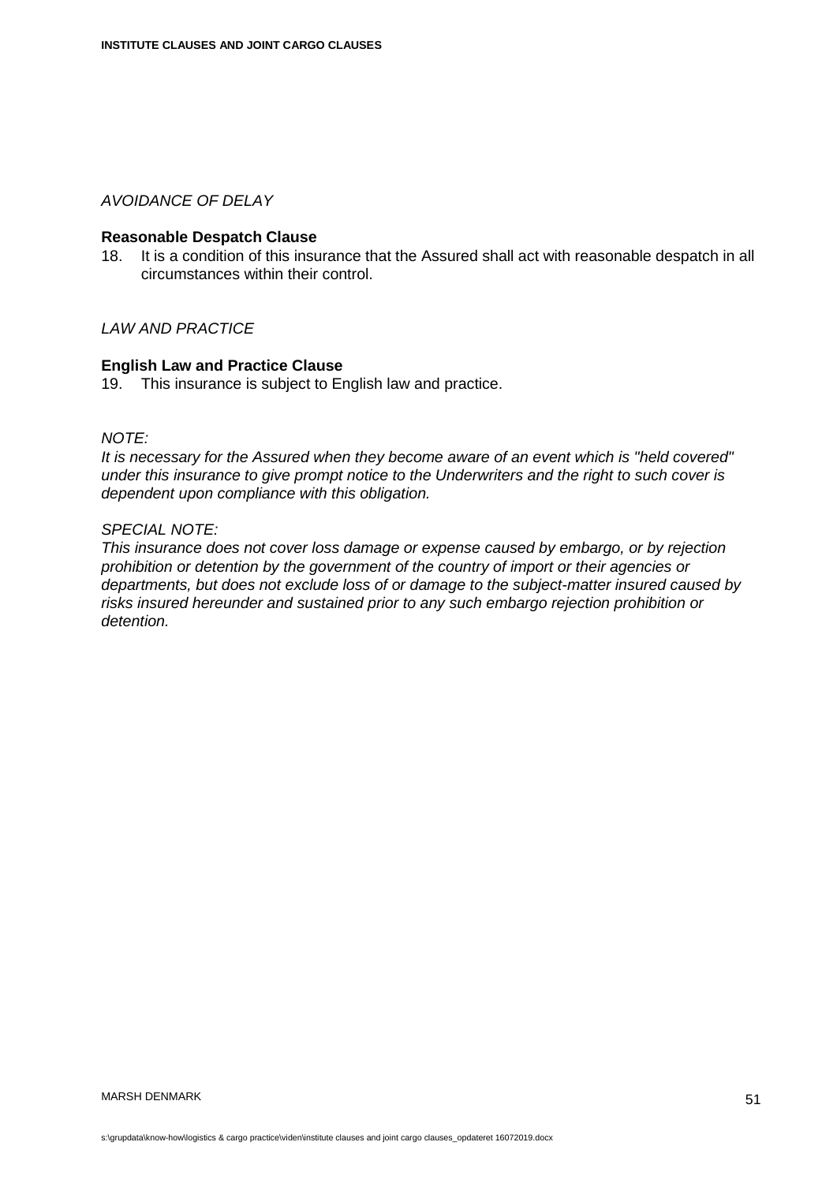*AVOIDANCE OF DELAY*

**Reasonable Despatch Clause**

18. It is a condition of this insurance that the Assured shall act with reasonable despatch in all circumstances within their control.

*LAW AND PRACTICE*

**English Law and Practice Clause**

19. This insurance is subject to English law and practice.

*NOTE:*
*It is necessary for the Assured when they become aware of an event which is "held covered" under this insurance to give prompt notice to the Underwriters and the right to such cover is dependent upon compliance with this obligation.*

*SPECIAL NOTE:*
*This insurance does not cover loss damage or expense caused by embargo, or by rejection prohibition or detention by the government of the country of import or their agencies or departments, but does not exclude loss of or damage to the subject-matter insured caused by risks insured hereunder and sustained prior to any such embargo rejection prohibition or detention.*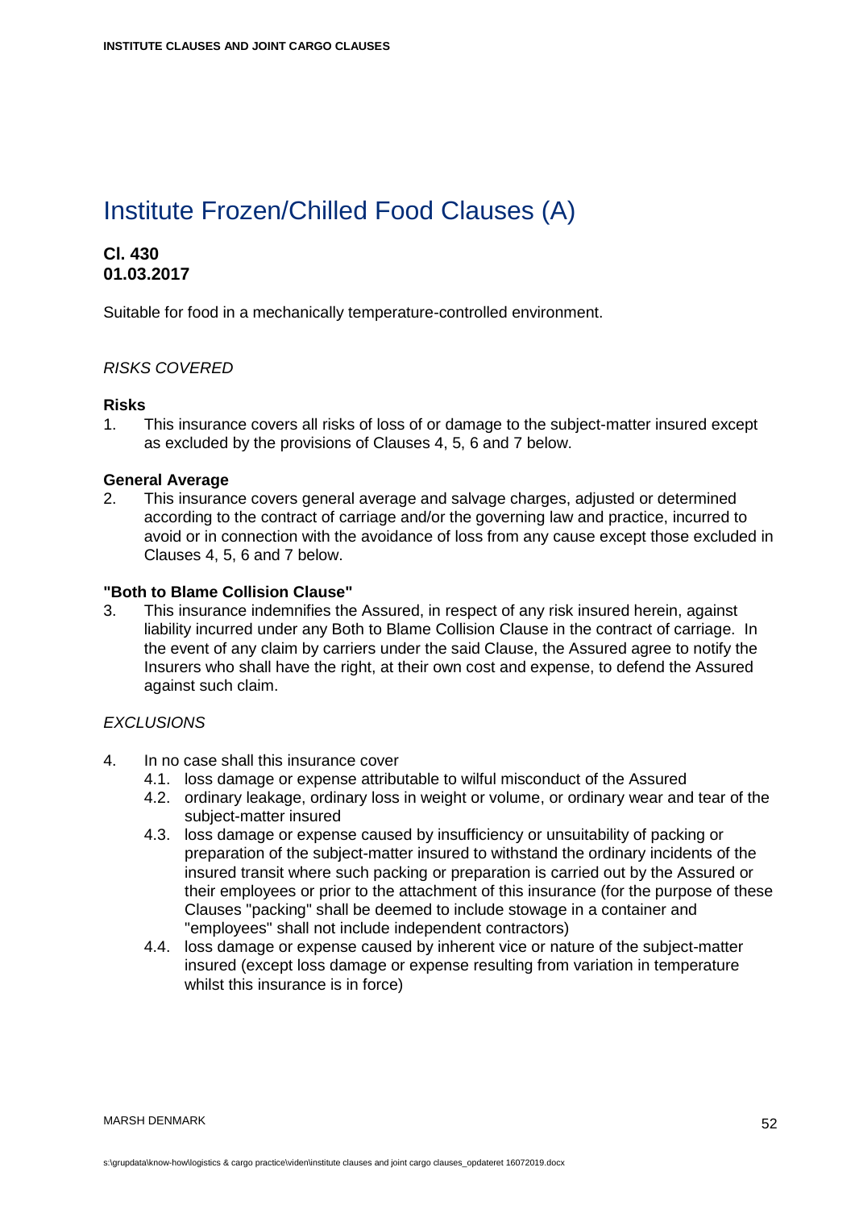# Institute Frozen/Chilled Food Clauses (A)

**Cl. 430**
**01.03.2017**

Suitable for food in a mechanically temperature-controlled environment.

*RISKS COVERED*

**Risks**

1. This insurance covers all risks of loss of or damage to the subject-matter insured except as excluded by the provisions of Clauses 4, 5, 6 and 7 below.

**General Average**

2. This insurance covers general average and salvage charges, adjusted or determined according to the contract of carriage and/or the governing law and practice, incurred to avoid or in connection with the avoidance of loss from any cause except those excluded in Clauses 4, 5, 6 and 7 below.

**"Both to Blame Collision Clause"**

3. This insurance indemnifies the Assured, in respect of any risk insured herein, against liability incurred under any Both to Blame Collision Clause in the contract of carriage. In the event of any claim by carriers under the said Clause, the Assured agree to notify the Insurers who shall have the right, at their own cost and expense, to defend the Assured against such claim.

*EXCLUSIONS*

4. In no case shall this insurance cover
   - 4.1. loss damage or expense attributable to wilful misconduct of the Assured
   - 4.2. ordinary leakage, ordinary loss in weight or volume, or ordinary wear and tear of the subject-matter insured
   - 4.3. loss damage or expense caused by insufficiency or unsuitability of packing or preparation of the subject-matter insured to withstand the ordinary incidents of the insured transit where such packing or preparation is carried out by the Assured or their employees or prior to the attachment of this insurance (for the purpose of these Clauses "packing" shall be deemed to include stowage in a container and "employees" shall not include independent contractors)
   - 4.4. loss damage or expense caused by inherent vice or nature of the subject-matter insured (except loss damage or expense resulting from variation in temperature whilst this insurance is in force)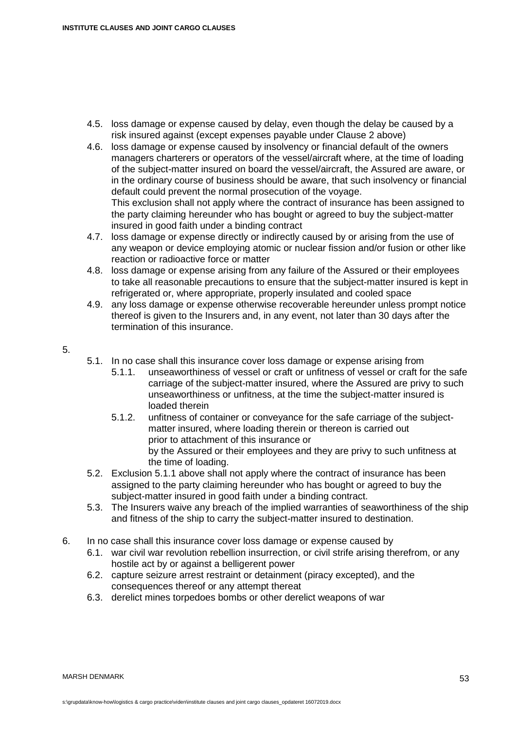4.5. loss damage or expense caused by delay, even though the delay be caused by a risk insured against (except expenses payable under Clause 2 above)

4.6. loss damage or expense caused by insolvency or financial default of the owners managers charterers or operators of the vessel/aircraft where, at the time of loading of the subject-matter insured on board the vessel/aircraft, the Assured are aware, or in the ordinary course of business should be aware, that such insolvency or financial default could prevent the normal prosecution of the voyage.
This exclusion shall not apply where the contract of insurance has been assigned to the party claiming hereunder who has bought or agreed to buy the subject-matter insured in good faith under a binding contract

4.7. loss damage or expense directly or indirectly caused by or arising from the use of any weapon or device employing atomic or nuclear fission and/or fusion or other like reaction or radioactive force or matter

4.8. loss damage or expense arising from any failure of the Assured or their employees to take all reasonable precautions to ensure that the subject-matter insured is kept in refrigerated or, where appropriate, properly insulated and cooled space

4.9. any loss damage or expense otherwise recoverable hereunder unless prompt notice thereof is given to the Insurers and, in any event, not later than 30 days after the termination of this insurance.

5.

5.1. In no case shall this insurance cover loss damage or expense arising from

5.1.1. unseaworthiness of vessel or craft or unfitness of vessel or craft for the safe carriage of the subject-matter insured, where the Assured are privy to such unseaworthiness or unfitness, at the time the subject-matter insured is loaded therein

5.1.2. unfitness of container or conveyance for the safe carriage of the subject-matter insured, where loading therein or thereon is carried out
prior to attachment of this insurance or
by the Assured or their employees and they are privy to such unfitness at the time of loading.

5.2. Exclusion 5.1.1 above shall not apply where the contract of insurance has been assigned to the party claiming hereunder who has bought or agreed to buy the subject-matter insured in good faith under a binding contract.

5.3. The Insurers waive any breach of the implied warranties of seaworthiness of the ship and fitness of the ship to carry the subject-matter insured to destination.

6. In no case shall this insurance cover loss damage or expense caused by

6.1. war civil war revolution rebellion insurrection, or civil strife arising therefrom, or any hostile act by or against a belligerent power

6.2. capture seizure arrest restraint or detainment (piracy excepted), and the consequences thereof or any attempt thereat

6.3. derelict mines torpedoes bombs or other derelict weapons of war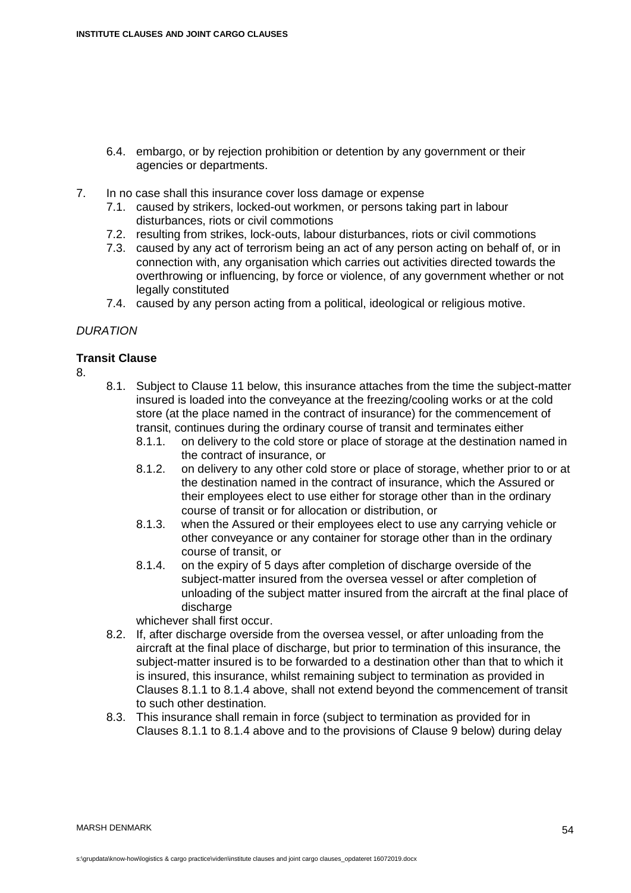6.4. embargo, or by rejection prohibition or detention by any government or their agencies or departments.

7. In no case shall this insurance cover loss damage or expense
   7.1. caused by strikers, locked-out workmen, or persons taking part in labour disturbances, riots or civil commotions
   7.2. resulting from strikes, lock-outs, labour disturbances, riots or civil commotions
   7.3. caused by any act of terrorism being an act of any person acting on behalf of, or in connection with, any organisation which carries out activities directed towards the overthrowing or influencing, by force or violence, of any government whether or not legally constituted
   7.4. caused by any person acting from a political, ideological or religious motive.

*DURATION*

**Transit Clause**

8.
   8.1. Subject to Clause 11 below, this insurance attaches from the time the subject-matter insured is loaded into the conveyance at the freezing/cooling works or at the cold store (at the place named in the contract of insurance) for the commencement of transit, continues during the ordinary course of transit and terminates either
      8.1.1. on delivery to the cold store or place of storage at the destination named in the contract of insurance, or
      8.1.2. on delivery to any other cold store or place of storage, whether prior to or at the destination named in the contract of insurance, which the Assured or their employees elect to use either for storage other than in the ordinary course of transit or for allocation or distribution, or
      8.1.3. when the Assured or their employees elect to use any carrying vehicle or other conveyance or any container for storage other than in the ordinary course of transit, or
      8.1.4. on the expiry of 5 days after completion of discharge overside of the subject-matter insured from the oversea vessel or after completion of unloading of the subject matter insured from the aircraft at the final place of discharge

      whichever shall first occur.
   8.2. If, after discharge overside from the oversea vessel, or after unloading from the aircraft at the final place of discharge, but prior to termination of this insurance, the subject-matter insured is to be forwarded to a destination other than that to which it is insured, this insurance, whilst remaining subject to termination as provided in Clauses 8.1.1 to 8.1.4 above, shall not extend beyond the commencement of transit to such other destination.
   8.3. This insurance shall remain in force (subject to termination as provided for in Clauses 8.1.1 to 8.1.4 above and to the provisions of Clause 9 below) during delay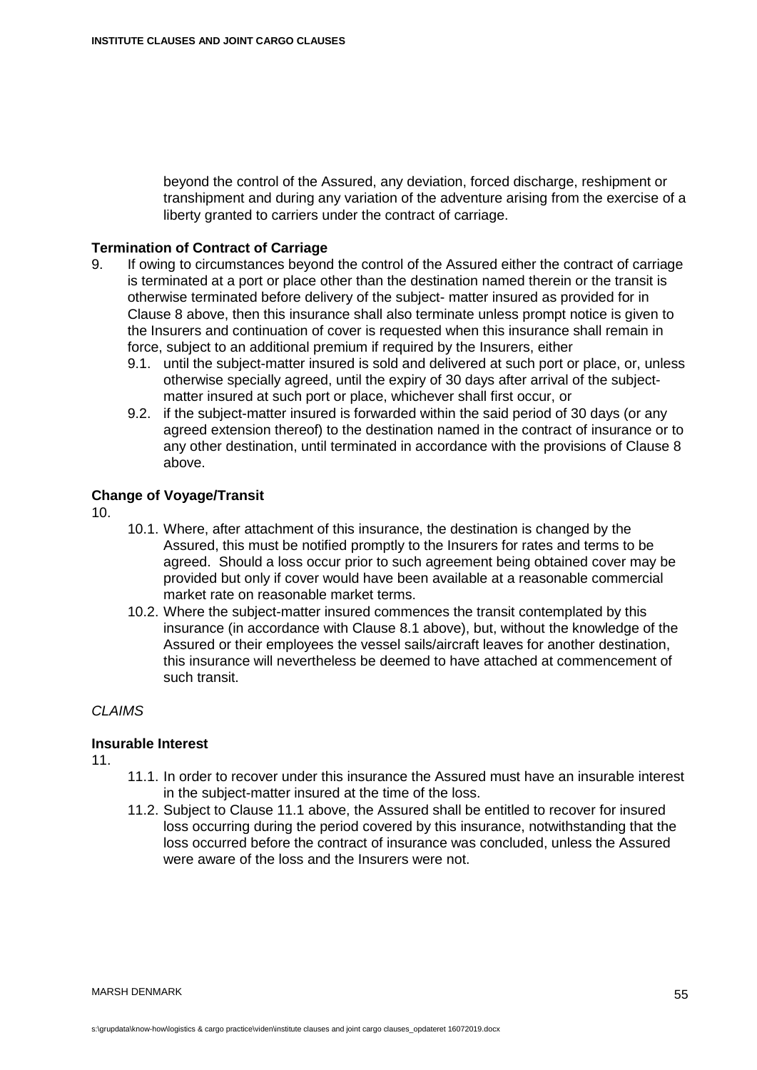beyond the control of the Assured, any deviation, forced discharge, reshipment or transhipment and during any variation of the adventure arising from the exercise of a liberty granted to carriers under the contract of carriage.

**Termination of Contract of Carriage**

9. If owing to circumstances beyond the control of the Assured either the contract of carriage is terminated at a port or place other than the destination named therein or the transit is otherwise terminated before delivery of the subject- matter insured as provided for in Clause 8 above, then this insurance shall also terminate unless prompt notice is given to the Insurers and continuation of cover is requested when this insurance shall remain in force, subject to an additional premium if required by the Insurers, either
   - 9.1. until the subject-matter insured is sold and delivered at such port or place, or, unless otherwise specially agreed, until the expiry of 30 days after arrival of the subject-matter insured at such port or place, whichever shall first occur, or
   - 9.2. if the subject-matter insured is forwarded within the said period of 30 days (or any agreed extension thereof) to the destination named in the contract of insurance or to any other destination, until terminated in accordance with the provisions of Clause 8 above.

**Change of Voyage/Transit**

10.
   - 10.1. Where, after attachment of this insurance, the destination is changed by the Assured, this must be notified promptly to the Insurers for rates and terms to be agreed. Should a loss occur prior to such agreement being obtained cover may be provided but only if cover would have been available at a reasonable commercial market rate on reasonable market terms.
   - 10.2. Where the subject-matter insured commences the transit contemplated by this insurance (in accordance with Clause 8.1 above), but, without the knowledge of the Assured or their employees the vessel sails/aircraft leaves for another destination, this insurance will nevertheless be deemed to have attached at commencement of such transit.

*CLAIMS*

**Insurable Interest**

11.
   - 11.1. In order to recover under this insurance the Assured must have an insurable interest in the subject-matter insured at the time of the loss.
   - 11.2. Subject to Clause 11.1 above, the Assured shall be entitled to recover for insured loss occurring during the period covered by this insurance, notwithstanding that the loss occurred before the contract of insurance was concluded, unless the Assured were aware of the loss and the Insurers were not.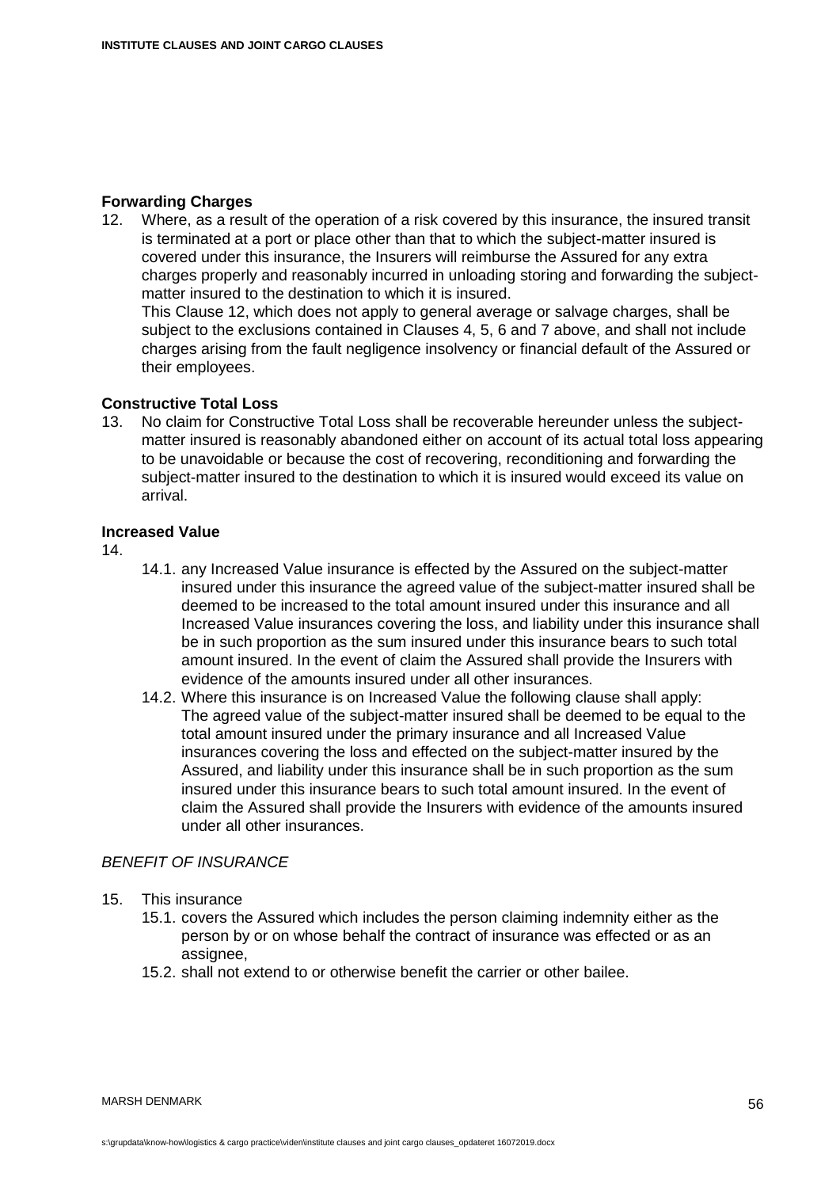**Forwarding Charges**

12. Where, as a result of the operation of a risk covered by this insurance, the insured transit is terminated at a port or place other than that to which the subject-matter insured is covered under this insurance, the Insurers will reimburse the Assured for any extra charges properly and reasonably incurred in unloading storing and forwarding the subject-matter insured to the destination to which it is insured.

    This Clause 12, which does not apply to general average or salvage charges, shall be subject to the exclusions contained in Clauses 4, 5, 6 and 7 above, and shall not include charges arising from the fault negligence insolvency or financial default of the Assured or their employees.

**Constructive Total Loss**

13. No claim for Constructive Total Loss shall be recoverable hereunder unless the subject-matter insured is reasonably abandoned either on account of its actual total loss appearing to be unavoidable or because the cost of recovering, reconditioning and forwarding the subject-matter insured to the destination to which it is insured would exceed its value on arrival.

**Increased Value**

14.
    - 14.1. any Increased Value insurance is effected by the Assured on the subject-matter insured under this insurance the agreed value of the subject-matter insured shall be deemed to be increased to the total amount insured under this insurance and all Increased Value insurances covering the loss, and liability under this insurance shall be in such proportion as the sum insured under this insurance bears to such total amount insured. In the event of claim the Assured shall provide the Insurers with evidence of the amounts insured under all other insurances.
    - 14.2. Where this insurance is on Increased Value the following clause shall apply: The agreed value of the subject-matter insured shall be deemed to be equal to the total amount insured under the primary insurance and all Increased Value insurances covering the loss and effected on the subject-matter insured by the Assured, and liability under this insurance shall be in such proportion as the sum insured under this insurance bears to such total amount insured. In the event of claim the Assured shall provide the Insurers with evidence of the amounts insured under all other insurances.

*BENEFIT OF INSURANCE*

15. This insurance
    - 15.1. covers the Assured which includes the person claiming indemnity either as the person by or on whose behalf the contract of insurance was effected or as an assignee,
    - 15.2. shall not extend to or otherwise benefit the carrier or other bailee.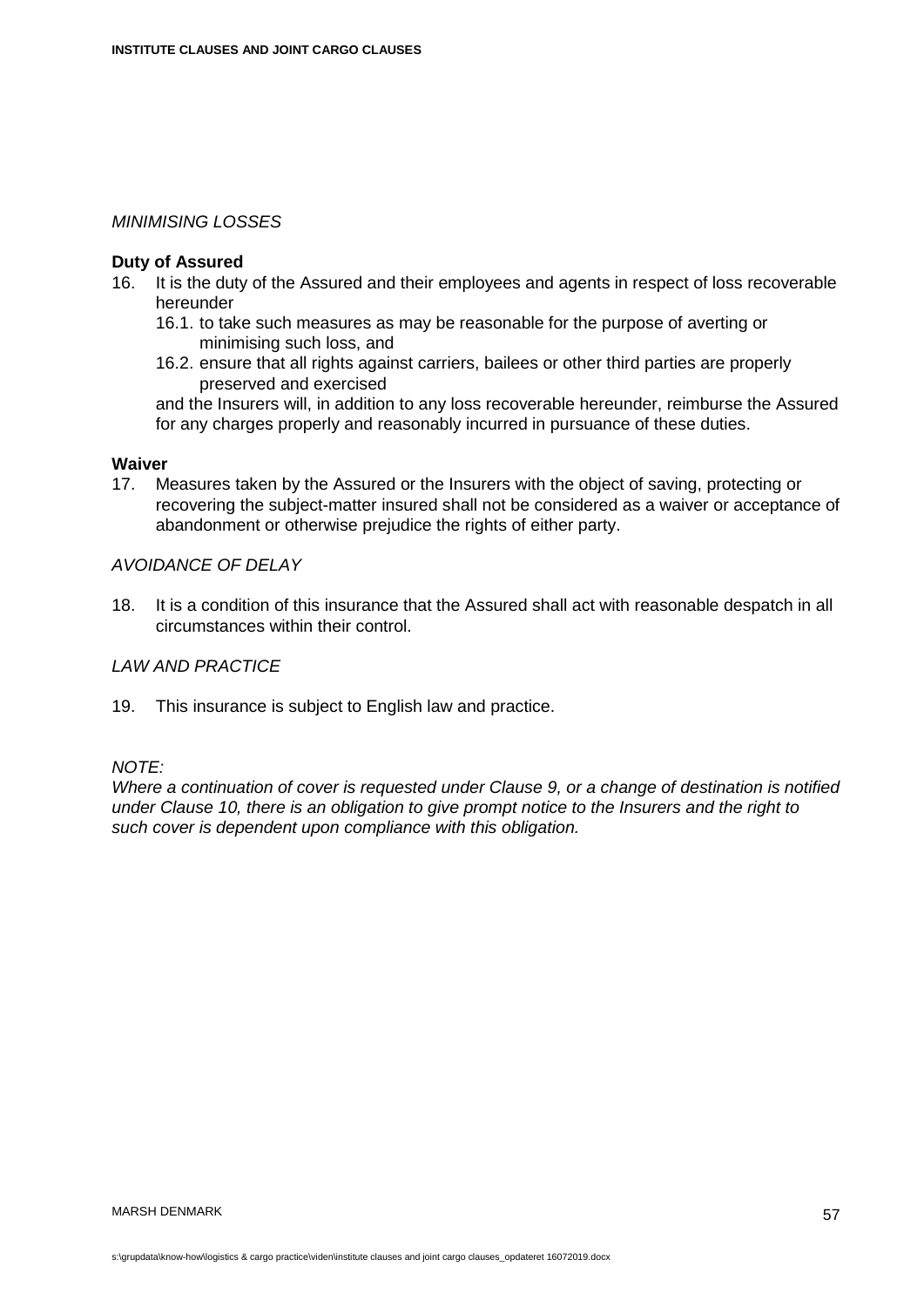*MINIMISING LOSSES*

**Duty of Assured**

16. It is the duty of the Assured and their employees and agents in respect of loss recoverable hereunder
    16.1. to take such measures as may be reasonable for the purpose of averting or minimising such loss, and
    16.2. ensure that all rights against carriers, bailees or other third parties are properly preserved and exercised

    and the Insurers will, in addition to any loss recoverable hereunder, reimburse the Assured for any charges properly and reasonably incurred in pursuance of these duties.

**Waiver**

17. Measures taken by the Assured or the Insurers with the object of saving, protecting or recovering the subject-matter insured shall not be considered as a waiver or acceptance of abandonment or otherwise prejudice the rights of either party.

*AVOIDANCE OF DELAY*

18. It is a condition of this insurance that the Assured shall act with reasonable despatch in all circumstances within their control.

*LAW AND PRACTICE*

19. This insurance is subject to English law and practice.

*NOTE:*
*Where a continuation of cover is requested under Clause 9, or a change of destination is notified under Clause 10, there is an obligation to give prompt notice to the Insurers and the right to such cover is dependent upon compliance with this obligation.*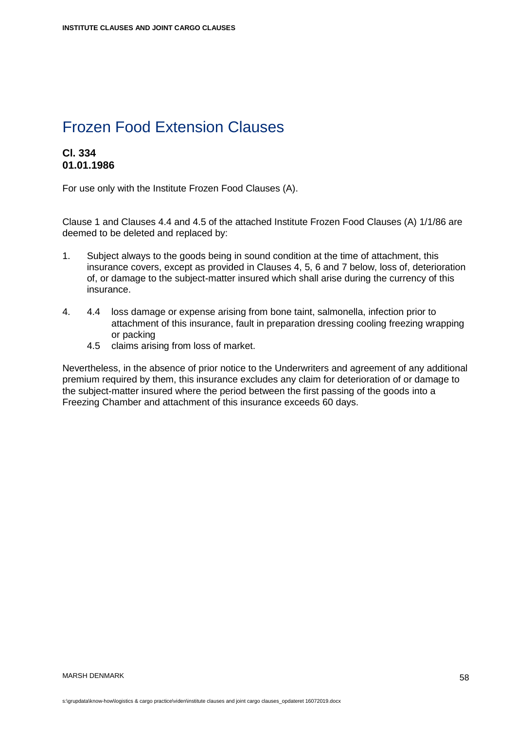# Frozen Food Extension Clauses

**Cl. 334**
**01.01.1986**

For use only with the Institute Frozen Food Clauses (A).

Clause 1 and Clauses 4.4 and 4.5 of the attached Institute Frozen Food Clauses (A) 1/1/86 are deemed to be deleted and replaced by:

1. Subject always to the goods being in sound condition at the time of attachment, this insurance covers, except as provided in Clauses 4, 5, 6 and 7 below, loss of, deterioration of, or damage to the subject-matter insured which shall arise during the currency of this insurance.

4. 4.4 loss damage or expense arising from bone taint, salmonella, infection prior to attachment of this insurance, fault in preparation dressing cooling freezing wrapping or packing
   4.5 claims arising from loss of market.

Nevertheless, in the absence of prior notice to the Underwriters and agreement of any additional premium required by them, this insurance excludes any claim for deterioration of or damage to the subject-matter insured where the period between the first passing of the goods into a Freezing Chamber and attachment of this insurance exceeds 60 days.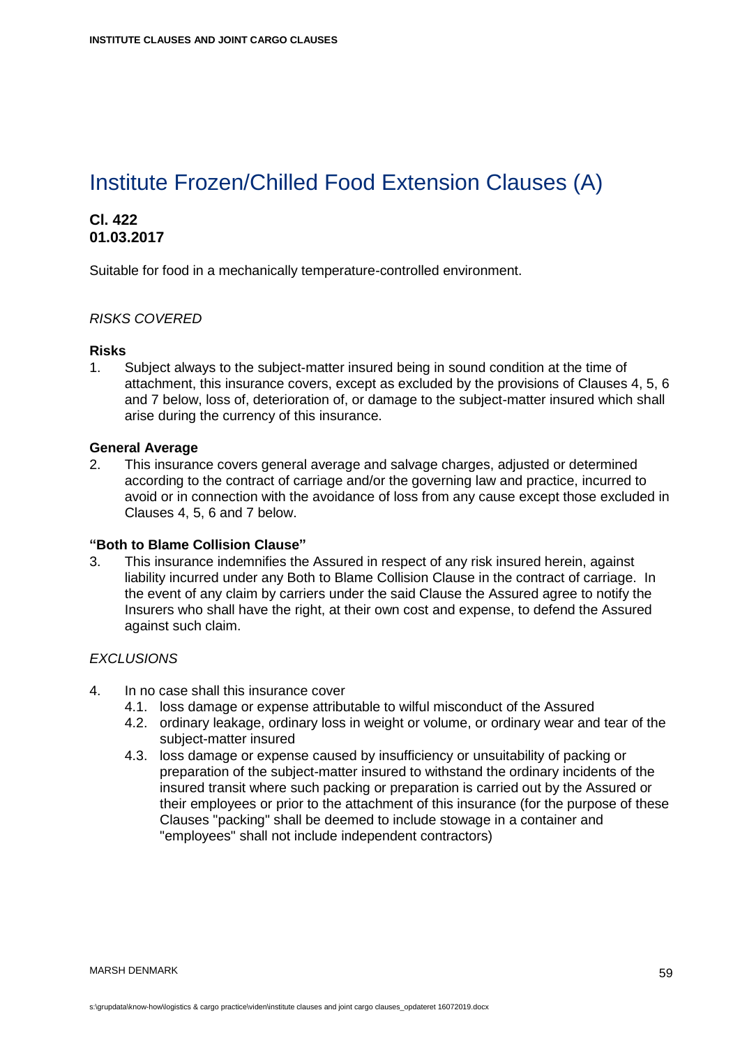# Institute Frozen/Chilled Food Extension Clauses (A)

**Cl. 422**
**01.03.2017**

Suitable for food in a mechanically temperature-controlled environment.

*RISKS COVERED*

**Risks**

1. Subject always to the subject-matter insured being in sound condition at the time of attachment, this insurance covers, except as excluded by the provisions of Clauses 4, 5, 6 and 7 below, loss of, deterioration of, or damage to the subject-matter insured which shall arise during the currency of this insurance.

**General Average**

2. This insurance covers general average and salvage charges, adjusted or determined according to the contract of carriage and/or the governing law and practice, incurred to avoid or in connection with the avoidance of loss from any cause except those excluded in Clauses 4, 5, 6 and 7 below.

**"Both to Blame Collision Clause"**

3. This insurance indemnifies the Assured in respect of any risk insured herein, against liability incurred under any Both to Blame Collision Clause in the contract of carriage. In the event of any claim by carriers under the said Clause the Assured agree to notify the Insurers who shall have the right, at their own cost and expense, to defend the Assured against such claim.

*EXCLUSIONS*

4. In no case shall this insurance cover
   - 4.1. loss damage or expense attributable to wilful misconduct of the Assured
   - 4.2. ordinary leakage, ordinary loss in weight or volume, or ordinary wear and tear of the subject-matter insured
   - 4.3. loss damage or expense caused by insufficiency or unsuitability of packing or preparation of the subject-matter insured to withstand the ordinary incidents of the insured transit where such packing or preparation is carried out by the Assured or their employees or prior to the attachment of this insurance (for the purpose of these Clauses "packing" shall be deemed to include stowage in a container and "employees" shall not include independent contractors)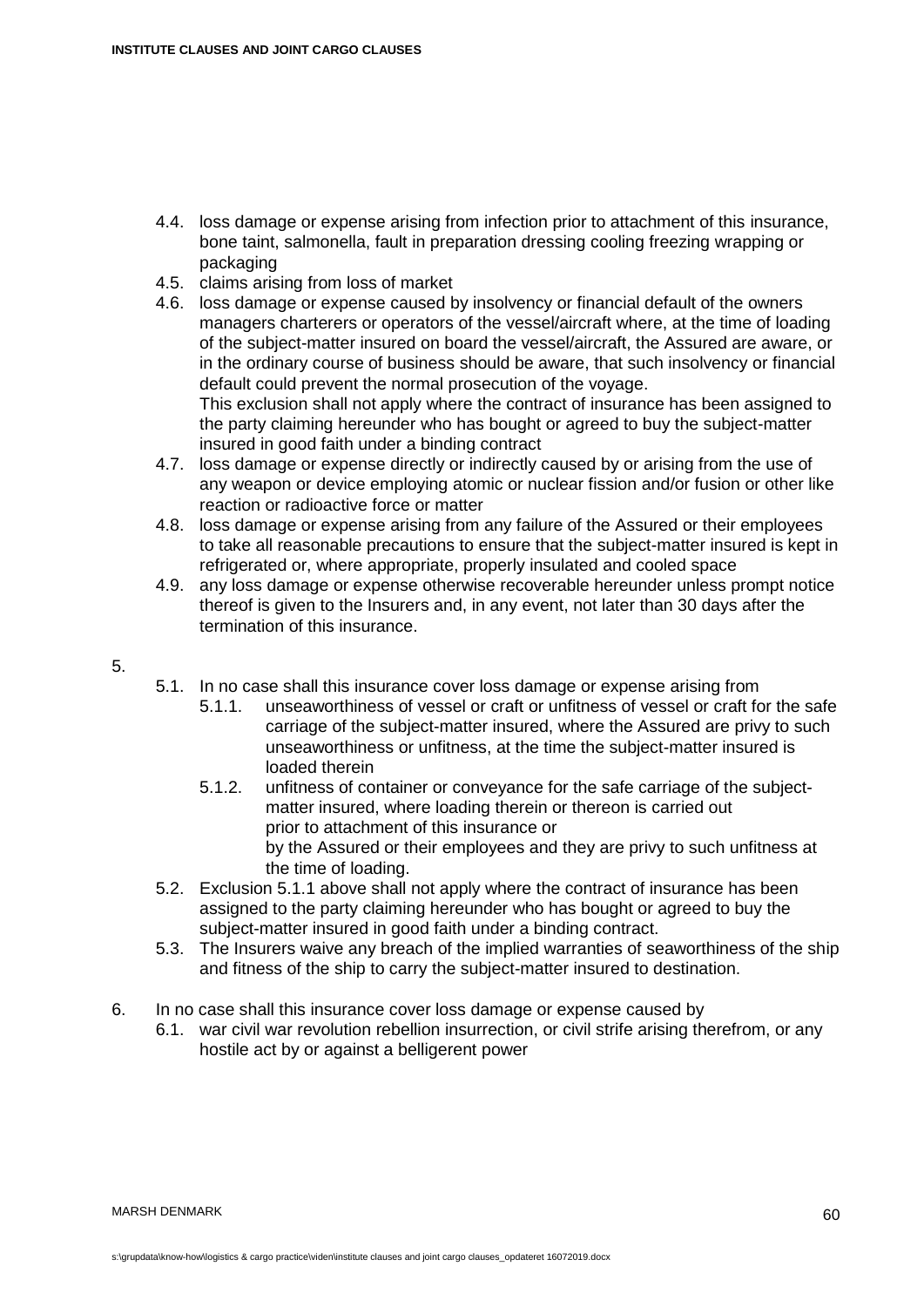- 4.4. loss damage or expense arising from infection prior to attachment of this insurance, bone taint, salmonella, fault in preparation dressing cooling freezing wrapping or packaging
- 4.5. claims arising from loss of market
- 4.6. loss damage or expense caused by insolvency or financial default of the owners managers charterers or operators of the vessel/aircraft where, at the time of loading of the subject-matter insured on board the vessel/aircraft, the Assured are aware, or in the ordinary course of business should be aware, that such insolvency or financial default could prevent the normal prosecution of the voyage.
  This exclusion shall not apply where the contract of insurance has been assigned to the party claiming hereunder who has bought or agreed to buy the subject-matter insured in good faith under a binding contract
- 4.7. loss damage or expense directly or indirectly caused by or arising from the use of any weapon or device employing atomic or nuclear fission and/or fusion or other like reaction or radioactive force or matter
- 4.8. loss damage or expense arising from any failure of the Assured or their employees to take all reasonable precautions to ensure that the subject-matter insured is kept in refrigerated or, where appropriate, properly insulated and cooled space
- 4.9. any loss damage or expense otherwise recoverable hereunder unless prompt notice thereof is given to the Insurers and, in any event, not later than 30 days after the termination of this insurance.

5.

- 5.1. In no case shall this insurance cover loss damage or expense arising from
  - 5.1.1. unseaworthiness of vessel or craft or unfitness of vessel or craft for the safe carriage of the subject-matter insured, where the Assured are privy to such unseaworthiness or unfitness, at the time the subject-matter insured is loaded therein
  - 5.1.2. unfitness of container or conveyance for the safe carriage of the subject-matter insured, where loading therein or thereon is carried out
    prior to attachment of this insurance or
    by the Assured or their employees and they are privy to such unfitness at the time of loading.
- 5.2. Exclusion 5.1.1 above shall not apply where the contract of insurance has been assigned to the party claiming hereunder who has bought or agreed to buy the subject-matter insured in good faith under a binding contract.
- 5.3. The Insurers waive any breach of the implied warranties of seaworthiness of the ship and fitness of the ship to carry the subject-matter insured to destination.

6. In no case shall this insurance cover loss damage or expense caused by
   - 6.1. war civil war revolution rebellion insurrection, or civil strife arising therefrom, or any hostile act by or against a belligerent power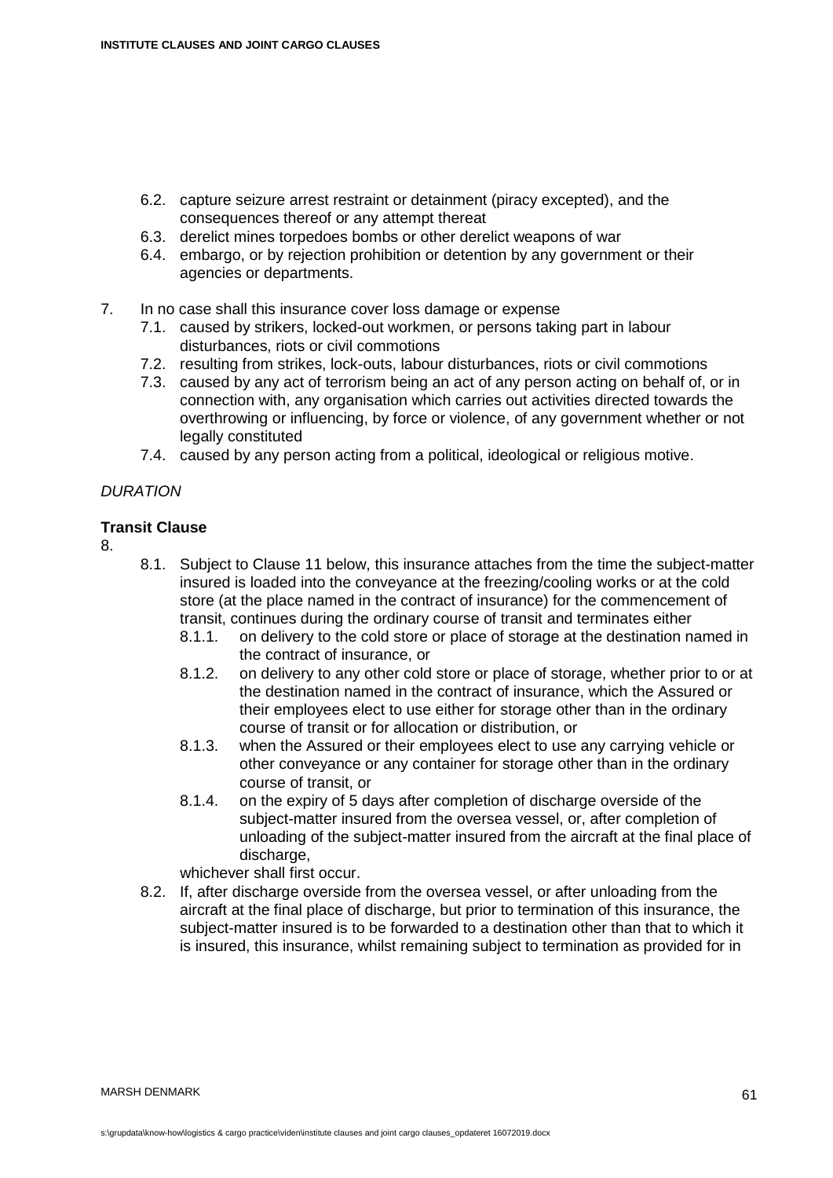6.2. capture seizure arrest restraint or detainment (piracy excepted), and the consequences thereof or any attempt thereat

6.3. derelict mines torpedoes bombs or other derelict weapons of war

6.4. embargo, or by rejection prohibition or detention by any government or their agencies or departments.

7. In no case shall this insurance cover loss damage or expense

   7.1. caused by strikers, locked-out workmen, or persons taking part in labour disturbances, riots or civil commotions

   7.2. resulting from strikes, lock-outs, labour disturbances, riots or civil commotions

   7.3. caused by any act of terrorism being an act of any person acting on behalf of, or in connection with, any organisation which carries out activities directed towards the overthrowing or influencing, by force or violence, of any government whether or not legally constituted

   7.4. caused by any person acting from a political, ideological or religious motive.

*DURATION*

**Transit Clause**

8.

8.1. Subject to Clause 11 below, this insurance attaches from the time the subject-matter insured is loaded into the conveyance at the freezing/cooling works or at the cold store (at the place named in the contract of insurance) for the commencement of transit, continues during the ordinary course of transit and terminates either

   8.1.1. on delivery to the cold store or place of storage at the destination named in the contract of insurance, or

   8.1.2. on delivery to any other cold store or place of storage, whether prior to or at the destination named in the contract of insurance, which the Assured or their employees elect to use either for storage other than in the ordinary course of transit or for allocation or distribution, or

   8.1.3. when the Assured or their employees elect to use any carrying vehicle or other conveyance or any container for storage other than in the ordinary course of transit, or

   8.1.4. on the expiry of 5 days after completion of discharge overside of the subject-matter insured from the oversea vessel, or, after completion of unloading of the subject-matter insured from the aircraft at the final place of discharge,

   whichever shall first occur.

8.2. If, after discharge overside from the oversea vessel, or after unloading from the aircraft at the final place of discharge, but prior to termination of this insurance, the subject-matter insured is to be forwarded to a destination other than that to which it is insured, this insurance, whilst remaining subject to termination as provided for in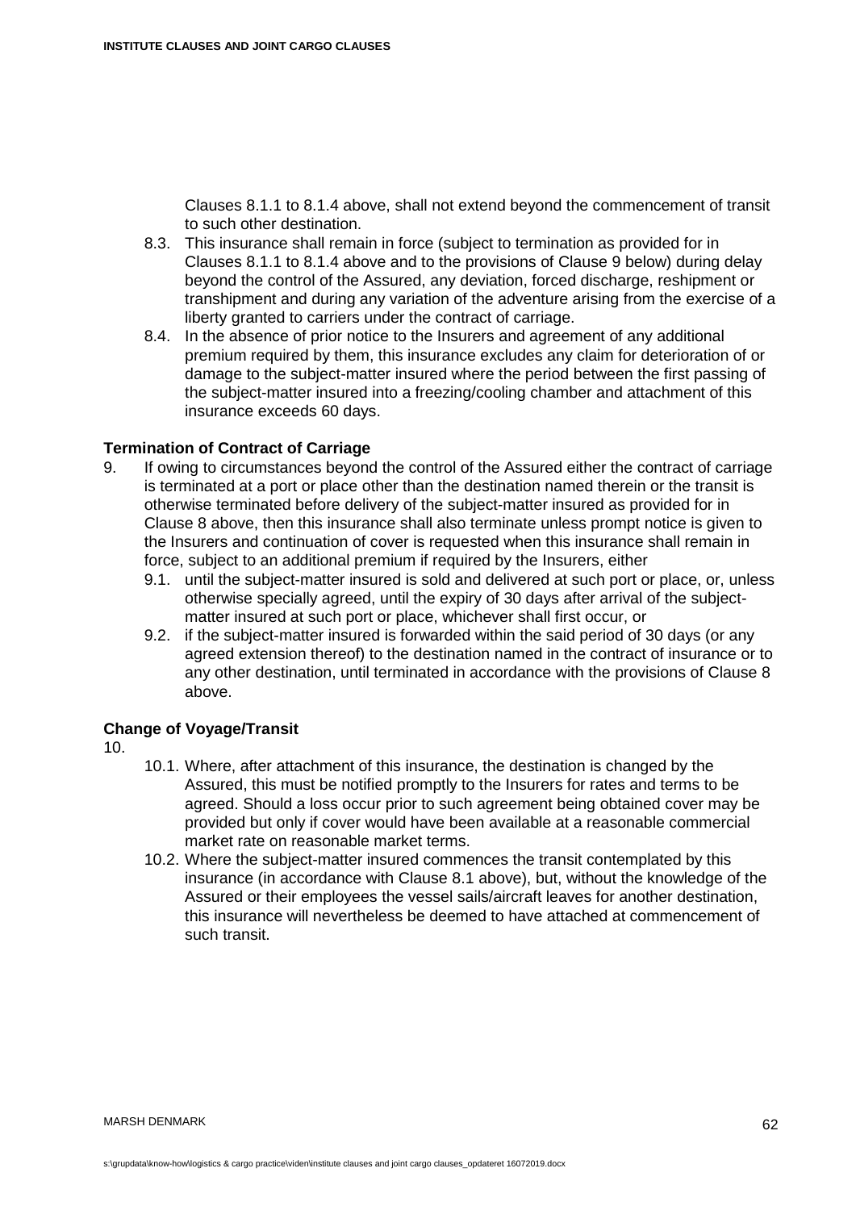Clauses 8.1.1 to 8.1.4 above, shall not extend beyond the commencement of transit to such other destination.

8.3. This insurance shall remain in force (subject to termination as provided for in Clauses 8.1.1 to 8.1.4 above and to the provisions of Clause 9 below) during delay beyond the control of the Assured, any deviation, forced discharge, reshipment or transhipment and during any variation of the adventure arising from the exercise of a liberty granted to carriers under the contract of carriage.

8.4. In the absence of prior notice to the Insurers and agreement of any additional premium required by them, this insurance excludes any claim for deterioration of or damage to the subject-matter insured where the period between the first passing of the subject-matter insured into a freezing/cooling chamber and attachment of this insurance exceeds 60 days.

**Termination of Contract of Carriage**

9. If owing to circumstances beyond the control of the Assured either the contract of carriage is terminated at a port or place other than the destination named therein or the transit is otherwise terminated before delivery of the subject-matter insured as provided for in Clause 8 above, then this insurance shall also terminate unless prompt notice is given to the Insurers and continuation of cover is requested when this insurance shall remain in force, subject to an additional premium if required by the Insurers, either

   9.1. until the subject-matter insured is sold and delivered at such port or place, or, unless otherwise specially agreed, until the expiry of 30 days after arrival of the subject-matter insured at such port or place, whichever shall first occur, or

   9.2. if the subject-matter insured is forwarded within the said period of 30 days (or any agreed extension thereof) to the destination named in the contract of insurance or to any other destination, until terminated in accordance with the provisions of Clause 8 above.

**Change of Voyage/Transit**

10.

   10.1. Where, after attachment of this insurance, the destination is changed by the Assured, this must be notified promptly to the Insurers for rates and terms to be agreed. Should a loss occur prior to such agreement being obtained cover may be provided but only if cover would have been available at a reasonable commercial market rate on reasonable market terms.

   10.2. Where the subject-matter insured commences the transit contemplated by this insurance (in accordance with Clause 8.1 above), but, without the knowledge of the Assured or their employees the vessel sails/aircraft leaves for another destination, this insurance will nevertheless be deemed to have attached at commencement of such transit.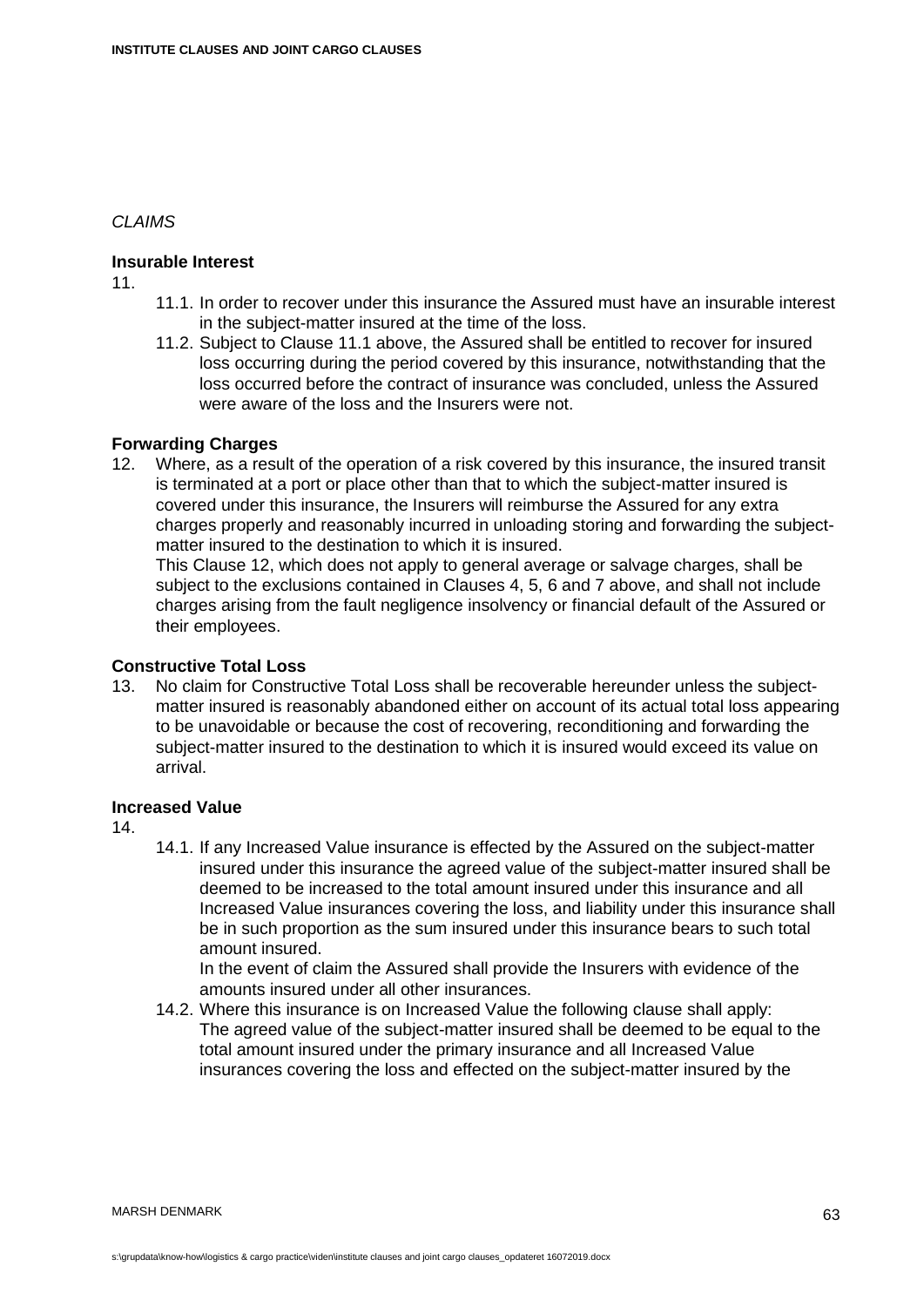*CLAIMS*

**Insurable Interest**

11.

11.1. In order to recover under this insurance the Assured must have an insurable interest in the subject-matter insured at the time of the loss.

11.2. Subject to Clause 11.1 above, the Assured shall be entitled to recover for insured loss occurring during the period covered by this insurance, notwithstanding that the loss occurred before the contract of insurance was concluded, unless the Assured were aware of the loss and the Insurers were not.

**Forwarding Charges**

12. Where, as a result of the operation of a risk covered by this insurance, the insured transit is terminated at a port or place other than that to which the subject-matter insured is covered under this insurance, the Insurers will reimburse the Assured for any extra charges properly and reasonably incurred in unloading storing and forwarding the subject-matter insured to the destination to which it is insured.

This Clause 12, which does not apply to general average or salvage charges, shall be subject to the exclusions contained in Clauses 4, 5, 6 and 7 above, and shall not include charges arising from the fault negligence insolvency or financial default of the Assured or their employees.

**Constructive Total Loss**

13. No claim for Constructive Total Loss shall be recoverable hereunder unless the subject-matter insured is reasonably abandoned either on account of its actual total loss appearing to be unavoidable or because the cost of recovering, reconditioning and forwarding the subject-matter insured to the destination to which it is insured would exceed its value on arrival.

**Increased Value**

14.

14.1. If any Increased Value insurance is effected by the Assured on the subject-matter insured under this insurance the agreed value of the subject-matter insured shall be deemed to be increased to the total amount insured under this insurance and all Increased Value insurances covering the loss, and liability under this insurance shall be in such proportion as the sum insured under this insurance bears to such total amount insured.

In the event of claim the Assured shall provide the Insurers with evidence of the amounts insured under all other insurances.

14.2. Where this insurance is on Increased Value the following clause shall apply:
The agreed value of the subject-matter insured shall be deemed to be equal to the total amount insured under the primary insurance and all Increased Value insurances covering the loss and effected on the subject-matter insured by the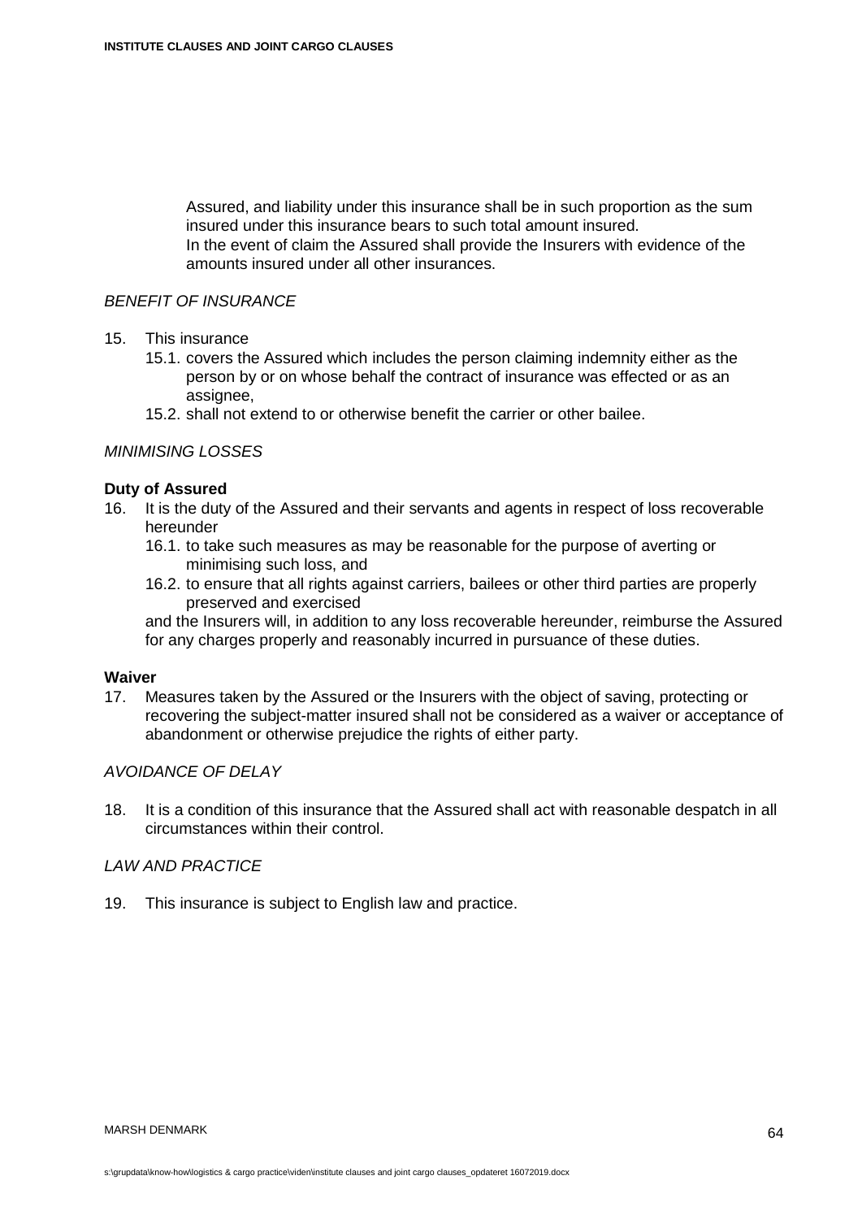Assured, and liability under this insurance shall be in such proportion as the sum insured under this insurance bears to such total amount insured.
In the event of claim the Assured shall provide the Insurers with evidence of the amounts insured under all other insurances.

*BENEFIT OF INSURANCE*

15. This insurance
    15.1. covers the Assured which includes the person claiming indemnity either as the person by or on whose behalf the contract of insurance was effected or as an assignee,
    15.2. shall not extend to or otherwise benefit the carrier or other bailee.

*MINIMISING LOSSES*

**Duty of Assured**

16. It is the duty of the Assured and their servants and agents in respect of loss recoverable hereunder
    16.1. to take such measures as may be reasonable for the purpose of averting or minimising such loss, and
    16.2. to ensure that all rights against carriers, bailees or other third parties are properly preserved and exercised

    and the Insurers will, in addition to any loss recoverable hereunder, reimburse the Assured for any charges properly and reasonably incurred in pursuance of these duties.

**Waiver**

17. Measures taken by the Assured or the Insurers with the object of saving, protecting or recovering the subject-matter insured shall not be considered as a waiver or acceptance of abandonment or otherwise prejudice the rights of either party.

*AVOIDANCE OF DELAY*

18. It is a condition of this insurance that the Assured shall act with reasonable despatch in all circumstances within their control.

*LAW AND PRACTICE*

19. This insurance is subject to English law and practice.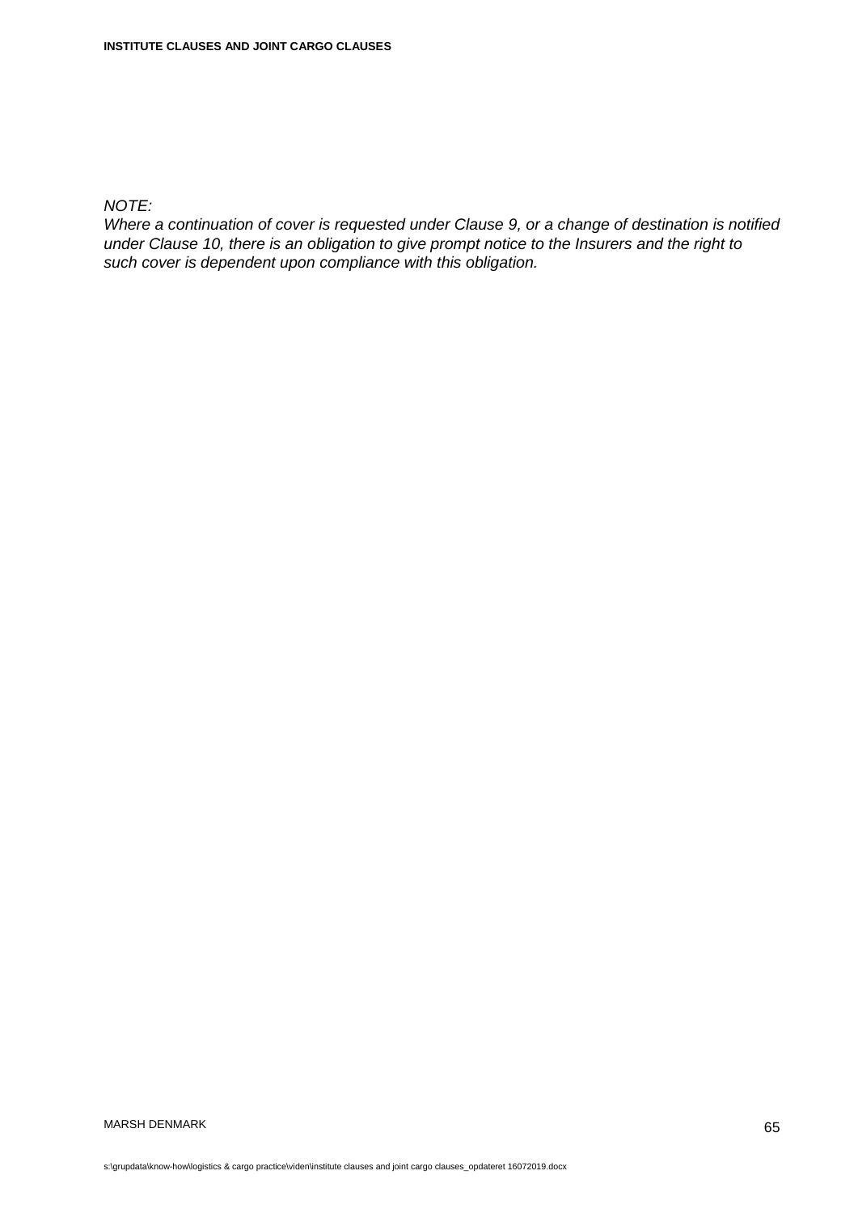*NOTE:*
*Where a continuation of cover is requested under Clause 9, or a change of destination is notified under Clause 10, there is an obligation to give prompt notice to the Insurers and the right to such cover is dependent upon compliance with this obligation.*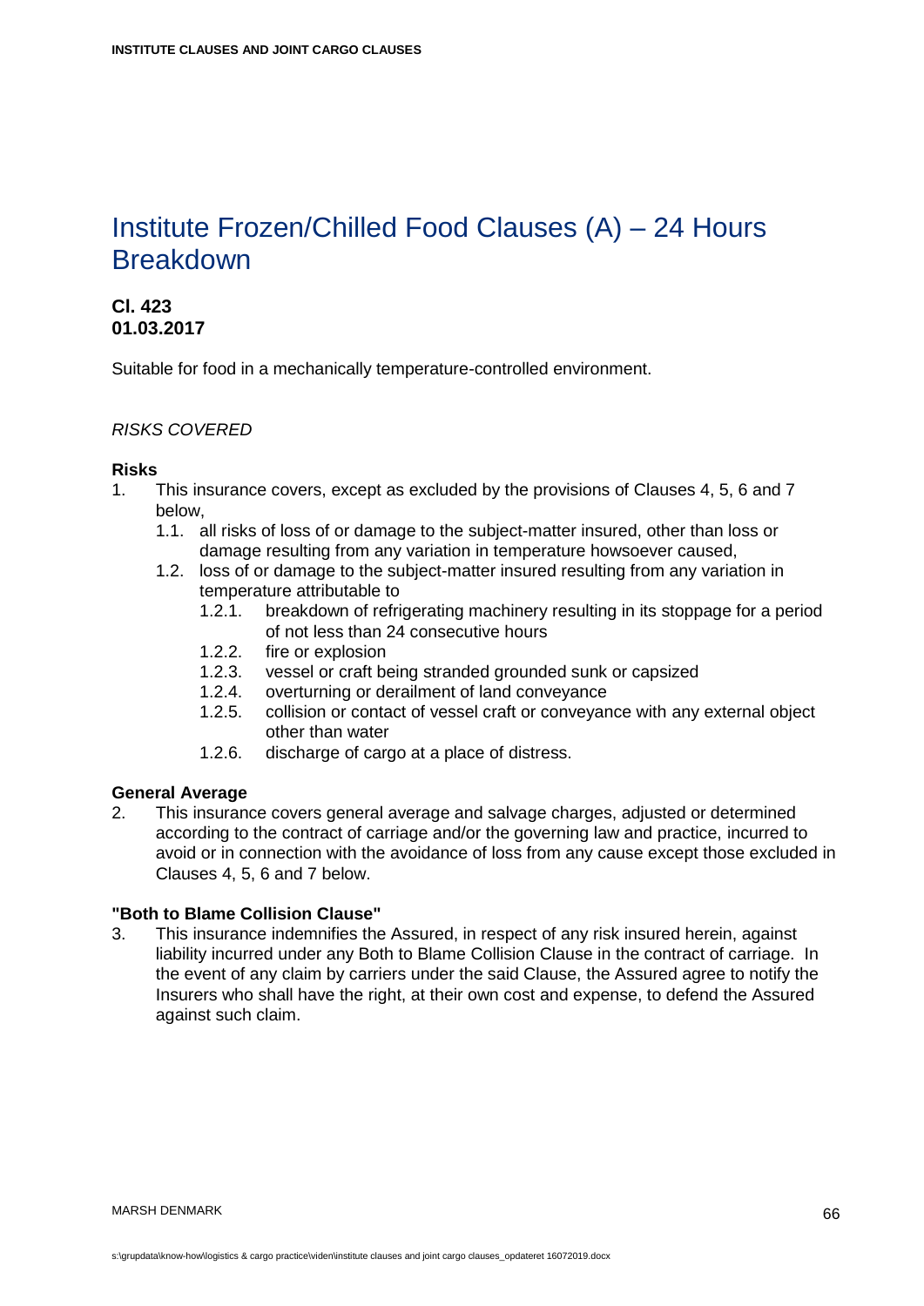# Institute Frozen/Chilled Food Clauses (A) – 24 Hours Breakdown

**Cl. 423**
**01.03.2017**

Suitable for food in a mechanically temperature-controlled environment.

*RISKS COVERED*

**Risks**

1. This insurance covers, except as excluded by the provisions of Clauses 4, 5, 6 and 7 below,
   - 1.1. all risks of loss of or damage to the subject-matter insured, other than loss or damage resulting from any variation in temperature howsoever caused,
   - 1.2. loss of or damage to the subject-matter insured resulting from any variation in temperature attributable to
     - 1.2.1. breakdown of refrigerating machinery resulting in its stoppage for a period of not less than 24 consecutive hours
     - 1.2.2. fire or explosion
     - 1.2.3. vessel or craft being stranded grounded sunk or capsized
     - 1.2.4. overturning or derailment of land conveyance
     - 1.2.5. collision or contact of vessel craft or conveyance with any external object other than water
     - 1.2.6. discharge of cargo at a place of distress.

**General Average**

2. This insurance covers general average and salvage charges, adjusted or determined according to the contract of carriage and/or the governing law and practice, incurred to avoid or in connection with the avoidance of loss from any cause except those excluded in Clauses 4, 5, 6 and 7 below.

**"Both to Blame Collision Clause"**

3. This insurance indemnifies the Assured, in respect of any risk insured herein, against liability incurred under any Both to Blame Collision Clause in the contract of carriage. In the event of any claim by carriers under the said Clause, the Assured agree to notify the Insurers who shall have the right, at their own cost and expense, to defend the Assured against such claim.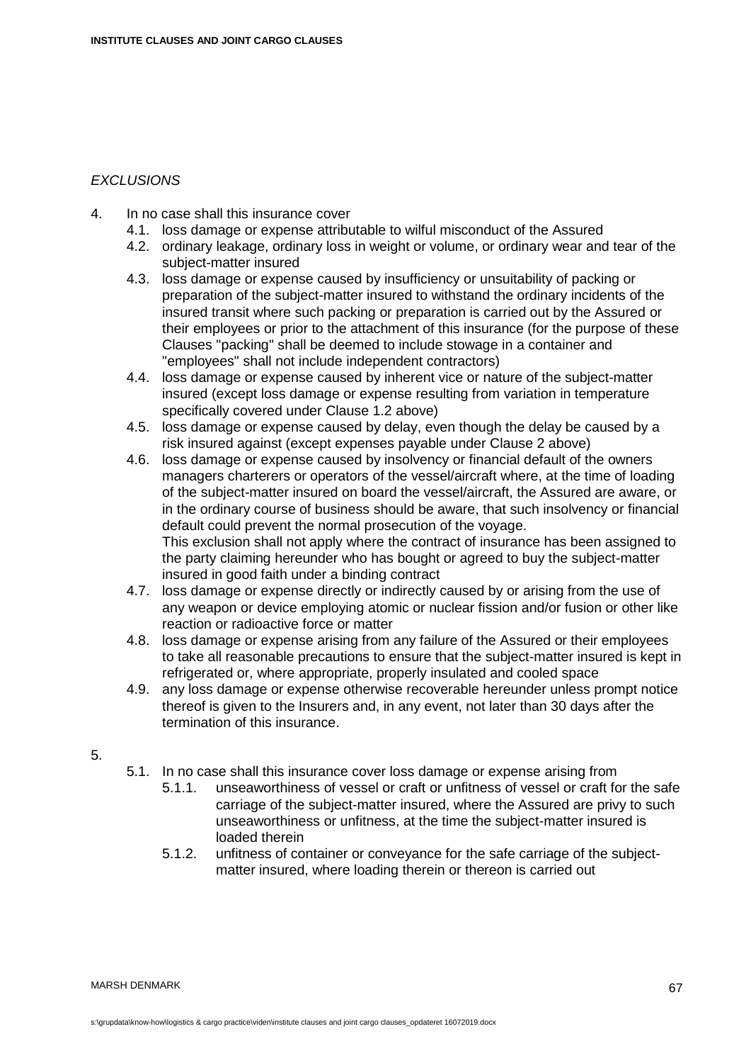*EXCLUSIONS*

4. In no case shall this insurance cover
   4.1. loss damage or expense attributable to wilful misconduct of the Assured
   4.2. ordinary leakage, ordinary loss in weight or volume, or ordinary wear and tear of the subject-matter insured
   4.3. loss damage or expense caused by insufficiency or unsuitability of packing or preparation of the subject-matter insured to withstand the ordinary incidents of the insured transit where such packing or preparation is carried out by the Assured or their employees or prior to the attachment of this insurance (for the purpose of these Clauses "packing" shall be deemed to include stowage in a container and "employees" shall not include independent contractors)
   4.4. loss damage or expense caused by inherent vice or nature of the subject-matter insured (except loss damage or expense resulting from variation in temperature specifically covered under Clause 1.2 above)
   4.5. loss damage or expense caused by delay, even though the delay be caused by a risk insured against (except expenses payable under Clause 2 above)
   4.6. loss damage or expense caused by insolvency or financial default of the owners managers charterers or operators of the vessel/aircraft where, at the time of loading of the subject-matter insured on board the vessel/aircraft, the Assured are aware, or in the ordinary course of business should be aware, that such insolvency or financial default could prevent the normal prosecution of the voyage.
   This exclusion shall not apply where the contract of insurance has been assigned to the party claiming hereunder who has bought or agreed to buy the subject-matter insured in good faith under a binding contract
   4.7. loss damage or expense directly or indirectly caused by or arising from the use of any weapon or device employing atomic or nuclear fission and/or fusion or other like reaction or radioactive force or matter
   4.8. loss damage or expense arising from any failure of the Assured or their employees to take all reasonable precautions to ensure that the subject-matter insured is kept in refrigerated or, where appropriate, properly insulated and cooled space
   4.9. any loss damage or expense otherwise recoverable hereunder unless prompt notice thereof is given to the Insurers and, in any event, not later than 30 days after the termination of this insurance.

5.
   5.1. In no case shall this insurance cover loss damage or expense arising from
      5.1.1. unseaworthiness of vessel or craft or unfitness of vessel or craft for the safe carriage of the subject-matter insured, where the Assured are privy to such unseaworthiness or unfitness, at the time the subject-matter insured is loaded therein
      5.1.2. unfitness of container or conveyance for the safe carriage of the subject-matter insured, where loading therein or thereon is carried out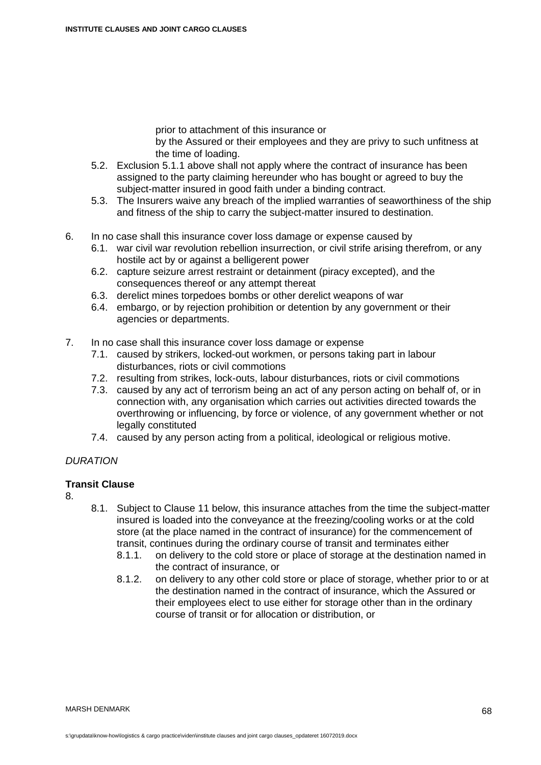prior to attachment of this insurance or
by the Assured or their employees and they are privy to such unfitness at the time of loading.

5.2. Exclusion 5.1.1 above shall not apply where the contract of insurance has been assigned to the party claiming hereunder who has bought or agreed to buy the subject-matter insured in good faith under a binding contract.

5.3. The Insurers waive any breach of the implied warranties of seaworthiness of the ship and fitness of the ship to carry the subject-matter insured to destination.

6. In no case shall this insurance cover loss damage or expense caused by
   - 6.1. war civil war revolution rebellion insurrection, or civil strife arising therefrom, or any hostile act by or against a belligerent power
   - 6.2. capture seizure arrest restraint or detainment (piracy excepted), and the consequences thereof or any attempt thereat
   - 6.3. derelict mines torpedoes bombs or other derelict weapons of war
   - 6.4. embargo, or by rejection prohibition or detention by any government or their agencies or departments.

7. In no case shall this insurance cover loss damage or expense
   - 7.1. caused by strikers, locked-out workmen, or persons taking part in labour disturbances, riots or civil commotions
   - 7.2. resulting from strikes, lock-outs, labour disturbances, riots or civil commotions
   - 7.3. caused by any act of terrorism being an act of any person acting on behalf of, or in connection with, any organisation which carries out activities directed towards the overthrowing or influencing, by force or violence, of any government whether or not legally constituted
   - 7.4. caused by any person acting from a political, ideological or religious motive.

*DURATION*

**Transit Clause**

8.

8.1. Subject to Clause 11 below, this insurance attaches from the time the subject-matter insured is loaded into the conveyance at the freezing/cooling works or at the cold store (at the place named in the contract of insurance) for the commencement of transit, continues during the ordinary course of transit and terminates either

   - 8.1.1. on delivery to the cold store or place of storage at the destination named in the contract of insurance, or
   - 8.1.2. on delivery to any other cold store or place of storage, whether prior to or at the destination named in the contract of insurance, which the Assured or their employees elect to use either for storage other than in the ordinary course of transit or for allocation or distribution, or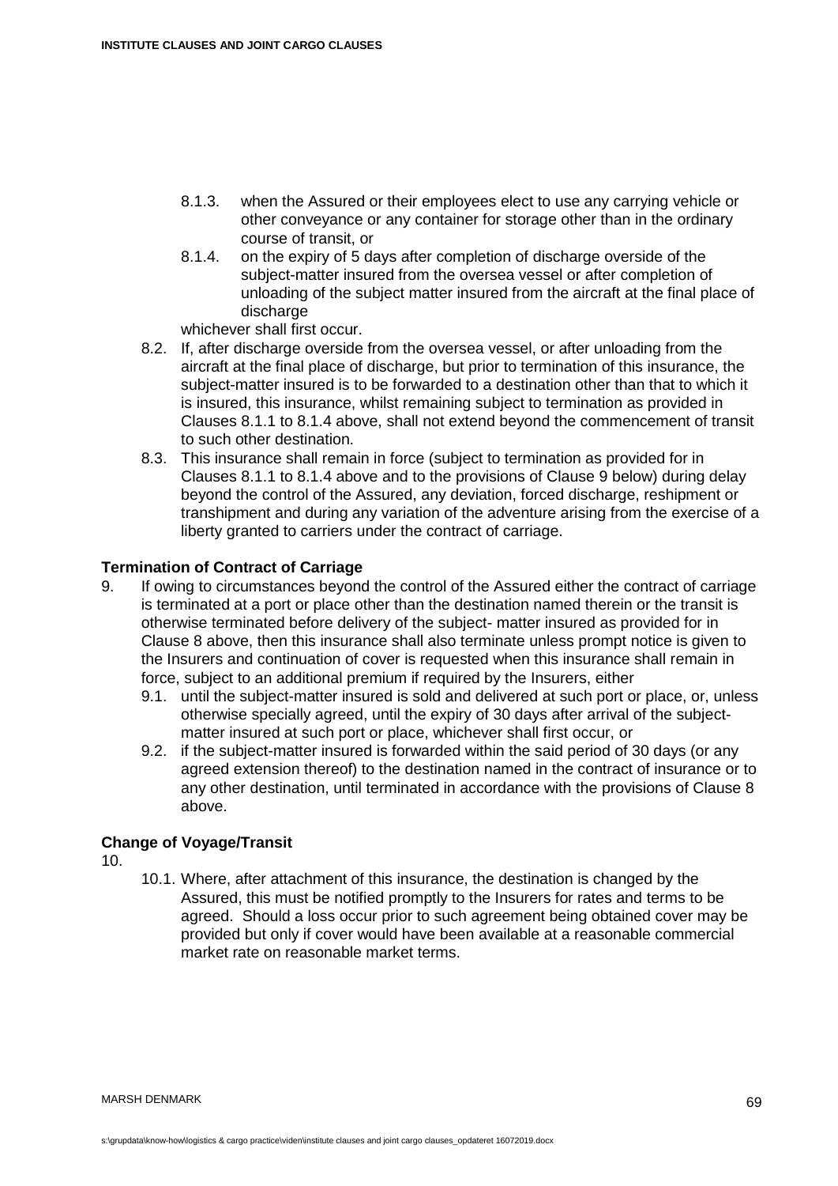- 8.1.3. when the Assured or their employees elect to use any carrying vehicle or other conveyance or any container for storage other than in the ordinary course of transit, or
- 8.1.4. on the expiry of 5 days after completion of discharge overside of the subject-matter insured from the oversea vessel or after completion of unloading of the subject matter insured from the aircraft at the final place of discharge

whichever shall first occur.

- 8.2. If, after discharge overside from the oversea vessel, or after unloading from the aircraft at the final place of discharge, but prior to termination of this insurance, the subject-matter insured is to be forwarded to a destination other than that to which it is insured, this insurance, whilst remaining subject to termination as provided in Clauses 8.1.1 to 8.1.4 above, shall not extend beyond the commencement of transit to such other destination.
- 8.3. This insurance shall remain in force (subject to termination as provided for in Clauses 8.1.1 to 8.1.4 above and to the provisions of Clause 9 below) during delay beyond the control of the Assured, any deviation, forced discharge, reshipment or transhipment and during any variation of the adventure arising from the exercise of a liberty granted to carriers under the contract of carriage.

**Termination of Contract of Carriage**

9. If owing to circumstances beyond the control of the Assured either the contract of carriage is terminated at a port or place other than the destination named therein or the transit is otherwise terminated before delivery of the subject- matter insured as provided for in Clause 8 above, then this insurance shall also terminate unless prompt notice is given to the Insurers and continuation of cover is requested when this insurance shall remain in force, subject to an additional premium if required by the Insurers, either
   - 9.1. until the subject-matter insured is sold and delivered at such port or place, or, unless otherwise specially agreed, until the expiry of 30 days after arrival of the subject-matter insured at such port or place, whichever shall first occur, or
   - 9.2. if the subject-matter insured is forwarded within the said period of 30 days (or any agreed extension thereof) to the destination named in the contract of insurance or to any other destination, until terminated in accordance with the provisions of Clause 8 above.

**Change of Voyage/Transit**

10.
   - 10.1. Where, after attachment of this insurance, the destination is changed by the Assured, this must be notified promptly to the Insurers for rates and terms to be agreed. Should a loss occur prior to such agreement being obtained cover may be provided but only if cover would have been available at a reasonable commercial market rate on reasonable market terms.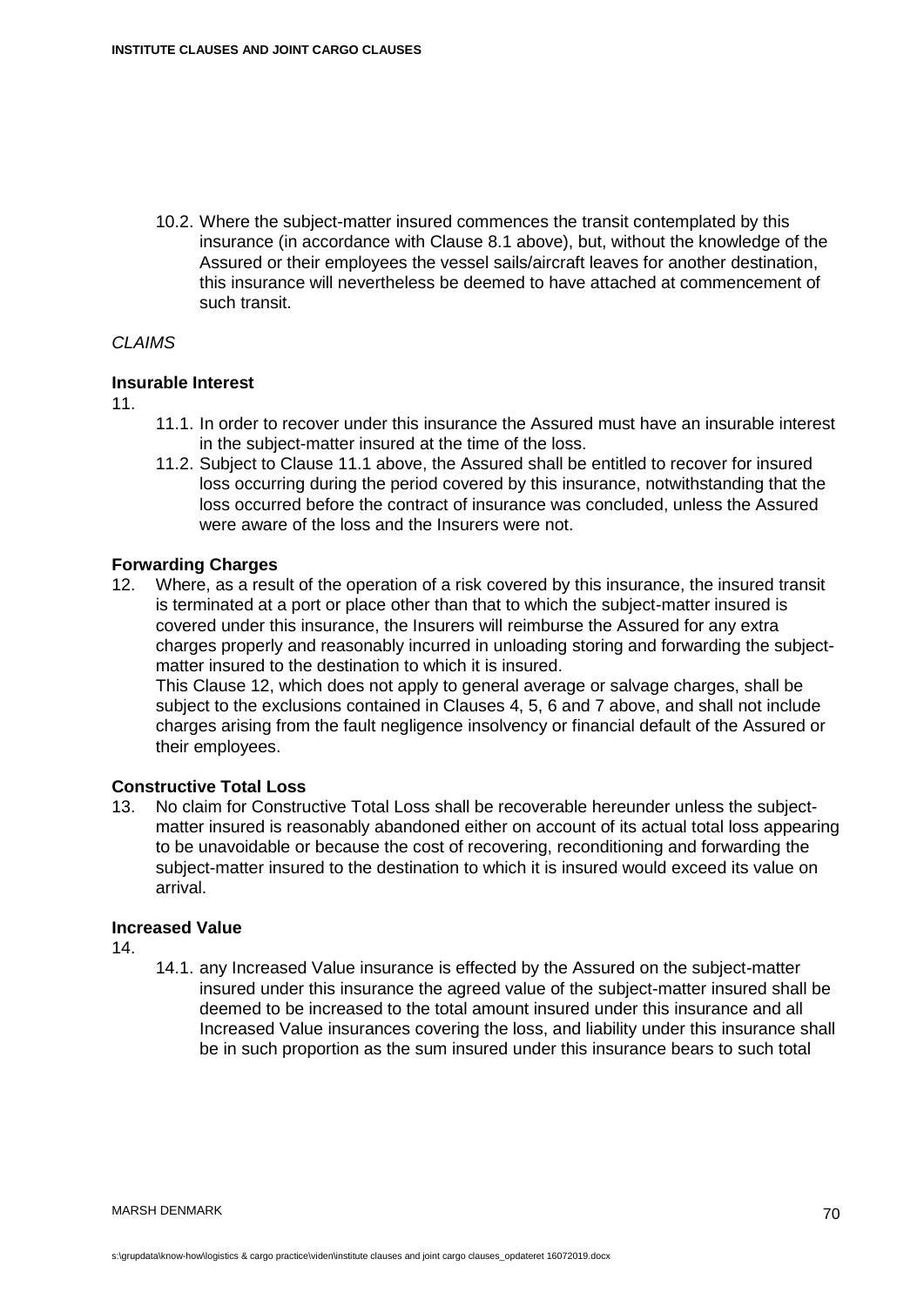10.2. Where the subject-matter insured commences the transit contemplated by this insurance (in accordance with Clause 8.1 above), but, without the knowledge of the Assured or their employees the vessel sails/aircraft leaves for another destination, this insurance will nevertheless be deemed to have attached at commencement of such transit.

*CLAIMS*

**Insurable Interest**

11.

11.1. In order to recover under this insurance the Assured must have an insurable interest in the subject-matter insured at the time of the loss.

11.2. Subject to Clause 11.1 above, the Assured shall be entitled to recover for insured loss occurring during the period covered by this insurance, notwithstanding that the loss occurred before the contract of insurance was concluded, unless the Assured were aware of the loss and the Insurers were not.

**Forwarding Charges**

12. Where, as a result of the operation of a risk covered by this insurance, the insured transit is terminated at a port or place other than that to which the subject-matter insured is covered under this insurance, the Insurers will reimburse the Assured for any extra charges properly and reasonably incurred in unloading storing and forwarding the subject-matter insured to the destination to which it is insured.
This Clause 12, which does not apply to general average or salvage charges, shall be subject to the exclusions contained in Clauses 4, 5, 6 and 7 above, and shall not include charges arising from the fault negligence insolvency or financial default of the Assured or their employees.

**Constructive Total Loss**

13. No claim for Constructive Total Loss shall be recoverable hereunder unless the subject-matter insured is reasonably abandoned either on account of its actual total loss appearing to be unavoidable or because the cost of recovering, reconditioning and forwarding the subject-matter insured to the destination to which it is insured would exceed its value on arrival.

**Increased Value**

14.

14.1. any Increased Value insurance is effected by the Assured on the subject-matter insured under this insurance the agreed value of the subject-matter insured shall be deemed to be increased to the total amount insured under this insurance and all Increased Value insurances covering the loss, and liability under this insurance shall be in such proportion as the sum insured under this insurance bears to such total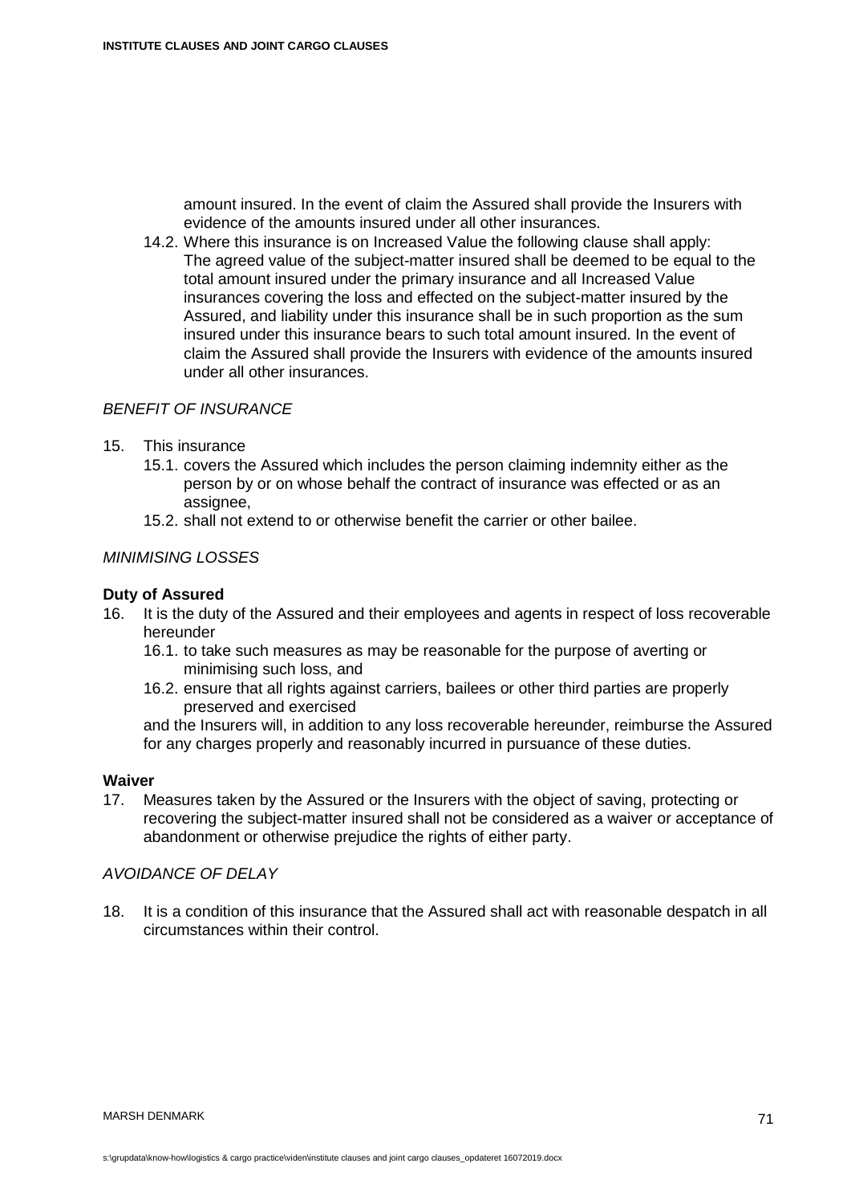amount insured. In the event of claim the Assured shall provide the Insurers with evidence of the amounts insured under all other insurances.

14.2. Where this insurance is on Increased Value the following clause shall apply: The agreed value of the subject-matter insured shall be deemed to be equal to the total amount insured under the primary insurance and all Increased Value insurances covering the loss and effected on the subject-matter insured by the Assured, and liability under this insurance shall be in such proportion as the sum insured under this insurance bears to such total amount insured. In the event of claim the Assured shall provide the Insurers with evidence of the amounts insured under all other insurances.

*BENEFIT OF INSURANCE*

15. This insurance
    15.1. covers the Assured which includes the person claiming indemnity either as the person by or on whose behalf the contract of insurance was effected or as an assignee,
    15.2. shall not extend to or otherwise benefit the carrier or other bailee.

*MINIMISING LOSSES*

**Duty of Assured**

16. It is the duty of the Assured and their employees and agents in respect of loss recoverable hereunder
    16.1. to take such measures as may be reasonable for the purpose of averting or minimising such loss, and
    16.2. ensure that all rights against carriers, bailees or other third parties are properly preserved and exercised

    and the Insurers will, in addition to any loss recoverable hereunder, reimburse the Assured for any charges properly and reasonably incurred in pursuance of these duties.

**Waiver**

17. Measures taken by the Assured or the Insurers with the object of saving, protecting or recovering the subject-matter insured shall not be considered as a waiver or acceptance of abandonment or otherwise prejudice the rights of either party.

*AVOIDANCE OF DELAY*

18. It is a condition of this insurance that the Assured shall act with reasonable despatch in all circumstances within their control.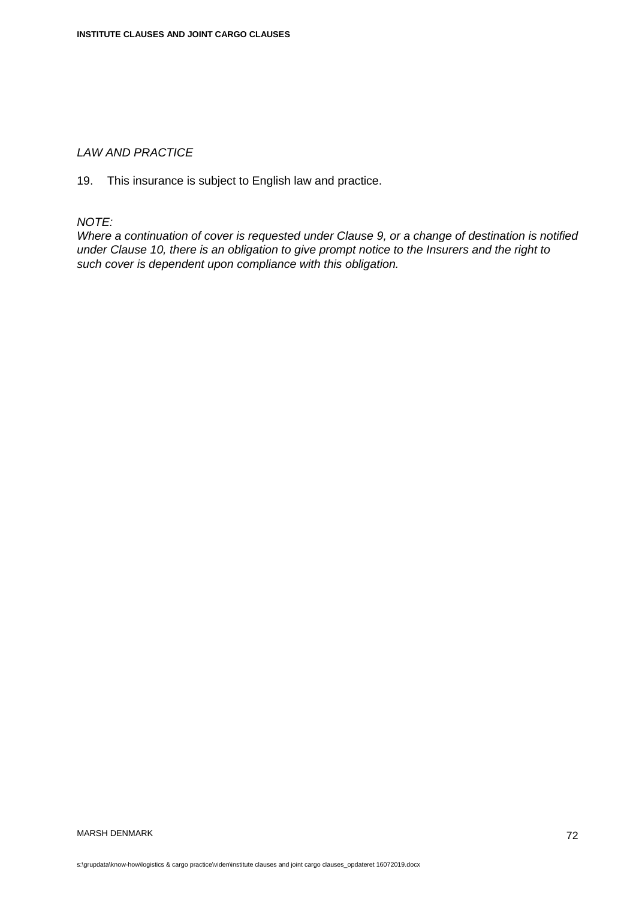*LAW AND PRACTICE*

19. This insurance is subject to English law and practice.

*NOTE:*
*Where a continuation of cover is requested under Clause 9, or a change of destination is notified under Clause 10, there is an obligation to give prompt notice to the Insurers and the right to such cover is dependent upon compliance with this obligation.*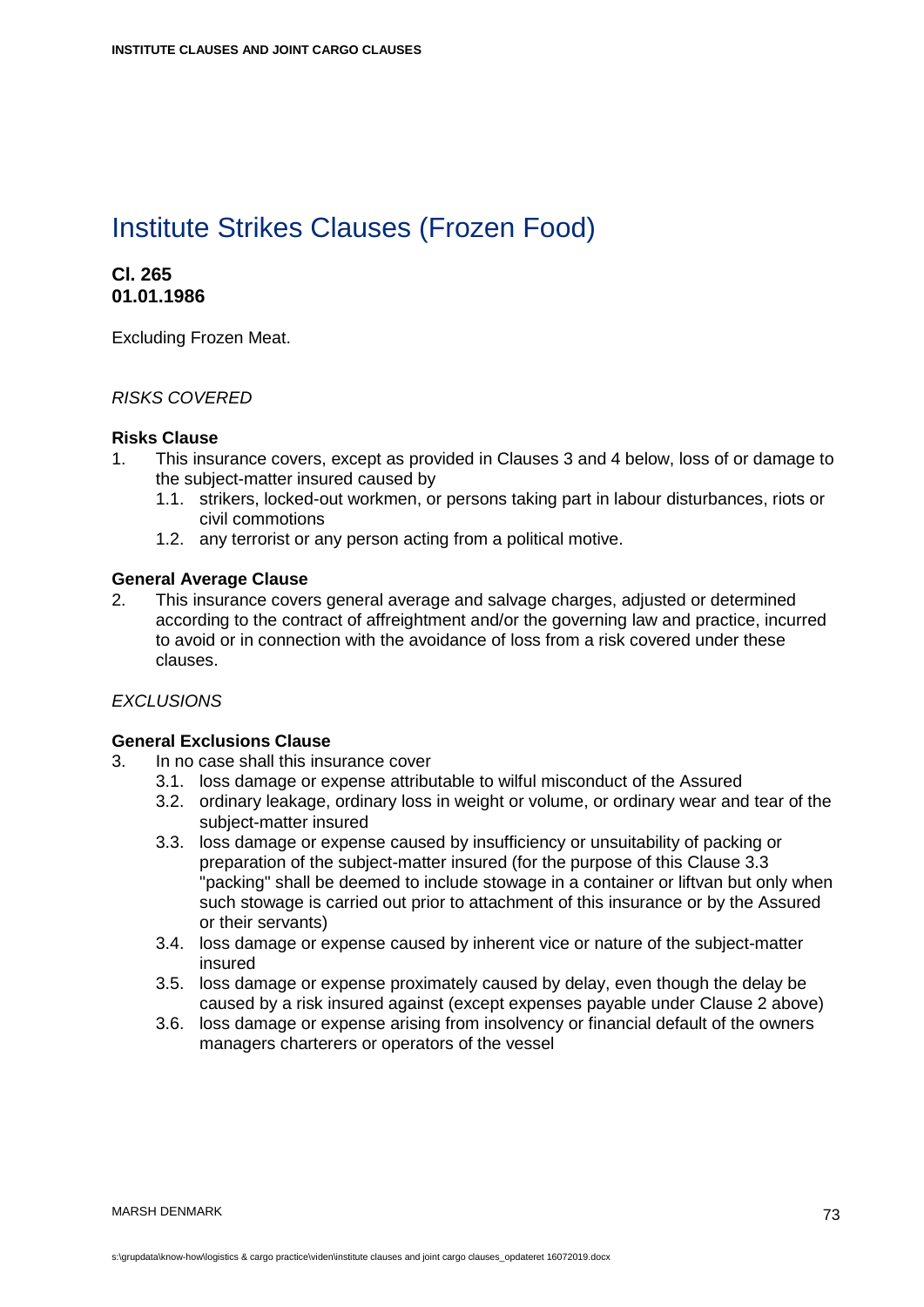# Institute Strikes Clauses (Frozen Food)

**Cl. 265**
**01.01.1986**

Excluding Frozen Meat.

*RISKS COVERED*

**Risks Clause**

1. This insurance covers, except as provided in Clauses 3 and 4 below, loss of or damage to the subject-matter insured caused by
   1.1. strikers, locked-out workmen, or persons taking part in labour disturbances, riots or civil commotions
   1.2. any terrorist or any person acting from a political motive.

**General Average Clause**

2. This insurance covers general average and salvage charges, adjusted or determined according to the contract of affreightment and/or the governing law and practice, incurred to avoid or in connection with the avoidance of loss from a risk covered under these clauses.

*EXCLUSIONS*

**General Exclusions Clause**

3. In no case shall this insurance cover
   3.1. loss damage or expense attributable to wilful misconduct of the Assured
   3.2. ordinary leakage, ordinary loss in weight or volume, or ordinary wear and tear of the subject-matter insured
   3.3. loss damage or expense caused by insufficiency or unsuitability of packing or preparation of the subject-matter insured (for the purpose of this Clause 3.3 "packing" shall be deemed to include stowage in a container or liftvan but only when such stowage is carried out prior to attachment of this insurance or by the Assured or their servants)
   3.4. loss damage or expense caused by inherent vice or nature of the subject-matter insured
   3.5. loss damage or expense proximately caused by delay, even though the delay be caused by a risk insured against (except expenses payable under Clause 2 above)
   3.6. loss damage or expense arising from insolvency or financial default of the owners managers charterers or operators of the vessel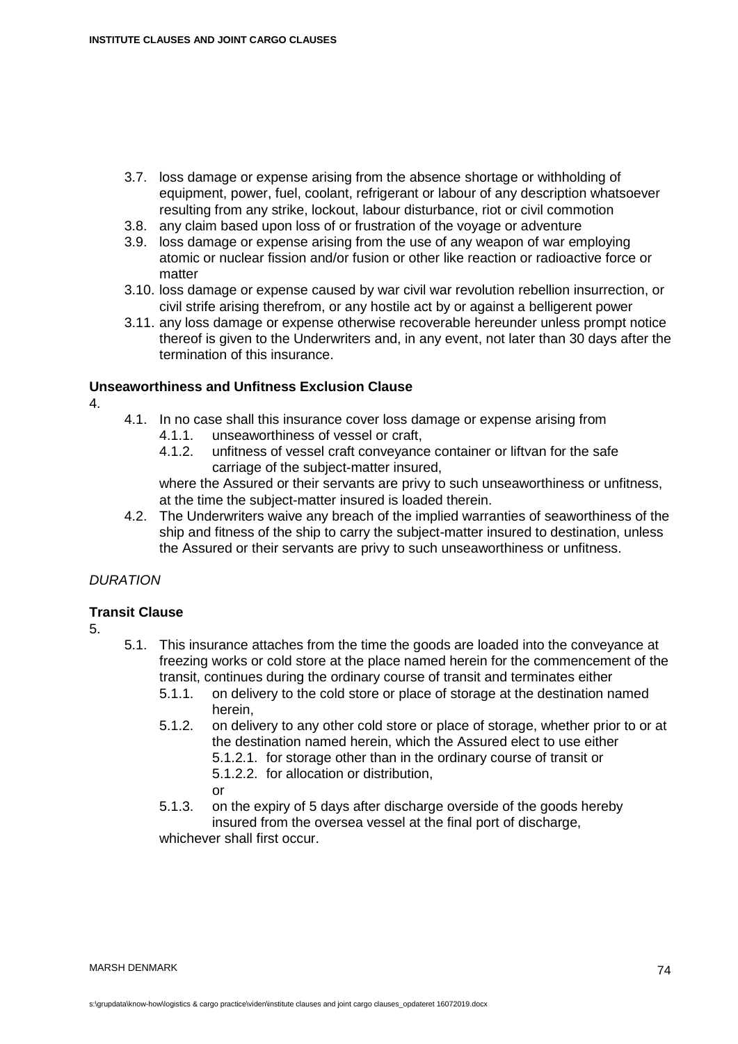3.7. loss damage or expense arising from the absence shortage or withholding of equipment, power, fuel, coolant, refrigerant or labour of any description whatsoever resulting from any strike, lockout, labour disturbance, riot or civil commotion

3.8. any claim based upon loss of or frustration of the voyage or adventure

3.9. loss damage or expense arising from the use of any weapon of war employing atomic or nuclear fission and/or fusion or other like reaction or radioactive force or matter

3.10. loss damage or expense caused by war civil war revolution rebellion insurrection, or civil strife arising therefrom, or any hostile act by or against a belligerent power

3.11. any loss damage or expense otherwise recoverable hereunder unless prompt notice thereof is given to the Underwriters and, in any event, not later than 30 days after the termination of this insurance.

**Unseaworthiness and Unfitness Exclusion Clause**

4.

4.1. In no case shall this insurance cover loss damage or expense arising from

4.1.1. unseaworthiness of vessel or craft,

4.1.2. unfitness of vessel craft conveyance container or liftvan for the safe carriage of the subject-matter insured,

where the Assured or their servants are privy to such unseaworthiness or unfitness, at the time the subject-matter insured is loaded therein.

4.2. The Underwriters waive any breach of the implied warranties of seaworthiness of the ship and fitness of the ship to carry the subject-matter insured to destination, unless the Assured or their servants are privy to such unseaworthiness or unfitness.

*DURATION*

**Transit Clause**

5.

5.1. This insurance attaches from the time the goods are loaded into the conveyance at freezing works or cold store at the place named herein for the commencement of the transit, continues during the ordinary course of transit and terminates either

5.1.1. on delivery to the cold store or place of storage at the destination named herein,

5.1.2. on delivery to any other cold store or place of storage, whether prior to or at the destination named herein, which the Assured elect to use either

5.1.2.1. for storage other than in the ordinary course of transit or

5.1.2.2. for allocation or distribution,

or

5.1.3. on the expiry of 5 days after discharge overside of the goods hereby insured from the oversea vessel at the final port of discharge,

whichever shall first occur.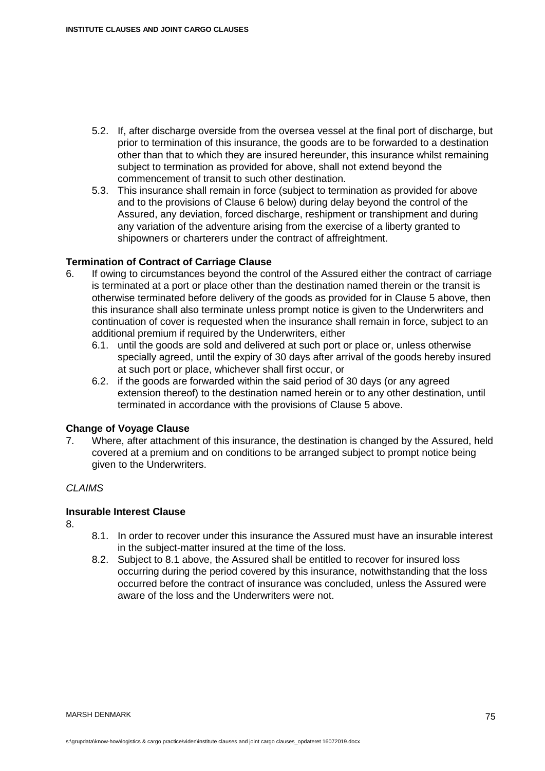5.2. If, after discharge overside from the oversea vessel at the final port of discharge, but prior to termination of this insurance, the goods are to be forwarded to a destination other than that to which they are insured hereunder, this insurance whilst remaining subject to termination as provided for above, shall not extend beyond the commencement of transit to such other destination.

5.3. This insurance shall remain in force (subject to termination as provided for above and to the provisions of Clause 6 below) during delay beyond the control of the Assured, any deviation, forced discharge, reshipment or transhipment and during any variation of the adventure arising from the exercise of a liberty granted to shipowners or charterers under the contract of affreightment.

**Termination of Contract of Carriage Clause**

6. If owing to circumstances beyond the control of the Assured either the contract of carriage is terminated at a port or place other than the destination named therein or the transit is otherwise terminated before delivery of the goods as provided for in Clause 5 above, then this insurance shall also terminate unless prompt notice is given to the Underwriters and continuation of cover is requested when the insurance shall remain in force, subject to an additional premium if required by the Underwriters, either

   6.1. until the goods are sold and delivered at such port or place or, unless otherwise specially agreed, until the expiry of 30 days after arrival of the goods hereby insured at such port or place, whichever shall first occur, or

   6.2. if the goods are forwarded within the said period of 30 days (or any agreed extension thereof) to the destination named herein or to any other destination, until terminated in accordance with the provisions of Clause 5 above.

**Change of Voyage Clause**

7. Where, after attachment of this insurance, the destination is changed by the Assured, held covered at a premium and on conditions to be arranged subject to prompt notice being given to the Underwriters.

*CLAIMS*

**Insurable Interest Clause**

8.

   8.1. In order to recover under this insurance the Assured must have an insurable interest in the subject-matter insured at the time of the loss.

   8.2. Subject to 8.1 above, the Assured shall be entitled to recover for insured loss occurring during the period covered by this insurance, notwithstanding that the loss occurred before the contract of insurance was concluded, unless the Assured were aware of the loss and the Underwriters were not.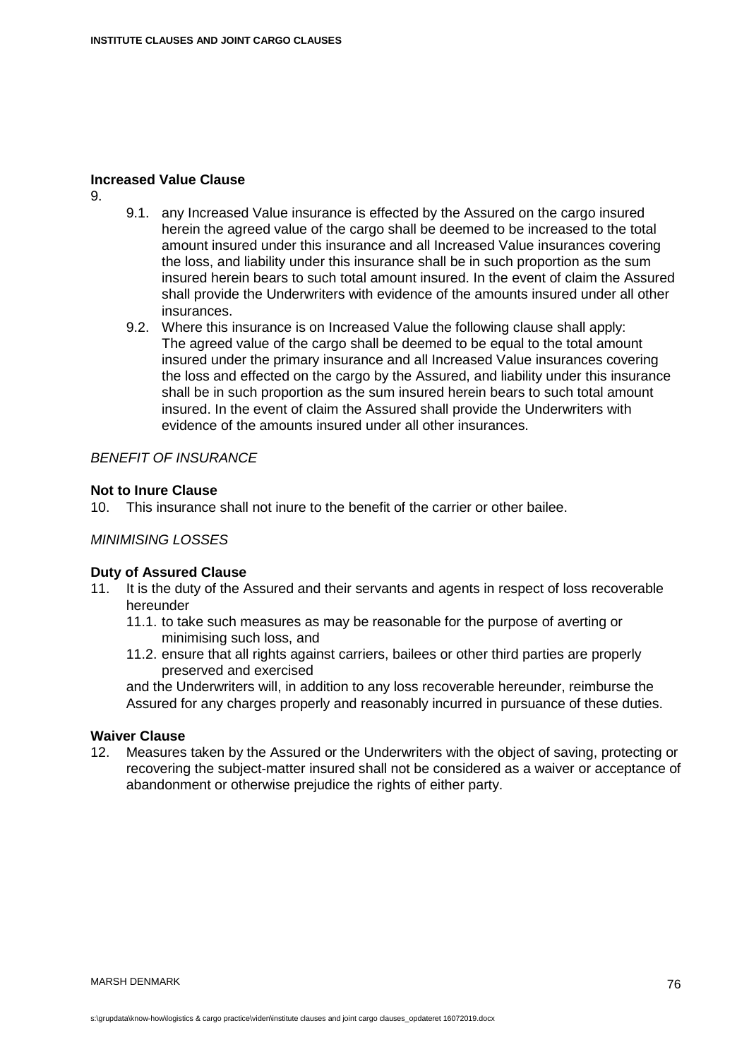**Increased Value Clause**

9.

9.1. any Increased Value insurance is effected by the Assured on the cargo insured herein the agreed value of the cargo shall be deemed to be increased to the total amount insured under this insurance and all Increased Value insurances covering the loss, and liability under this insurance shall be in such proportion as the sum insured herein bears to such total amount insured. In the event of claim the Assured shall provide the Underwriters with evidence of the amounts insured under all other insurances.

9.2. Where this insurance is on Increased Value the following clause shall apply: The agreed value of the cargo shall be deemed to be equal to the total amount insured under the primary insurance and all Increased Value insurances covering the loss and effected on the cargo by the Assured, and liability under this insurance shall be in such proportion as the sum insured herein bears to such total amount insured. In the event of claim the Assured shall provide the Underwriters with evidence of the amounts insured under all other insurances.

*BENEFIT OF INSURANCE*

**Not to Inure Clause**

10. This insurance shall not inure to the benefit of the carrier or other bailee.

*MINIMISING LOSSES*

**Duty of Assured Clause**

11. It is the duty of the Assured and their servants and agents in respect of loss recoverable hereunder

11.1. to take such measures as may be reasonable for the purpose of averting or minimising such loss, and

11.2. ensure that all rights against carriers, bailees or other third parties are properly preserved and exercised

and the Underwriters will, in addition to any loss recoverable hereunder, reimburse the Assured for any charges properly and reasonably incurred in pursuance of these duties.

**Waiver Clause**

12. Measures taken by the Assured or the Underwriters with the object of saving, protecting or recovering the subject-matter insured shall not be considered as a waiver or acceptance of abandonment or otherwise prejudice the rights of either party.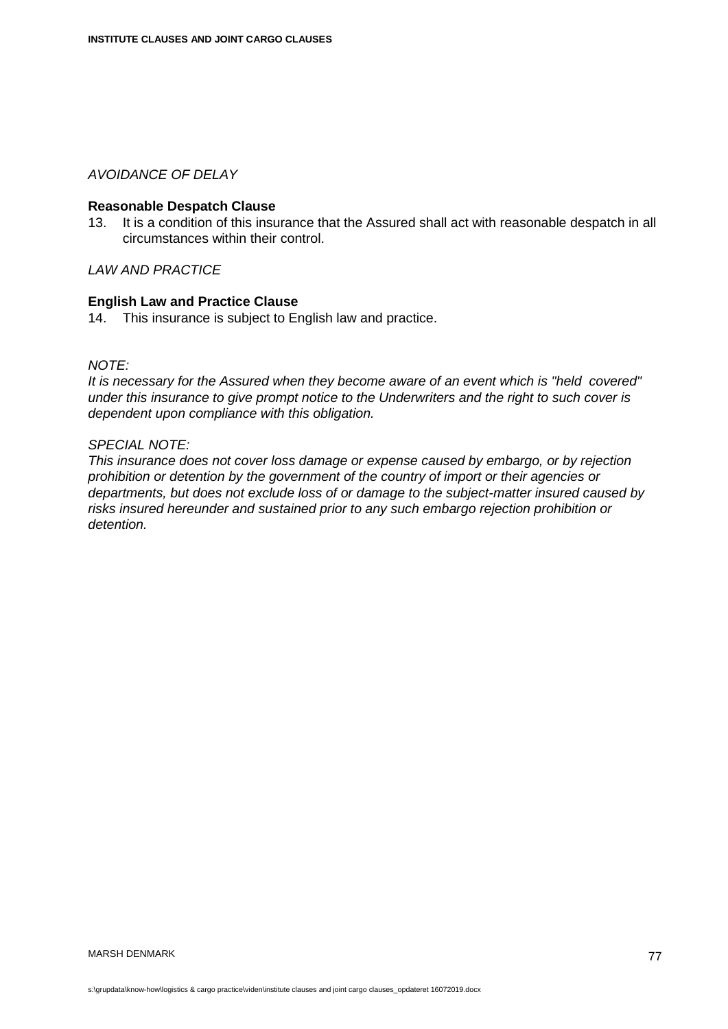*AVOIDANCE OF DELAY*

**Reasonable Despatch Clause**

13. It is a condition of this insurance that the Assured shall act with reasonable despatch in all circumstances within their control.

*LAW AND PRACTICE*

**English Law and Practice Clause**

14. This insurance is subject to English law and practice.

*NOTE:*
*It is necessary for the Assured when they become aware of an event which is "held covered" under this insurance to give prompt notice to the Underwriters and the right to such cover is dependent upon compliance with this obligation.*

*SPECIAL NOTE:*
*This insurance does not cover loss damage or expense caused by embargo, or by rejection prohibition or detention by the government of the country of import or their agencies or departments, but does not exclude loss of or damage to the subject-matter insured caused by risks insured hereunder and sustained prior to any such embargo rejection prohibition or detention.*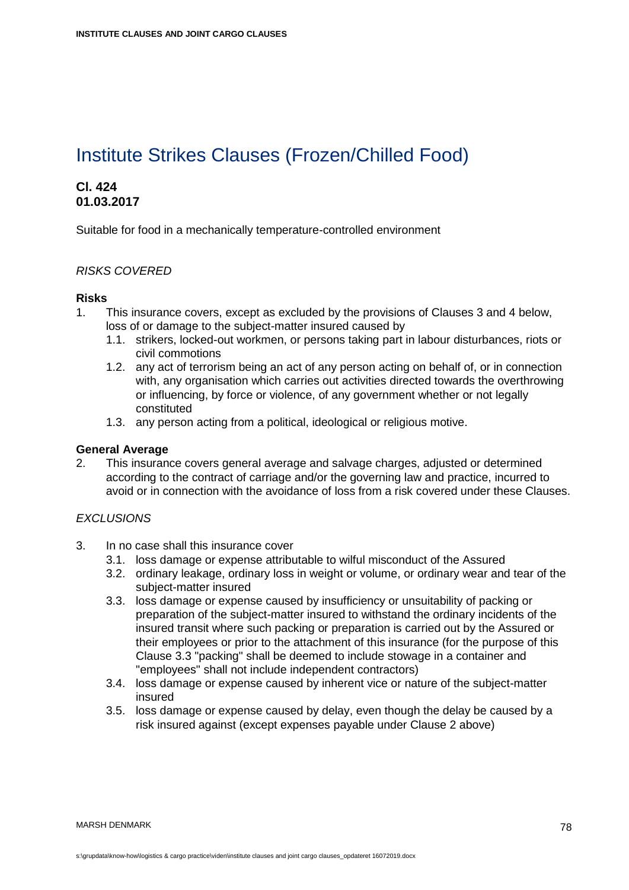# Institute Strikes Clauses (Frozen/Chilled Food)

**Cl. 424**
**01.03.2017**

Suitable for food in a mechanically temperature-controlled environment

*RISKS COVERED*

**Risks**

1. This insurance covers, except as excluded by the provisions of Clauses 3 and 4 below, loss of or damage to the subject-matter insured caused by
   1.1. strikers, locked-out workmen, or persons taking part in labour disturbances, riots or civil commotions
   1.2. any act of terrorism being an act of any person acting on behalf of, or in connection with, any organisation which carries out activities directed towards the overthrowing or influencing, by force or violence, of any government whether or not legally constituted
   1.3. any person acting from a political, ideological or religious motive.

**General Average**

2. This insurance covers general average and salvage charges, adjusted or determined according to the contract of carriage and/or the governing law and practice, incurred to avoid or in connection with the avoidance of loss from a risk covered under these Clauses.

*EXCLUSIONS*

3. In no case shall this insurance cover
   3.1. loss damage or expense attributable to wilful misconduct of the Assured
   3.2. ordinary leakage, ordinary loss in weight or volume, or ordinary wear and tear of the subject-matter insured
   3.3. loss damage or expense caused by insufficiency or unsuitability of packing or preparation of the subject-matter insured to withstand the ordinary incidents of the insured transit where such packing or preparation is carried out by the Assured or their employees or prior to the attachment of this insurance (for the purpose of this Clause 3.3 "packing" shall be deemed to include stowage in a container and "employees" shall not include independent contractors)
   3.4. loss damage or expense caused by inherent vice or nature of the subject-matter insured
   3.5. loss damage or expense caused by delay, even though the delay be caused by a risk insured against (except expenses payable under Clause 2 above)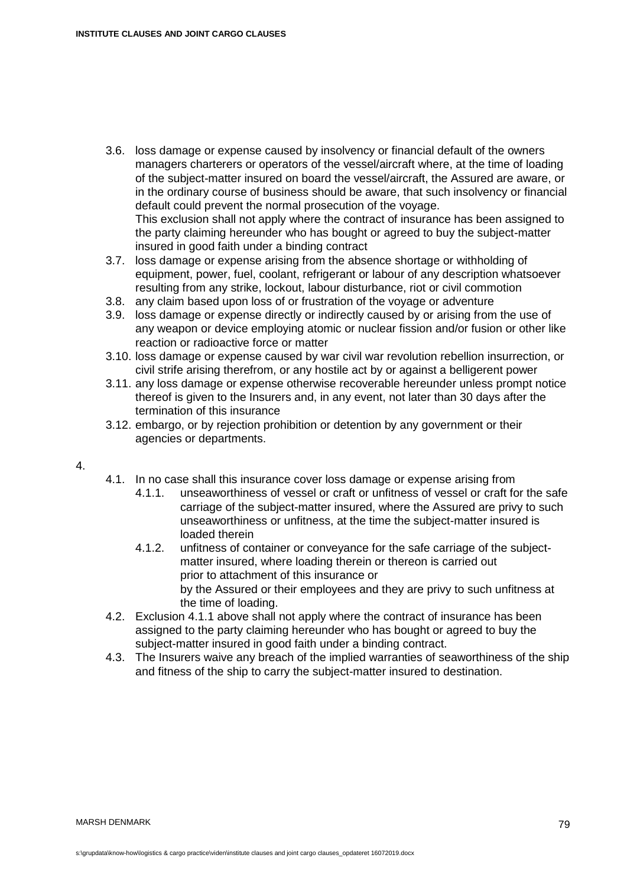3.6. loss damage or expense caused by insolvency or financial default of the owners managers charterers or operators of the vessel/aircraft where, at the time of loading of the subject-matter insured on board the vessel/aircraft, the Assured are aware, or in the ordinary course of business should be aware, that such insolvency or financial default could prevent the normal prosecution of the voyage.
This exclusion shall not apply where the contract of insurance has been assigned to the party claiming hereunder who has bought or agreed to buy the subject-matter insured in good faith under a binding contract

3.7. loss damage or expense arising from the absence shortage or withholding of equipment, power, fuel, coolant, refrigerant or labour of any description whatsoever resulting from any strike, lockout, labour disturbance, riot or civil commotion

3.8. any claim based upon loss of or frustration of the voyage or adventure

3.9. loss damage or expense directly or indirectly caused by or arising from the use of any weapon or device employing atomic or nuclear fission and/or fusion or other like reaction or radioactive force or matter

3.10. loss damage or expense caused by war civil war revolution rebellion insurrection, or civil strife arising therefrom, or any hostile act by or against a belligerent power

3.11. any loss damage or expense otherwise recoverable hereunder unless prompt notice thereof is given to the Insurers and, in any event, not later than 30 days after the termination of this insurance

3.12. embargo, or by rejection prohibition or detention by any government or their agencies or departments.

4.

4.1. In no case shall this insurance cover loss damage or expense arising from

4.1.1. unseaworthiness of vessel or craft or unfitness of vessel or craft for the safe carriage of the subject-matter insured, where the Assured are privy to such unseaworthiness or unfitness, at the time the subject-matter insured is loaded therein

4.1.2. unfitness of container or conveyance for the safe carriage of the subject-matter insured, where loading therein or thereon is carried out
prior to attachment of this insurance or
by the Assured or their employees and they are privy to such unfitness at the time of loading.

4.2. Exclusion 4.1.1 above shall not apply where the contract of insurance has been assigned to the party claiming hereunder who has bought or agreed to buy the subject-matter insured in good faith under a binding contract.

4.3. The Insurers waive any breach of the implied warranties of seaworthiness of the ship and fitness of the ship to carry the subject-matter insured to destination.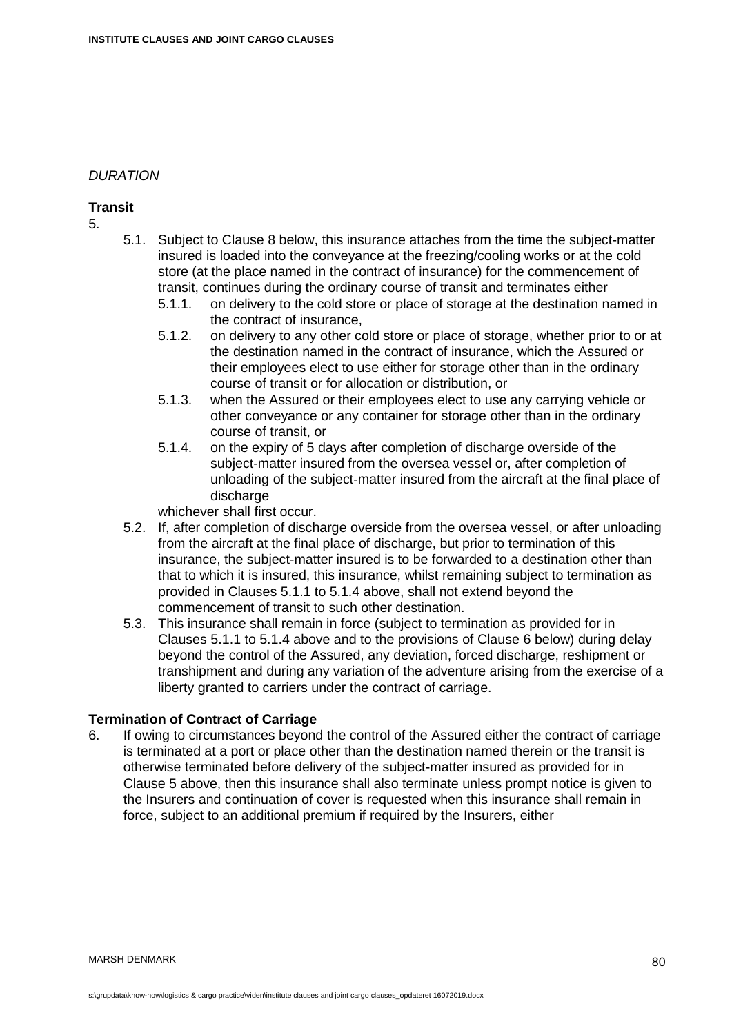*DURATION*

**Transit**

5.

5.1. Subject to Clause 8 below, this insurance attaches from the time the subject-matter insured is loaded into the conveyance at the freezing/cooling works or at the cold store (at the place named in the contract of insurance) for the commencement of transit, continues during the ordinary course of transit and terminates either

5.1.1. on delivery to the cold store or place of storage at the destination named in the contract of insurance,

5.1.2. on delivery to any other cold store or place of storage, whether prior to or at the destination named in the contract of insurance, which the Assured or their employees elect to use either for storage other than in the ordinary course of transit or for allocation or distribution, or

5.1.3. when the Assured or their employees elect to use any carrying vehicle or other conveyance or any container for storage other than in the ordinary course of transit, or

5.1.4. on the expiry of 5 days after completion of discharge overside of the subject-matter insured from the oversea vessel or, after completion of unloading of the subject-matter insured from the aircraft at the final place of discharge

whichever shall first occur.

5.2. If, after completion of discharge overside from the oversea vessel, or after unloading from the aircraft at the final place of discharge, but prior to termination of this insurance, the subject-matter insured is to be forwarded to a destination other than that to which it is insured, this insurance, whilst remaining subject to termination as provided in Clauses 5.1.1 to 5.1.4 above, shall not extend beyond the commencement of transit to such other destination.

5.3. This insurance shall remain in force (subject to termination as provided for in Clauses 5.1.1 to 5.1.4 above and to the provisions of Clause 6 below) during delay beyond the control of the Assured, any deviation, forced discharge, reshipment or transhipment and during any variation of the adventure arising from the exercise of a liberty granted to carriers under the contract of carriage.

**Termination of Contract of Carriage**

6. If owing to circumstances beyond the control of the Assured either the contract of carriage is terminated at a port or place other than the destination named therein or the transit is otherwise terminated before delivery of the subject-matter insured as provided for in Clause 5 above, then this insurance shall also terminate unless prompt notice is given to the Insurers and continuation of cover is requested when this insurance shall remain in force, subject to an additional premium if required by the Insurers, either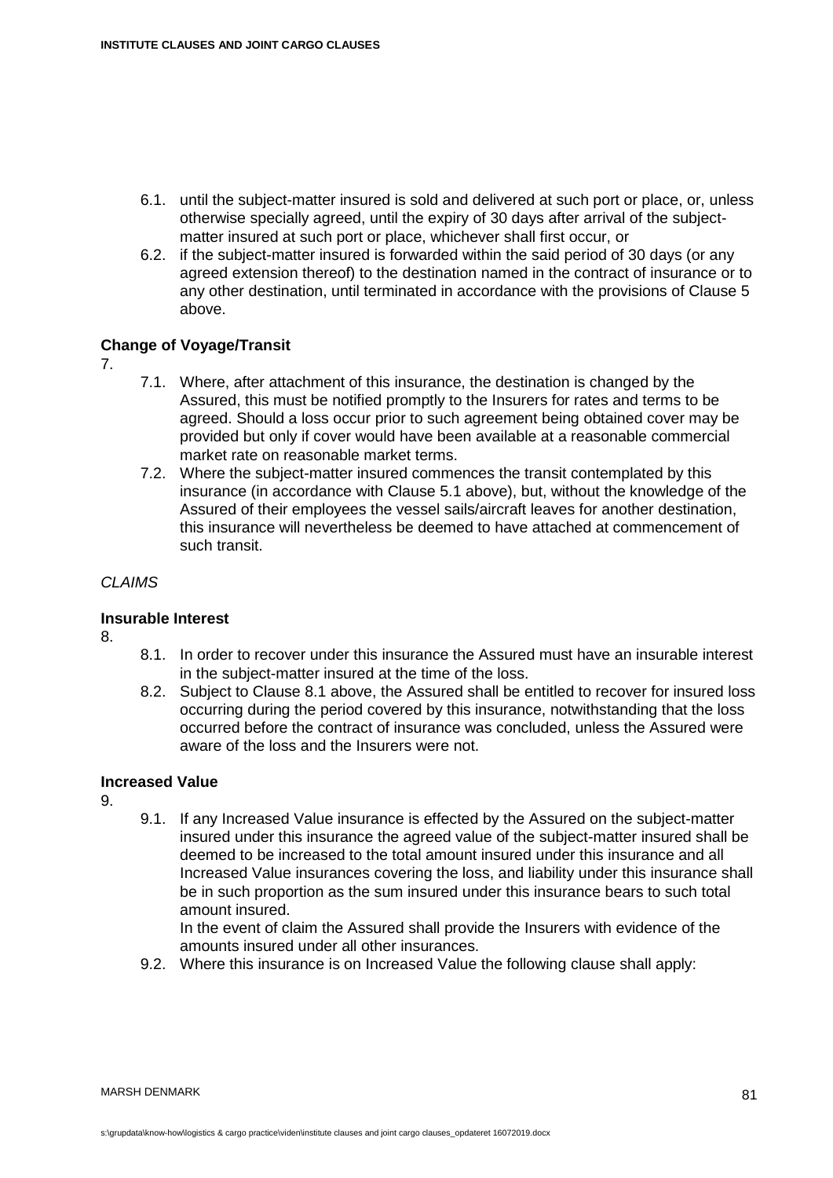6.1. until the subject-matter insured is sold and delivered at such port or place, or, unless otherwise specially agreed, until the expiry of 30 days after arrival of the subject-matter insured at such port or place, whichever shall first occur, or

6.2. if the subject-matter insured is forwarded within the said period of 30 days (or any agreed extension thereof) to the destination named in the contract of insurance or to any other destination, until terminated in accordance with the provisions of Clause 5 above.

**Change of Voyage/Transit**

7.

7.1. Where, after attachment of this insurance, the destination is changed by the Assured, this must be notified promptly to the Insurers for rates and terms to be agreed. Should a loss occur prior to such agreement being obtained cover may be provided but only if cover would have been available at a reasonable commercial market rate on reasonable market terms.

7.2. Where the subject-matter insured commences the transit contemplated by this insurance (in accordance with Clause 5.1 above), but, without the knowledge of the Assured of their employees the vessel sails/aircraft leaves for another destination, this insurance will nevertheless be deemed to have attached at commencement of such transit.

*CLAIMS*

**Insurable Interest**

8.

8.1. In order to recover under this insurance the Assured must have an insurable interest in the subject-matter insured at the time of the loss.

8.2. Subject to Clause 8.1 above, the Assured shall be entitled to recover for insured loss occurring during the period covered by this insurance, notwithstanding that the loss occurred before the contract of insurance was concluded, unless the Assured were aware of the loss and the Insurers were not.

**Increased Value**

9.

9.1. If any Increased Value insurance is effected by the Assured on the subject-matter insured under this insurance the agreed value of the subject-matter insured shall be deemed to be increased to the total amount insured under this insurance and all Increased Value insurances covering the loss, and liability under this insurance shall be in such proportion as the sum insured under this insurance bears to such total amount insured.
In the event of claim the Assured shall provide the Insurers with evidence of the amounts insured under all other insurances.

9.2. Where this insurance is on Increased Value the following clause shall apply: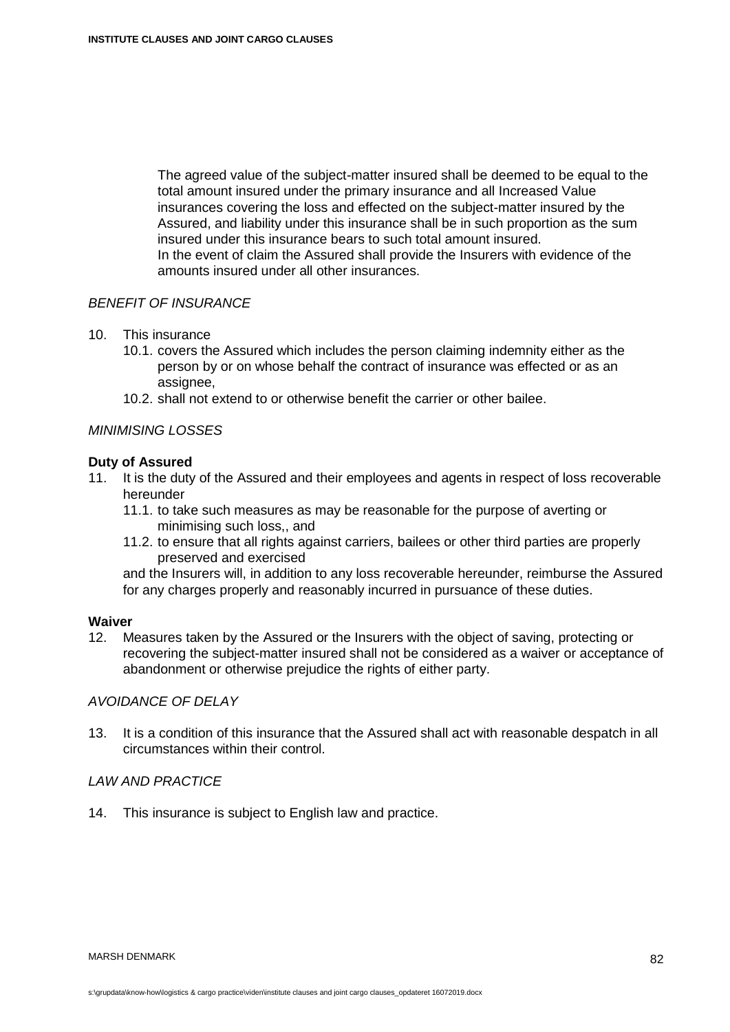The agreed value of the subject-matter insured shall be deemed to be equal to the total amount insured under the primary insurance and all Increased Value insurances covering the loss and effected on the subject-matter insured by the Assured, and liability under this insurance shall be in such proportion as the sum insured under this insurance bears to such total amount insured.
In the event of claim the Assured shall provide the Insurers with evidence of the amounts insured under all other insurances.

*BENEFIT OF INSURANCE*

10. This insurance
    10.1. covers the Assured which includes the person claiming indemnity either as the person by or on whose behalf the contract of insurance was effected or as an assignee,
    10.2. shall not extend to or otherwise benefit the carrier or other bailee.

*MINIMISING LOSSES*

**Duty of Assured**

11. It is the duty of the Assured and their employees and agents in respect of loss recoverable hereunder
    11.1. to take such measures as may be reasonable for the purpose of averting or minimising such loss,, and
    11.2. to ensure that all rights against carriers, bailees or other third parties are properly preserved and exercised

    and the Insurers will, in addition to any loss recoverable hereunder, reimburse the Assured for any charges properly and reasonably incurred in pursuance of these duties.

**Waiver**

12. Measures taken by the Assured or the Insurers with the object of saving, protecting or recovering the subject-matter insured shall not be considered as a waiver or acceptance of abandonment or otherwise prejudice the rights of either party.

*AVOIDANCE OF DELAY*

13. It is a condition of this insurance that the Assured shall act with reasonable despatch in all circumstances within their control.

*LAW AND PRACTICE*

14. This insurance is subject to English law and practice.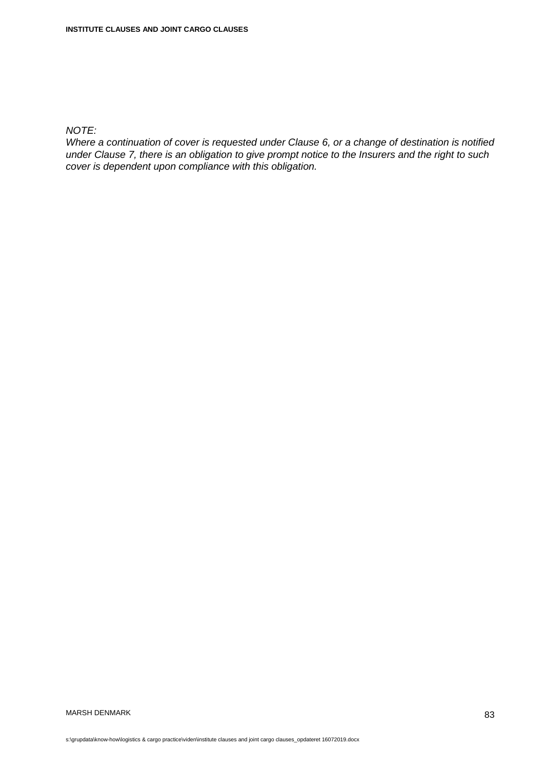*NOTE:*
*Where a continuation of cover is requested under Clause 6, or a change of destination is notified under Clause 7, there is an obligation to give prompt notice to the Insurers and the right to such cover is dependent upon compliance with this obligation.*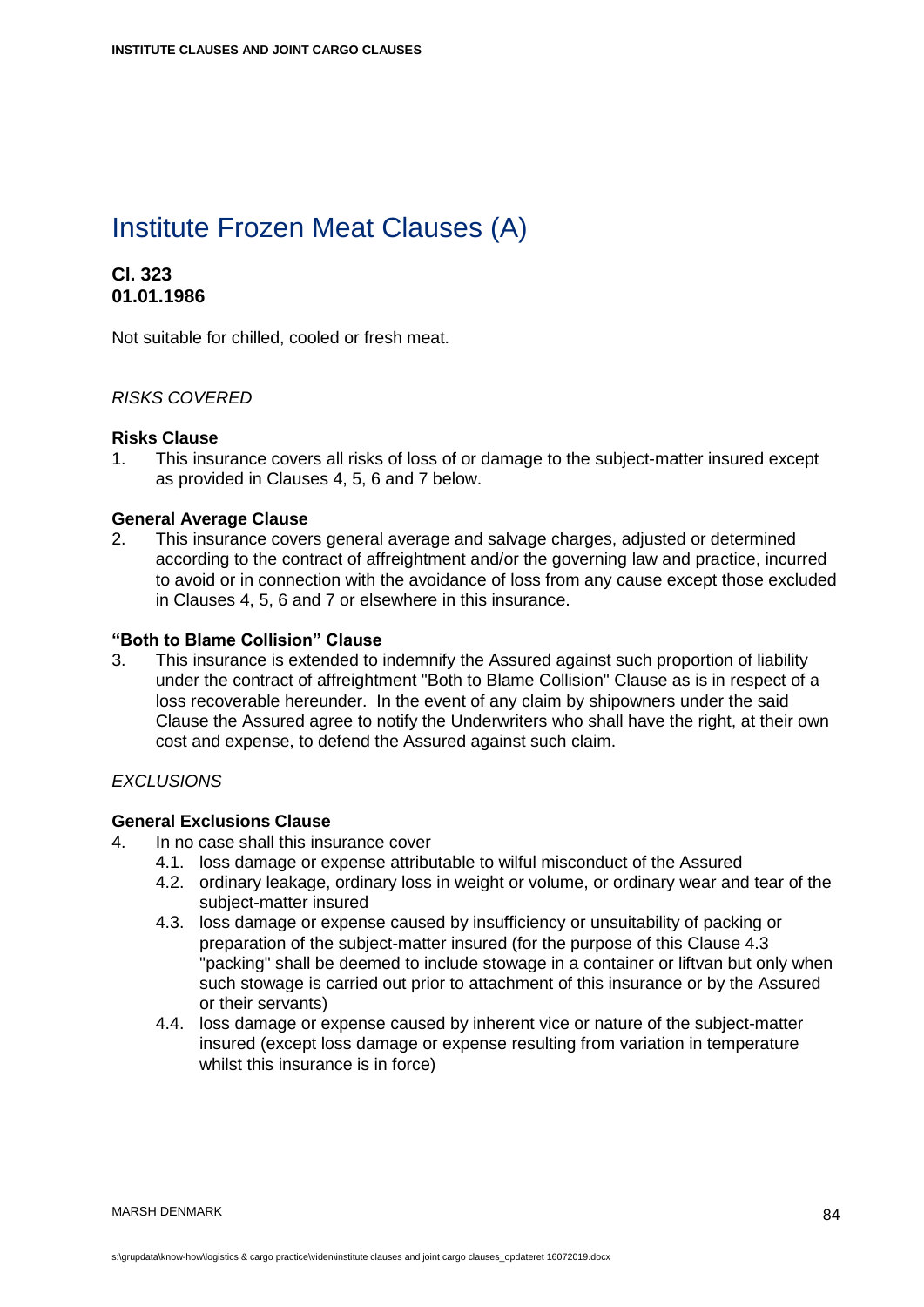# Institute Frozen Meat Clauses (A)

**Cl. 323**
**01.01.1986**

Not suitable for chilled, cooled or fresh meat.

*RISKS COVERED*

**Risks Clause**

1. This insurance covers all risks of loss of or damage to the subject-matter insured except as provided in Clauses 4, 5, 6 and 7 below.

**General Average Clause**

2. This insurance covers general average and salvage charges, adjusted or determined according to the contract of affreightment and/or the governing law and practice, incurred to avoid or in connection with the avoidance of loss from any cause except those excluded in Clauses 4, 5, 6 and 7 or elsewhere in this insurance.

**"Both to Blame Collision" Clause**

3. This insurance is extended to indemnify the Assured against such proportion of liability under the contract of affreightment "Both to Blame Collision" Clause as is in respect of a loss recoverable hereunder. In the event of any claim by shipowners under the said Clause the Assured agree to notify the Underwriters who shall have the right, at their own cost and expense, to defend the Assured against such claim.

*EXCLUSIONS*

**General Exclusions Clause**

4. In no case shall this insurance cover
   - 4.1. loss damage or expense attributable to wilful misconduct of the Assured
   - 4.2. ordinary leakage, ordinary loss in weight or volume, or ordinary wear and tear of the subject-matter insured
   - 4.3. loss damage or expense caused by insufficiency or unsuitability of packing or preparation of the subject-matter insured (for the purpose of this Clause 4.3 "packing" shall be deemed to include stowage in a container or liftvan but only when such stowage is carried out prior to attachment of this insurance or by the Assured or their servants)
   - 4.4. loss damage or expense caused by inherent vice or nature of the subject-matter insured (except loss damage or expense resulting from variation in temperature whilst this insurance is in force)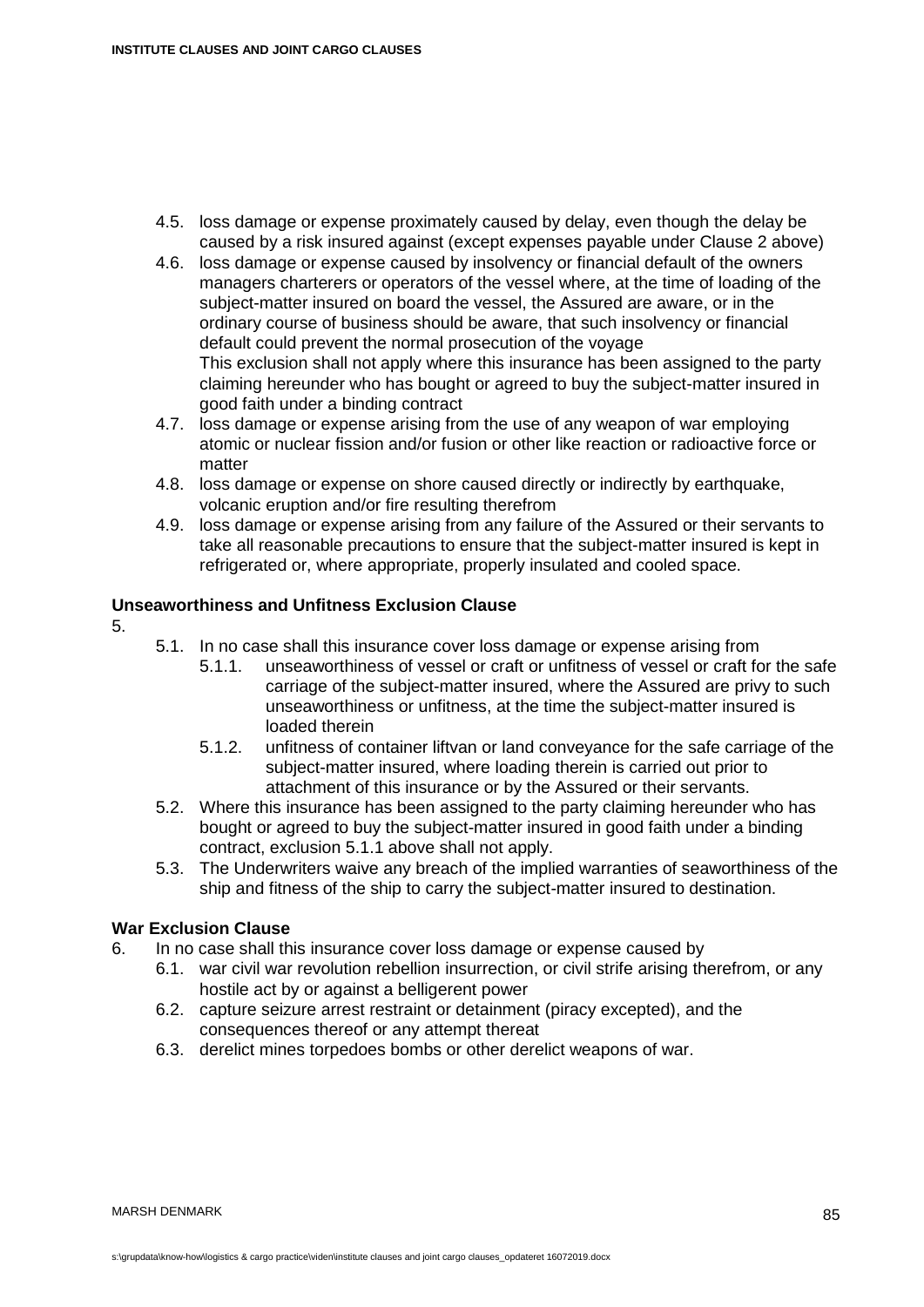4.5. loss damage or expense proximately caused by delay, even though the delay be caused by a risk insured against (except expenses payable under Clause 2 above)

4.6. loss damage or expense caused by insolvency or financial default of the owners managers charterers or operators of the vessel where, at the time of loading of the subject-matter insured on board the vessel, the Assured are aware, or in the ordinary course of business should be aware, that such insolvency or financial default could prevent the normal prosecution of the voyage
This exclusion shall not apply where this insurance has been assigned to the party claiming hereunder who has bought or agreed to buy the subject-matter insured in good faith under a binding contract

4.7. loss damage or expense arising from the use of any weapon of war employing atomic or nuclear fission and/or fusion or other like reaction or radioactive force or matter

4.8. loss damage or expense on shore caused directly or indirectly by earthquake, volcanic eruption and/or fire resulting therefrom

4.9. loss damage or expense arising from any failure of the Assured or their servants to take all reasonable precautions to ensure that the subject-matter insured is kept in refrigerated or, where appropriate, properly insulated and cooled space.

**Unseaworthiness and Unfitness Exclusion Clause**

5.

5.1. In no case shall this insurance cover loss damage or expense arising from

5.1.1. unseaworthiness of vessel or craft or unfitness of vessel or craft for the safe carriage of the subject-matter insured, where the Assured are privy to such unseaworthiness or unfitness, at the time the subject-matter insured is loaded therein

5.1.2. unfitness of container liftvan or land conveyance for the safe carriage of the subject-matter insured, where loading therein is carried out prior to attachment of this insurance or by the Assured or their servants.

5.2. Where this insurance has been assigned to the party claiming hereunder who has bought or agreed to buy the subject-matter insured in good faith under a binding contract, exclusion 5.1.1 above shall not apply.

5.3. The Underwriters waive any breach of the implied warranties of seaworthiness of the ship and fitness of the ship to carry the subject-matter insured to destination.

**War Exclusion Clause**

6. In no case shall this insurance cover loss damage or expense caused by

6.1. war civil war revolution rebellion insurrection, or civil strife arising therefrom, or any hostile act by or against a belligerent power

6.2. capture seizure arrest restraint or detainment (piracy excepted), and the consequences thereof or any attempt thereat

6.3. derelict mines torpedoes bombs or other derelict weapons of war.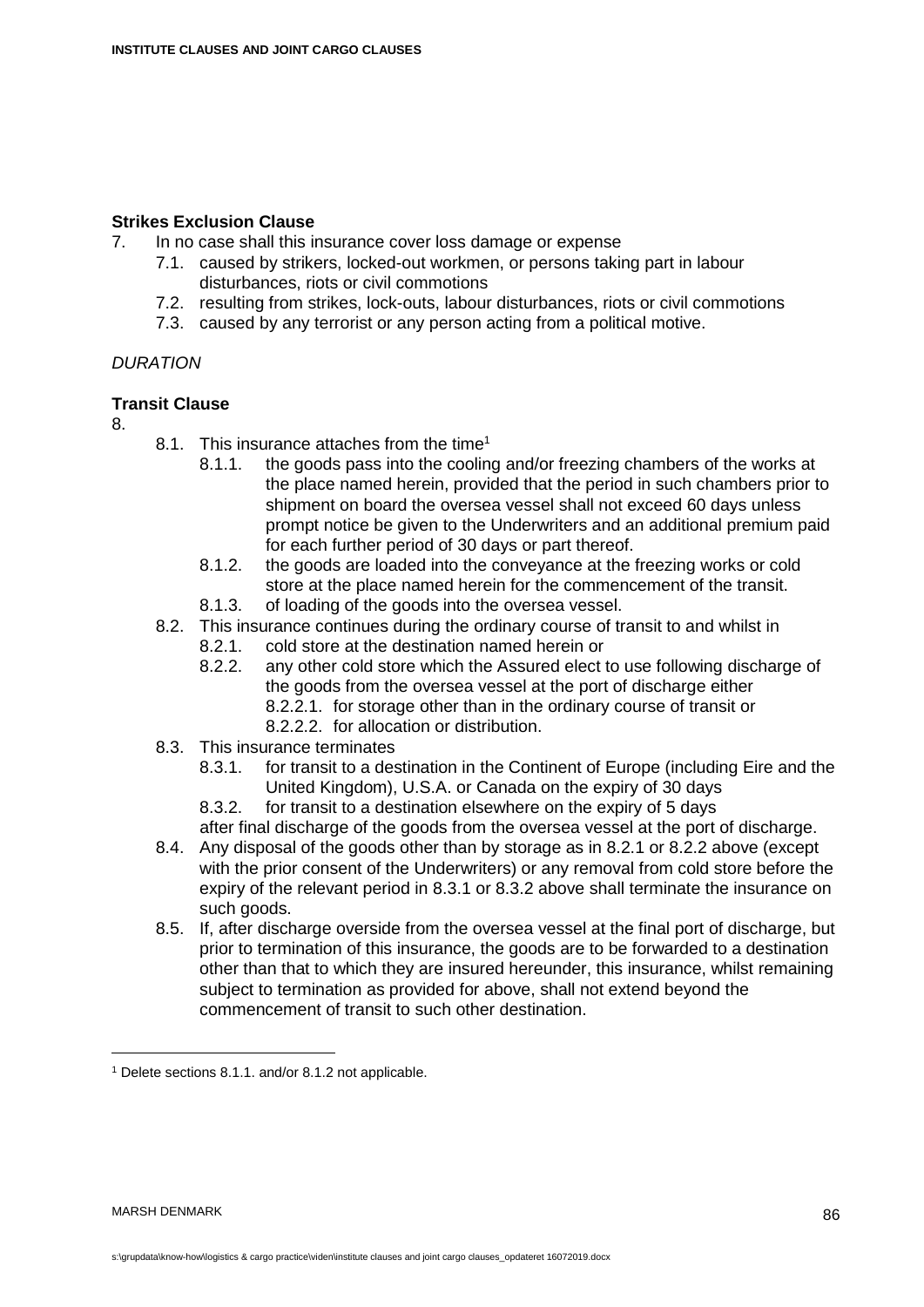**Strikes Exclusion Clause**

7. In no case shall this insurance cover loss damage or expense
   7.1. caused by strikers, locked-out workmen, or persons taking part in labour disturbances, riots or civil commotions
   7.2. resulting from strikes, lock-outs, labour disturbances, riots or civil commotions
   7.3. caused by any terrorist or any person acting from a political motive.

*DURATION*

**Transit Clause**

8.
   8.1. This insurance attaches from the time[1]
      8.1.1. the goods pass into the cooling and/or freezing chambers of the works at the place named herein, provided that the period in such chambers prior to shipment on board the oversea vessel shall not exceed 60 days unless prompt notice be given to the Underwriters and an additional premium paid for each further period of 30 days or part thereof.
      8.1.2. the goods are loaded into the conveyance at the freezing works or cold store at the place named herein for the commencement of the transit.
      8.1.3. of loading of the goods into the oversea vessel.
   8.2. This insurance continues during the ordinary course of transit to and whilst in
      8.2.1. cold store at the destination named herein or
      8.2.2. any other cold store which the Assured elect to use following discharge of the goods from the oversea vessel at the port of discharge either
         8.2.2.1. for storage other than in the ordinary course of transit or
         8.2.2.2. for allocation or distribution.
   8.3. This insurance terminates
      8.3.1. for transit to a destination in the Continent of Europe (including Eire and the United Kingdom), U.S.A. or Canada on the expiry of 30 days
      8.3.2. for transit to a destination elsewhere on the expiry of 5 days

      after final discharge of the goods from the oversea vessel at the port of discharge.
   8.4. Any disposal of the goods other than by storage as in 8.2.1 or 8.2.2 above (except with the prior consent of the Underwriters) or any removal from cold store before the expiry of the relevant period in 8.3.1 or 8.3.2 above shall terminate the insurance on such goods.
   8.5. If, after discharge overside from the oversea vessel at the final port of discharge, but prior to termination of this insurance, the goods are to be forwarded to a destination other than that to which they are insured hereunder, this insurance, whilst remaining subject to termination as provided for above, shall not extend beyond the commencement of transit to such other destination.

[1] Delete sections 8.1.1. and/or 8.1.2 not applicable.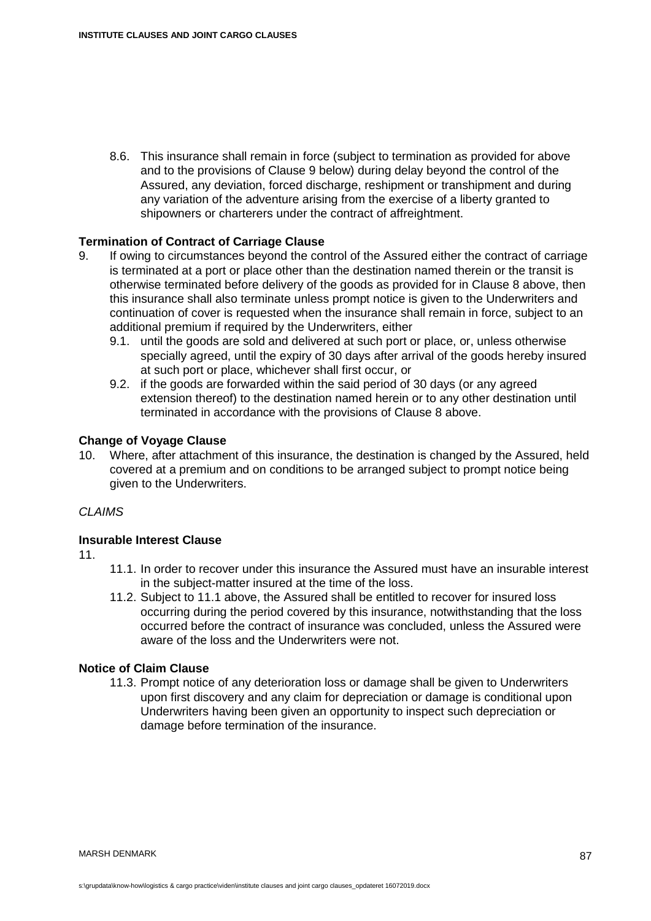8.6. This insurance shall remain in force (subject to termination as provided for above and to the provisions of Clause 9 below) during delay beyond the control of the Assured, any deviation, forced discharge, reshipment or transhipment and during any variation of the adventure arising from the exercise of a liberty granted to shipowners or charterers under the contract of affreightment.

**Termination of Contract of Carriage Clause**

9. If owing to circumstances beyond the control of the Assured either the contract of carriage is terminated at a port or place other than the destination named therein or the transit is otherwise terminated before delivery of the goods as provided for in Clause 8 above, then this insurance shall also terminate unless prompt notice is given to the Underwriters and continuation of cover is requested when the insurance shall remain in force, subject to an additional premium if required by the Underwriters, either

   9.1. until the goods are sold and delivered at such port or place, or, unless otherwise specially agreed, until the expiry of 30 days after arrival of the goods hereby insured at such port or place, whichever shall first occur, or

   9.2. if the goods are forwarded within the said period of 30 days (or any agreed extension thereof) to the destination named herein or to any other destination until terminated in accordance with the provisions of Clause 8 above.

**Change of Voyage Clause**

10. Where, after attachment of this insurance, the destination is changed by the Assured, held covered at a premium and on conditions to be arranged subject to prompt notice being given to the Underwriters.

*CLAIMS*

**Insurable Interest Clause**

11.

   11.1. In order to recover under this insurance the Assured must have an insurable interest in the subject-matter insured at the time of the loss.

   11.2. Subject to 11.1 above, the Assured shall be entitled to recover for insured loss occurring during the period covered by this insurance, notwithstanding that the loss occurred before the contract of insurance was concluded, unless the Assured were aware of the loss and the Underwriters were not.

**Notice of Claim Clause**

   11.3. Prompt notice of any deterioration loss or damage shall be given to Underwriters upon first discovery and any claim for depreciation or damage is conditional upon Underwriters having been given an opportunity to inspect such depreciation or damage before termination of the insurance.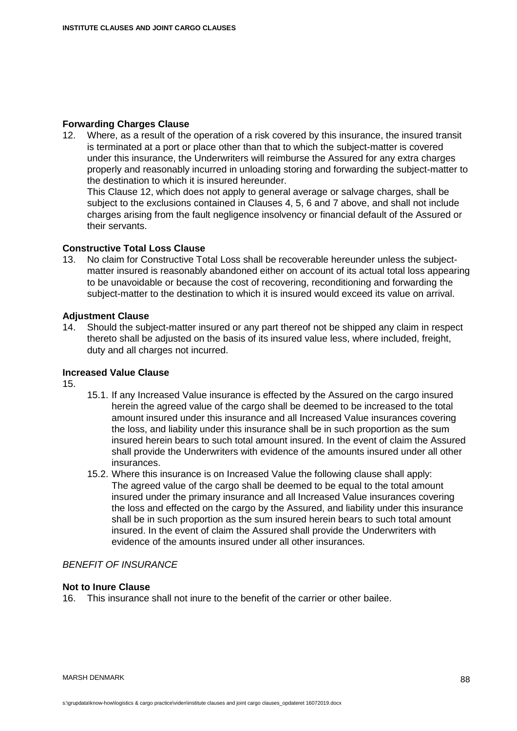**Forwarding Charges Clause**

12. Where, as a result of the operation of a risk covered by this insurance, the insured transit is terminated at a port or place other than that to which the subject-matter is covered under this insurance, the Underwriters will reimburse the Assured for any extra charges properly and reasonably incurred in unloading storing and forwarding the subject-matter to the destination to which it is insured hereunder.
    This Clause 12, which does not apply to general average or salvage charges, shall be subject to the exclusions contained in Clauses 4, 5, 6 and 7 above, and shall not include charges arising from the fault negligence insolvency or financial default of the Assured or their servants.

**Constructive Total Loss Clause**

13. No claim for Constructive Total Loss shall be recoverable hereunder unless the subject-matter insured is reasonably abandoned either on account of its actual total loss appearing to be unavoidable or because the cost of recovering, reconditioning and forwarding the subject-matter to the destination to which it is insured would exceed its value on arrival.

**Adjustment Clause**

14. Should the subject-matter insured or any part thereof not be shipped any claim in respect thereto shall be adjusted on the basis of its insured value less, where included, freight, duty and all charges not incurred.

**Increased Value Clause**

15.
    15.1. If any Increased Value insurance is effected by the Assured on the cargo insured herein the agreed value of the cargo shall be deemed to be increased to the total amount insured under this insurance and all Increased Value insurances covering the loss, and liability under this insurance shall be in such proportion as the sum insured herein bears to such total amount insured. In the event of claim the Assured shall provide the Underwriters with evidence of the amounts insured under all other insurances.
    15.2. Where this insurance is on Increased Value the following clause shall apply:
    The agreed value of the cargo shall be deemed to be equal to the total amount insured under the primary insurance and all Increased Value insurances covering the loss and effected on the cargo by the Assured, and liability under this insurance shall be in such proportion as the sum insured herein bears to such total amount insured. In the event of claim the Assured shall provide the Underwriters with evidence of the amounts insured under all other insurances.

*BENEFIT OF INSURANCE*

**Not to Inure Clause**

16. This insurance shall not inure to the benefit of the carrier or other bailee.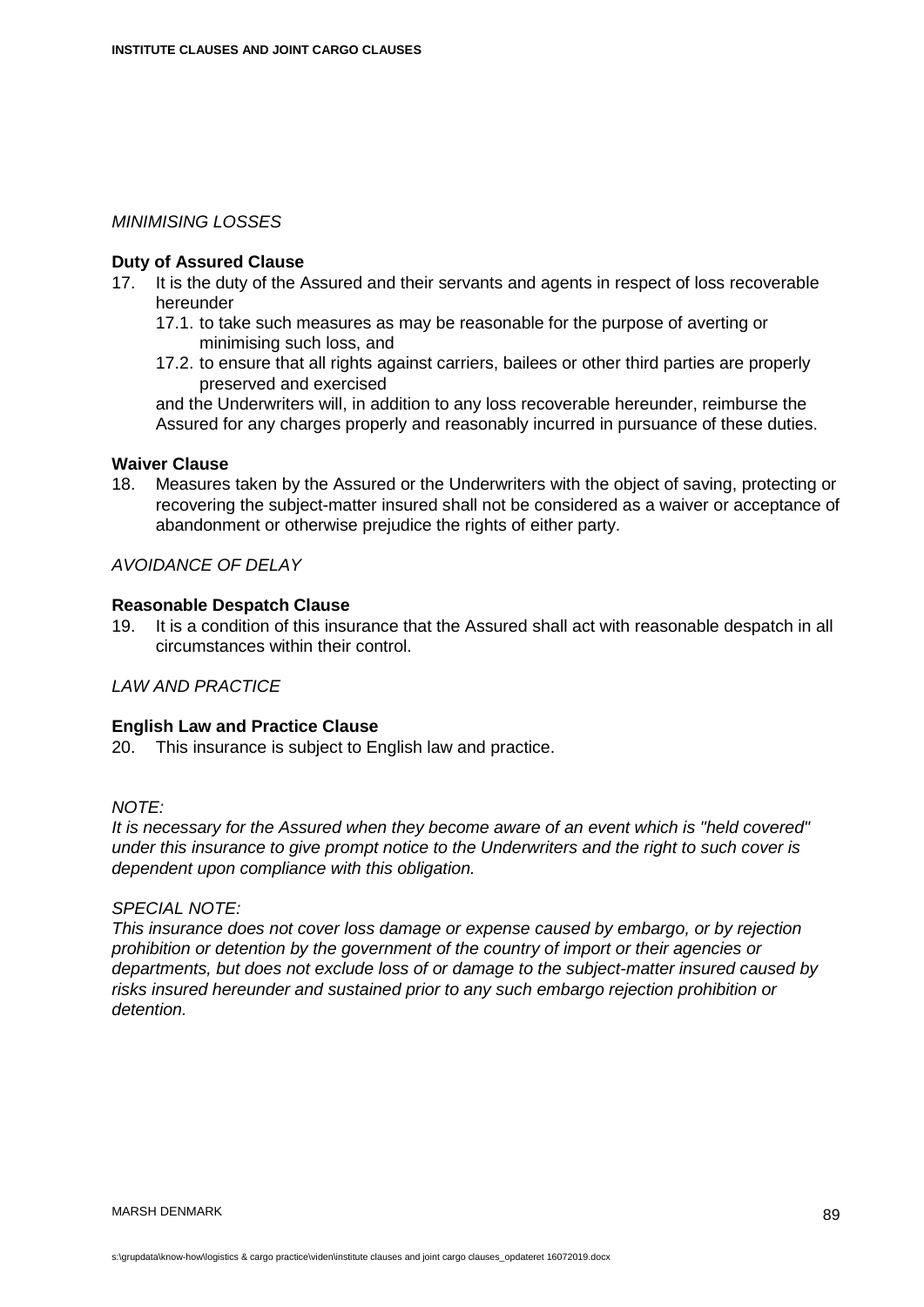*MINIMISING LOSSES*

**Duty of Assured Clause**

17. It is the duty of the Assured and their servants and agents in respect of loss recoverable hereunder
    17.1. to take such measures as may be reasonable for the purpose of averting or minimising such loss, and
    17.2. to ensure that all rights against carriers, bailees or other third parties are properly preserved and exercised

    and the Underwriters will, in addition to any loss recoverable hereunder, reimburse the Assured for any charges properly and reasonably incurred in pursuance of these duties.

**Waiver Clause**

18. Measures taken by the Assured or the Underwriters with the object of saving, protecting or recovering the subject-matter insured shall not be considered as a waiver or acceptance of abandonment or otherwise prejudice the rights of either party.

*AVOIDANCE OF DELAY*

**Reasonable Despatch Clause**

19. It is a condition of this insurance that the Assured shall act with reasonable despatch in all circumstances within their control.

*LAW AND PRACTICE*

**English Law and Practice Clause**

20. This insurance is subject to English law and practice.

*NOTE:*
*It is necessary for the Assured when they become aware of an event which is "held covered" under this insurance to give prompt notice to the Underwriters and the right to such cover is dependent upon compliance with this obligation.*

*SPECIAL NOTE:*
*This insurance does not cover loss damage or expense caused by embargo, or by rejection prohibition or detention by the government of the country of import or their agencies or departments, but does not exclude loss of or damage to the subject-matter insured caused by risks insured hereunder and sustained prior to any such embargo rejection prohibition or detention.*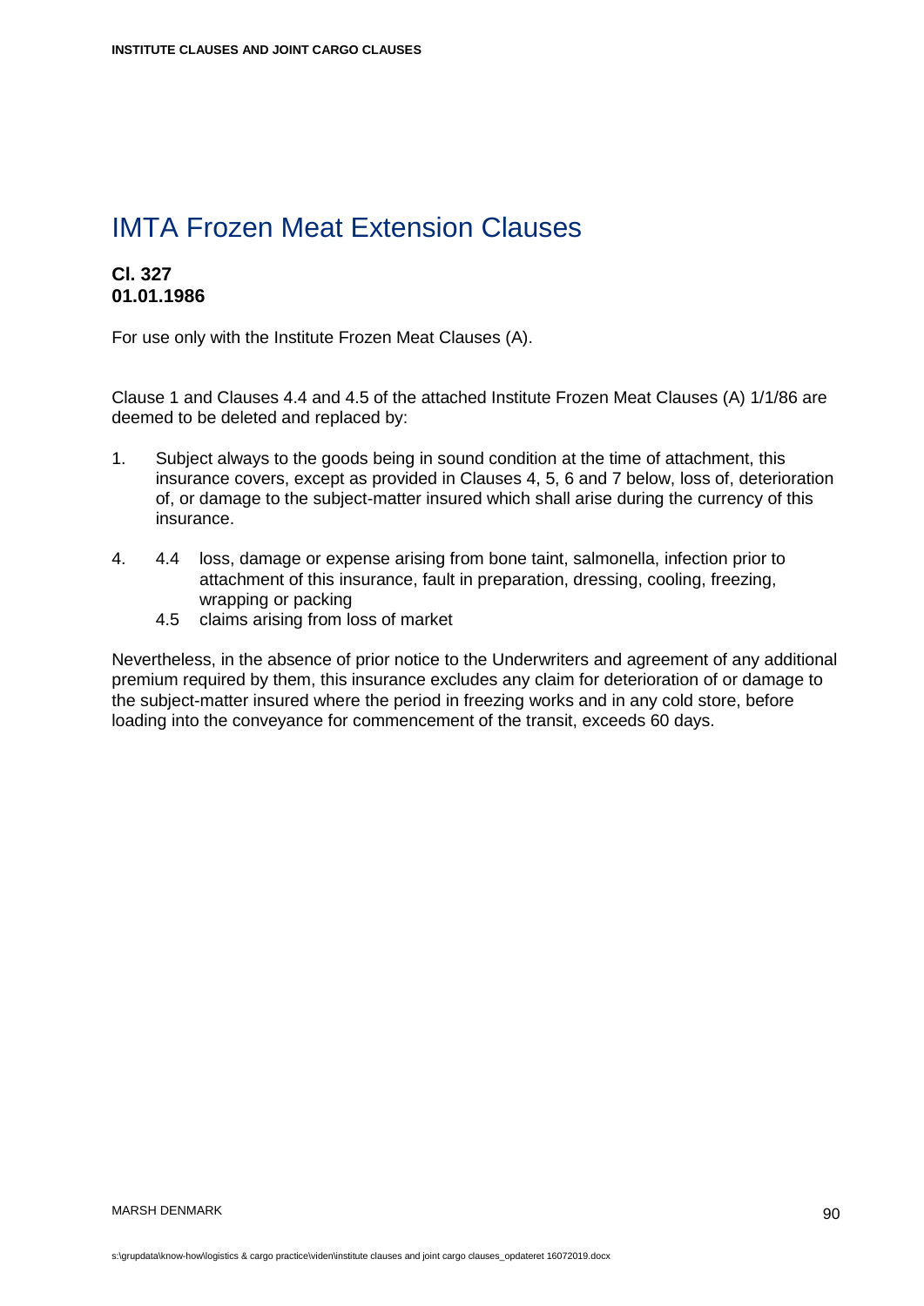# IMTA Frozen Meat Extension Clauses

**Cl. 327**
**01.01.1986**

For use only with the Institute Frozen Meat Clauses (A).

Clause 1 and Clauses 4.4 and 4.5 of the attached Institute Frozen Meat Clauses (A) 1/1/86 are deemed to be deleted and replaced by:

1. Subject always to the goods being in sound condition at the time of attachment, this insurance covers, except as provided in Clauses 4, 5, 6 and 7 below, loss of, deterioration of, or damage to the subject-matter insured which shall arise during the currency of this insurance.

4. 4.4 loss, damage or expense arising from bone taint, salmonella, infection prior to attachment of this insurance, fault in preparation, dressing, cooling, freezing, wrapping or packing
   4.5 claims arising from loss of market

Nevertheless, in the absence of prior notice to the Underwriters and agreement of any additional premium required by them, this insurance excludes any claim for deterioration of or damage to the subject-matter insured where the period in freezing works and in any cold store, before loading into the conveyance for commencement of the transit, exceeds 60 days.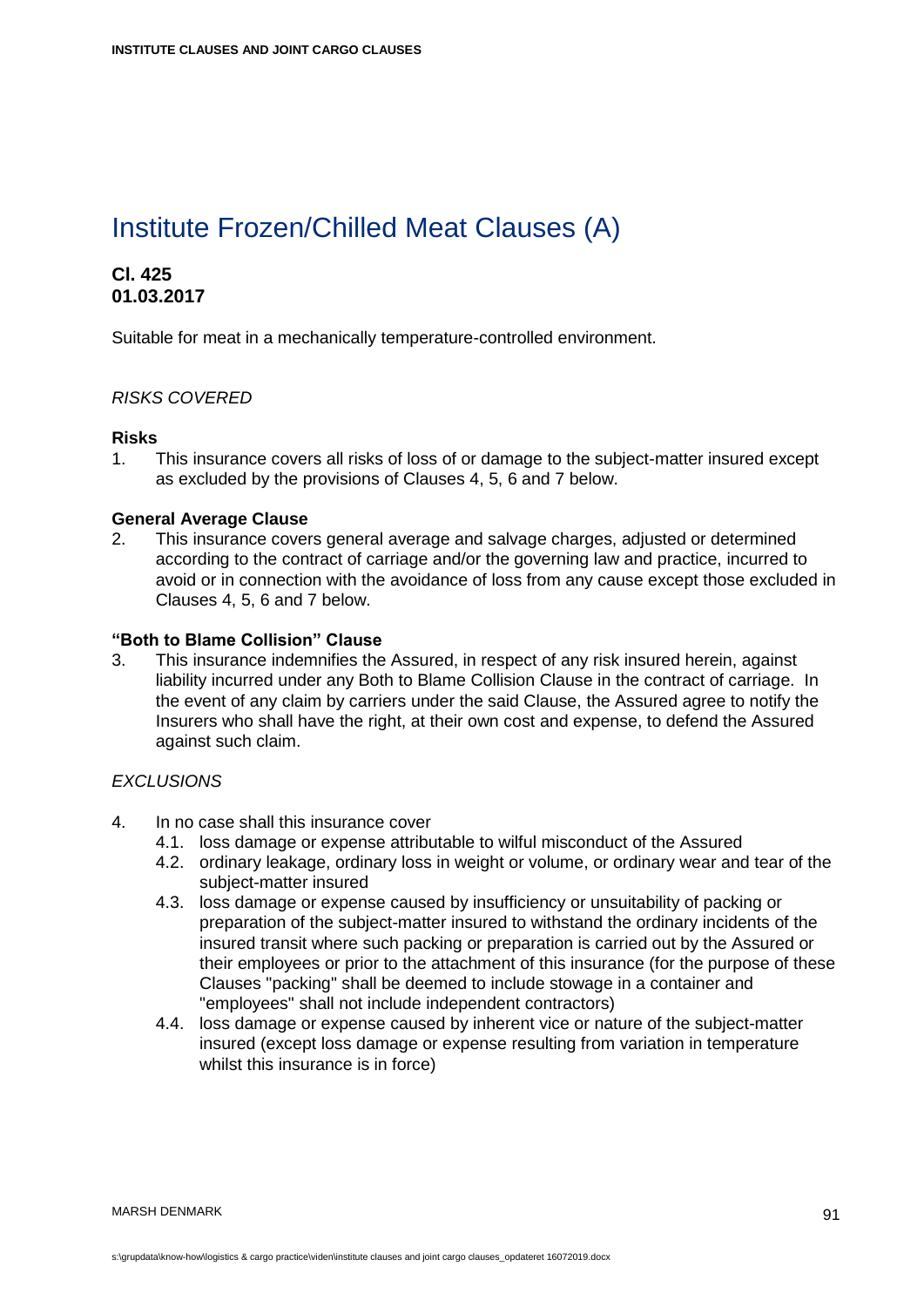# Institute Frozen/Chilled Meat Clauses (A)

**Cl. 425**
**01.03.2017**

Suitable for meat in a mechanically temperature-controlled environment.

*RISKS COVERED*

**Risks**

1. This insurance covers all risks of loss of or damage to the subject-matter insured except as excluded by the provisions of Clauses 4, 5, 6 and 7 below.

**General Average Clause**

2. This insurance covers general average and salvage charges, adjusted or determined according to the contract of carriage and/or the governing law and practice, incurred to avoid or in connection with the avoidance of loss from any cause except those excluded in Clauses 4, 5, 6 and 7 below.

**"Both to Blame Collision" Clause**

3. This insurance indemnifies the Assured, in respect of any risk insured herein, against liability incurred under any Both to Blame Collision Clause in the contract of carriage. In the event of any claim by carriers under the said Clause, the Assured agree to notify the Insurers who shall have the right, at their own cost and expense, to defend the Assured against such claim.

*EXCLUSIONS*

4. In no case shall this insurance cover
   - 4.1. loss damage or expense attributable to wilful misconduct of the Assured
   - 4.2. ordinary leakage, ordinary loss in weight or volume, or ordinary wear and tear of the subject-matter insured
   - 4.3. loss damage or expense caused by insufficiency or unsuitability of packing or preparation of the subject-matter insured to withstand the ordinary incidents of the insured transit where such packing or preparation is carried out by the Assured or their employees or prior to the attachment of this insurance (for the purpose of these Clauses "packing" shall be deemed to include stowage in a container and "employees" shall not include independent contractors)
   - 4.4. loss damage or expense caused by inherent vice or nature of the subject-matter insured (except loss damage or expense resulting from variation in temperature whilst this insurance is in force)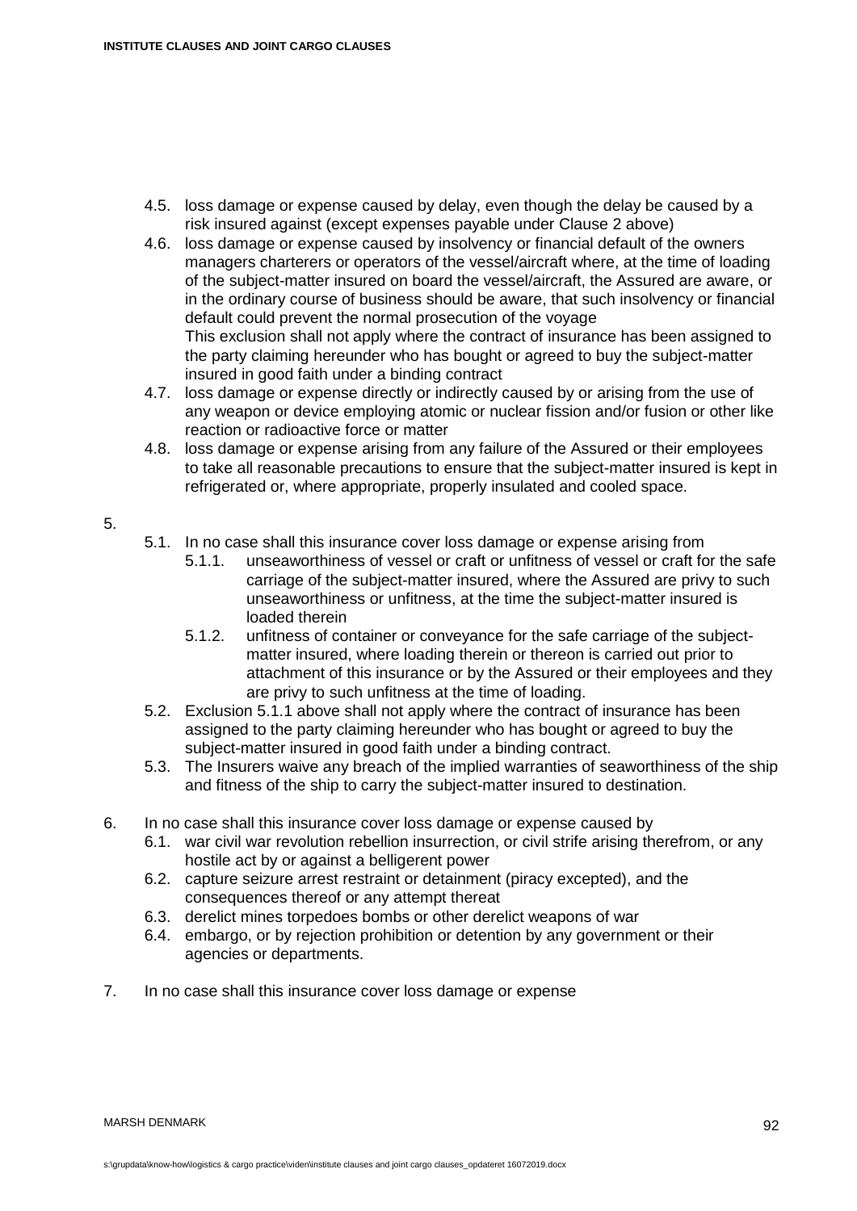4.5. loss damage or expense caused by delay, even though the delay be caused by a risk insured against (except expenses payable under Clause 2 above)

4.6. loss damage or expense caused by insolvency or financial default of the owners managers charterers or operators of the vessel/aircraft where, at the time of loading of the subject-matter insured on board the vessel/aircraft, the Assured are aware, or in the ordinary course of business should be aware, that such insolvency or financial default could prevent the normal prosecution of the voyage
This exclusion shall not apply where the contract of insurance has been assigned to the party claiming hereunder who has bought or agreed to buy the subject-matter insured in good faith under a binding contract

4.7. loss damage or expense directly or indirectly caused by or arising from the use of any weapon or device employing atomic or nuclear fission and/or fusion or other like reaction or radioactive force or matter

4.8. loss damage or expense arising from any failure of the Assured or their employees to take all reasonable precautions to ensure that the subject-matter insured is kept in refrigerated or, where appropriate, properly insulated and cooled space.

5.

5.1. In no case shall this insurance cover loss damage or expense arising from

5.1.1. unseaworthiness of vessel or craft or unfitness of vessel or craft for the safe carriage of the subject-matter insured, where the Assured are privy to such unseaworthiness or unfitness, at the time the subject-matter insured is loaded therein

5.1.2. unfitness of container or conveyance for the safe carriage of the subject-matter insured, where loading therein or thereon is carried out prior to attachment of this insurance or by the Assured or their employees and they are privy to such unfitness at the time of loading.

5.2. Exclusion 5.1.1 above shall not apply where the contract of insurance has been assigned to the party claiming hereunder who has bought or agreed to buy the subject-matter insured in good faith under a binding contract.

5.3. The Insurers waive any breach of the implied warranties of seaworthiness of the ship and fitness of the ship to carry the subject-matter insured to destination.

6. In no case shall this insurance cover loss damage or expense caused by

6.1. war civil war revolution rebellion insurrection, or civil strife arising therefrom, or any hostile act by or against a belligerent power

6.2. capture seizure arrest restraint or detainment (piracy excepted), and the consequences thereof or any attempt thereat

6.3. derelict mines torpedoes bombs or other derelict weapons of war

6.4. embargo, or by rejection prohibition or detention by any government or their agencies or departments.

7. In no case shall this insurance cover loss damage or expense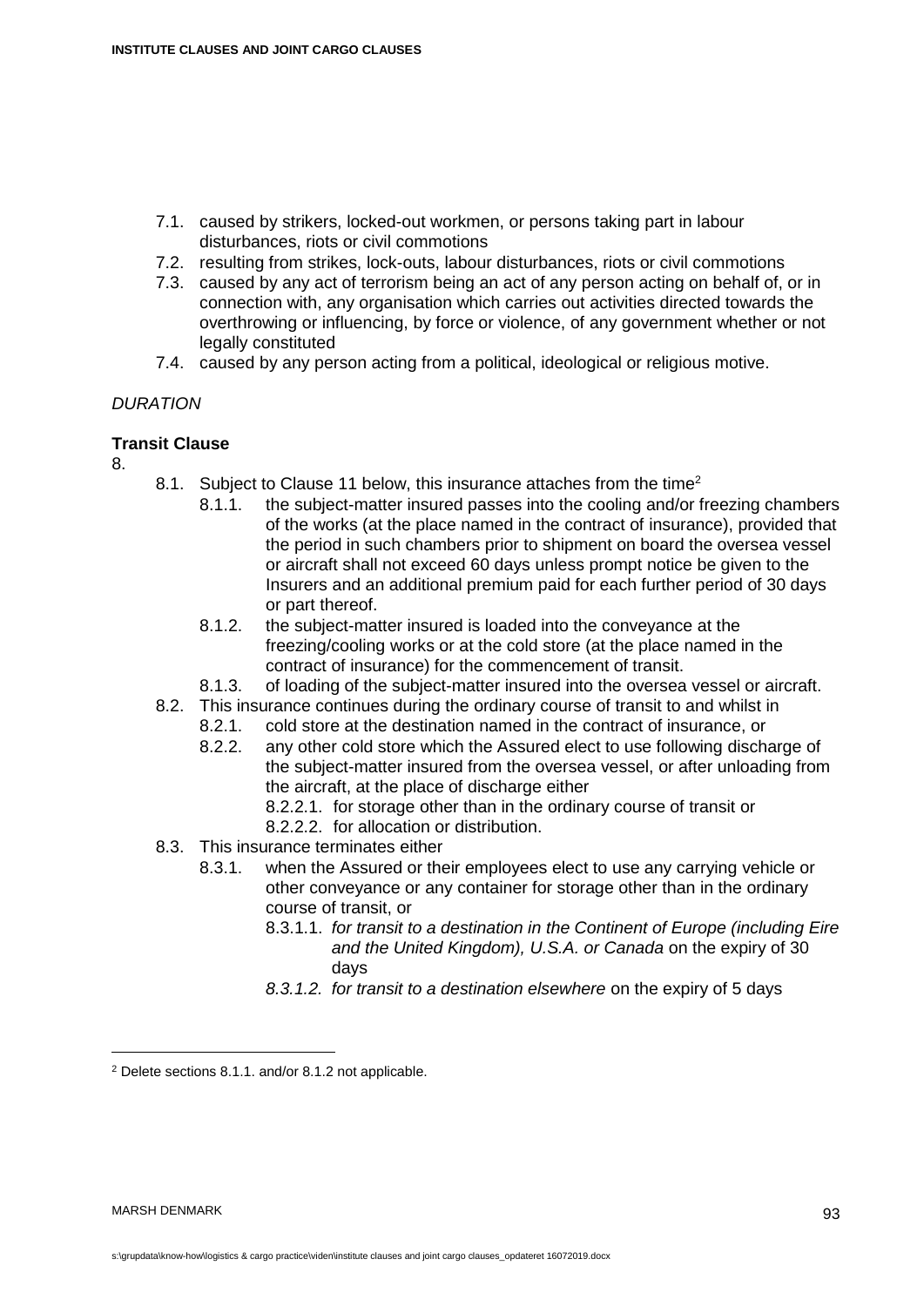7.1. caused by strikers, locked-out workmen, or persons taking part in labour disturbances, riots or civil commotions
7.2. resulting from strikes, lock-outs, labour disturbances, riots or civil commotions
7.3. caused by any act of terrorism being an act of any person acting on behalf of, or in connection with, any organisation which carries out activities directed towards the overthrowing or influencing, by force or violence, of any government whether or not legally constituted
7.4. caused by any person acting from a political, ideological or religious motive.

*DURATION*

**Transit Clause**

8.

8.1. Subject to Clause 11 below, this insurance attaches from the time[2]

8.1.1. the subject-matter insured passes into the cooling and/or freezing chambers of the works (at the place named in the contract of insurance), provided that the period in such chambers prior to shipment on board the oversea vessel or aircraft shall not exceed 60 days unless prompt notice be given to the Insurers and an additional premium paid for each further period of 30 days or part thereof.

8.1.2. the subject-matter insured is loaded into the conveyance at the freezing/cooling works or at the cold store (at the place named in the contract of insurance) for the commencement of transit.

8.1.3. of loading of the subject-matter insured into the oversea vessel or aircraft.

8.2. This insurance continues during the ordinary course of transit to and whilst in

8.2.1. cold store at the destination named in the contract of insurance, or

8.2.2. any other cold store which the Assured elect to use following discharge of the subject-matter insured from the oversea vessel, or after unloading from the aircraft, at the place of discharge either

8.2.2.1. for storage other than in the ordinary course of transit or

8.2.2.2. for allocation or distribution.

8.3. This insurance terminates either

8.3.1. when the Assured or their employees elect to use any carrying vehicle or other conveyance or any container for storage other than in the ordinary course of transit, or

8.3.1.1. *for transit to a destination in the Continent of Europe (including Eire and the United Kingdom), U.S.A. or Canada* on the expiry of 30 days

*8.3.1.2. for transit to a destination elsewhere* on the expiry of 5 days

---

[2] Delete sections 8.1.1. and/or 8.1.2 not applicable.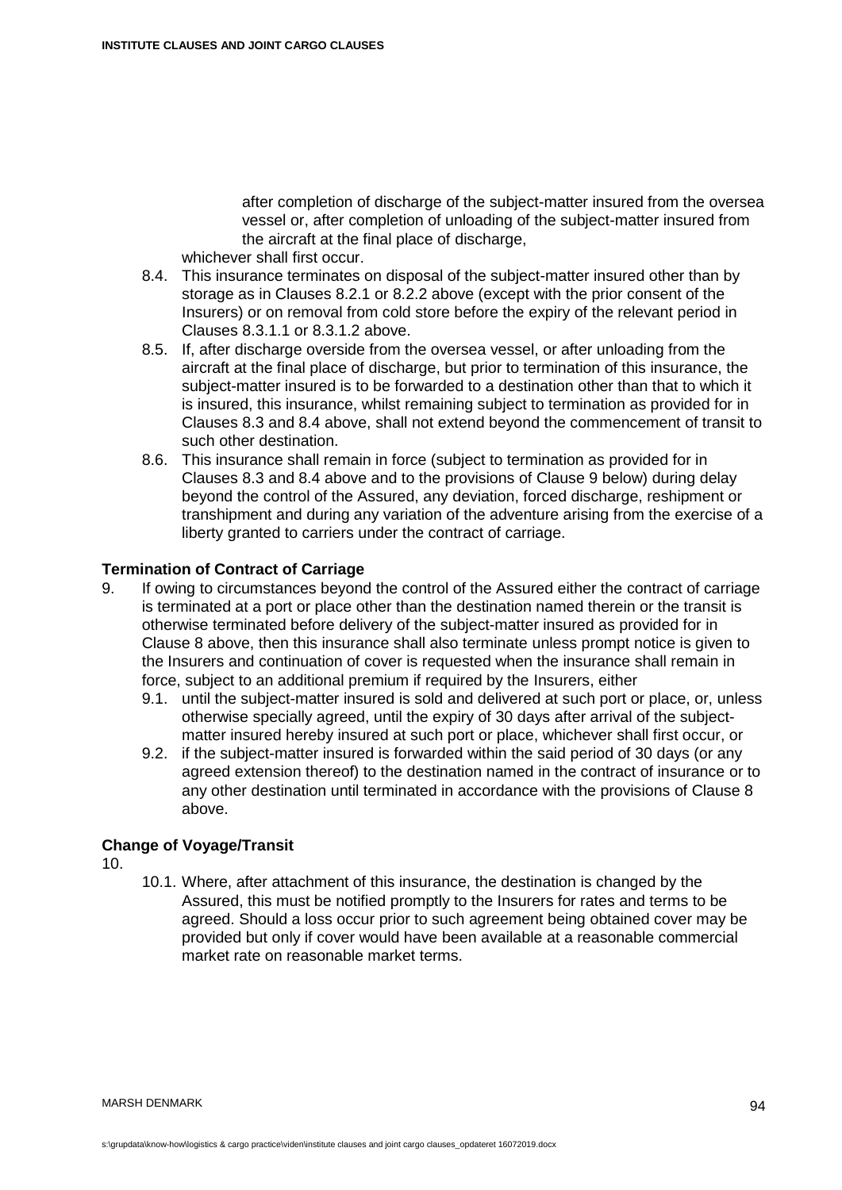after completion of discharge of the subject-matter insured from the oversea vessel or, after completion of unloading of the subject-matter insured from the aircraft at the final place of discharge,

whichever shall first occur.

8.4. This insurance terminates on disposal of the subject-matter insured other than by storage as in Clauses 8.2.1 or 8.2.2 above (except with the prior consent of the Insurers) or on removal from cold store before the expiry of the relevant period in Clauses 8.3.1.1 or 8.3.1.2 above.

8.5. If, after discharge overside from the oversea vessel, or after unloading from the aircraft at the final place of discharge, but prior to termination of this insurance, the subject-matter insured is to be forwarded to a destination other than that to which it is insured, this insurance, whilst remaining subject to termination as provided for in Clauses 8.3 and 8.4 above, shall not extend beyond the commencement of transit to such other destination.

8.6. This insurance shall remain in force (subject to termination as provided for in Clauses 8.3 and 8.4 above and to the provisions of Clause 9 below) during delay beyond the control of the Assured, any deviation, forced discharge, reshipment or transhipment and during any variation of the adventure arising from the exercise of a liberty granted to carriers under the contract of carriage.

**Termination of Contract of Carriage**

9. If owing to circumstances beyond the control of the Assured either the contract of carriage is terminated at a port or place other than the destination named therein or the transit is otherwise terminated before delivery of the subject-matter insured as provided for in Clause 8 above, then this insurance shall also terminate unless prompt notice is given to the Insurers and continuation of cover is requested when the insurance shall remain in force, subject to an additional premium if required by the Insurers, either

   9.1. until the subject-matter insured is sold and delivered at such port or place, or, unless otherwise specially agreed, until the expiry of 30 days after arrival of the subject-matter insured hereby insured at such port or place, whichever shall first occur, or

   9.2. if the subject-matter insured is forwarded within the said period of 30 days (or any agreed extension thereof) to the destination named in the contract of insurance or to any other destination until terminated in accordance with the provisions of Clause 8 above.

**Change of Voyage/Transit**

10.

   10.1. Where, after attachment of this insurance, the destination is changed by the Assured, this must be notified promptly to the Insurers for rates and terms to be agreed. Should a loss occur prior to such agreement being obtained cover may be provided but only if cover would have been available at a reasonable commercial market rate on reasonable market terms.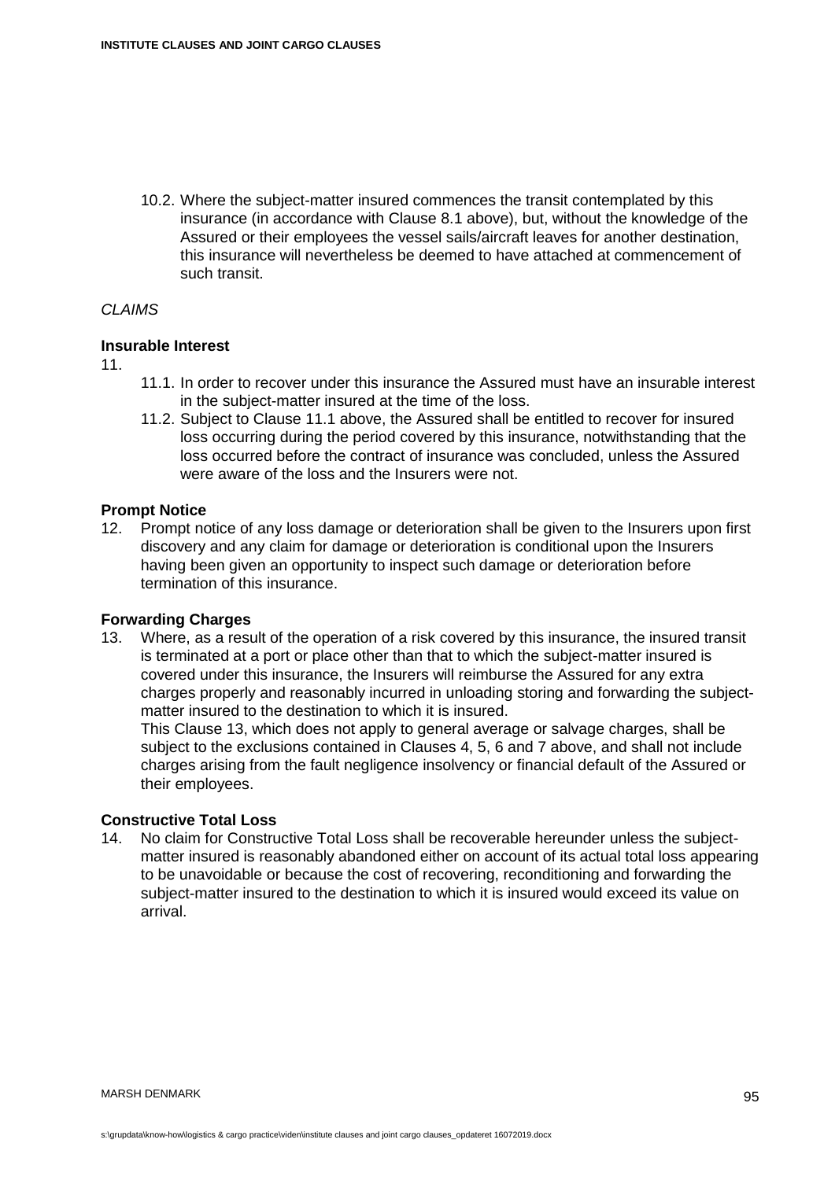10.2. Where the subject-matter insured commences the transit contemplated by this insurance (in accordance with Clause 8.1 above), but, without the knowledge of the Assured or their employees the vessel sails/aircraft leaves for another destination, this insurance will nevertheless be deemed to have attached at commencement of such transit.

*CLAIMS*

**Insurable Interest**

11.

11.1. In order to recover under this insurance the Assured must have an insurable interest in the subject-matter insured at the time of the loss.

11.2. Subject to Clause 11.1 above, the Assured shall be entitled to recover for insured loss occurring during the period covered by this insurance, notwithstanding that the loss occurred before the contract of insurance was concluded, unless the Assured were aware of the loss and the Insurers were not.

**Prompt Notice**

12. Prompt notice of any loss damage or deterioration shall be given to the Insurers upon first discovery and any claim for damage or deterioration is conditional upon the Insurers having been given an opportunity to inspect such damage or deterioration before termination of this insurance.

**Forwarding Charges**

13. Where, as a result of the operation of a risk covered by this insurance, the insured transit is terminated at a port or place other than that to which the subject-matter insured is covered under this insurance, the Insurers will reimburse the Assured for any extra charges properly and reasonably incurred in unloading storing and forwarding the subject-matter insured to the destination to which it is insured.
This Clause 13, which does not apply to general average or salvage charges, shall be subject to the exclusions contained in Clauses 4, 5, 6 and 7 above, and shall not include charges arising from the fault negligence insolvency or financial default of the Assured or their employees.

**Constructive Total Loss**

14. No claim for Constructive Total Loss shall be recoverable hereunder unless the subject-matter insured is reasonably abandoned either on account of its actual total loss appearing to be unavoidable or because the cost of recovering, reconditioning and forwarding the subject-matter insured to the destination to which it is insured would exceed its value on arrival.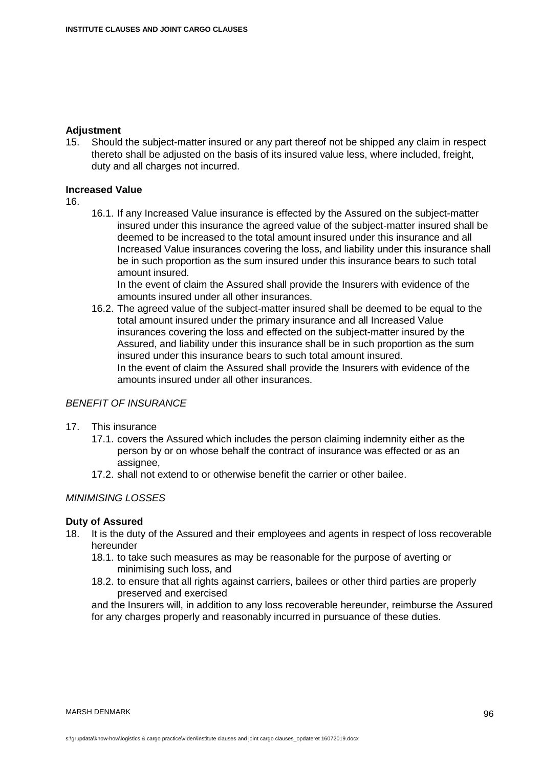**Adjustment**

15. Should the subject-matter insured or any part thereof not be shipped any claim in respect thereto shall be adjusted on the basis of its insured value less, where included, freight, duty and all charges not incurred.

**Increased Value**

16.
    16.1. If any Increased Value insurance is effected by the Assured on the subject-matter insured under this insurance the agreed value of the subject-matter insured shall be deemed to be increased to the total amount insured under this insurance and all Increased Value insurances covering the loss, and liability under this insurance shall be in such proportion as the sum insured under this insurance bears to such total amount insured.
    In the event of claim the Assured shall provide the Insurers with evidence of the amounts insured under all other insurances.
    16.2. The agreed value of the subject-matter insured shall be deemed to be equal to the total amount insured under the primary insurance and all Increased Value insurances covering the loss and effected on the subject-matter insured by the Assured, and liability under this insurance shall be in such proportion as the sum insured under this insurance bears to such total amount insured.
    In the event of claim the Assured shall provide the Insurers with evidence of the amounts insured under all other insurances.

*BENEFIT OF INSURANCE*

17. This insurance
    17.1. covers the Assured which includes the person claiming indemnity either as the person by or on whose behalf the contract of insurance was effected or as an assignee,
    17.2. shall not extend to or otherwise benefit the carrier or other bailee.

*MINIMISING LOSSES*

**Duty of Assured**

18. It is the duty of the Assured and their employees and agents in respect of loss recoverable hereunder
    18.1. to take such measures as may be reasonable for the purpose of averting or minimising such loss, and
    18.2. to ensure that all rights against carriers, bailees or other third parties are properly preserved and exercised

    and the Insurers will, in addition to any loss recoverable hereunder, reimburse the Assured for any charges properly and reasonably incurred in pursuance of these duties.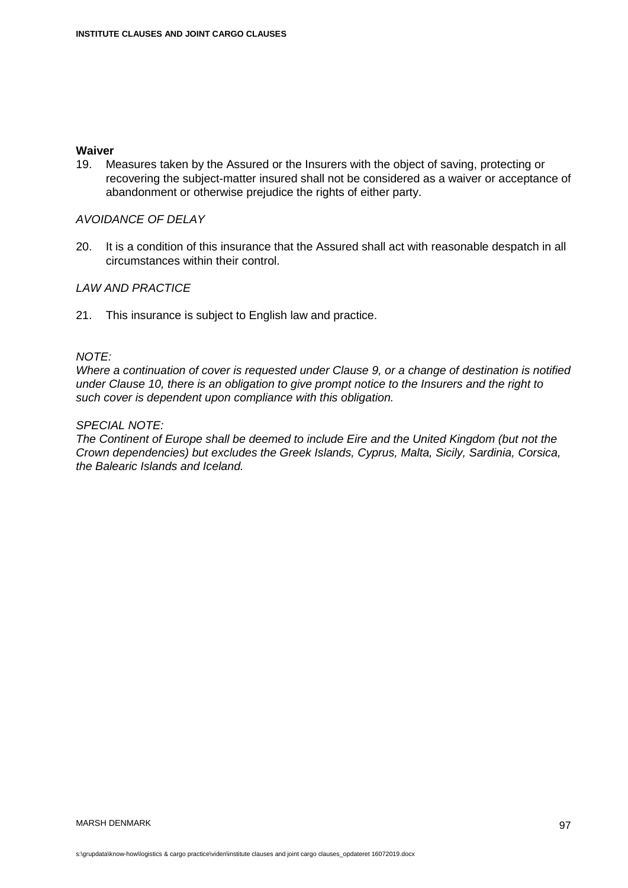**Waiver**

19. Measures taken by the Assured or the Insurers with the object of saving, protecting or recovering the subject-matter insured shall not be considered as a waiver or acceptance of abandonment or otherwise prejudice the rights of either party.

*AVOIDANCE OF DELAY*

20. It is a condition of this insurance that the Assured shall act with reasonable despatch in all circumstances within their control.

*LAW AND PRACTICE*

21. This insurance is subject to English law and practice.

*NOTE:*
*Where a continuation of cover is requested under Clause 9, or a change of destination is notified under Clause 10, there is an obligation to give prompt notice to the Insurers and the right to such cover is dependent upon compliance with this obligation.*

*SPECIAL NOTE:*
*The Continent of Europe shall be deemed to include Eire and the United Kingdom (but not the Crown dependencies) but excludes the Greek Islands, Cyprus, Malta, Sicily, Sardinia, Corsica, the Balearic Islands and Iceland.*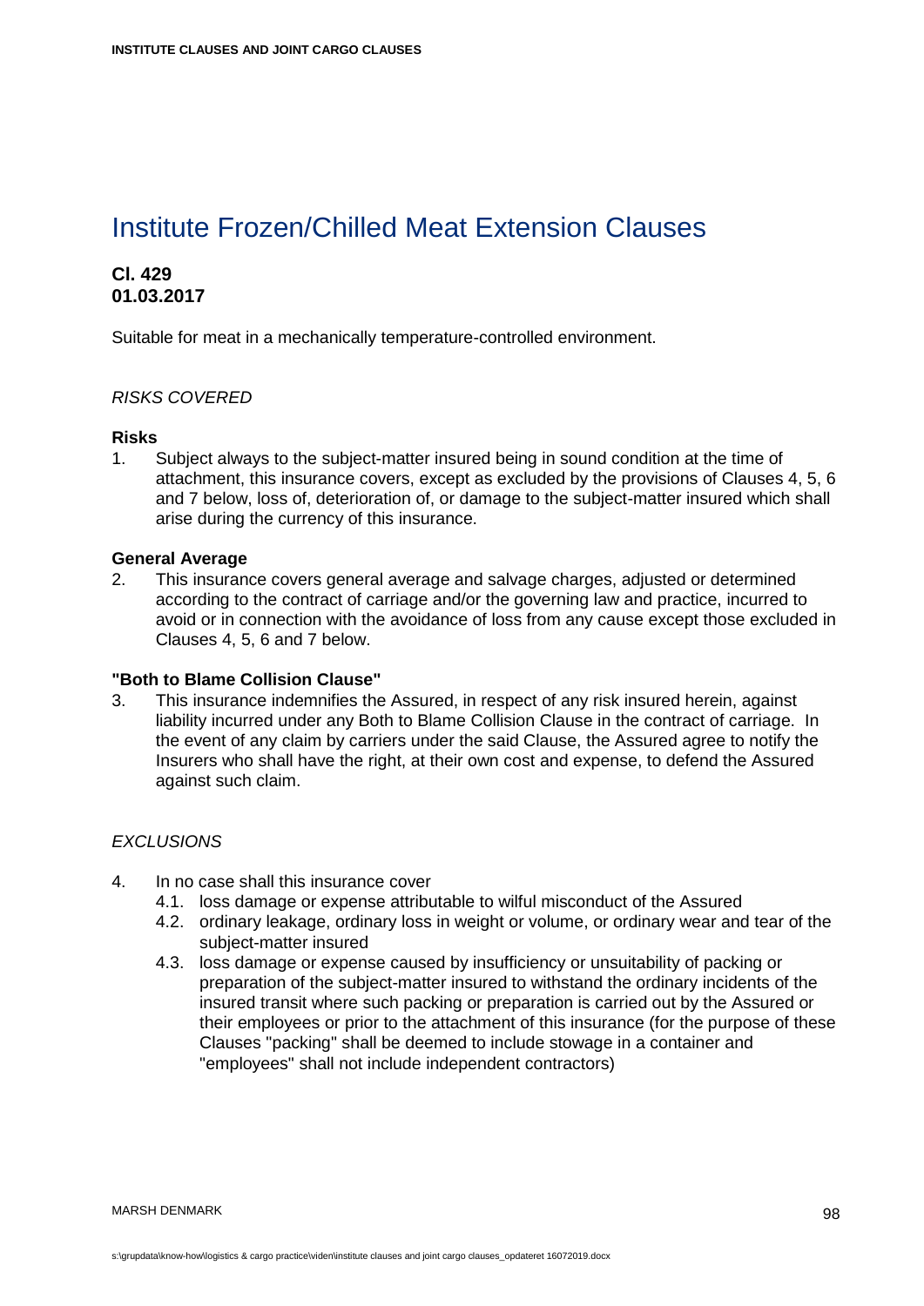# Institute Frozen/Chilled Meat Extension Clauses

**Cl. 429**
**01.03.2017**

Suitable for meat in a mechanically temperature-controlled environment.

*RISKS COVERED*

**Risks**

1. Subject always to the subject-matter insured being in sound condition at the time of attachment, this insurance covers, except as excluded by the provisions of Clauses 4, 5, 6 and 7 below, loss of, deterioration of, or damage to the subject-matter insured which shall arise during the currency of this insurance.

**General Average**

2. This insurance covers general average and salvage charges, adjusted or determined according to the contract of carriage and/or the governing law and practice, incurred to avoid or in connection with the avoidance of loss from any cause except those excluded in Clauses 4, 5, 6 and 7 below.

**"Both to Blame Collision Clause"**

3. This insurance indemnifies the Assured, in respect of any risk insured herein, against liability incurred under any Both to Blame Collision Clause in the contract of carriage. In the event of any claim by carriers under the said Clause, the Assured agree to notify the Insurers who shall have the right, at their own cost and expense, to defend the Assured against such claim.

*EXCLUSIONS*

4. In no case shall this insurance cover
   - 4.1. loss damage or expense attributable to wilful misconduct of the Assured
   - 4.2. ordinary leakage, ordinary loss in weight or volume, or ordinary wear and tear of the subject-matter insured
   - 4.3. loss damage or expense caused by insufficiency or unsuitability of packing or preparation of the subject-matter insured to withstand the ordinary incidents of the insured transit where such packing or preparation is carried out by the Assured or their employees or prior to the attachment of this insurance (for the purpose of these Clauses "packing" shall be deemed to include stowage in a container and "employees" shall not include independent contractors)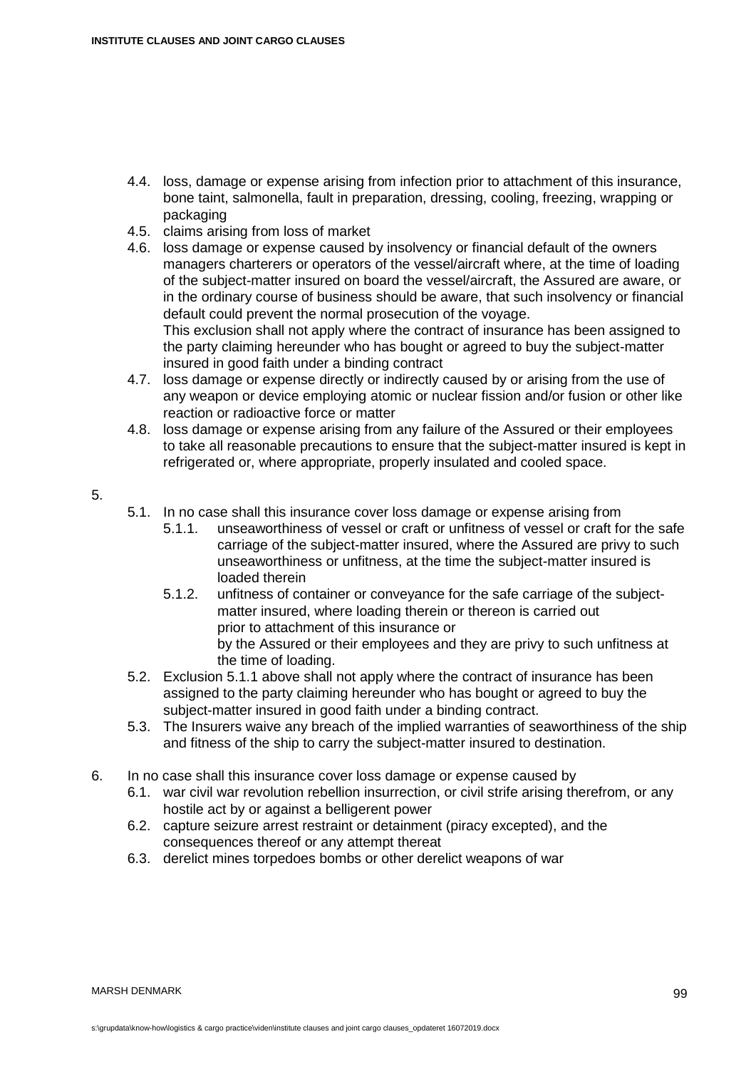- 4.4. loss, damage or expense arising from infection prior to attachment of this insurance, bone taint, salmonella, fault in preparation, dressing, cooling, freezing, wrapping or packaging
- 4.5. claims arising from loss of market
- 4.6. loss damage or expense caused by insolvency or financial default of the owners managers charterers or operators of the vessel/aircraft where, at the time of loading of the subject-matter insured on board the vessel/aircraft, the Assured are aware, or in the ordinary course of business should be aware, that such insolvency or financial default could prevent the normal prosecution of the voyage.
  This exclusion shall not apply where the contract of insurance has been assigned to the party claiming hereunder who has bought or agreed to buy the subject-matter insured in good faith under a binding contract
- 4.7. loss damage or expense directly or indirectly caused by or arising from the use of any weapon or device employing atomic or nuclear fission and/or fusion or other like reaction or radioactive force or matter
- 4.8. loss damage or expense arising from any failure of the Assured or their employees to take all reasonable precautions to ensure that the subject-matter insured is kept in refrigerated or, where appropriate, properly insulated and cooled space.

5.
- 5.1. In no case shall this insurance cover loss damage or expense arising from
  - 5.1.1. unseaworthiness of vessel or craft or unfitness of vessel or craft for the safe carriage of the subject-matter insured, where the Assured are privy to such unseaworthiness or unfitness, at the time the subject-matter insured is loaded therein
  - 5.1.2. unfitness of container or conveyance for the safe carriage of the subject-matter insured, where loading therein or thereon is carried out
    prior to attachment of this insurance or
    by the Assured or their employees and they are privy to such unfitness at the time of loading.
- 5.2. Exclusion 5.1.1 above shall not apply where the contract of insurance has been assigned to the party claiming hereunder who has bought or agreed to buy the subject-matter insured in good faith under a binding contract.
- 5.3. The Insurers waive any breach of the implied warranties of seaworthiness of the ship and fitness of the ship to carry the subject-matter insured to destination.

6. In no case shall this insurance cover loss damage or expense caused by
- 6.1. war civil war revolution rebellion insurrection, or civil strife arising therefrom, or any hostile act by or against a belligerent power
- 6.2. capture seizure arrest restraint or detainment (piracy excepted), and the consequences thereof or any attempt thereat
- 6.3. derelict mines torpedoes bombs or other derelict weapons of war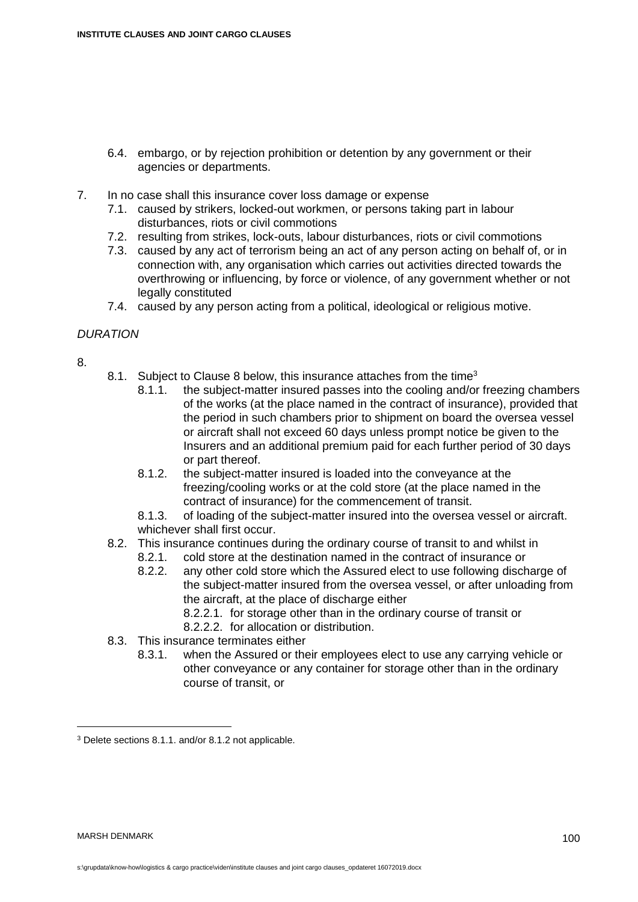6.4. embargo, or by rejection prohibition or detention by any government or their agencies or departments.

7. In no case shall this insurance cover loss damage or expense
   - 7.1. caused by strikers, locked-out workmen, or persons taking part in labour disturbances, riots or civil commotions
   - 7.2. resulting from strikes, lock-outs, labour disturbances, riots or civil commotions
   - 7.3. caused by any act of terrorism being an act of any person acting on behalf of, or in connection with, any organisation which carries out activities directed towards the overthrowing or influencing, by force or violence, of any government whether or not legally constituted
   - 7.4. caused by any person acting from a political, ideological or religious motive.

*DURATION*

8.
   - 8.1. Subject to Clause 8 below, this insurance attaches from the time[3]
     - 8.1.1. the subject-matter insured passes into the cooling and/or freezing chambers of the works (at the place named in the contract of insurance), provided that the period in such chambers prior to shipment on board the oversea vessel or aircraft shall not exceed 60 days unless prompt notice be given to the Insurers and an additional premium paid for each further period of 30 days or part thereof.
     - 8.1.2. the subject-matter insured is loaded into the conveyance at the freezing/cooling works or at the cold store (at the place named in the contract of insurance) for the commencement of transit.
     - 8.1.3. of loading of the subject-matter insured into the oversea vessel or aircraft.

     whichever shall first occur.
   - 8.2. This insurance continues during the ordinary course of transit to and whilst in
     - 8.2.1. cold store at the destination named in the contract of insurance or
     - 8.2.2. any other cold store which the Assured elect to use following discharge of the subject-matter insured from the oversea vessel, or after unloading from the aircraft, at the place of discharge either
       - 8.2.2.1. for storage other than in the ordinary course of transit or
       - 8.2.2.2. for allocation or distribution.
   - 8.3. This insurance terminates either
     - 8.3.1. when the Assured or their employees elect to use any carrying vehicle or other conveyance or any container for storage other than in the ordinary course of transit, or

---

[3] Delete sections 8.1.1. and/or 8.1.2 not applicable.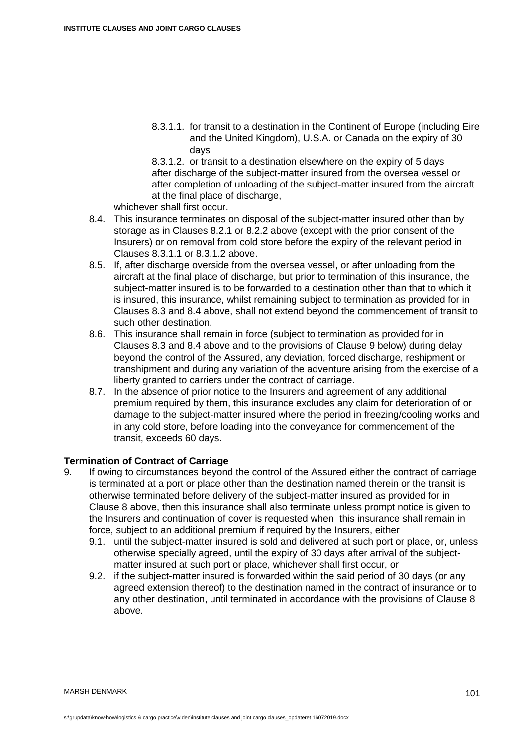8.3.1.1. for transit to a destination in the Continent of Europe (including Eire and the United Kingdom), U.S.A. or Canada on the expiry of 30 days

8.3.1.2. or transit to a destination elsewhere on the expiry of 5 days after discharge of the subject-matter insured from the oversea vessel or after completion of unloading of the subject-matter insured from the aircraft at the final place of discharge,

whichever shall first occur.

8.4. This insurance terminates on disposal of the subject-matter insured other than by storage as in Clauses 8.2.1 or 8.2.2 above (except with the prior consent of the Insurers) or on removal from cold store before the expiry of the relevant period in Clauses 8.3.1.1 or 8.3.1.2 above.

8.5. If, after discharge overside from the oversea vessel, or after unloading from the aircraft at the final place of discharge, but prior to termination of this insurance, the subject-matter insured is to be forwarded to a destination other than that to which it is insured, this insurance, whilst remaining subject to termination as provided for in Clauses 8.3 and 8.4 above, shall not extend beyond the commencement of transit to such other destination.

8.6. This insurance shall remain in force (subject to termination as provided for in Clauses 8.3 and 8.4 above and to the provisions of Clause 9 below) during delay beyond the control of the Assured, any deviation, forced discharge, reshipment or transhipment and during any variation of the adventure arising from the exercise of a liberty granted to carriers under the contract of carriage.

8.7. In the absence of prior notice to the Insurers and agreement of any additional premium required by them, this insurance excludes any claim for deterioration of or damage to the subject-matter insured where the period in freezing/cooling works and in any cold store, before loading into the conveyance for commencement of the transit, exceeds 60 days.

**Termination of Contract of Carriage**

9. If owing to circumstances beyond the control of the Assured either the contract of carriage is terminated at a port or place other than the destination named therein or the transit is otherwise terminated before delivery of the subject-matter insured as provided for in Clause 8 above, then this insurance shall also terminate unless prompt notice is given to the Insurers and continuation of cover is requested when this insurance shall remain in force, subject to an additional premium if required by the Insurers, either

   9.1. until the subject-matter insured is sold and delivered at such port or place, or, unless otherwise specially agreed, until the expiry of 30 days after arrival of the subject-matter insured at such port or place, whichever shall first occur, or

   9.2. if the subject-matter insured is forwarded within the said period of 30 days (or any agreed extension thereof) to the destination named in the contract of insurance or to any other destination, until terminated in accordance with the provisions of Clause 8 above.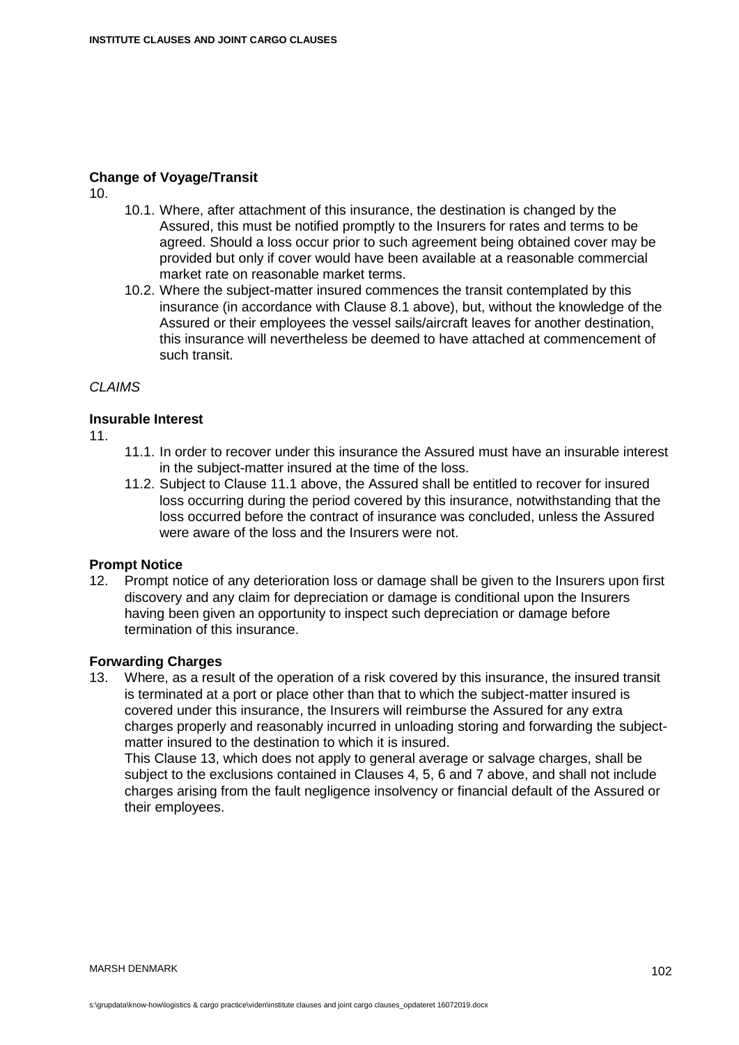**Change of Voyage/Transit**

10.

10.1. Where, after attachment of this insurance, the destination is changed by the Assured, this must be notified promptly to the Insurers for rates and terms to be agreed. Should a loss occur prior to such agreement being obtained cover may be provided but only if cover would have been available at a reasonable commercial market rate on reasonable market terms.

10.2. Where the subject-matter insured commences the transit contemplated by this insurance (in accordance with Clause 8.1 above), but, without the knowledge of the Assured or their employees the vessel sails/aircraft leaves for another destination, this insurance will nevertheless be deemed to have attached at commencement of such transit.

*CLAIMS*

**Insurable Interest**

11.

11.1. In order to recover under this insurance the Assured must have an insurable interest in the subject-matter insured at the time of the loss.

11.2. Subject to Clause 11.1 above, the Assured shall be entitled to recover for insured loss occurring during the period covered by this insurance, notwithstanding that the loss occurred before the contract of insurance was concluded, unless the Assured were aware of the loss and the Insurers were not.

**Prompt Notice**

12. Prompt notice of any deterioration loss or damage shall be given to the Insurers upon first discovery and any claim for depreciation or damage is conditional upon the Insurers having been given an opportunity to inspect such depreciation or damage before termination of this insurance.

**Forwarding Charges**

13. Where, as a result of the operation of a risk covered by this insurance, the insured transit is terminated at a port or place other than that to which the subject-matter insured is covered under this insurance, the Insurers will reimburse the Assured for any extra charges properly and reasonably incurred in unloading storing and forwarding the subject-matter insured to the destination to which it is insured.

This Clause 13, which does not apply to general average or salvage charges, shall be subject to the exclusions contained in Clauses 4, 5, 6 and 7 above, and shall not include charges arising from the fault negligence insolvency or financial default of the Assured or their employees.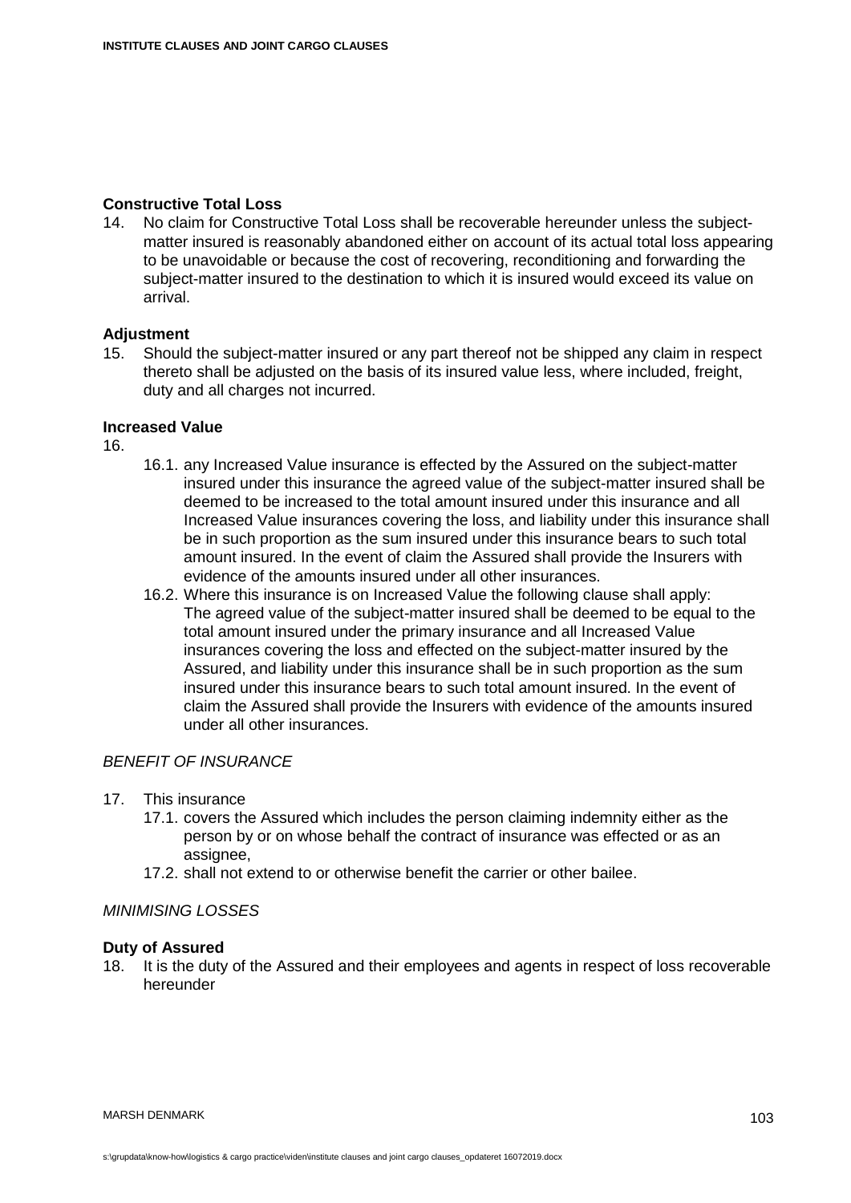**Constructive Total Loss**

14. No claim for Constructive Total Loss shall be recoverable hereunder unless the subject-matter insured is reasonably abandoned either on account of its actual total loss appearing to be unavoidable or because the cost of recovering, reconditioning and forwarding the subject-matter insured to the destination to which it is insured would exceed its value on arrival.

**Adjustment**

15. Should the subject-matter insured or any part thereof not be shipped any claim in respect thereto shall be adjusted on the basis of its insured value less, where included, freight, duty and all charges not incurred.

**Increased Value**

16.
   - 16.1. any Increased Value insurance is effected by the Assured on the subject-matter insured under this insurance the agreed value of the subject-matter insured shall be deemed to be increased to the total amount insured under this insurance and all Increased Value insurances covering the loss, and liability under this insurance shall be in such proportion as the sum insured under this insurance bears to such total amount insured. In the event of claim the Assured shall provide the Insurers with evidence of the amounts insured under all other insurances.
   - 16.2. Where this insurance is on Increased Value the following clause shall apply: The agreed value of the subject-matter insured shall be deemed to be equal to the total amount insured under the primary insurance and all Increased Value insurances covering the loss and effected on the subject-matter insured by the Assured, and liability under this insurance shall be in such proportion as the sum insured under this insurance bears to such total amount insured. In the event of claim the Assured shall provide the Insurers with evidence of the amounts insured under all other insurances.

*BENEFIT OF INSURANCE*

17. This insurance
   - 17.1. covers the Assured which includes the person claiming indemnity either as the person by or on whose behalf the contract of insurance was effected or as an assignee,
   - 17.2. shall not extend to or otherwise benefit the carrier or other bailee.

*MINIMISING LOSSES*

**Duty of Assured**

18. It is the duty of the Assured and their employees and agents in respect of loss recoverable hereunder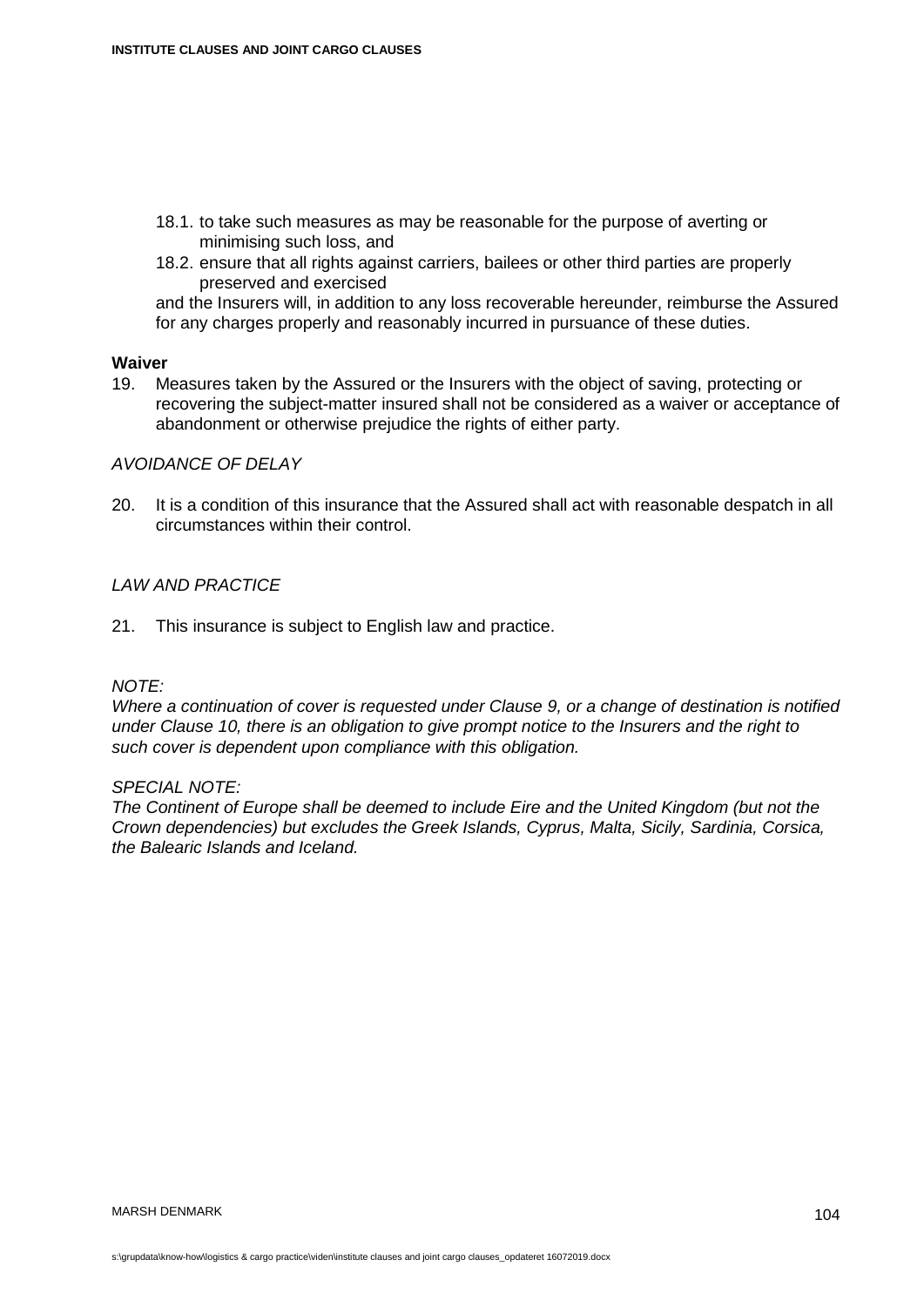18.1. to take such measures as may be reasonable for the purpose of averting or minimising such loss, and

18.2. ensure that all rights against carriers, bailees or other third parties are properly preserved and exercised

and the Insurers will, in addition to any loss recoverable hereunder, reimburse the Assured for any charges properly and reasonably incurred in pursuance of these duties.

**Waiver**

19. Measures taken by the Assured or the Insurers with the object of saving, protecting or recovering the subject-matter insured shall not be considered as a waiver or acceptance of abandonment or otherwise prejudice the rights of either party.

*AVOIDANCE OF DELAY*

20. It is a condition of this insurance that the Assured shall act with reasonable despatch in all circumstances within their control.

*LAW AND PRACTICE*

21. This insurance is subject to English law and practice.

*NOTE:*
*Where a continuation of cover is requested under Clause 9, or a change of destination is notified under Clause 10, there is an obligation to give prompt notice to the Insurers and the right to such cover is dependent upon compliance with this obligation.*

*SPECIAL NOTE:*
*The Continent of Europe shall be deemed to include Eire and the United Kingdom (but not the Crown dependencies) but excludes the Greek Islands, Cyprus, Malta, Sicily, Sardinia, Corsica, the Balearic Islands and Iceland.*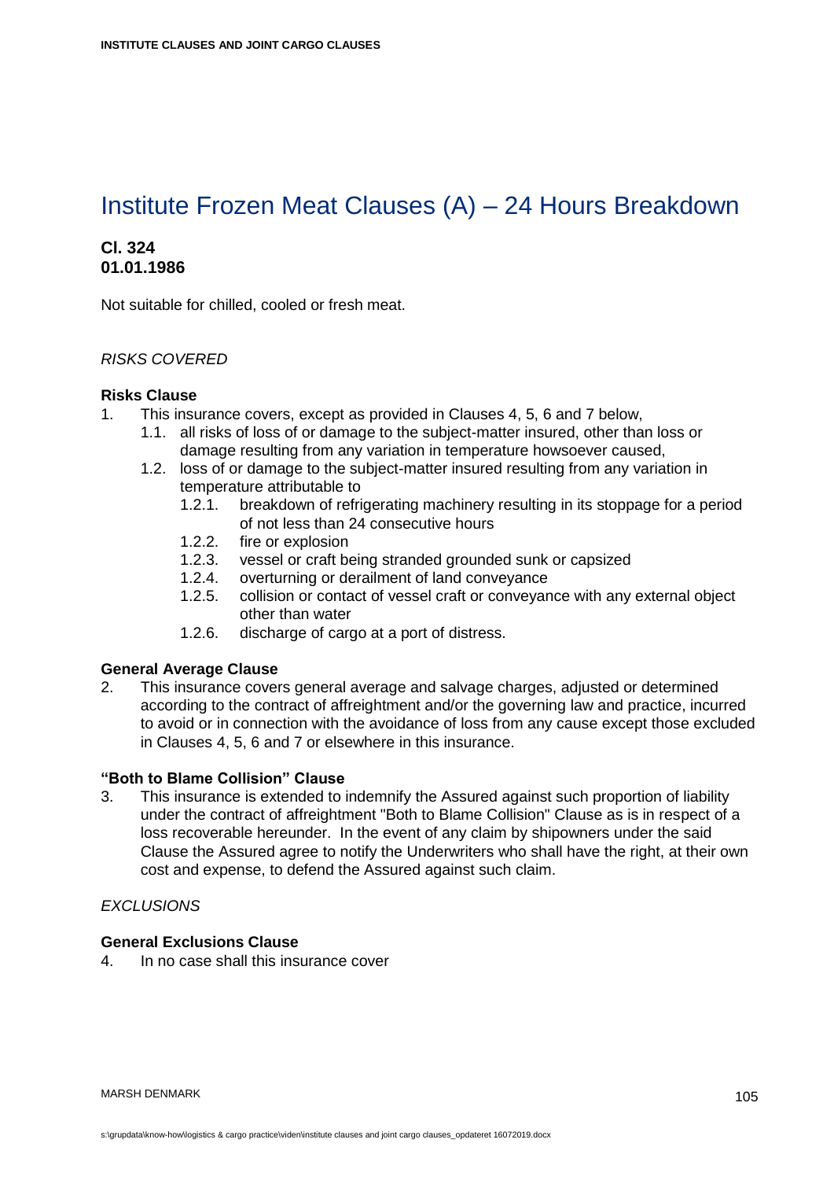# Institute Frozen Meat Clauses (A) – 24 Hours Breakdown

**Cl. 324**
**01.01.1986**

Not suitable for chilled, cooled or fresh meat.

*RISKS COVERED*

**Risks Clause**

1. This insurance covers, except as provided in Clauses 4, 5, 6 and 7 below,
   - 1.1. all risks of loss of or damage to the subject-matter insured, other than loss or damage resulting from any variation in temperature howsoever caused,
   - 1.2. loss of or damage to the subject-matter insured resulting from any variation in temperature attributable to
     - 1.2.1. breakdown of refrigerating machinery resulting in its stoppage for a period of not less than 24 consecutive hours
     - 1.2.2. fire or explosion
     - 1.2.3. vessel or craft being stranded grounded sunk or capsized
     - 1.2.4. overturning or derailment of land conveyance
     - 1.2.5. collision or contact of vessel craft or conveyance with any external object other than water
     - 1.2.6. discharge of cargo at a port of distress.

**General Average Clause**

2. This insurance covers general average and salvage charges, adjusted or determined according to the contract of affreightment and/or the governing law and practice, incurred to avoid or in connection with the avoidance of loss from any cause except those excluded in Clauses 4, 5, 6 and 7 or elsewhere in this insurance.

**"Both to Blame Collision" Clause**

3. This insurance is extended to indemnify the Assured against such proportion of liability under the contract of affreightment "Both to Blame Collision" Clause as is in respect of a loss recoverable hereunder. In the event of any claim by shipowners under the said Clause the Assured agree to notify the Underwriters who shall have the right, at their own cost and expense, to defend the Assured against such claim.

*EXCLUSIONS*

**General Exclusions Clause**

4. In no case shall this insurance cover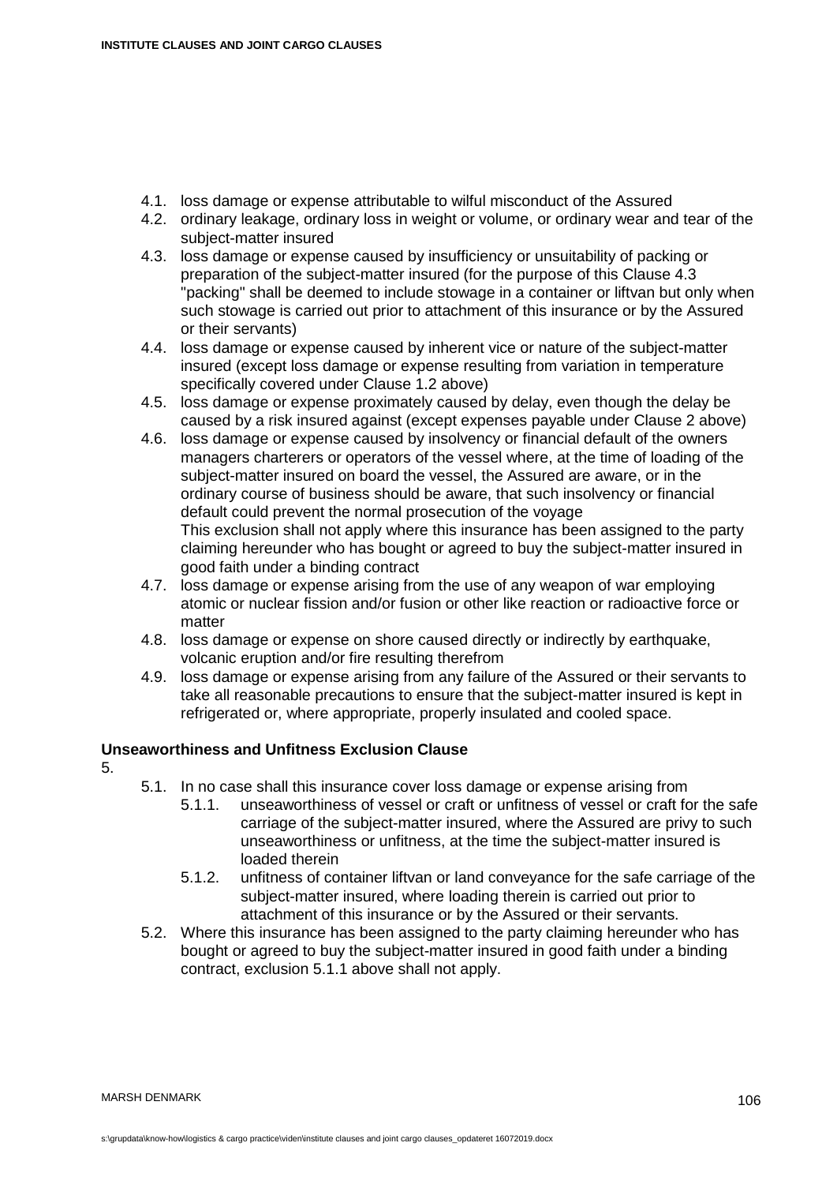4.1. loss damage or expense attributable to wilful misconduct of the Assured
4.2. ordinary leakage, ordinary loss in weight or volume, or ordinary wear and tear of the subject-matter insured
4.3. loss damage or expense caused by insufficiency or unsuitability of packing or preparation of the subject-matter insured (for the purpose of this Clause 4.3 "packing" shall be deemed to include stowage in a container or liftvan but only when such stowage is carried out prior to attachment of this insurance or by the Assured or their servants)
4.4. loss damage or expense caused by inherent vice or nature of the subject-matter insured (except loss damage or expense resulting from variation in temperature specifically covered under Clause 1.2 above)
4.5. loss damage or expense proximately caused by delay, even though the delay be caused by a risk insured against (except expenses payable under Clause 2 above)
4.6. loss damage or expense caused by insolvency or financial default of the owners managers charterers or operators of the vessel where, at the time of loading of the subject-matter insured on board the vessel, the Assured are aware, or in the ordinary course of business should be aware, that such insolvency or financial default could prevent the normal prosecution of the voyage
This exclusion shall not apply where this insurance has been assigned to the party claiming hereunder who has bought or agreed to buy the subject-matter insured in good faith under a binding contract
4.7. loss damage or expense arising from the use of any weapon of war employing atomic or nuclear fission and/or fusion or other like reaction or radioactive force or matter
4.8. loss damage or expense on shore caused directly or indirectly by earthquake, volcanic eruption and/or fire resulting therefrom
4.9. loss damage or expense arising from any failure of the Assured or their servants to take all reasonable precautions to ensure that the subject-matter insured is kept in refrigerated or, where appropriate, properly insulated and cooled space.

**Unseaworthiness and Unfitness Exclusion Clause**

5.

5.1. In no case shall this insurance cover loss damage or expense arising from
  5.1.1. unseaworthiness of vessel or craft or unfitness of vessel or craft for the safe carriage of the subject-matter insured, where the Assured are privy to such unseaworthiness or unfitness, at the time the subject-matter insured is loaded therein
  5.1.2. unfitness of container liftvan or land conveyance for the safe carriage of the subject-matter insured, where loading therein is carried out prior to attachment of this insurance or by the Assured or their servants.

5.2. Where this insurance has been assigned to the party claiming hereunder who has bought or agreed to buy the subject-matter insured in good faith under a binding contract, exclusion 5.1.1 above shall not apply.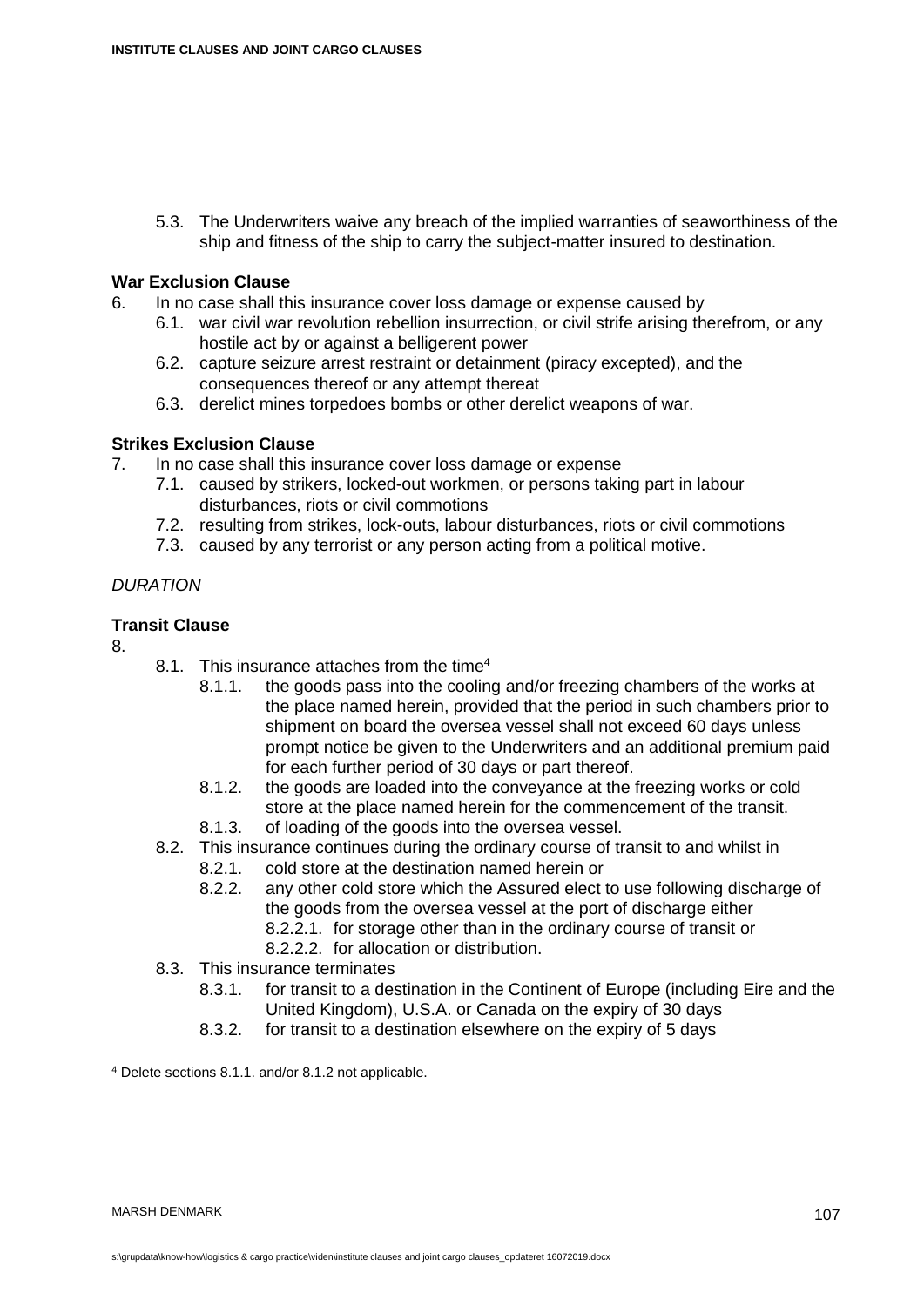5.3. The Underwriters waive any breach of the implied warranties of seaworthiness of the ship and fitness of the ship to carry the subject-matter insured to destination.

**War Exclusion Clause**

6. In no case shall this insurance cover loss damage or expense caused by
   - 6.1. war civil war revolution rebellion insurrection, or civil strife arising therefrom, or any hostile act by or against a belligerent power
   - 6.2. capture seizure arrest restraint or detainment (piracy excepted), and the consequences thereof or any attempt thereat
   - 6.3. derelict mines torpedoes bombs or other derelict weapons of war.

**Strikes Exclusion Clause**

7. In no case shall this insurance cover loss damage or expense
   - 7.1. caused by strikers, locked-out workmen, or persons taking part in labour disturbances, riots or civil commotions
   - 7.2. resulting from strikes, lock-outs, labour disturbances, riots or civil commotions
   - 7.3. caused by any terrorist or any person acting from a political motive.

*DURATION*

**Transit Clause**

8.
   - 8.1. This insurance attaches from the time[4]
     - 8.1.1. the goods pass into the cooling and/or freezing chambers of the works at the place named herein, provided that the period in such chambers prior to shipment on board the oversea vessel shall not exceed 60 days unless prompt notice be given to the Underwriters and an additional premium paid for each further period of 30 days or part thereof.
     - 8.1.2. the goods are loaded into the conveyance at the freezing works or cold store at the place named herein for the commencement of the transit.
     - 8.1.3. of loading of the goods into the oversea vessel.
   - 8.2. This insurance continues during the ordinary course of transit to and whilst in
     - 8.2.1. cold store at the destination named herein or
     - 8.2.2. any other cold store which the Assured elect to use following discharge of the goods from the oversea vessel at the port of discharge either
       - 8.2.2.1. for storage other than in the ordinary course of transit or
       - 8.2.2.2. for allocation or distribution.
   - 8.3. This insurance terminates
     - 8.3.1. for transit to a destination in the Continent of Europe (including Eire and the United Kingdom), U.S.A. or Canada on the expiry of 30 days
     - 8.3.2. for transit to a destination elsewhere on the expiry of 5 days

---

[4] Delete sections 8.1.1. and/or 8.1.2 not applicable.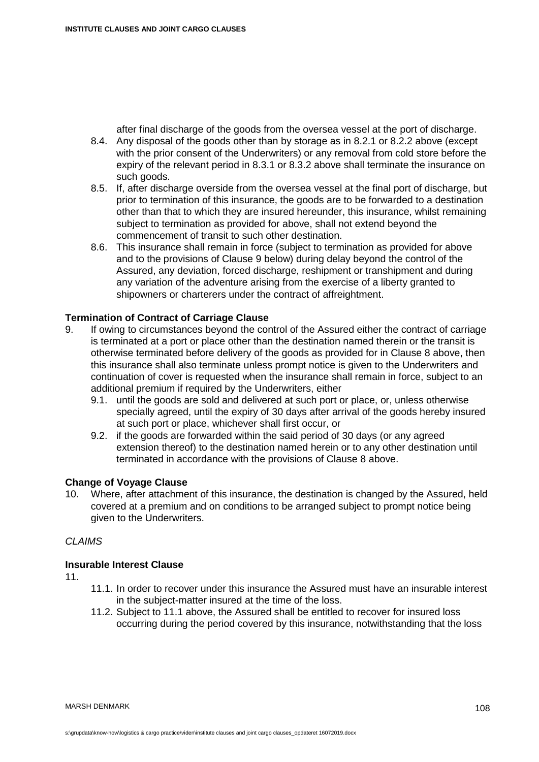after final discharge of the goods from the oversea vessel at the port of discharge.

8.4. Any disposal of the goods other than by storage as in 8.2.1 or 8.2.2 above (except with the prior consent of the Underwriters) or any removal from cold store before the expiry of the relevant period in 8.3.1 or 8.3.2 above shall terminate the insurance on such goods.

8.5. If, after discharge overside from the oversea vessel at the final port of discharge, but prior to termination of this insurance, the goods are to be forwarded to a destination other than that to which they are insured hereunder, this insurance, whilst remaining subject to termination as provided for above, shall not extend beyond the commencement of transit to such other destination.

8.6. This insurance shall remain in force (subject to termination as provided for above and to the provisions of Clause 9 below) during delay beyond the control of the Assured, any deviation, forced discharge, reshipment or transhipment and during any variation of the adventure arising from the exercise of a liberty granted to shipowners or charterers under the contract of affreightment.

**Termination of Contract of Carriage Clause**

9. If owing to circumstances beyond the control of the Assured either the contract of carriage is terminated at a port or place other than the destination named therein or the transit is otherwise terminated before delivery of the goods as provided for in Clause 8 above, then this insurance shall also terminate unless prompt notice is given to the Underwriters and continuation of cover is requested when the insurance shall remain in force, subject to an additional premium if required by the Underwriters, either

   9.1. until the goods are sold and delivered at such port or place, or, unless otherwise specially agreed, until the expiry of 30 days after arrival of the goods hereby insured at such port or place, whichever shall first occur, or

   9.2. if the goods are forwarded within the said period of 30 days (or any agreed extension thereof) to the destination named herein or to any other destination until terminated in accordance with the provisions of Clause 8 above.

**Change of Voyage Clause**

10. Where, after attachment of this insurance, the destination is changed by the Assured, held covered at a premium and on conditions to be arranged subject to prompt notice being given to the Underwriters.

*CLAIMS*

**Insurable Interest Clause**

11.

   11.1. In order to recover under this insurance the Assured must have an insurable interest in the subject-matter insured at the time of the loss.

   11.2. Subject to 11.1 above, the Assured shall be entitled to recover for insured loss occurring during the period covered by this insurance, notwithstanding that the loss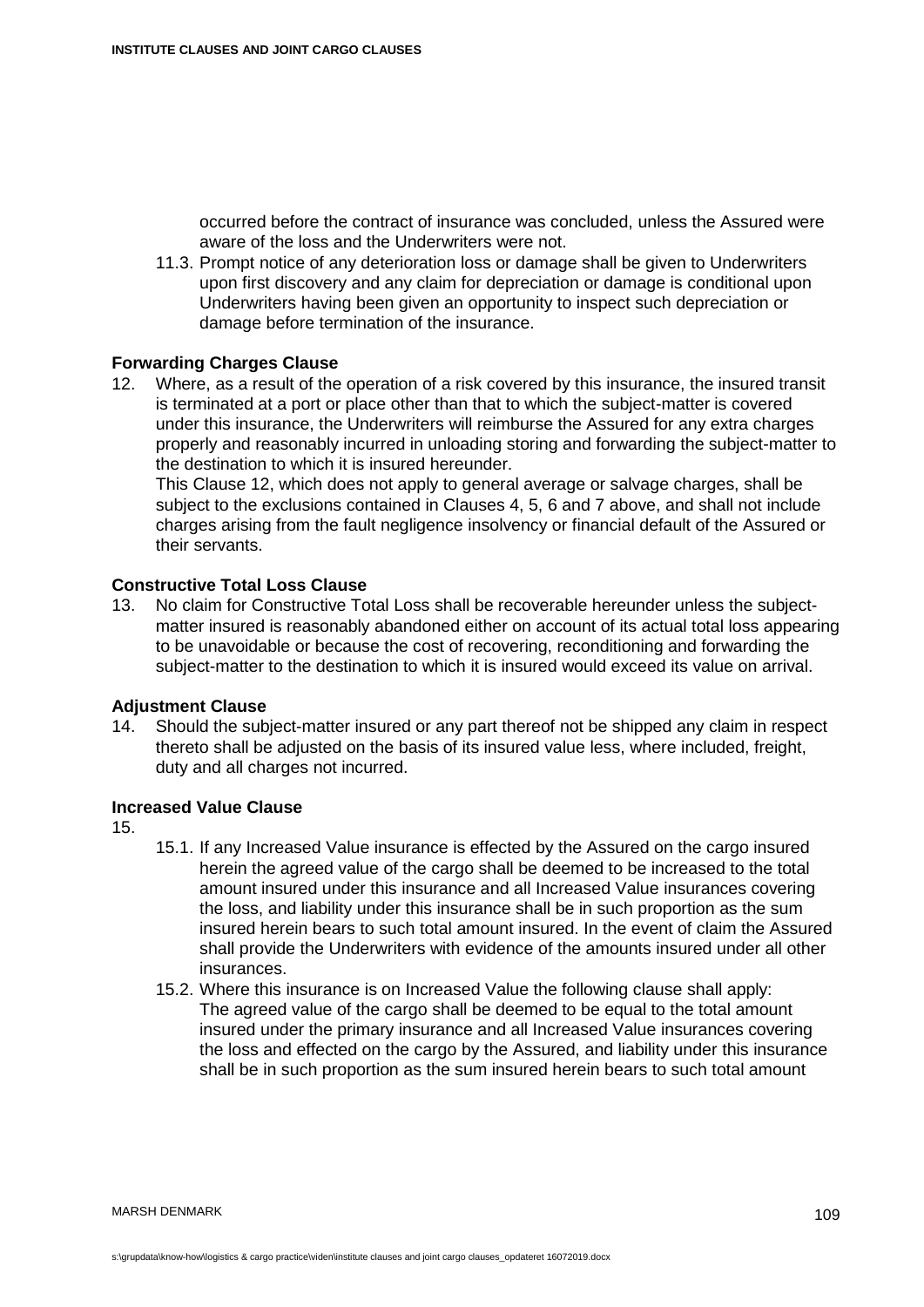occurred before the contract of insurance was concluded, unless the Assured were aware of the loss and the Underwriters were not.

11.3. Prompt notice of any deterioration loss or damage shall be given to Underwriters upon first discovery and any claim for depreciation or damage is conditional upon Underwriters having been given an opportunity to inspect such depreciation or damage before termination of the insurance.

**Forwarding Charges Clause**

12. Where, as a result of the operation of a risk covered by this insurance, the insured transit is terminated at a port or place other than that to which the subject-matter is covered under this insurance, the Underwriters will reimburse the Assured for any extra charges properly and reasonably incurred in unloading storing and forwarding the subject-matter to the destination to which it is insured hereunder.
This Clause 12, which does not apply to general average or salvage charges, shall be subject to the exclusions contained in Clauses 4, 5, 6 and 7 above, and shall not include charges arising from the fault negligence insolvency or financial default of the Assured or their servants.

**Constructive Total Loss Clause**

13. No claim for Constructive Total Loss shall be recoverable hereunder unless the subject-matter insured is reasonably abandoned either on account of its actual total loss appearing to be unavoidable or because the cost of recovering, reconditioning and forwarding the subject-matter to the destination to which it is insured would exceed its value on arrival.

**Adjustment Clause**

14. Should the subject-matter insured or any part thereof not be shipped any claim in respect thereto shall be adjusted on the basis of its insured value less, where included, freight, duty and all charges not incurred.

**Increased Value Clause**

15.

15.1. If any Increased Value insurance is effected by the Assured on the cargo insured herein the agreed value of the cargo shall be deemed to be increased to the total amount insured under this insurance and all Increased Value insurances covering the loss, and liability under this insurance shall be in such proportion as the sum insured herein bears to such total amount insured. In the event of claim the Assured shall provide the Underwriters with evidence of the amounts insured under all other insurances.

15.2. Where this insurance is on Increased Value the following clause shall apply:
The agreed value of the cargo shall be deemed to be equal to the total amount insured under the primary insurance and all Increased Value insurances covering the loss and effected on the cargo by the Assured, and liability under this insurance shall be in such proportion as the sum insured herein bears to such total amount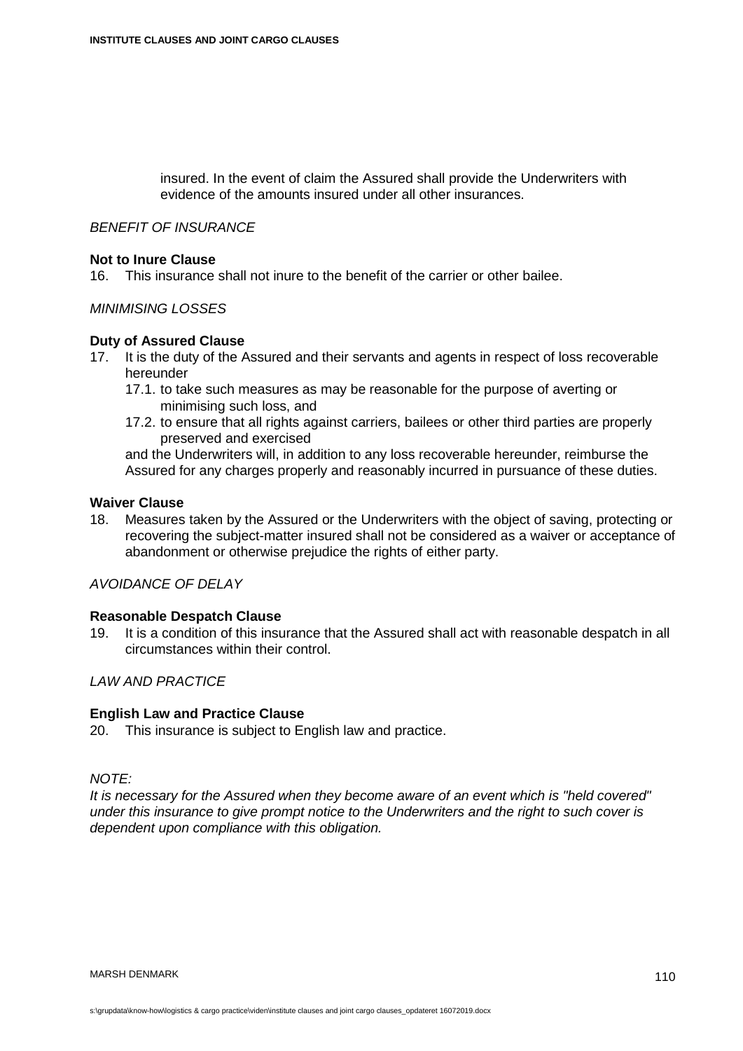insured. In the event of claim the Assured shall provide the Underwriters with evidence of the amounts insured under all other insurances.

*BENEFIT OF INSURANCE*

**Not to Inure Clause**

16. This insurance shall not inure to the benefit of the carrier or other bailee.

*MINIMISING LOSSES*

**Duty of Assured Clause**

17. It is the duty of the Assured and their servants and agents in respect of loss recoverable hereunder
    17.1. to take such measures as may be reasonable for the purpose of averting or minimising such loss, and
    17.2. to ensure that all rights against carriers, bailees or other third parties are properly preserved and exercised

    and the Underwriters will, in addition to any loss recoverable hereunder, reimburse the Assured for any charges properly and reasonably incurred in pursuance of these duties.

**Waiver Clause**

18. Measures taken by the Assured or the Underwriters with the object of saving, protecting or recovering the subject-matter insured shall not be considered as a waiver or acceptance of abandonment or otherwise prejudice the rights of either party.

*AVOIDANCE OF DELAY*

**Reasonable Despatch Clause**

19. It is a condition of this insurance that the Assured shall act with reasonable despatch in all circumstances within their control.

*LAW AND PRACTICE*

**English Law and Practice Clause**

20. This insurance is subject to English law and practice.

*NOTE:*
*It is necessary for the Assured when they become aware of an event which is "held covered" under this insurance to give prompt notice to the Underwriters and the right to such cover is dependent upon compliance with this obligation.*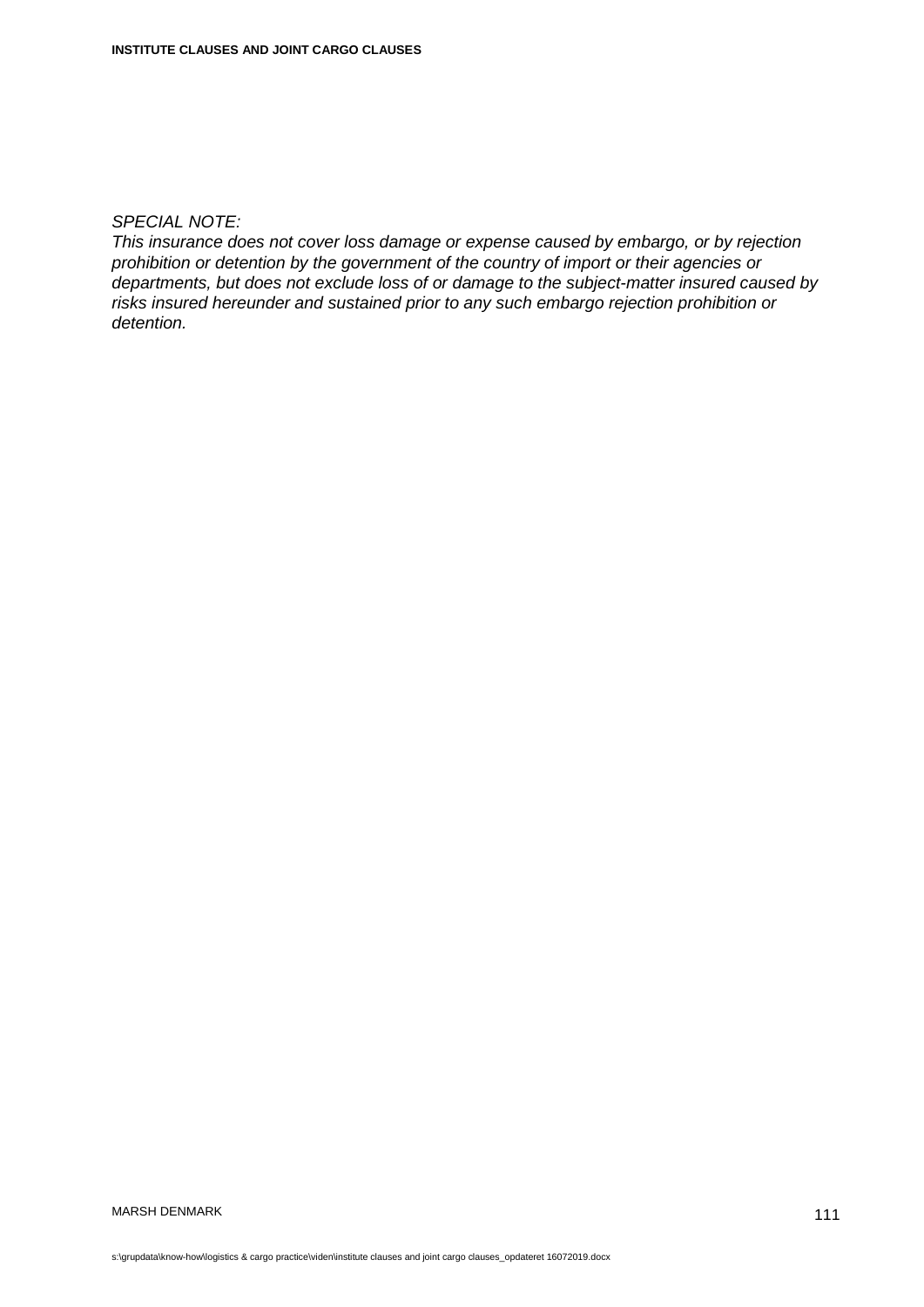*SPECIAL NOTE:*
*This insurance does not cover loss damage or expense caused by embargo, or by rejection prohibition or detention by the government of the country of import or their agencies or departments, but does not exclude loss of or damage to the subject-matter insured caused by risks insured hereunder and sustained prior to any such embargo rejection prohibition or detention.*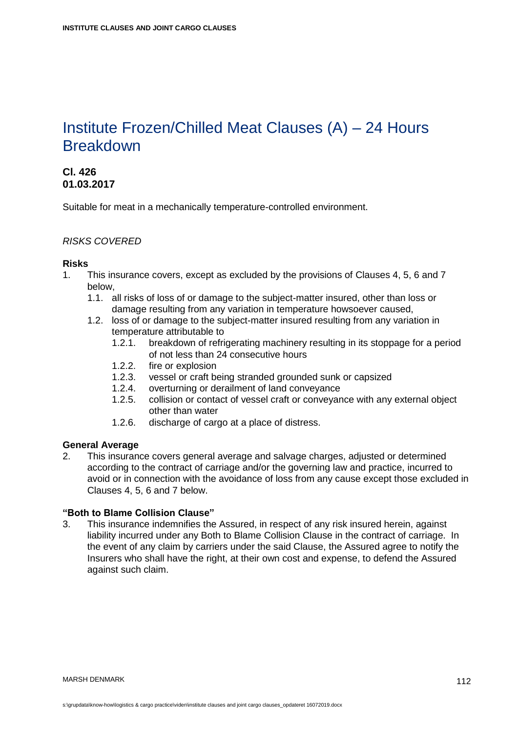# Institute Frozen/Chilled Meat Clauses (A) – 24 Hours Breakdown

**Cl. 426**
**01.03.2017**

Suitable for meat in a mechanically temperature-controlled environment.

*RISKS COVERED*

**Risks**

1. This insurance covers, except as excluded by the provisions of Clauses 4, 5, 6 and 7 below,
   - 1.1. all risks of loss of or damage to the subject-matter insured, other than loss or damage resulting from any variation in temperature howsoever caused,
   - 1.2. loss of or damage to the subject-matter insured resulting from any variation in temperature attributable to
     - 1.2.1. breakdown of refrigerating machinery resulting in its stoppage for a period of not less than 24 consecutive hours
     - 1.2.2. fire or explosion
     - 1.2.3. vessel or craft being stranded grounded sunk or capsized
     - 1.2.4. overturning or derailment of land conveyance
     - 1.2.5. collision or contact of vessel craft or conveyance with any external object other than water
     - 1.2.6. discharge of cargo at a place of distress.

**General Average**

2. This insurance covers general average and salvage charges, adjusted or determined according to the contract of carriage and/or the governing law and practice, incurred to avoid or in connection with the avoidance of loss from any cause except those excluded in Clauses 4, 5, 6 and 7 below.

**"Both to Blame Collision Clause"**

3. This insurance indemnifies the Assured, in respect of any risk insured herein, against liability incurred under any Both to Blame Collision Clause in the contract of carriage. In the event of any claim by carriers under the said Clause, the Assured agree to notify the Insurers who shall have the right, at their own cost and expense, to defend the Assured against such claim.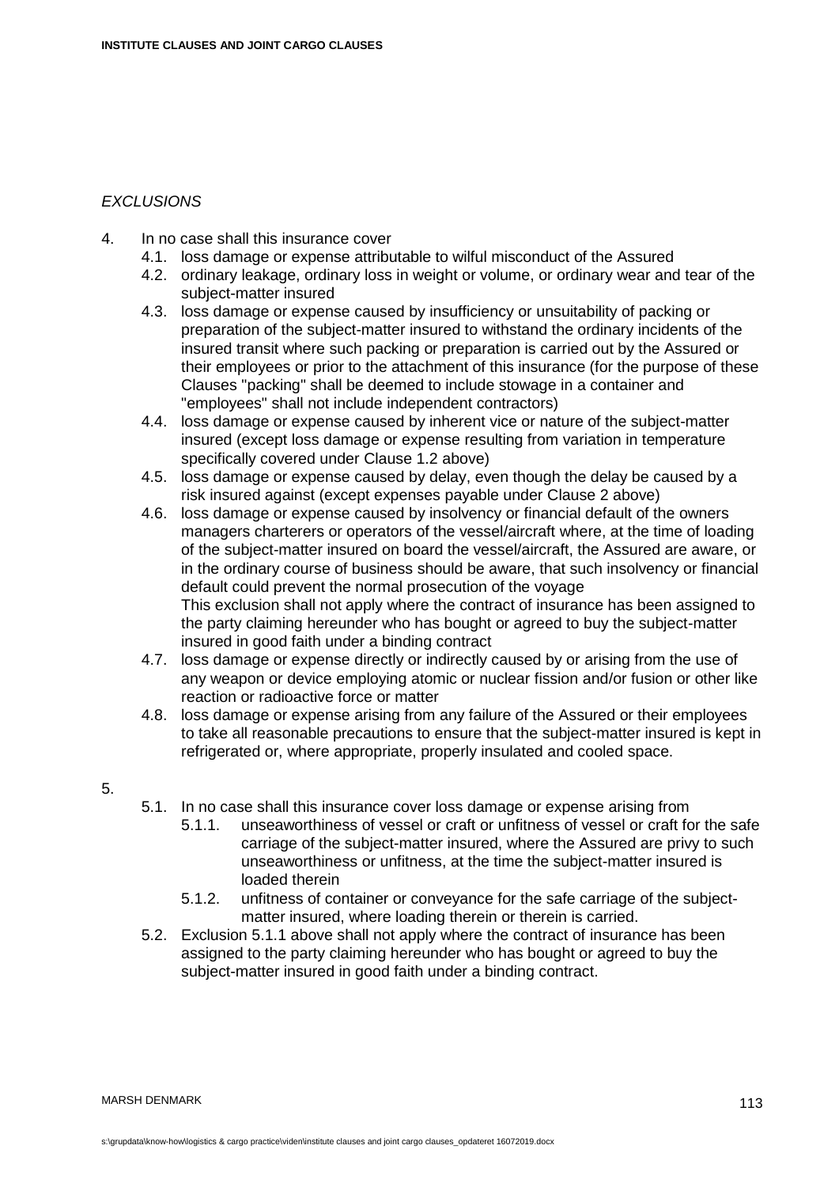*EXCLUSIONS*

4. In no case shall this insurance cover
   - 4.1. loss damage or expense attributable to wilful misconduct of the Assured
   - 4.2. ordinary leakage, ordinary loss in weight or volume, or ordinary wear and tear of the subject-matter insured
   - 4.3. loss damage or expense caused by insufficiency or unsuitability of packing or preparation of the subject-matter insured to withstand the ordinary incidents of the insured transit where such packing or preparation is carried out by the Assured or their employees or prior to the attachment of this insurance (for the purpose of these Clauses "packing" shall be deemed to include stowage in a container and "employees" shall not include independent contractors)
   - 4.4. loss damage or expense caused by inherent vice or nature of the subject-matter insured (except loss damage or expense resulting from variation in temperature specifically covered under Clause 1.2 above)
   - 4.5. loss damage or expense caused by delay, even though the delay be caused by a risk insured against (except expenses payable under Clause 2 above)
   - 4.6. loss damage or expense caused by insolvency or financial default of the owners managers charterers or operators of the vessel/aircraft where, at the time of loading of the subject-matter insured on board the vessel/aircraft, the Assured are aware, or in the ordinary course of business should be aware, that such insolvency or financial default could prevent the normal prosecution of the voyage
     This exclusion shall not apply where the contract of insurance has been assigned to the party claiming hereunder who has bought or agreed to buy the subject-matter insured in good faith under a binding contract
   - 4.7. loss damage or expense directly or indirectly caused by or arising from the use of any weapon or device employing atomic or nuclear fission and/or fusion or other like reaction or radioactive force or matter
   - 4.8. loss damage or expense arising from any failure of the Assured or their employees to take all reasonable precautions to ensure that the subject-matter insured is kept in refrigerated or, where appropriate, properly insulated and cooled space.

5.
   - 5.1. In no case shall this insurance cover loss damage or expense arising from
     - 5.1.1. unseaworthiness of vessel or craft or unfitness of vessel or craft for the safe carriage of the subject-matter insured, where the Assured are privy to such unseaworthiness or unfitness, at the time the subject-matter insured is loaded therein
     - 5.1.2. unfitness of container or conveyance for the safe carriage of the subject-matter insured, where loading therein or therein is carried.
   - 5.2. Exclusion 5.1.1 above shall not apply where the contract of insurance has been assigned to the party claiming hereunder who has bought or agreed to buy the subject-matter insured in good faith under a binding contract.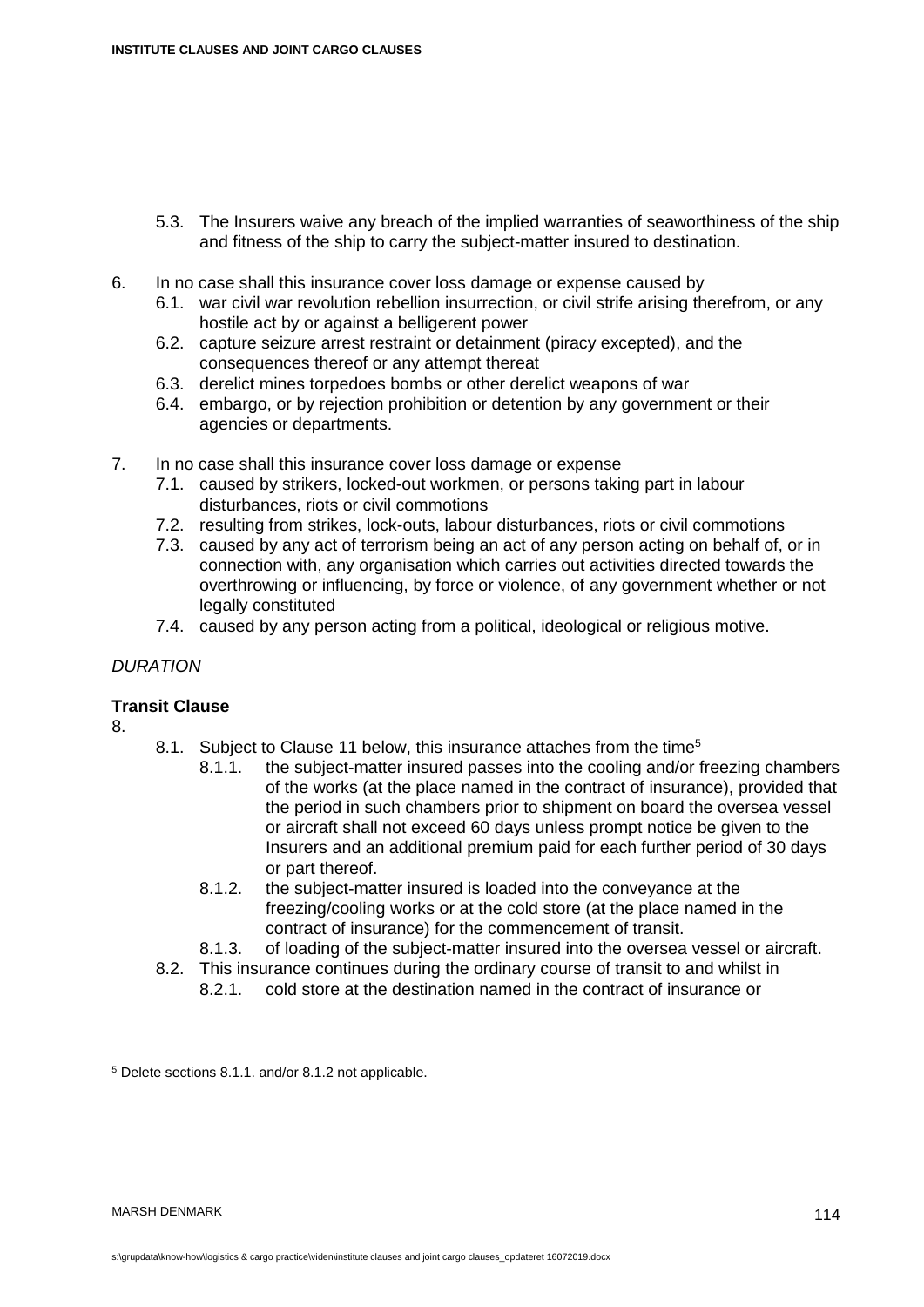5.3. The Insurers waive any breach of the implied warranties of seaworthiness of the ship and fitness of the ship to carry the subject-matter insured to destination.

6. In no case shall this insurance cover loss damage or expense caused by
   6.1. war civil war revolution rebellion insurrection, or civil strife arising therefrom, or any hostile act by or against a belligerent power
   6.2. capture seizure arrest restraint or detainment (piracy excepted), and the consequences thereof or any attempt thereat
   6.3. derelict mines torpedoes bombs or other derelict weapons of war
   6.4. embargo, or by rejection prohibition or detention by any government or their agencies or departments.

7. In no case shall this insurance cover loss damage or expense
   7.1. caused by strikers, locked-out workmen, or persons taking part in labour disturbances, riots or civil commotions
   7.2. resulting from strikes, lock-outs, labour disturbances, riots or civil commotions
   7.3. caused by any act of terrorism being an act of any person acting on behalf of, or in connection with, any organisation which carries out activities directed towards the overthrowing or influencing, by force or violence, of any government whether or not legally constituted
   7.4. caused by any person acting from a political, ideological or religious motive.

*DURATION*

**Transit Clause**

8.
   8.1. Subject to Clause 11 below, this insurance attaches from the time[5]
      8.1.1. the subject-matter insured passes into the cooling and/or freezing chambers of the works (at the place named in the contract of insurance), provided that the period in such chambers prior to shipment on board the oversea vessel or aircraft shall not exceed 60 days unless prompt notice be given to the Insurers and an additional premium paid for each further period of 30 days or part thereof.
      8.1.2. the subject-matter insured is loaded into the conveyance at the freezing/cooling works or at the cold store (at the place named in the contract of insurance) for the commencement of transit.
      8.1.3. of loading of the subject-matter insured into the oversea vessel or aircraft.
   8.2. This insurance continues during the ordinary course of transit to and whilst in
      8.2.1. cold store at the destination named in the contract of insurance or

[5] Delete sections 8.1.1. and/or 8.1.2 not applicable.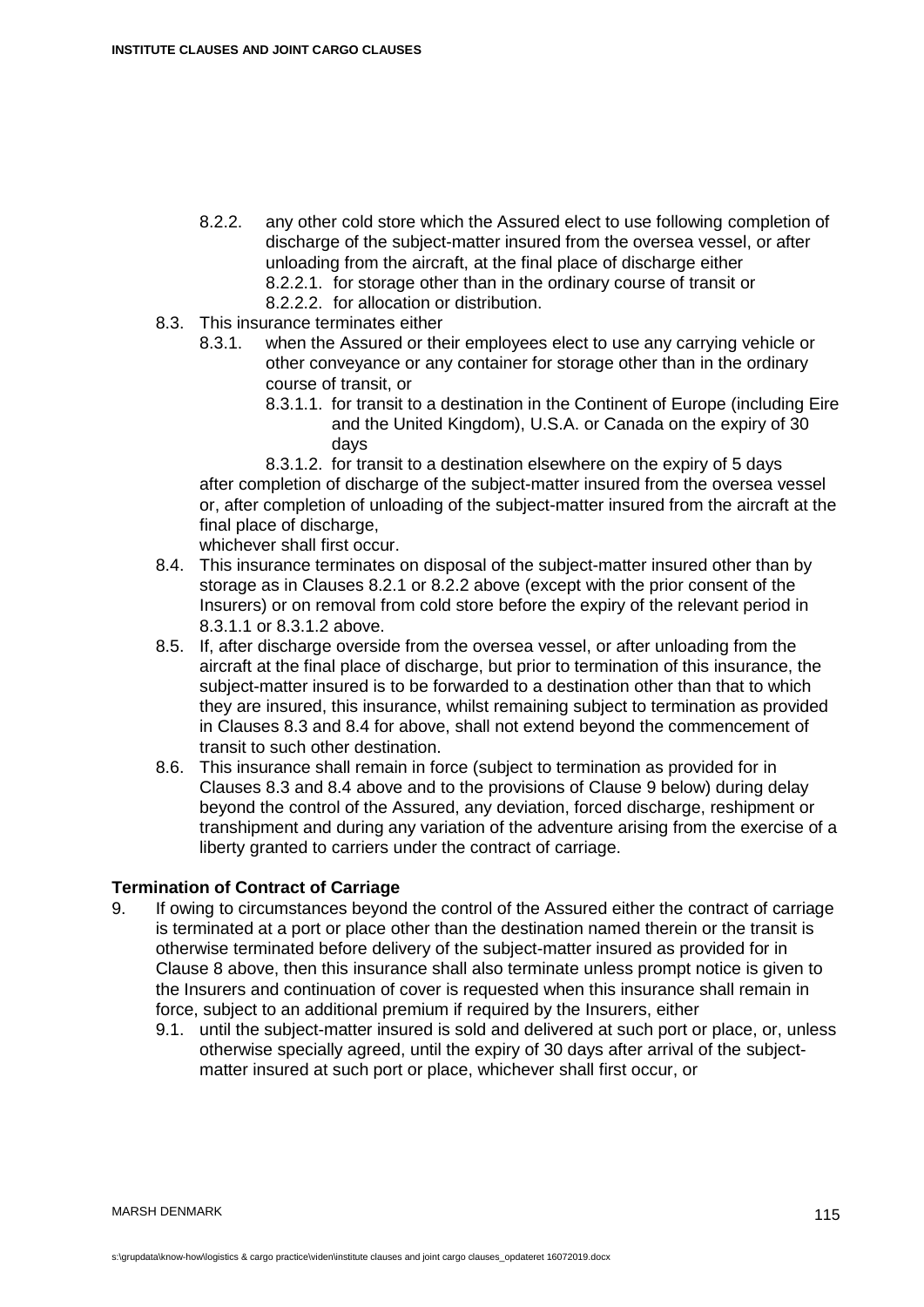- 8.2.2. any other cold store which the Assured elect to use following completion of discharge of the subject-matter insured from the oversea vessel, or after unloading from the aircraft, at the final place of discharge either
  - 8.2.2.1. for storage other than in the ordinary course of transit or
  - 8.2.2.2. for allocation or distribution.

8.3. This insurance terminates either

- 8.3.1. when the Assured or their employees elect to use any carrying vehicle or other conveyance or any container for storage other than in the ordinary course of transit, or
  - 8.3.1.1. for transit to a destination in the Continent of Europe (including Eire and the United Kingdom), U.S.A. or Canada on the expiry of 30 days
  - 8.3.1.2. for transit to a destination elsewhere on the expiry of 5 days

after completion of discharge of the subject-matter insured from the oversea vessel or, after completion of unloading of the subject-matter insured from the aircraft at the final place of discharge,

whichever shall first occur.

8.4. This insurance terminates on disposal of the subject-matter insured other than by storage as in Clauses 8.2.1 or 8.2.2 above (except with the prior consent of the Insurers) or on removal from cold store before the expiry of the relevant period in 8.3.1.1 or 8.3.1.2 above.

8.5. If, after discharge overside from the oversea vessel, or after unloading from the aircraft at the final place of discharge, but prior to termination of this insurance, the subject-matter insured is to be forwarded to a destination other than that to which they are insured, this insurance, whilst remaining subject to termination as provided in Clauses 8.3 and 8.4 for above, shall not extend beyond the commencement of transit to such other destination.

8.6. This insurance shall remain in force (subject to termination as provided for in Clauses 8.3 and 8.4 above and to the provisions of Clause 9 below) during delay beyond the control of the Assured, any deviation, forced discharge, reshipment or transhipment and during any variation of the adventure arising from the exercise of a liberty granted to carriers under the contract of carriage.

**Termination of Contract of Carriage**

9. If owing to circumstances beyond the control of the Assured either the contract of carriage is terminated at a port or place other than the destination named therein or the transit is otherwise terminated before delivery of the subject-matter insured as provided for in Clause 8 above, then this insurance shall also terminate unless prompt notice is given to the Insurers and continuation of cover is requested when this insurance shall remain in force, subject to an additional premium if required by the Insurers, either

9.1. until the subject-matter insured is sold and delivered at such port or place, or, unless otherwise specially agreed, until the expiry of 30 days after arrival of the subject-matter insured at such port or place, whichever shall first occur, or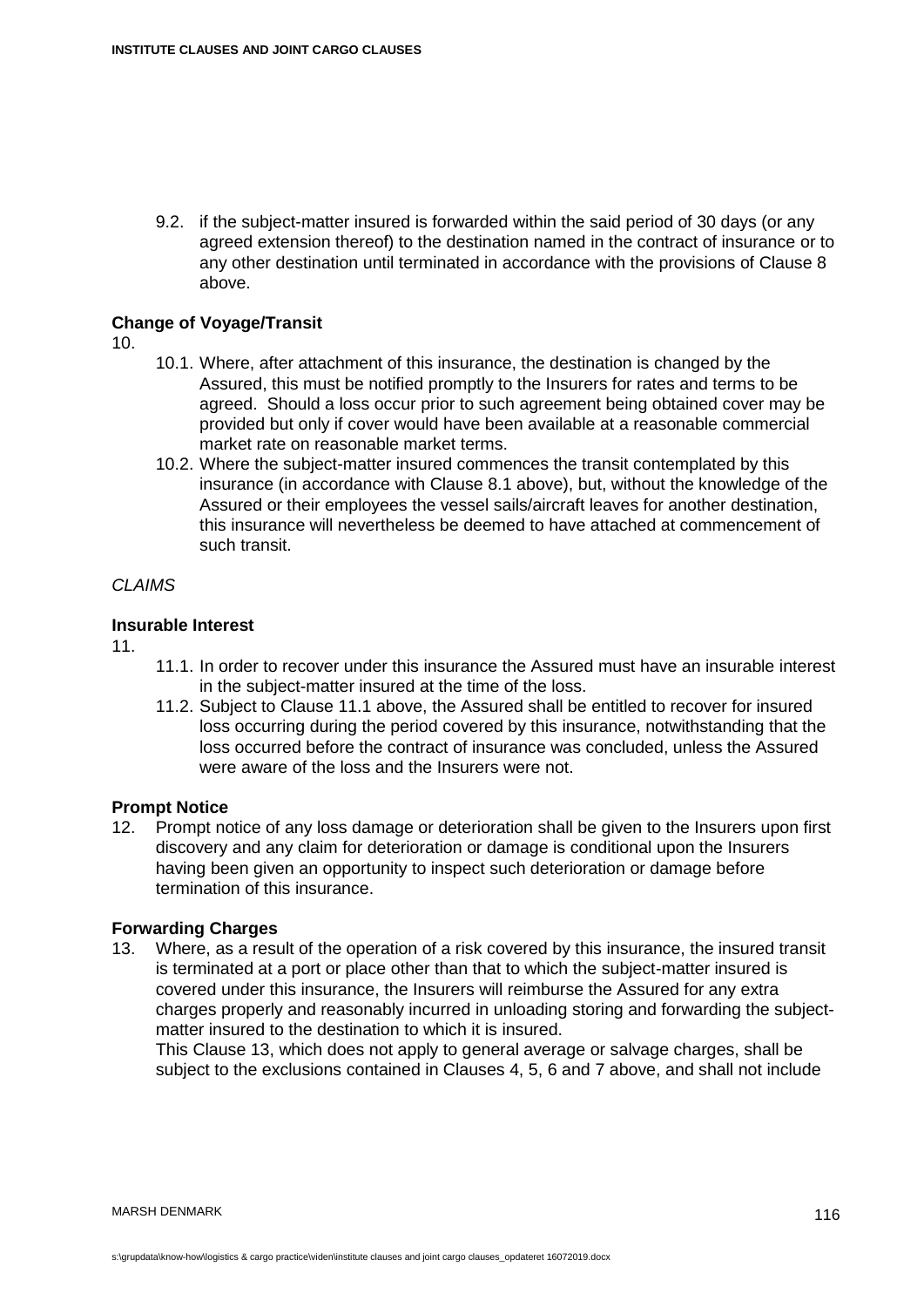9.2. if the subject-matter insured is forwarded within the said period of 30 days (or any agreed extension thereof) to the destination named in the contract of insurance or to any other destination until terminated in accordance with the provisions of Clause 8 above.

**Change of Voyage/Transit**

10.

10.1. Where, after attachment of this insurance, the destination is changed by the Assured, this must be notified promptly to the Insurers for rates and terms to be agreed. Should a loss occur prior to such agreement being obtained cover may be provided but only if cover would have been available at a reasonable commercial market rate on reasonable market terms.

10.2. Where the subject-matter insured commences the transit contemplated by this insurance (in accordance with Clause 8.1 above), but, without the knowledge of the Assured or their employees the vessel sails/aircraft leaves for another destination, this insurance will nevertheless be deemed to have attached at commencement of such transit.

*CLAIMS*

**Insurable Interest**

11.

11.1. In order to recover under this insurance the Assured must have an insurable interest in the subject-matter insured at the time of the loss.

11.2. Subject to Clause 11.1 above, the Assured shall be entitled to recover for insured loss occurring during the period covered by this insurance, notwithstanding that the loss occurred before the contract of insurance was concluded, unless the Assured were aware of the loss and the Insurers were not.

**Prompt Notice**

12. Prompt notice of any loss damage or deterioration shall be given to the Insurers upon first discovery and any claim for deterioration or damage is conditional upon the Insurers having been given an opportunity to inspect such deterioration or damage before termination of this insurance.

**Forwarding Charges**

13. Where, as a result of the operation of a risk covered by this insurance, the insured transit is terminated at a port or place other than that to which the subject-matter insured is covered under this insurance, the Insurers will reimburse the Assured for any extra charges properly and reasonably incurred in unloading storing and forwarding the subject-matter insured to the destination to which it is insured.
This Clause 13, which does not apply to general average or salvage charges, shall be subject to the exclusions contained in Clauses 4, 5, 6 and 7 above, and shall not include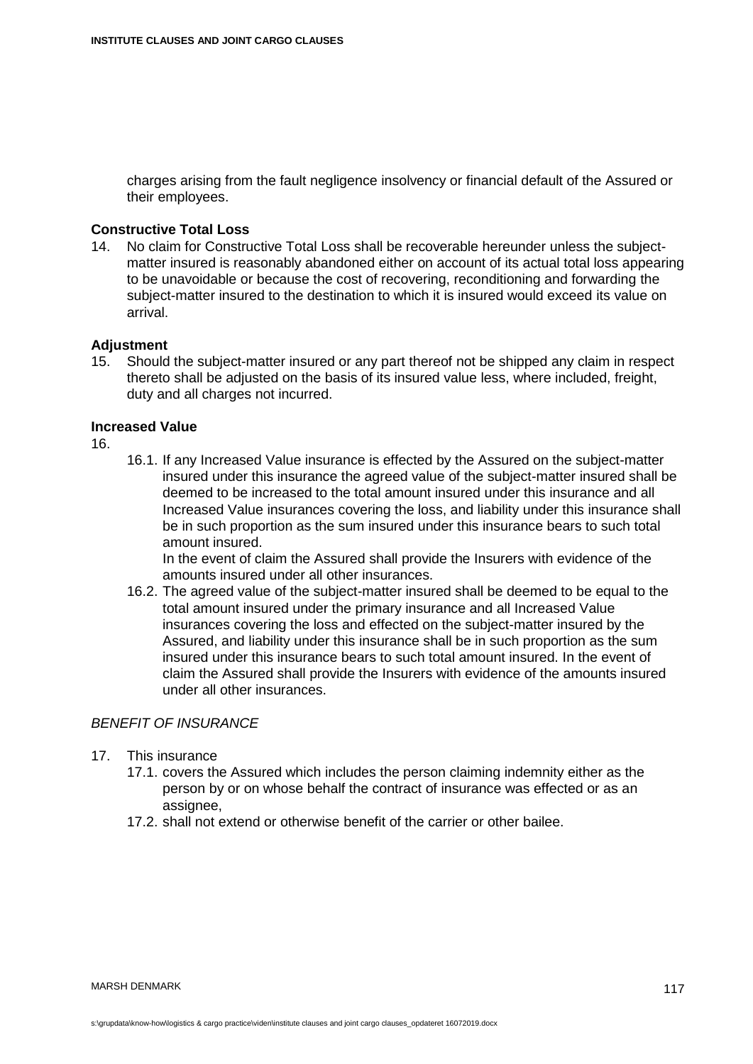charges arising from the fault negligence insolvency or financial default of the Assured or their employees.

**Constructive Total Loss**

14. No claim for Constructive Total Loss shall be recoverable hereunder unless the subject-matter insured is reasonably abandoned either on account of its actual total loss appearing to be unavoidable or because the cost of recovering, reconditioning and forwarding the subject-matter insured to the destination to which it is insured would exceed its value on arrival.

**Adjustment**

15. Should the subject-matter insured or any part thereof not be shipped any claim in respect thereto shall be adjusted on the basis of its insured value less, where included, freight, duty and all charges not incurred.

**Increased Value**

16.
    16.1. If any Increased Value insurance is effected by the Assured on the subject-matter insured under this insurance the agreed value of the subject-matter insured shall be deemed to be increased to the total amount insured under this insurance and all Increased Value insurances covering the loss, and liability under this insurance shall be in such proportion as the sum insured under this insurance bears to such total amount insured.
    In the event of claim the Assured shall provide the Insurers with evidence of the amounts insured under all other insurances.
    16.2. The agreed value of the subject-matter insured shall be deemed to be equal to the total amount insured under the primary insurance and all Increased Value insurances covering the loss and effected on the subject-matter insured by the Assured, and liability under this insurance shall be in such proportion as the sum insured under this insurance bears to such total amount insured. In the event of claim the Assured shall provide the Insurers with evidence of the amounts insured under all other insurances.

*BENEFIT OF INSURANCE*

17. This insurance
    17.1. covers the Assured which includes the person claiming indemnity either as the person by or on whose behalf the contract of insurance was effected or as an assignee,
    17.2. shall not extend or otherwise benefit of the carrier or other bailee.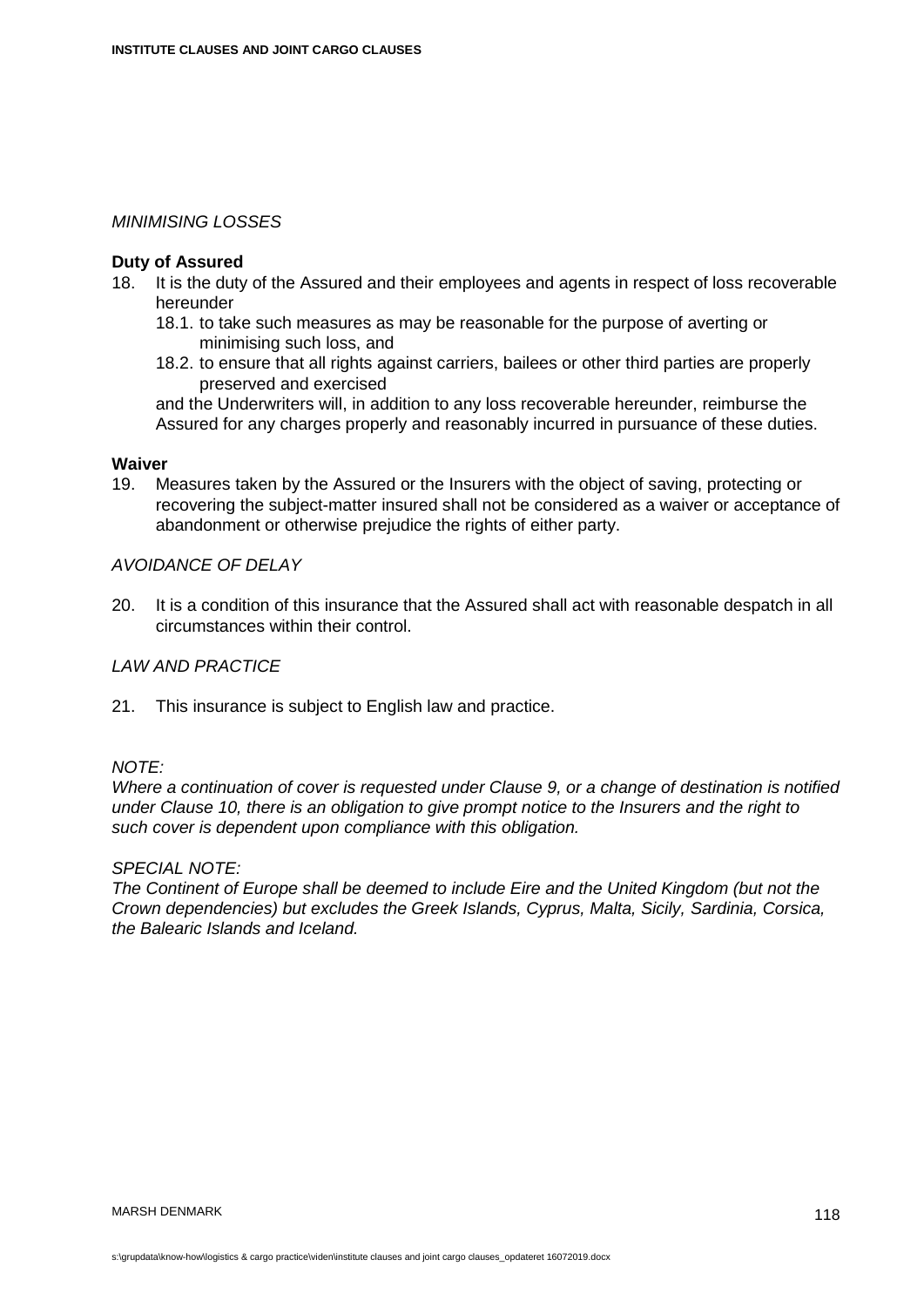*MINIMISING LOSSES*

**Duty of Assured**

18. It is the duty of the Assured and their employees and agents in respect of loss recoverable hereunder
    18.1. to take such measures as may be reasonable for the purpose of averting or minimising such loss, and
    18.2. to ensure that all rights against carriers, bailees or other third parties are properly preserved and exercised

    and the Underwriters will, in addition to any loss recoverable hereunder, reimburse the Assured for any charges properly and reasonably incurred in pursuance of these duties.

**Waiver**

19. Measures taken by the Assured or the Insurers with the object of saving, protecting or recovering the subject-matter insured shall not be considered as a waiver or acceptance of abandonment or otherwise prejudice the rights of either party.

*AVOIDANCE OF DELAY*

20. It is a condition of this insurance that the Assured shall act with reasonable despatch in all circumstances within their control.

*LAW AND PRACTICE*

21. This insurance is subject to English law and practice.

*NOTE:*
*Where a continuation of cover is requested under Clause 9, or a change of destination is notified under Clause 10, there is an obligation to give prompt notice to the Insurers and the right to such cover is dependent upon compliance with this obligation.*

*SPECIAL NOTE:*
*The Continent of Europe shall be deemed to include Eire and the United Kingdom (but not the Crown dependencies) but excludes the Greek Islands, Cyprus, Malta, Sicily, Sardinia, Corsica, the Balearic Islands and Iceland.*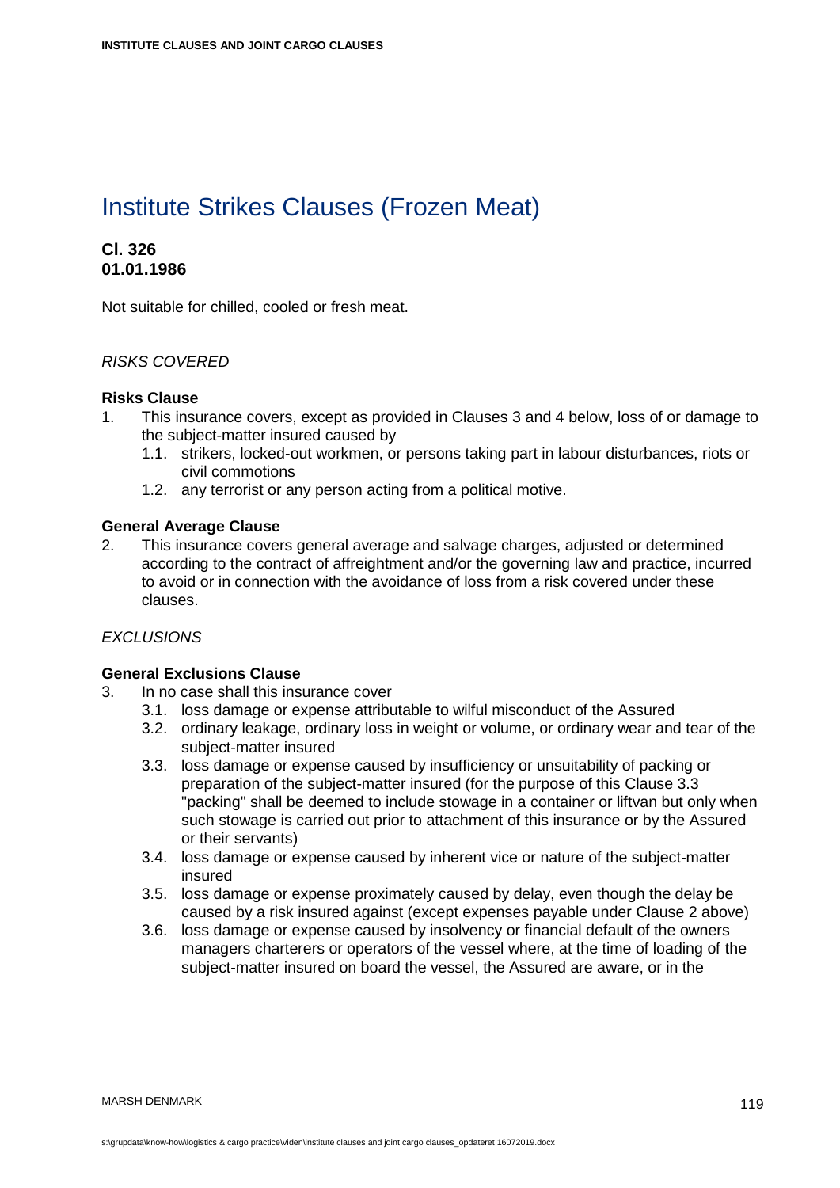# Institute Strikes Clauses (Frozen Meat)

**Cl. 326**
**01.01.1986**

Not suitable for chilled, cooled or fresh meat.

*RISKS COVERED*

**Risks Clause**

1. This insurance covers, except as provided in Clauses 3 and 4 below, loss of or damage to the subject-matter insured caused by
   1.1. strikers, locked-out workmen, or persons taking part in labour disturbances, riots or civil commotions
   1.2. any terrorist or any person acting from a political motive.

**General Average Clause**

2. This insurance covers general average and salvage charges, adjusted or determined according to the contract of affreightment and/or the governing law and practice, incurred to avoid or in connection with the avoidance of loss from a risk covered under these clauses.

*EXCLUSIONS*

**General Exclusions Clause**

3. In no case shall this insurance cover
   3.1. loss damage or expense attributable to wilful misconduct of the Assured
   3.2. ordinary leakage, ordinary loss in weight or volume, or ordinary wear and tear of the subject-matter insured
   3.3. loss damage or expense caused by insufficiency or unsuitability of packing or preparation of the subject-matter insured (for the purpose of this Clause 3.3 "packing" shall be deemed to include stowage in a container or liftvan but only when such stowage is carried out prior to attachment of this insurance or by the Assured or their servants)
   3.4. loss damage or expense caused by inherent vice or nature of the subject-matter insured
   3.5. loss damage or expense proximately caused by delay, even though the delay be caused by a risk insured against (except expenses payable under Clause 2 above)
   3.6. loss damage or expense caused by insolvency or financial default of the owners managers charterers or operators of the vessel where, at the time of loading of the subject-matter insured on board the vessel, the Assured are aware, or in the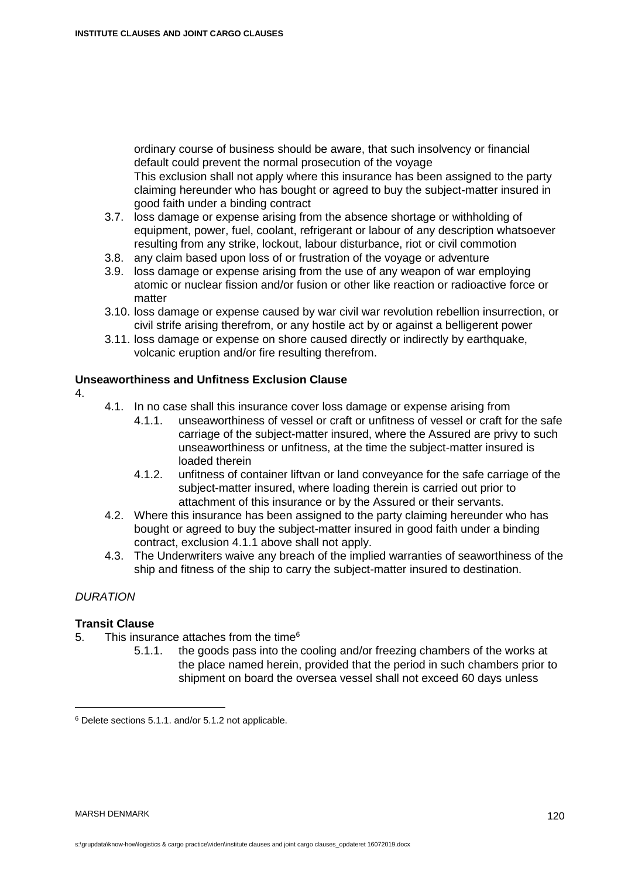ordinary course of business should be aware, that such insolvency or financial default could prevent the normal prosecution of the voyage
This exclusion shall not apply where this insurance has been assigned to the party claiming hereunder who has bought or agreed to buy the subject-matter insured in good faith under a binding contract

3.7. loss damage or expense arising from the absence shortage or withholding of equipment, power, fuel, coolant, refrigerant or labour of any description whatsoever resulting from any strike, lockout, labour disturbance, riot or civil commotion
3.8. any claim based upon loss of or frustration of the voyage or adventure
3.9. loss damage or expense arising from the use of any weapon of war employing atomic or nuclear fission and/or fusion or other like reaction or radioactive force or matter
3.10. loss damage or expense caused by war civil war revolution rebellion insurrection, or civil strife arising therefrom, or any hostile act by or against a belligerent power
3.11. loss damage or expense on shore caused directly or indirectly by earthquake, volcanic eruption and/or fire resulting therefrom.

**Unseaworthiness and Unfitness Exclusion Clause**

4.

4.1. In no case shall this insurance cover loss damage or expense arising from
  4.1.1. unseaworthiness of vessel or craft or unfitness of vessel or craft for the safe carriage of the subject-matter insured, where the Assured are privy to such unseaworthiness or unfitness, at the time the subject-matter insured is loaded therein
  4.1.2. unfitness of container liftvan or land conveyance for the safe carriage of the subject-matter insured, where loading therein is carried out prior to attachment of this insurance or by the Assured or their servants.

4.2. Where this insurance has been assigned to the party claiming hereunder who has bought or agreed to buy the subject-matter insured in good faith under a binding contract, exclusion 4.1.1 above shall not apply.
4.3. The Underwriters waive any breach of the implied warranties of seaworthiness of the ship and fitness of the ship to carry the subject-matter insured to destination.

*DURATION*

**Transit Clause**

5. This insurance attaches from the time[6]
  5.1.1. the goods pass into the cooling and/or freezing chambers of the works at the place named herein, provided that the period in such chambers prior to shipment on board the oversea vessel shall not exceed 60 days unless

[6] Delete sections 5.1.1. and/or 5.1.2 not applicable.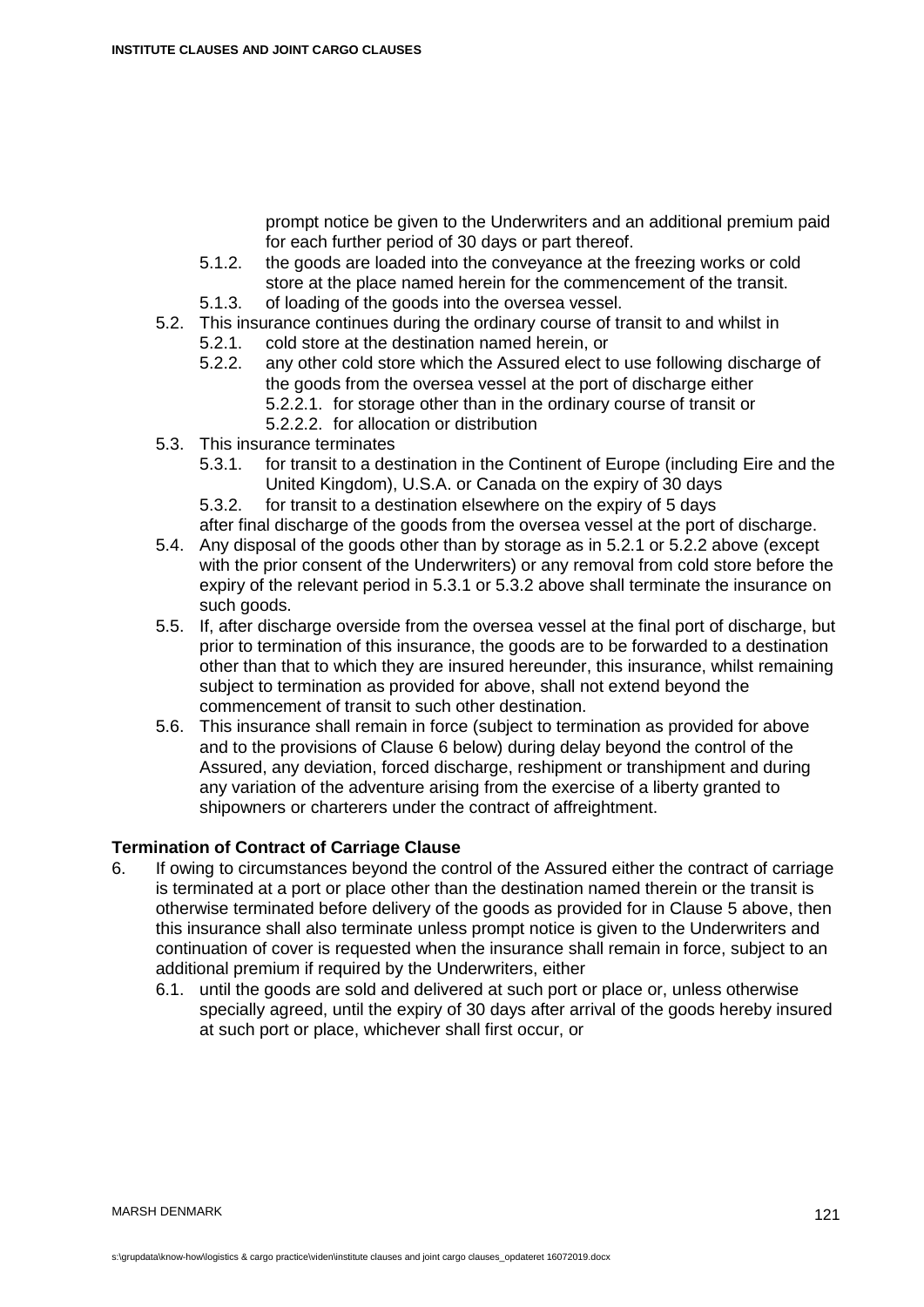prompt notice be given to the Underwriters and an additional premium paid for each further period of 30 days or part thereof.

- 5.1.2. the goods are loaded into the conveyance at the freezing works or cold store at the place named herein for the commencement of the transit.
- 5.1.3. of loading of the goods into the oversea vessel.

5.2. This insurance continues during the ordinary course of transit to and whilst in

- 5.2.1. cold store at the destination named herein, or
- 5.2.2. any other cold store which the Assured elect to use following discharge of the goods from the oversea vessel at the port of discharge either
  - 5.2.2.1. for storage other than in the ordinary course of transit or
  - 5.2.2.2. for allocation or distribution

5.3. This insurance terminates

- 5.3.1. for transit to a destination in the Continent of Europe (including Eire and the United Kingdom), U.S.A. or Canada on the expiry of 30 days
- 5.3.2. for transit to a destination elsewhere on the expiry of 5 days

after final discharge of the goods from the oversea vessel at the port of discharge.

5.4. Any disposal of the goods other than by storage as in 5.2.1 or 5.2.2 above (except with the prior consent of the Underwriters) or any removal from cold store before the expiry of the relevant period in 5.3.1 or 5.3.2 above shall terminate the insurance on such goods.

5.5. If, after discharge overside from the oversea vessel at the final port of discharge, but prior to termination of this insurance, the goods are to be forwarded to a destination other than that to which they are insured hereunder, this insurance, whilst remaining subject to termination as provided for above, shall not extend beyond the commencement of transit to such other destination.

5.6. This insurance shall remain in force (subject to termination as provided for above and to the provisions of Clause 6 below) during delay beyond the control of the Assured, any deviation, forced discharge, reshipment or transhipment and during any variation of the adventure arising from the exercise of a liberty granted to shipowners or charterers under the contract of affreightment.

**Termination of Contract of Carriage Clause**

6. If owing to circumstances beyond the control of the Assured either the contract of carriage is terminated at a port or place other than the destination named therein or the transit is otherwise terminated before delivery of the goods as provided for in Clause 5 above, then this insurance shall also terminate unless prompt notice is given to the Underwriters and continuation of cover is requested when the insurance shall remain in force, subject to an additional premium if required by the Underwriters, either

   6.1. until the goods are sold and delivered at such port or place or, unless otherwise specially agreed, until the expiry of 30 days after arrival of the goods hereby insured at such port or place, whichever shall first occur, or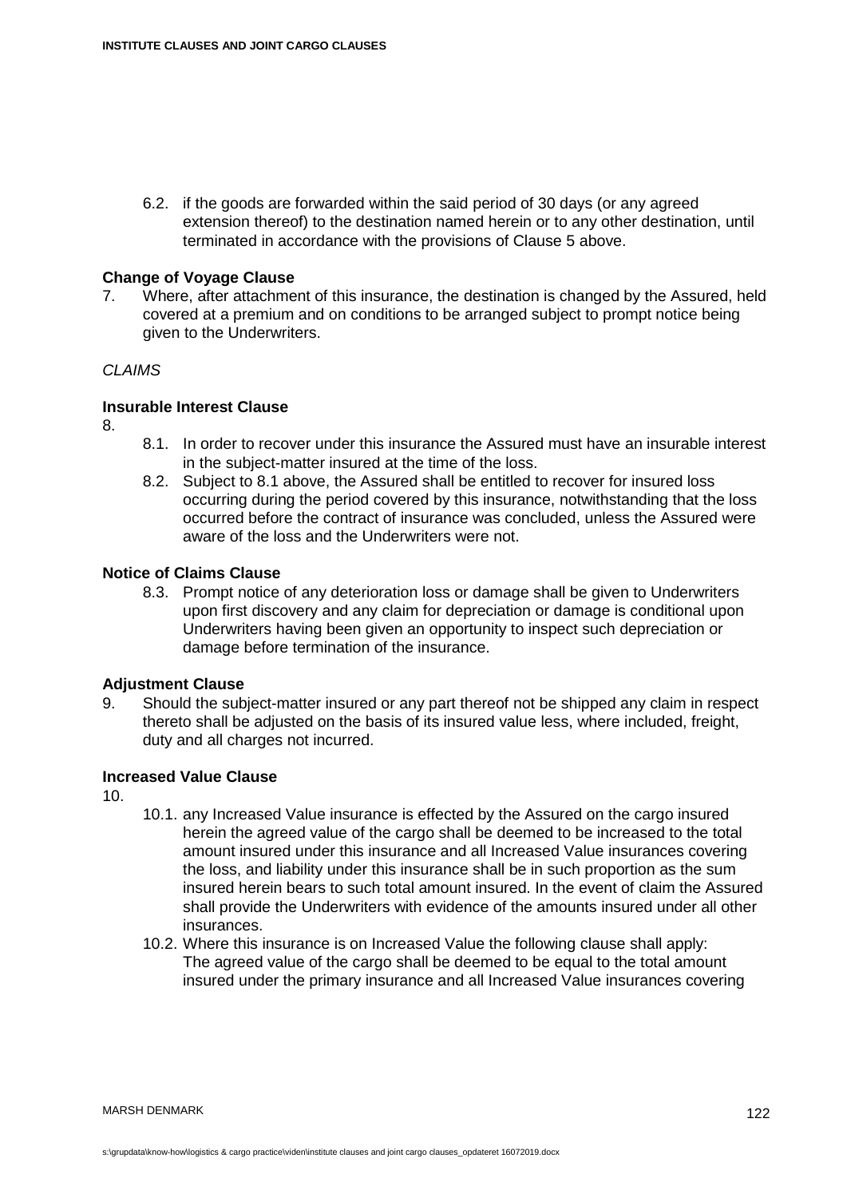6.2. if the goods are forwarded within the said period of 30 days (or any agreed extension thereof) to the destination named herein or to any other destination, until terminated in accordance with the provisions of Clause 5 above.

**Change of Voyage Clause**

7. Where, after attachment of this insurance, the destination is changed by the Assured, held covered at a premium and on conditions to be arranged subject to prompt notice being given to the Underwriters.

*CLAIMS*

**Insurable Interest Clause**

8.

8.1. In order to recover under this insurance the Assured must have an insurable interest in the subject-matter insured at the time of the loss.

8.2. Subject to 8.1 above, the Assured shall be entitled to recover for insured loss occurring during the period covered by this insurance, notwithstanding that the loss occurred before the contract of insurance was concluded, unless the Assured were aware of the loss and the Underwriters were not.

**Notice of Claims Clause**

8.3. Prompt notice of any deterioration loss or damage shall be given to Underwriters upon first discovery and any claim for depreciation or damage is conditional upon Underwriters having been given an opportunity to inspect such depreciation or damage before termination of the insurance.

**Adjustment Clause**

9. Should the subject-matter insured or any part thereof not be shipped any claim in respect thereto shall be adjusted on the basis of its insured value less, where included, freight, duty and all charges not incurred.

**Increased Value Clause**

10.

10.1. any Increased Value insurance is effected by the Assured on the cargo insured herein the agreed value of the cargo shall be deemed to be increased to the total amount insured under this insurance and all Increased Value insurances covering the loss, and liability under this insurance shall be in such proportion as the sum insured herein bears to such total amount insured. In the event of claim the Assured shall provide the Underwriters with evidence of the amounts insured under all other insurances.

10.2. Where this insurance is on Increased Value the following clause shall apply:
The agreed value of the cargo shall be deemed to be equal to the total amount insured under the primary insurance and all Increased Value insurances covering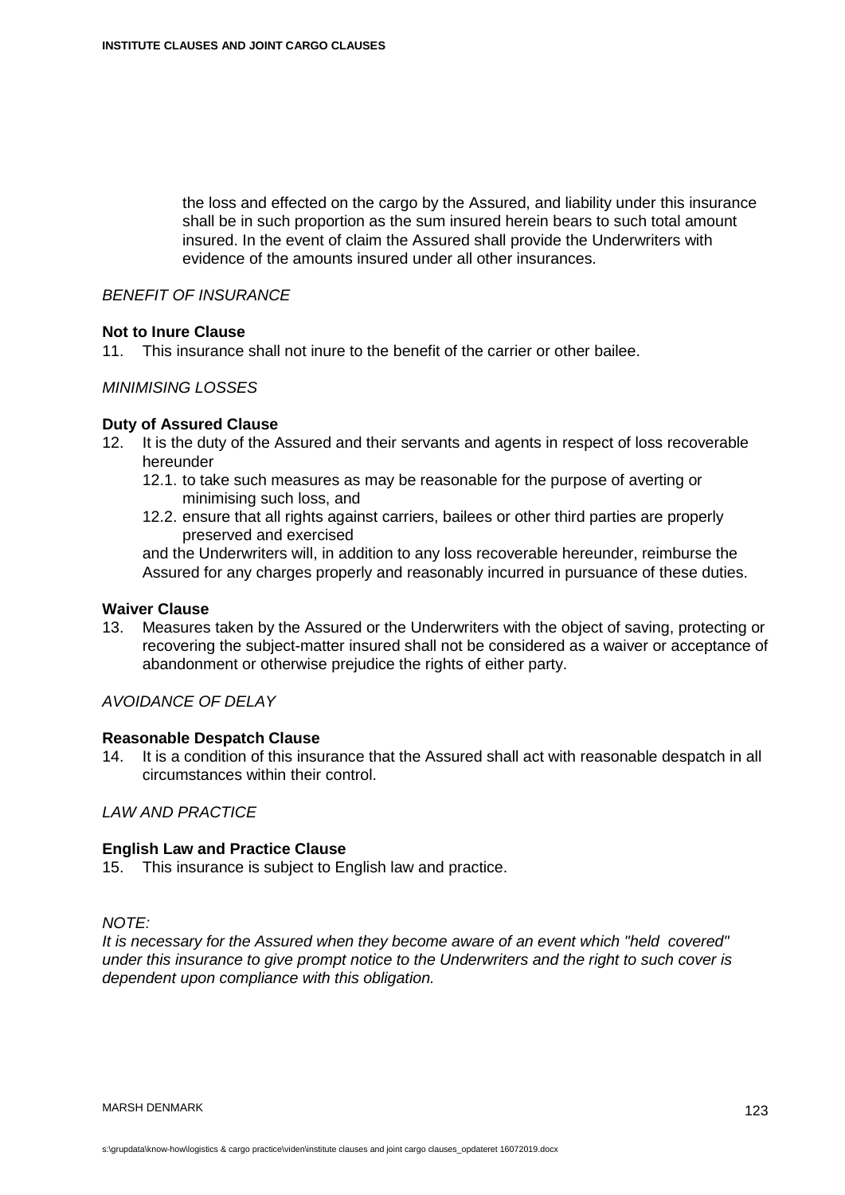the loss and effected on the cargo by the Assured, and liability under this insurance shall be in such proportion as the sum insured herein bears to such total amount insured. In the event of claim the Assured shall provide the Underwriters with evidence of the amounts insured under all other insurances.

*BENEFIT OF INSURANCE*

**Not to Inure Clause**

11. This insurance shall not inure to the benefit of the carrier or other bailee.

*MINIMISING LOSSES*

**Duty of Assured Clause**

12. It is the duty of the Assured and their servants and agents in respect of loss recoverable hereunder
    12.1. to take such measures as may be reasonable for the purpose of averting or minimising such loss, and
    12.2. ensure that all rights against carriers, bailees or other third parties are properly preserved and exercised

    and the Underwriters will, in addition to any loss recoverable hereunder, reimburse the Assured for any charges properly and reasonably incurred in pursuance of these duties.

**Waiver Clause**

13. Measures taken by the Assured or the Underwriters with the object of saving, protecting or recovering the subject-matter insured shall not be considered as a waiver or acceptance of abandonment or otherwise prejudice the rights of either party.

*AVOIDANCE OF DELAY*

**Reasonable Despatch Clause**

14. It is a condition of this insurance that the Assured shall act with reasonable despatch in all circumstances within their control.

*LAW AND PRACTICE*

**English Law and Practice Clause**

15. This insurance is subject to English law and practice.

*NOTE:*
*It is necessary for the Assured when they become aware of an event which "held covered" under this insurance to give prompt notice to the Underwriters and the right to such cover is dependent upon compliance with this obligation.*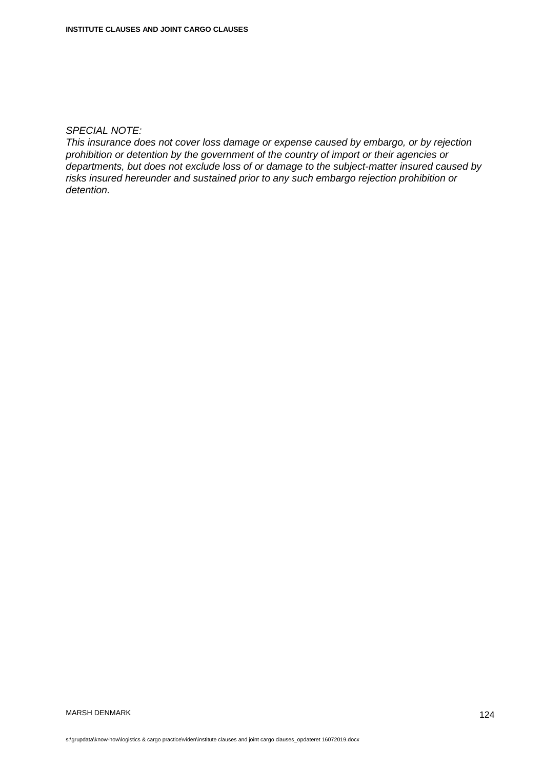*SPECIAL NOTE:*
*This insurance does not cover loss damage or expense caused by embargo, or by rejection prohibition or detention by the government of the country of import or their agencies or departments, but does not exclude loss of or damage to the subject-matter insured caused by risks insured hereunder and sustained prior to any such embargo rejection prohibition or detention.*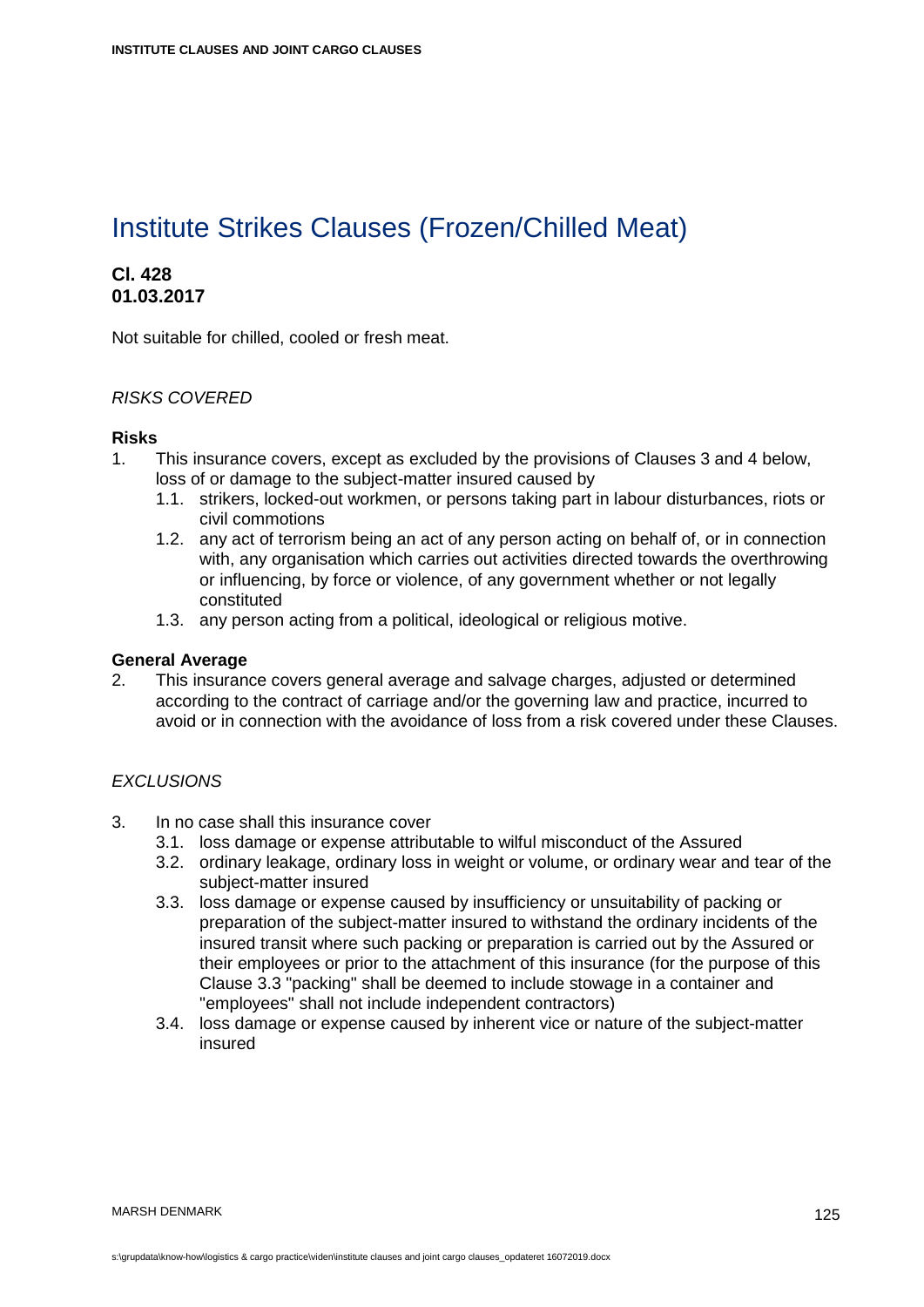# Institute Strikes Clauses (Frozen/Chilled Meat)

**Cl. 428**
**01.03.2017**

Not suitable for chilled, cooled or fresh meat.

*RISKS COVERED*

**Risks**

1. This insurance covers, except as excluded by the provisions of Clauses 3 and 4 below, loss of or damage to the subject-matter insured caused by
   1.1. strikers, locked-out workmen, or persons taking part in labour disturbances, riots or civil commotions
   1.2. any act of terrorism being an act of any person acting on behalf of, or in connection with, any organisation which carries out activities directed towards the overthrowing or influencing, by force or violence, of any government whether or not legally constituted
   1.3. any person acting from a political, ideological or religious motive.

**General Average**

2. This insurance covers general average and salvage charges, adjusted or determined according to the contract of carriage and/or the governing law and practice, incurred to avoid or in connection with the avoidance of loss from a risk covered under these Clauses.

*EXCLUSIONS*

3. In no case shall this insurance cover
   3.1. loss damage or expense attributable to wilful misconduct of the Assured
   3.2. ordinary leakage, ordinary loss in weight or volume, or ordinary wear and tear of the subject-matter insured
   3.3. loss damage or expense caused by insufficiency or unsuitability of packing or preparation of the subject-matter insured to withstand the ordinary incidents of the insured transit where such packing or preparation is carried out by the Assured or their employees or prior to the attachment of this insurance (for the purpose of this Clause 3.3 "packing" shall be deemed to include stowage in a container and "employees" shall not include independent contractors)
   3.4. loss damage or expense caused by inherent vice or nature of the subject-matter insured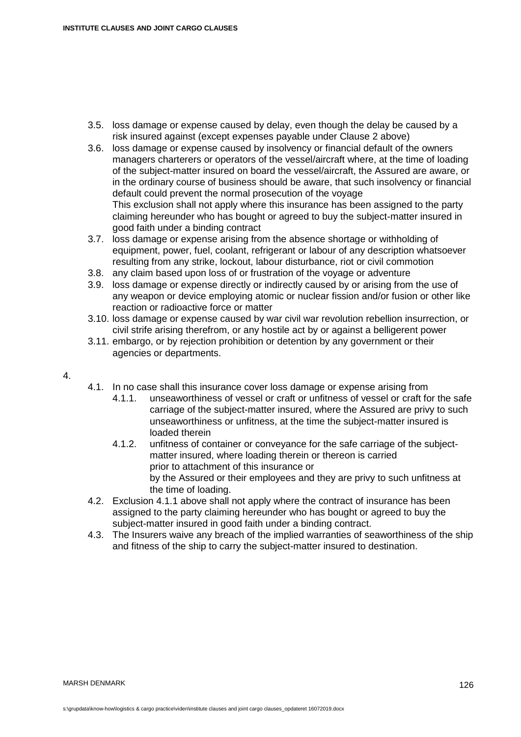3.5. loss damage or expense caused by delay, even though the delay be caused by a risk insured against (except expenses payable under Clause 2 above)

3.6. loss damage or expense caused by insolvency or financial default of the owners managers charterers or operators of the vessel/aircraft where, at the time of loading of the subject-matter insured on board the vessel/aircraft, the Assured are aware, or in the ordinary course of business should be aware, that such insolvency or financial default could prevent the normal prosecution of the voyage
This exclusion shall not apply where this insurance has been assigned to the party claiming hereunder who has bought or agreed to buy the subject-matter insured in good faith under a binding contract

3.7. loss damage or expense arising from the absence shortage or withholding of equipment, power, fuel, coolant, refrigerant or labour of any description whatsoever resulting from any strike, lockout, labour disturbance, riot or civil commotion

3.8. any claim based upon loss of or frustration of the voyage or adventure

3.9. loss damage or expense directly or indirectly caused by or arising from the use of any weapon or device employing atomic or nuclear fission and/or fusion or other like reaction or radioactive force or matter

3.10. loss damage or expense caused by war civil war revolution rebellion insurrection, or civil strife arising therefrom, or any hostile act by or against a belligerent power

3.11. embargo, or by rejection prohibition or detention by any government or their agencies or departments.

4.

4.1. In no case shall this insurance cover loss damage or expense arising from

4.1.1. unseaworthiness of vessel or craft or unfitness of vessel or craft for the safe carriage of the subject-matter insured, where the Assured are privy to such unseaworthiness or unfitness, at the time the subject-matter insured is loaded therein

4.1.2. unfitness of container or conveyance for the safe carriage of the subject-matter insured, where loading therein or thereon is carried
prior to attachment of this insurance or
by the Assured or their employees and they are privy to such unfitness at the time of loading.

4.2. Exclusion 4.1.1 above shall not apply where the contract of insurance has been assigned to the party claiming hereunder who has bought or agreed to buy the subject-matter insured in good faith under a binding contract.

4.3. The Insurers waive any breach of the implied warranties of seaworthiness of the ship and fitness of the ship to carry the subject-matter insured to destination.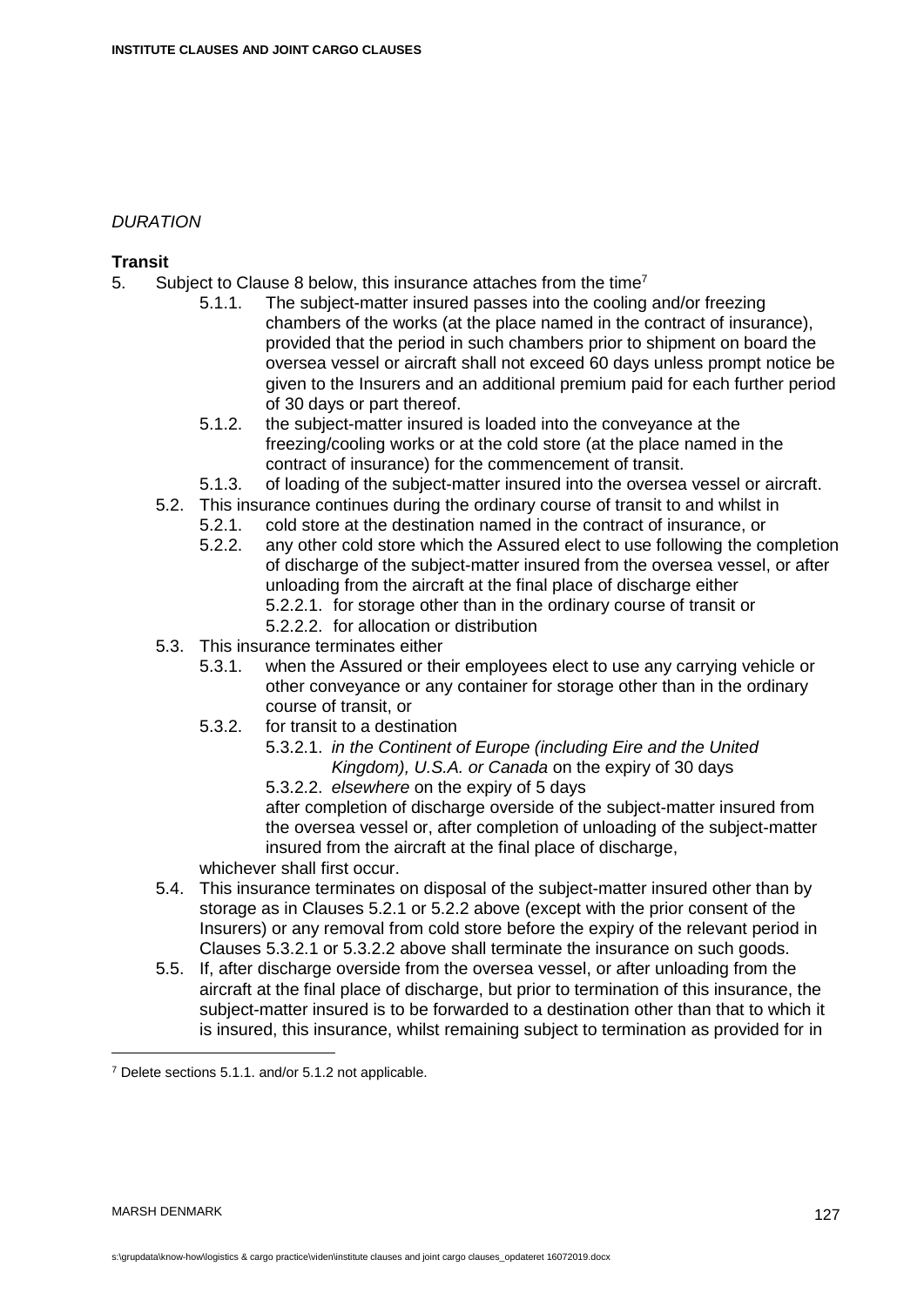*DURATION*

**Transit**

5. Subject to Clause 8 below, this insurance attaches from the time[7]
   - 5.1.1. The subject-matter insured passes into the cooling and/or freezing chambers of the works (at the place named in the contract of insurance), provided that the period in such chambers prior to shipment on board the oversea vessel or aircraft shall not exceed 60 days unless prompt notice be given to the Insurers and an additional premium paid for each further period of 30 days or part thereof.
   - 5.1.2. the subject-matter insured is loaded into the conveyance at the freezing/cooling works or at the cold store (at the place named in the contract of insurance) for the commencement of transit.
   - 5.1.3. of loading of the subject-matter insured into the oversea vessel or aircraft.
   - 5.2. This insurance continues during the ordinary course of transit to and whilst in
     - 5.2.1. cold store at the destination named in the contract of insurance, or
     - 5.2.2. any other cold store which the Assured elect to use following the completion of discharge of the subject-matter insured from the oversea vessel, or after unloading from the aircraft at the final place of discharge either
       - 5.2.2.1. for storage other than in the ordinary course of transit or
       - 5.2.2.2. for allocation or distribution
   - 5.3. This insurance terminates either
     - 5.3.1. when the Assured or their employees elect to use any carrying vehicle or other conveyance or any container for storage other than in the ordinary course of transit, or
     - 5.3.2. for transit to a destination
       - 5.3.2.1. *in the Continent of Europe (including Eire and the United Kingdom), U.S.A. or Canada* on the expiry of 30 days
       - 5.3.2.2. *elsewhere* on the expiry of 5 days

       after completion of discharge overside of the subject-matter insured from the oversea vessel or, after completion of unloading of the subject-matter insured from the aircraft at the final place of discharge,

     whichever shall first occur.
   - 5.4. This insurance terminates on disposal of the subject-matter insured other than by storage as in Clauses 5.2.1 or 5.2.2 above (except with the prior consent of the Insurers) or any removal from cold store before the expiry of the relevant period in Clauses 5.3.2.1 or 5.3.2.2 above shall terminate the insurance on such goods.
   - 5.5. If, after discharge overside from the oversea vessel, or after unloading from the aircraft at the final place of discharge, but prior to termination of this insurance, the subject-matter insured is to be forwarded to a destination other than that to which it is insured, this insurance, whilst remaining subject to termination as provided for in

---

[7] Delete sections 5.1.1. and/or 5.1.2 not applicable.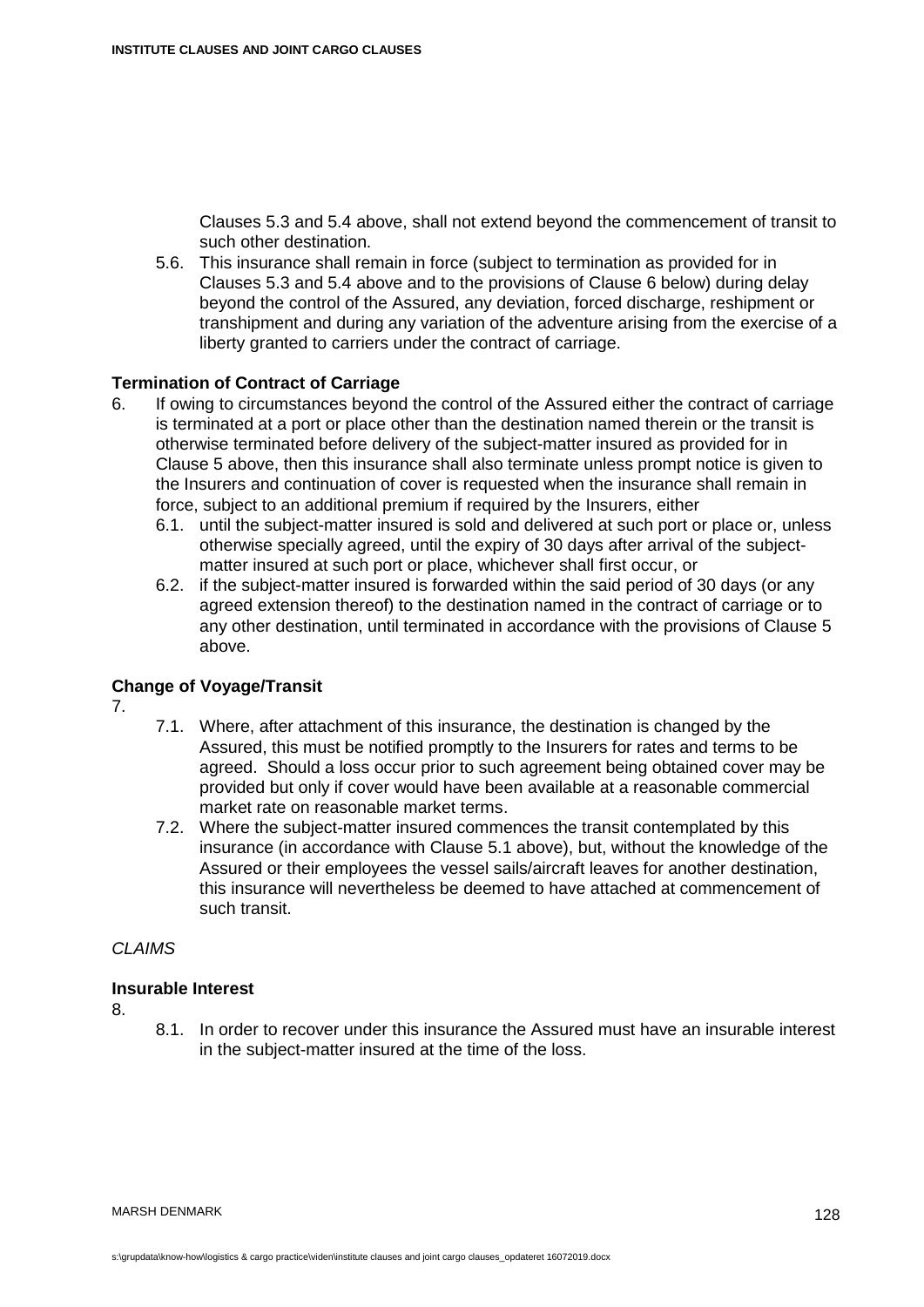Clauses 5.3 and 5.4 above, shall not extend beyond the commencement of transit to such other destination.

5.6. This insurance shall remain in force (subject to termination as provided for in Clauses 5.3 and 5.4 above and to the provisions of Clause 6 below) during delay beyond the control of the Assured, any deviation, forced discharge, reshipment or transhipment and during any variation of the adventure arising from the exercise of a liberty granted to carriers under the contract of carriage.

**Termination of Contract of Carriage**

6. If owing to circumstances beyond the control of the Assured either the contract of carriage is terminated at a port or place other than the destination named therein or the transit is otherwise terminated before delivery of the subject-matter insured as provided for in Clause 5 above, then this insurance shall also terminate unless prompt notice is given to the Insurers and continuation of cover is requested when the insurance shall remain in force, subject to an additional premium if required by the Insurers, either

   6.1. until the subject-matter insured is sold and delivered at such port or place or, unless otherwise specially agreed, until the expiry of 30 days after arrival of the subject-matter insured at such port or place, whichever shall first occur, or

   6.2. if the subject-matter insured is forwarded within the said period of 30 days (or any agreed extension thereof) to the destination named in the contract of carriage or to any other destination, until terminated in accordance with the provisions of Clause 5 above.

**Change of Voyage/Transit**

7.

   7.1. Where, after attachment of this insurance, the destination is changed by the Assured, this must be notified promptly to the Insurers for rates and terms to be agreed. Should a loss occur prior to such agreement being obtained cover may be provided but only if cover would have been available at a reasonable commercial market rate on reasonable market terms.

   7.2. Where the subject-matter insured commences the transit contemplated by this insurance (in accordance with Clause 5.1 above), but, without the knowledge of the Assured or their employees the vessel sails/aircraft leaves for another destination, this insurance will nevertheless be deemed to have attached at commencement of such transit.

*CLAIMS*

**Insurable Interest**

8.

   8.1. In order to recover under this insurance the Assured must have an insurable interest in the subject-matter insured at the time of the loss.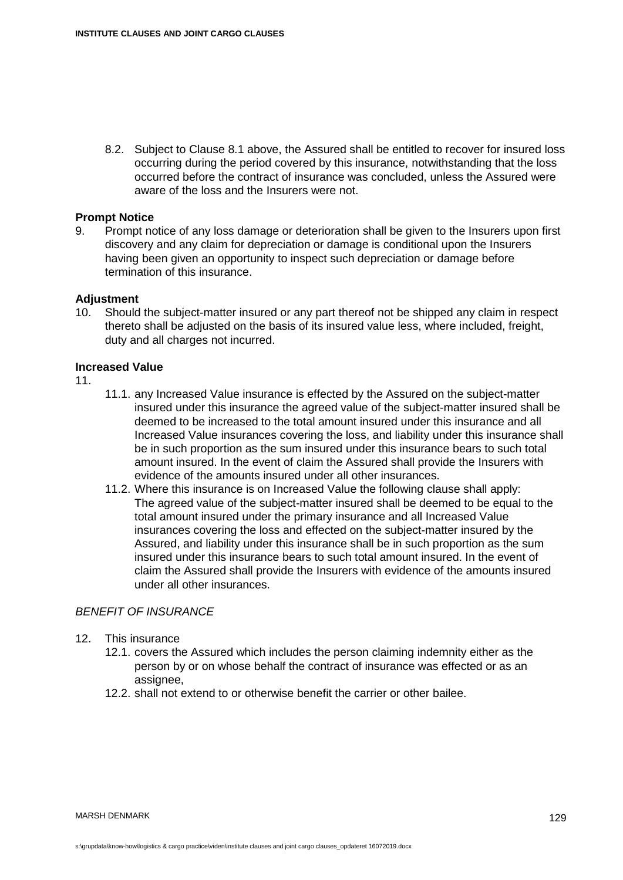8.2. Subject to Clause 8.1 above, the Assured shall be entitled to recover for insured loss occurring during the period covered by this insurance, notwithstanding that the loss occurred before the contract of insurance was concluded, unless the Assured were aware of the loss and the Insurers were not.

**Prompt Notice**

9. Prompt notice of any loss damage or deterioration shall be given to the Insurers upon first discovery and any claim for depreciation or damage is conditional upon the Insurers having been given an opportunity to inspect such depreciation or damage before termination of this insurance.

**Adjustment**

10. Should the subject-matter insured or any part thereof not be shipped any claim in respect thereto shall be adjusted on the basis of its insured value less, where included, freight, duty and all charges not incurred.

**Increased Value**

11.

11.1. any Increased Value insurance is effected by the Assured on the subject-matter insured under this insurance the agreed value of the subject-matter insured shall be deemed to be increased to the total amount insured under this insurance and all Increased Value insurances covering the loss, and liability under this insurance shall be in such proportion as the sum insured under this insurance bears to such total amount insured. In the event of claim the Assured shall provide the Insurers with evidence of the amounts insured under all other insurances.

11.2. Where this insurance is on Increased Value the following clause shall apply: The agreed value of the subject-matter insured shall be deemed to be equal to the total amount insured under the primary insurance and all Increased Value insurances covering the loss and effected on the subject-matter insured by the Assured, and liability under this insurance shall be in such proportion as the sum insured under this insurance bears to such total amount insured. In the event of claim the Assured shall provide the Insurers with evidence of the amounts insured under all other insurances.

*BENEFIT OF INSURANCE*

12. This insurance

12.1. covers the Assured which includes the person claiming indemnity either as the person by or on whose behalf the contract of insurance was effected or as an assignee,

12.2. shall not extend to or otherwise benefit the carrier or other bailee.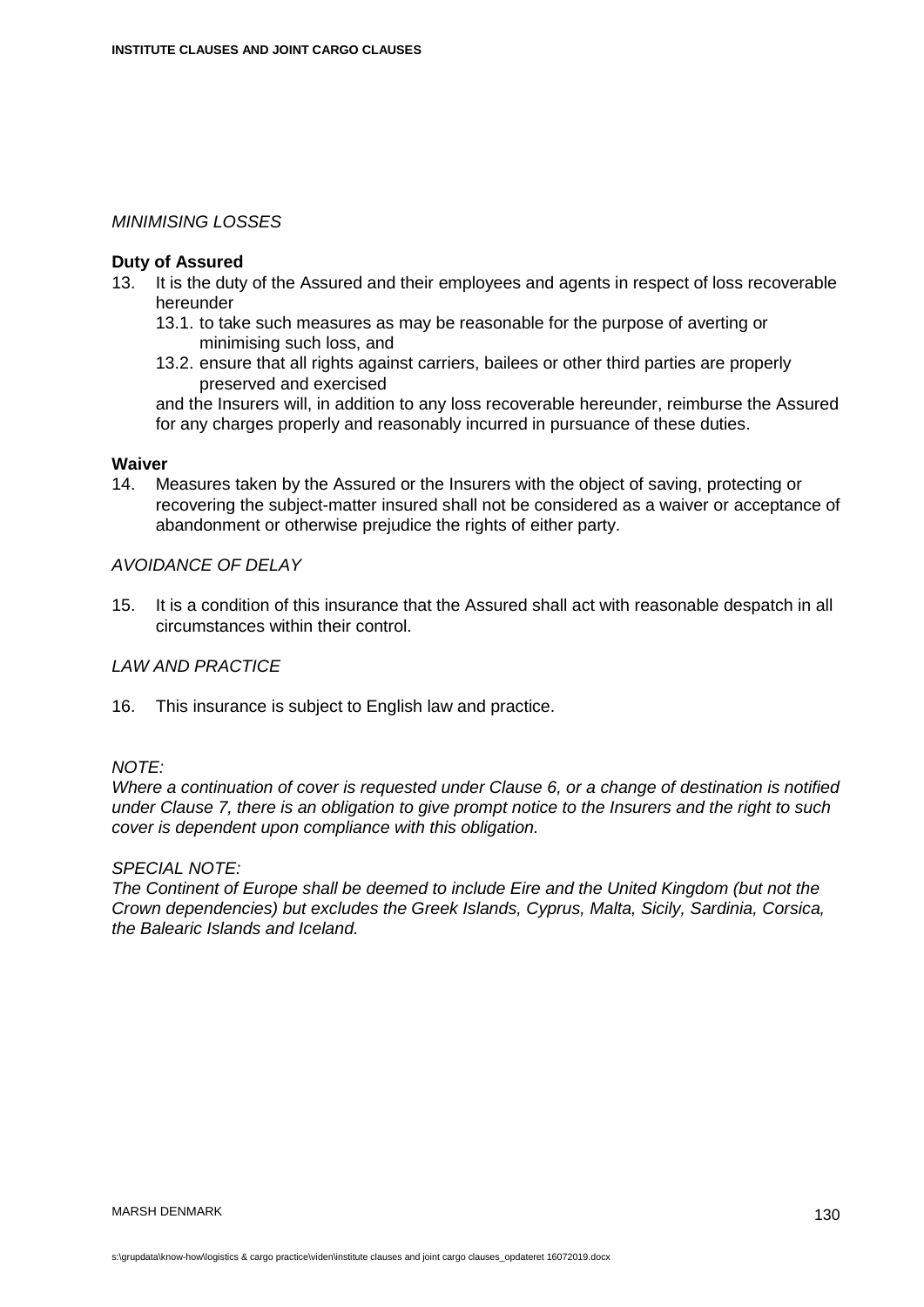*MINIMISING LOSSES*

**Duty of Assured**

13. It is the duty of the Assured and their employees and agents in respect of loss recoverable hereunder
    13.1. to take such measures as may be reasonable for the purpose of averting or minimising such loss, and
    13.2. ensure that all rights against carriers, bailees or other third parties are properly preserved and exercised

    and the Insurers will, in addition to any loss recoverable hereunder, reimburse the Assured for any charges properly and reasonably incurred in pursuance of these duties.

**Waiver**

14. Measures taken by the Assured or the Insurers with the object of saving, protecting or recovering the subject-matter insured shall not be considered as a waiver or acceptance of abandonment or otherwise prejudice the rights of either party.

*AVOIDANCE OF DELAY*

15. It is a condition of this insurance that the Assured shall act with reasonable despatch in all circumstances within their control.

*LAW AND PRACTICE*

16. This insurance is subject to English law and practice.

*NOTE:*
*Where a continuation of cover is requested under Clause 6, or a change of destination is notified under Clause 7, there is an obligation to give prompt notice to the Insurers and the right to such cover is dependent upon compliance with this obligation.*

*SPECIAL NOTE:*
*The Continent of Europe shall be deemed to include Eire and the United Kingdom (but not the Crown dependencies) but excludes the Greek Islands, Cyprus, Malta, Sicily, Sardinia, Corsica, the Balearic Islands and Iceland.*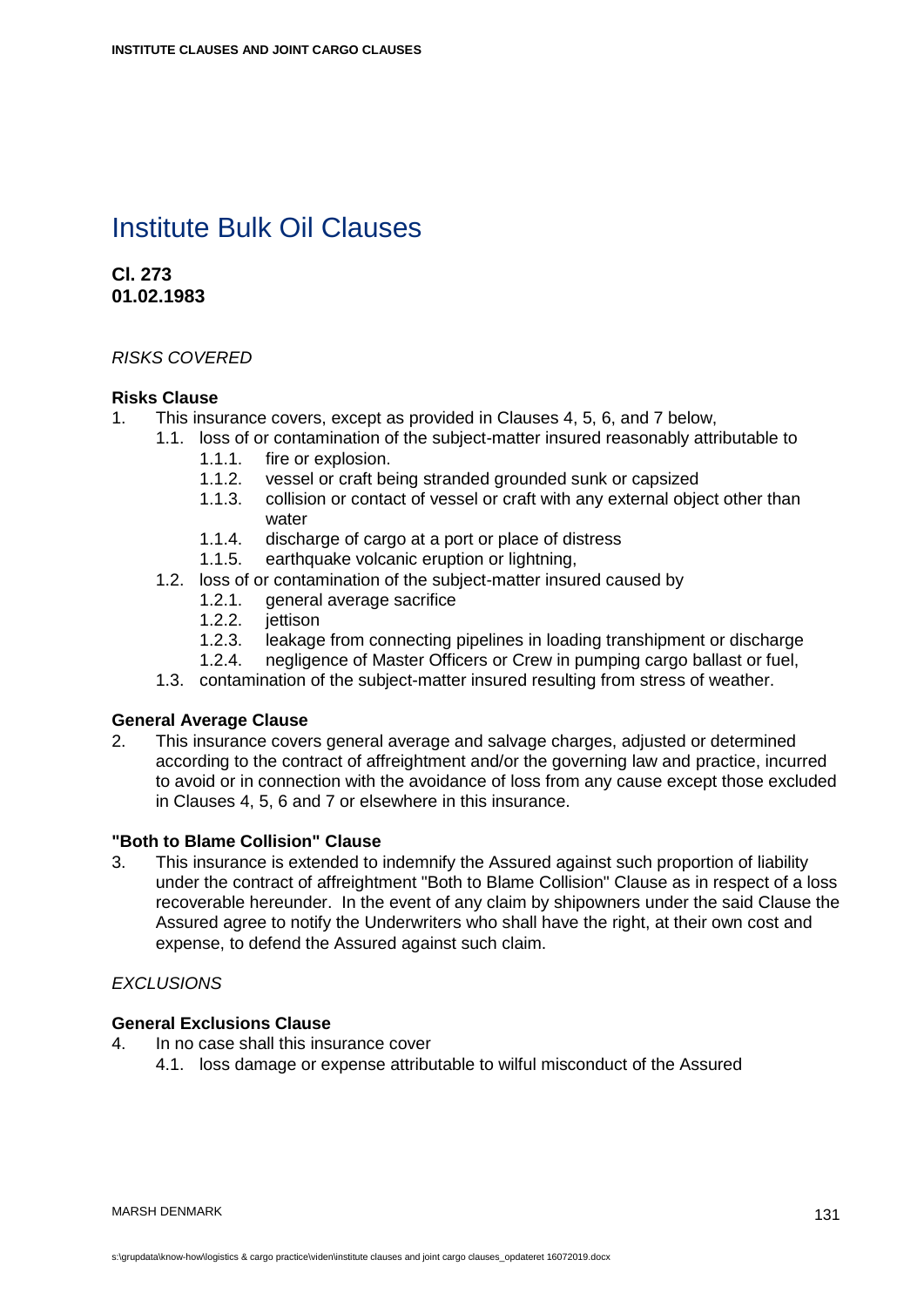# Institute Bulk Oil Clauses

**Cl. 273**
**01.02.1983**

*RISKS COVERED*

**Risks Clause**

1. This insurance covers, except as provided in Clauses 4, 5, 6, and 7 below,
   - 1.1. loss of or contamination of the subject-matter insured reasonably attributable to
     - 1.1.1. fire or explosion.
     - 1.1.2. vessel or craft being stranded grounded sunk or capsized
     - 1.1.3. collision or contact of vessel or craft with any external object other than water
     - 1.1.4. discharge of cargo at a port or place of distress
     - 1.1.5. earthquake volcanic eruption or lightning,
   - 1.2. loss of or contamination of the subject-matter insured caused by
     - 1.2.1. general average sacrifice
     - 1.2.2. jettison
     - 1.2.3. leakage from connecting pipelines in loading transhipment or discharge
     - 1.2.4. negligence of Master Officers or Crew in pumping cargo ballast or fuel,
   - 1.3. contamination of the subject-matter insured resulting from stress of weather.

**General Average Clause**

2. This insurance covers general average and salvage charges, adjusted or determined according to the contract of affreightment and/or the governing law and practice, incurred to avoid or in connection with the avoidance of loss from any cause except those excluded in Clauses 4, 5, 6 and 7 or elsewhere in this insurance.

**"Both to Blame Collision" Clause**

3. This insurance is extended to indemnify the Assured against such proportion of liability under the contract of affreightment "Both to Blame Collision" Clause as in respect of a loss recoverable hereunder. In the event of any claim by shipowners under the said Clause the Assured agree to notify the Underwriters who shall have the right, at their own cost and expense, to defend the Assured against such claim.

*EXCLUSIONS*

**General Exclusions Clause**

4. In no case shall this insurance cover
   - 4.1. loss damage or expense attributable to wilful misconduct of the Assured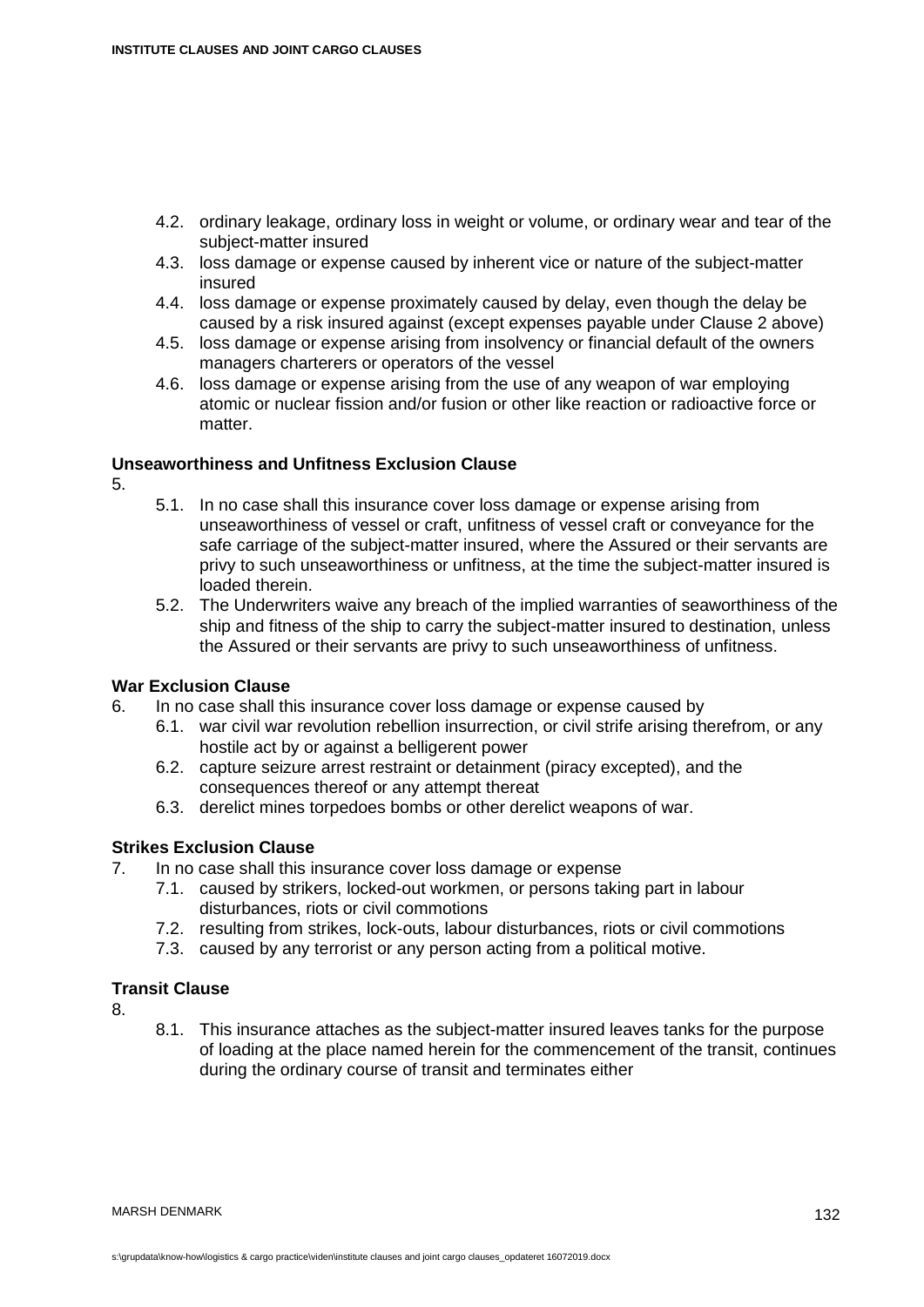4.2. ordinary leakage, ordinary loss in weight or volume, or ordinary wear and tear of the subject-matter insured
4.3. loss damage or expense caused by inherent vice or nature of the subject-matter insured
4.4. loss damage or expense proximately caused by delay, even though the delay be caused by a risk insured against (except expenses payable under Clause 2 above)
4.5. loss damage or expense arising from insolvency or financial default of the owners managers charterers or operators of the vessel
4.6. loss damage or expense arising from the use of any weapon of war employing atomic or nuclear fission and/or fusion or other like reaction or radioactive force or matter.

**Unseaworthiness and Unfitness Exclusion Clause**

5.

5.1. In no case shall this insurance cover loss damage or expense arising from unseaworthiness of vessel or craft, unfitness of vessel craft or conveyance for the safe carriage of the subject-matter insured, where the Assured or their servants are privy to such unseaworthiness or unfitness, at the time the subject-matter insured is loaded therein.
5.2. The Underwriters waive any breach of the implied warranties of seaworthiness of the ship and fitness of the ship to carry the subject-matter insured to destination, unless the Assured or their servants are privy to such unseaworthiness of unfitness.

**War Exclusion Clause**

6. In no case shall this insurance cover loss damage or expense caused by
   6.1. war civil war revolution rebellion insurrection, or civil strife arising therefrom, or any hostile act by or against a belligerent power
   6.2. capture seizure arrest restraint or detainment (piracy excepted), and the consequences thereof or any attempt thereat
   6.3. derelict mines torpedoes bombs or other derelict weapons of war.

**Strikes Exclusion Clause**

7. In no case shall this insurance cover loss damage or expense
   7.1. caused by strikers, locked-out workmen, or persons taking part in labour disturbances, riots or civil commotions
   7.2. resulting from strikes, lock-outs, labour disturbances, riots or civil commotions
   7.3. caused by any terrorist or any person acting from a political motive.

**Transit Clause**

8.

8.1. This insurance attaches as the subject-matter insured leaves tanks for the purpose of loading at the place named herein for the commencement of the transit, continues during the ordinary course of transit and terminates either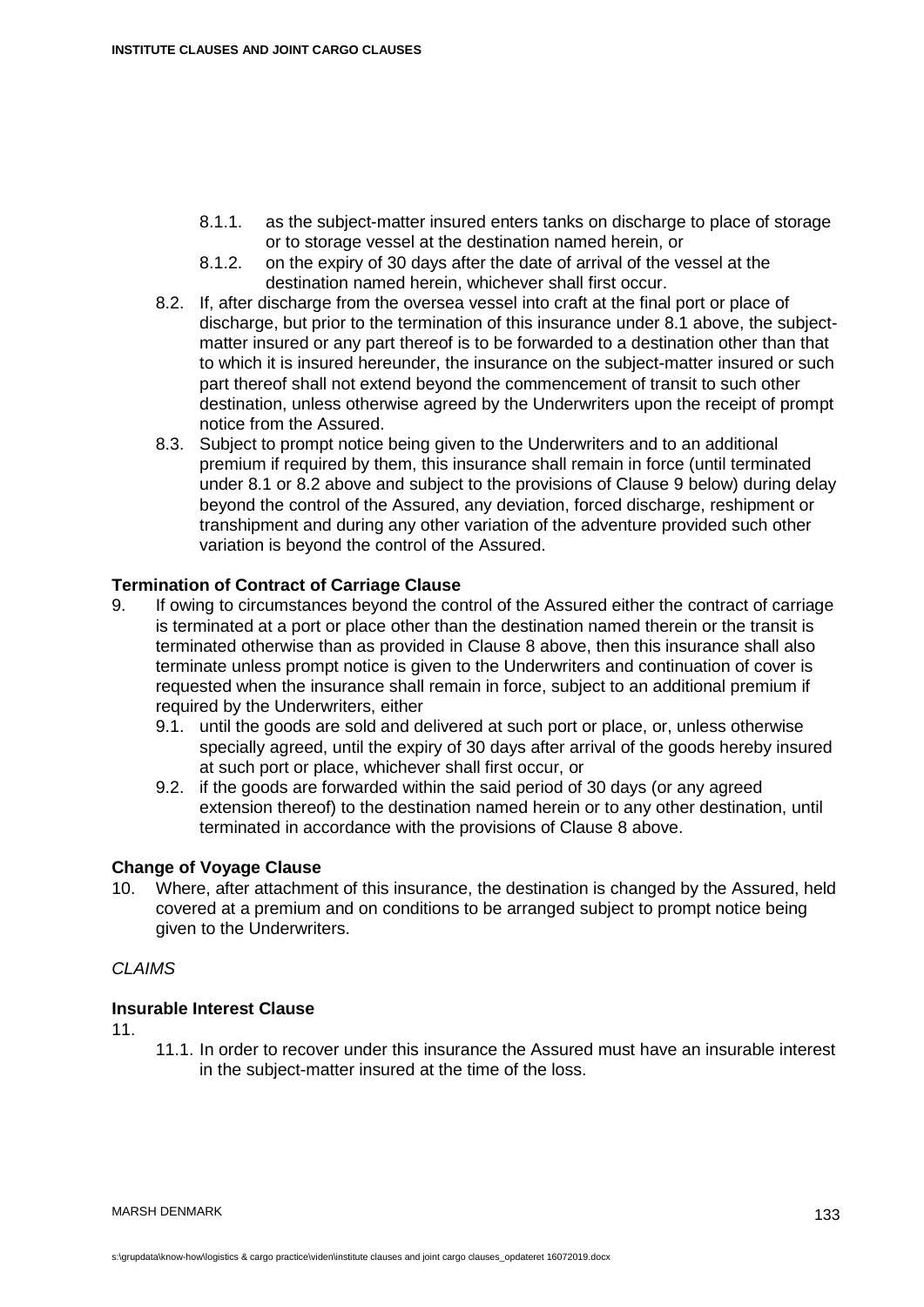8.1.1. as the subject-matter insured enters tanks on discharge to place of storage or to storage vessel at the destination named herein, or

8.1.2. on the expiry of 30 days after the date of arrival of the vessel at the destination named herein, whichever shall first occur.

8.2. If, after discharge from the oversea vessel into craft at the final port or place of discharge, but prior to the termination of this insurance under 8.1 above, the subject-matter insured or any part thereof is to be forwarded to a destination other than that to which it is insured hereunder, the insurance on the subject-matter insured or such part thereof shall not extend beyond the commencement of transit to such other destination, unless otherwise agreed by the Underwriters upon the receipt of prompt notice from the Assured.

8.3. Subject to prompt notice being given to the Underwriters and to an additional premium if required by them, this insurance shall remain in force (until terminated under 8.1 or 8.2 above and subject to the provisions of Clause 9 below) during delay beyond the control of the Assured, any deviation, forced discharge, reshipment or transhipment and during any other variation of the adventure provided such other variation is beyond the control of the Assured.

**Termination of Contract of Carriage Clause**

9. If owing to circumstances beyond the control of the Assured either the contract of carriage is terminated at a port or place other than the destination named therein or the transit is terminated otherwise than as provided in Clause 8 above, then this insurance shall also terminate unless prompt notice is given to the Underwriters and continuation of cover is requested when the insurance shall remain in force, subject to an additional premium if required by the Underwriters, either

   9.1. until the goods are sold and delivered at such port or place, or, unless otherwise specially agreed, until the expiry of 30 days after arrival of the goods hereby insured at such port or place, whichever shall first occur, or

   9.2. if the goods are forwarded within the said period of 30 days (or any agreed extension thereof) to the destination named herein or to any other destination, until terminated in accordance with the provisions of Clause 8 above.

**Change of Voyage Clause**

10. Where, after attachment of this insurance, the destination is changed by the Assured, held covered at a premium and on conditions to be arranged subject to prompt notice being given to the Underwriters.

*CLAIMS*

**Insurable Interest Clause**

11.

   11.1. In order to recover under this insurance the Assured must have an insurable interest in the subject-matter insured at the time of the loss.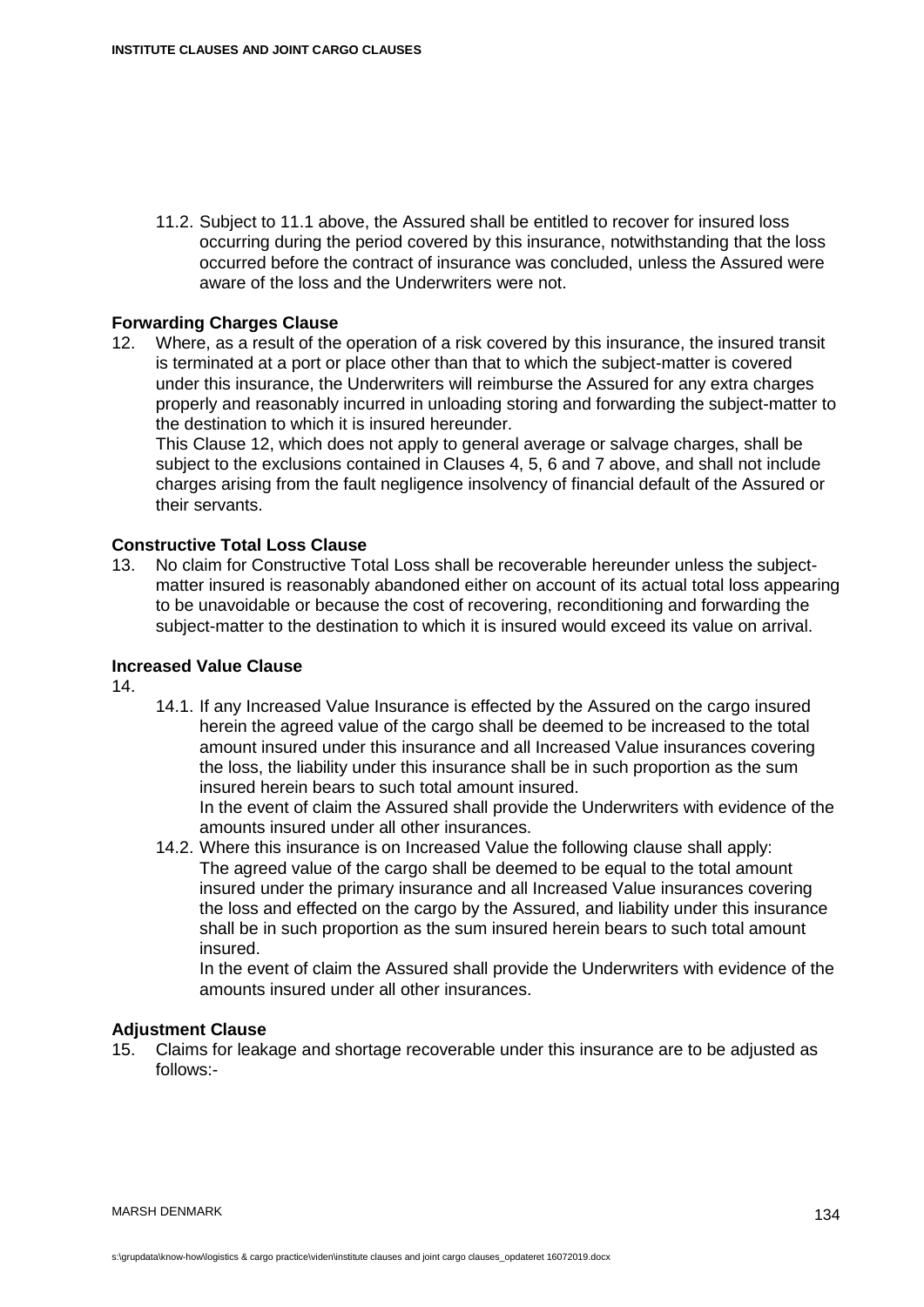11.2. Subject to 11.1 above, the Assured shall be entitled to recover for insured loss occurring during the period covered by this insurance, notwithstanding that the loss occurred before the contract of insurance was concluded, unless the Assured were aware of the loss and the Underwriters were not.

**Forwarding Charges Clause**

12. Where, as a result of the operation of a risk covered by this insurance, the insured transit is terminated at a port or place other than that to which the subject-matter is covered under this insurance, the Underwriters will reimburse the Assured for any extra charges properly and reasonably incurred in unloading storing and forwarding the subject-matter to the destination to which it is insured hereunder.
    This Clause 12, which does not apply to general average or salvage charges, shall be subject to the exclusions contained in Clauses 4, 5, 6 and 7 above, and shall not include charges arising from the fault negligence insolvency of financial default of the Assured or their servants.

**Constructive Total Loss Clause**

13. No claim for Constructive Total Loss shall be recoverable hereunder unless the subject-matter insured is reasonably abandoned either on account of its actual total loss appearing to be unavoidable or because the cost of recovering, reconditioning and forwarding the subject-matter to the destination to which it is insured would exceed its value on arrival.

**Increased Value Clause**

14.

14.1. If any Increased Value Insurance is effected by the Assured on the cargo insured herein the agreed value of the cargo shall be deemed to be increased to the total amount insured under this insurance and all Increased Value insurances covering the loss, the liability under this insurance shall be in such proportion as the sum insured herein bears to such total amount insured.
In the event of claim the Assured shall provide the Underwriters with evidence of the amounts insured under all other insurances.

14.2. Where this insurance is on Increased Value the following clause shall apply:
The agreed value of the cargo shall be deemed to be equal to the total amount insured under the primary insurance and all Increased Value insurances covering the loss and effected on the cargo by the Assured, and liability under this insurance shall be in such proportion as the sum insured herein bears to such total amount insured.
In the event of claim the Assured shall provide the Underwriters with evidence of the amounts insured under all other insurances.

**Adjustment Clause**

15. Claims for leakage and shortage recoverable under this insurance are to be adjusted as follows:-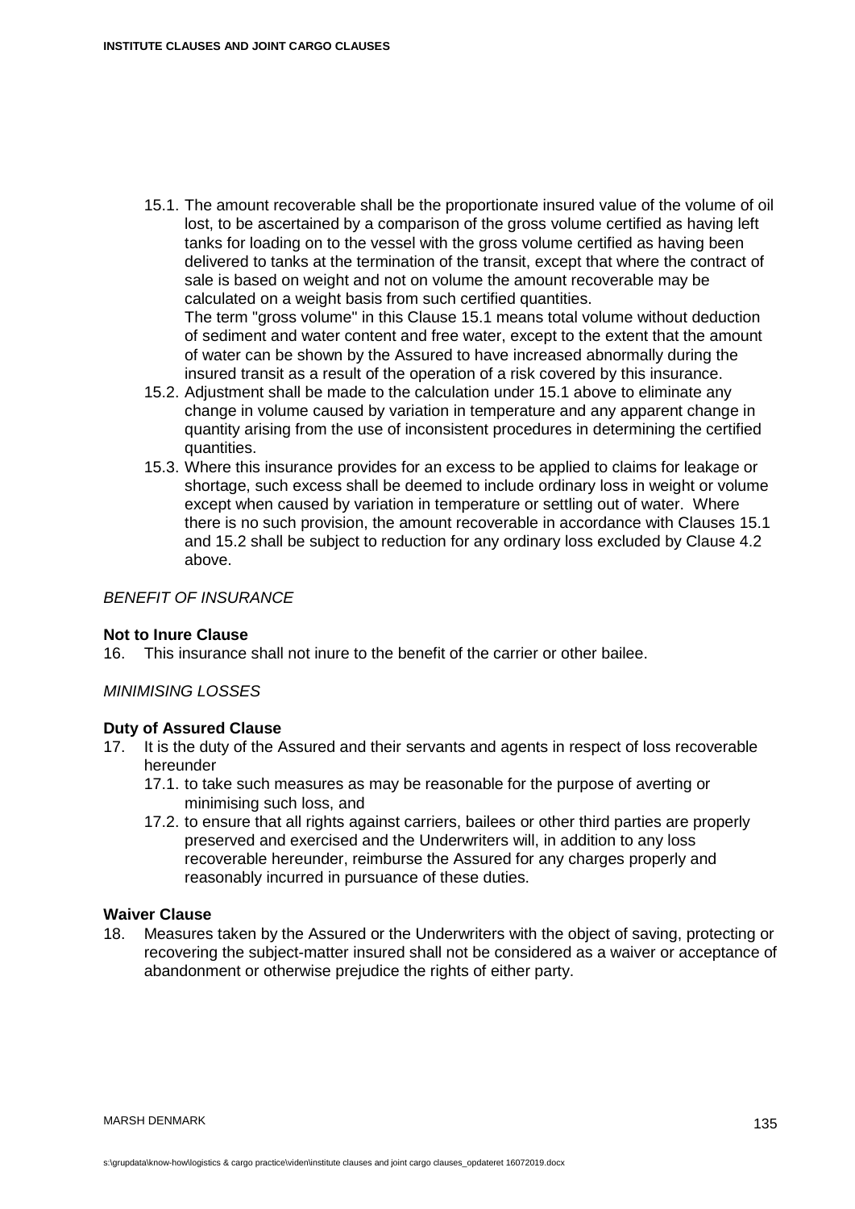15.1. The amount recoverable shall be the proportionate insured value of the volume of oil lost, to be ascertained by a comparison of the gross volume certified as having left tanks for loading on to the vessel with the gross volume certified as having been delivered to tanks at the termination of the transit, except that where the contract of sale is based on weight and not on volume the amount recoverable may be calculated on a weight basis from such certified quantities.
The term "gross volume" in this Clause 15.1 means total volume without deduction of sediment and water content and free water, except to the extent that the amount of water can be shown by the Assured to have increased abnormally during the insured transit as a result of the operation of a risk covered by this insurance.

15.2. Adjustment shall be made to the calculation under 15.1 above to eliminate any change in volume caused by variation in temperature and any apparent change in quantity arising from the use of inconsistent procedures in determining the certified quantities.

15.3. Where this insurance provides for an excess to be applied to claims for leakage or shortage, such excess shall be deemed to include ordinary loss in weight or volume except when caused by variation in temperature or settling out of water. Where there is no such provision, the amount recoverable in accordance with Clauses 15.1 and 15.2 shall be subject to reduction for any ordinary loss excluded by Clause 4.2 above.

*BENEFIT OF INSURANCE*

**Not to Inure Clause**

16. This insurance shall not inure to the benefit of the carrier or other bailee.

*MINIMISING LOSSES*

**Duty of Assured Clause**

17. It is the duty of the Assured and their servants and agents in respect of loss recoverable hereunder

    17.1. to take such measures as may be reasonable for the purpose of averting or minimising such loss, and

    17.2. to ensure that all rights against carriers, bailees or other third parties are properly preserved and exercised and the Underwriters will, in addition to any loss recoverable hereunder, reimburse the Assured for any charges properly and reasonably incurred in pursuance of these duties.

**Waiver Clause**

18. Measures taken by the Assured or the Underwriters with the object of saving, protecting or recovering the subject-matter insured shall not be considered as a waiver or acceptance of abandonment or otherwise prejudice the rights of either party.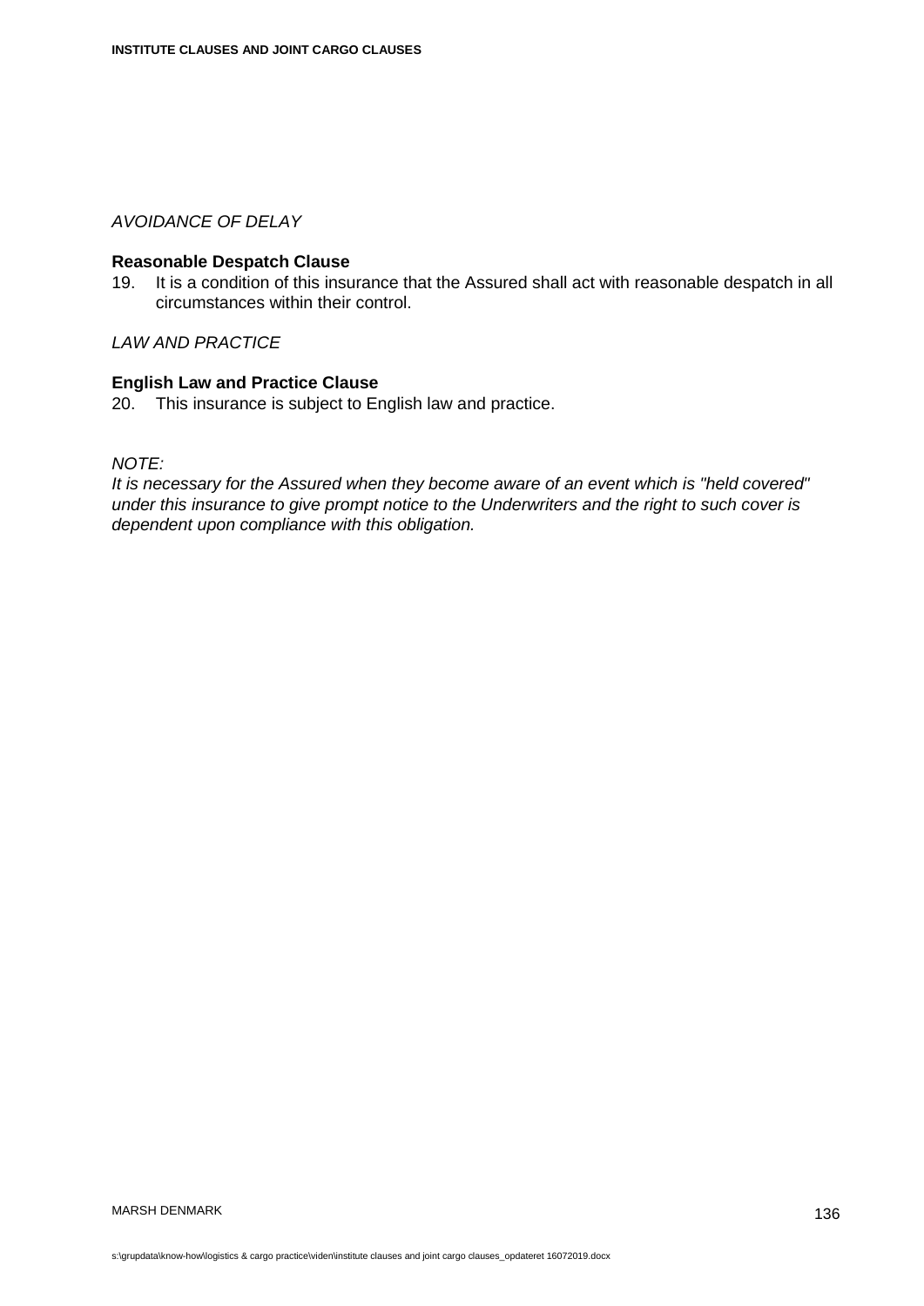*AVOIDANCE OF DELAY*

**Reasonable Despatch Clause**

19. It is a condition of this insurance that the Assured shall act with reasonable despatch in all circumstances within their control.

*LAW AND PRACTICE*

**English Law and Practice Clause**

20. This insurance is subject to English law and practice.

*NOTE:*
*It is necessary for the Assured when they become aware of an event which is "held covered" under this insurance to give prompt notice to the Underwriters and the right to such cover is dependent upon compliance with this obligation.*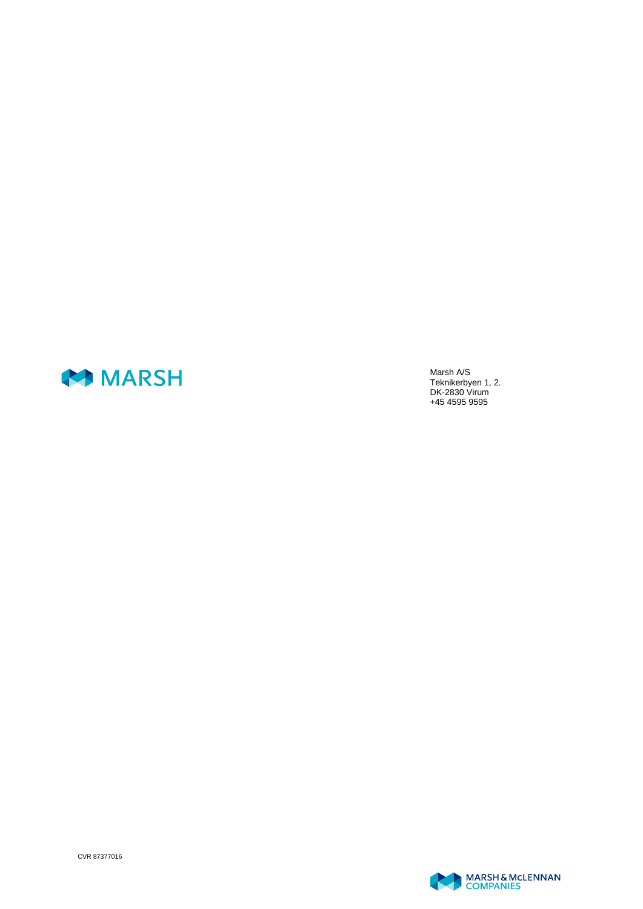MARSH

Marsh A/S
Teknikerbyen 1, 2.
DK-2830 Virum
+45 4595 9595

CVR 87377016

MARSH & McLENNAN COMPANIES